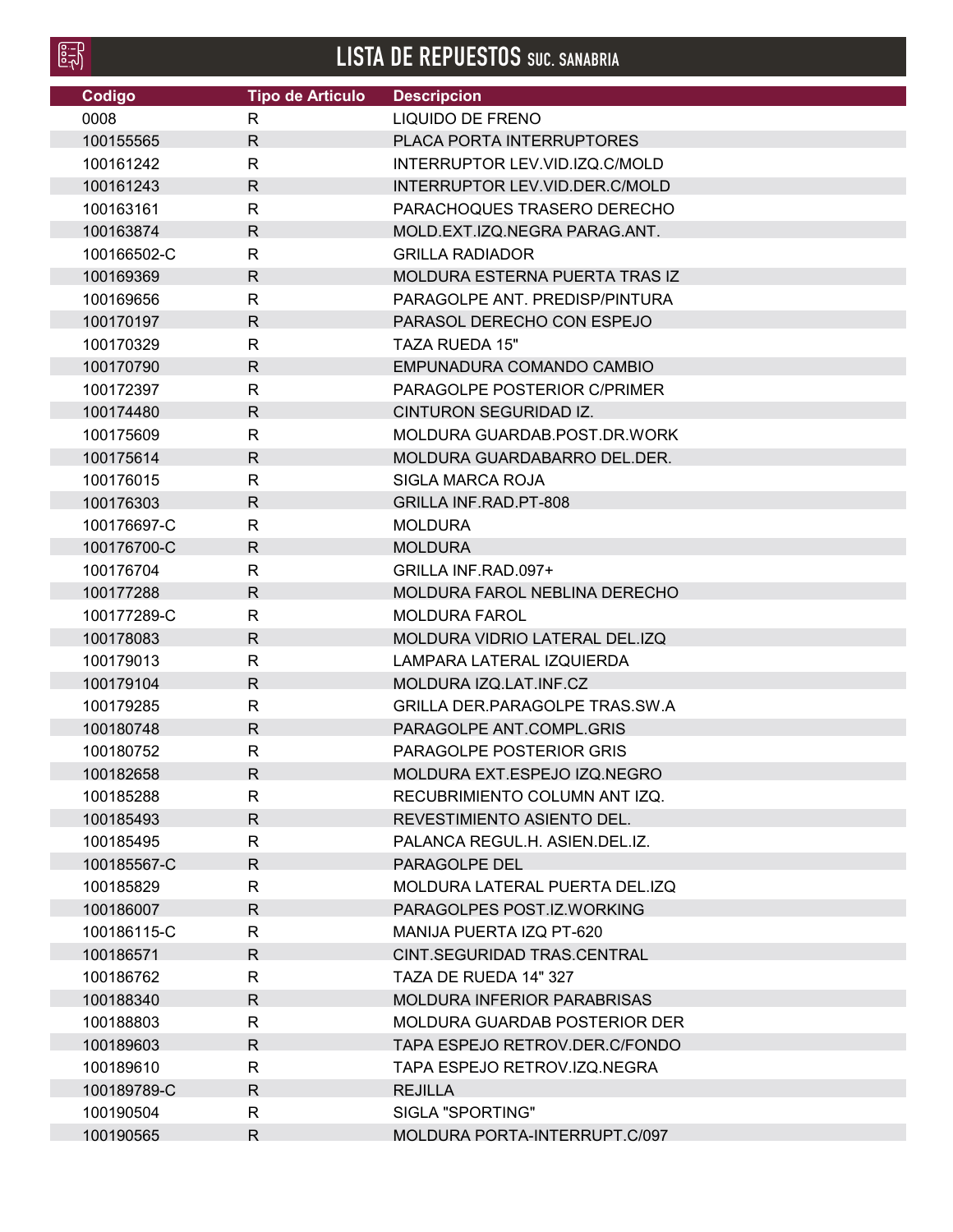# LISTA DE REPUESTOS SUC. SANABRIA

| Codigo | Tipo de Articulo | Descripcion |
|---|---|---|
| 0008 | R | LIQUIDO DE FRENO |
| 100155565 | R | PLACA PORTA INTERRUPTORES |
| 100161242 | R | INTERRUPTOR LEV.VID.IZQ.C/MOLD |
| 100161243 | R | INTERRUPTOR LEV.VID.DER.C/MOLD |
| 100163161 | R | PARACHOQUES TRASERO DERECHO |
| 100163874 | R | MOLD.EXT.IZQ.NEGRA PARAG.ANT. |
| 100166502-C | R | GRILLA RADIADOR |
| 100169369 | R | MOLDURA ESTERNA PUERTA TRAS IZ |
| 100169656 | R | PARAGOLPE ANT. PREDISP/PINTURA |
| 100170197 | R | PARASOL DERECHO CON ESPEJO |
| 100170329 | R | TAZA RUEDA 15" |
| 100170790 | R | EMPUNADURA COMANDO CAMBIO |
| 100172397 | R | PARAGOLPE POSTERIOR C/PRIMER |
| 100174480 | R | CINTURON SEGURIDAD IZ. |
| 100175609 | R | MOLDURA GUARDAB.POST.DR.WORK |
| 100175614 | R | MOLDURA GUARDABARRO DEL.DER. |
| 100176015 | R | SIGLA MARCA ROJA |
| 100176303 | R | GRILLA INF.RAD.PT-808 |
| 100176697-C | R | MOLDURA |
| 100176700-C | R | MOLDURA |
| 100176704 | R | GRILLA INF.RAD.097+ |
| 100177288 | R | MOLDURA FAROL NEBLINA DERECHO |
| 100177289-C | R | MOLDURA FAROL |
| 100178083 | R | MOLDURA VIDRIO LATERAL DEL.IZQ |
| 100179013 | R | LAMPARA LATERAL IZQUIERDA |
| 100179104 | R | MOLDURA IZQ.LAT.INF.CZ |
| 100179285 | R | GRILLA DER.PARAGOLPE TRAS.SW.A |
| 100180748 | R | PARAGOLPE ANT.COMPL.GRIS |
| 100180752 | R | PARAGOLPE POSTERIOR GRIS |
| 100182658 | R | MOLDURA EXT.ESPEJO IZQ.NEGRO |
| 100185288 | R | RECUBRIMIENTO COLUMN ANT IZQ. |
| 100185493 | R | REVESTIMIENTO ASIENTO DEL. |
| 100185495 | R | PALANCA REGUL.H. ASIEN.DEL.IZ. |
| 100185567-C | R | PARAGOLPE DEL |
| 100185829 | R | MOLDURA LATERAL PUERTA DEL.IZQ |
| 100186007 | R | PARAGOLPES POST.IZ.WORKING |
| 100186115-C | R | MANIJA PUERTA IZQ PT-620 |
| 100186571 | R | CINT.SEGURIDAD TRAS.CENTRAL |
| 100186762 | R | TAZA DE RUEDA 14" 327 |
| 100188340 | R | MOLDURA INFERIOR PARABRISAS |
| 100188803 | R | MOLDURA GUARDAB POSTERIOR DER |
| 100189603 | R | TAPA ESPEJO RETROV.DER.C/FONDO |
| 100189610 | R | TAPA ESPEJO RETROV.IZQ.NEGRA |
| 100189789-C | R | REJILLA |
| 100190504 | R | SIGLA "SPORTING" |
| 100190565 | R | MOLDURA PORTA-INTERRUPT.C/097 |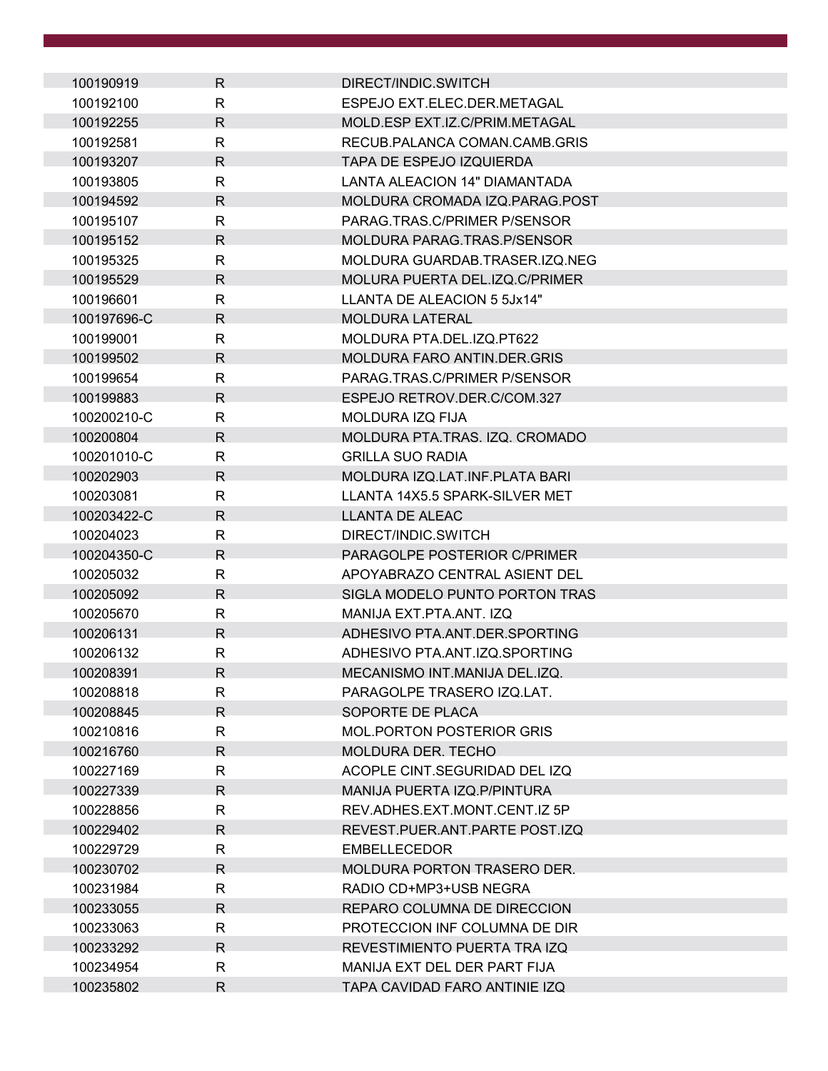| | | |
|---|---|---|
| 100190919 | R | DIRECT/INDIC.SWITCH |
| 100192100 | R | ESPEJO EXT.ELEC.DER.METAGAL |
| 100192255 | R | MOLD.ESP EXT.IZ.C/PRIM.METAGAL |
| 100192581 | R | RECUB.PALANCA COMAN.CAMB.GRIS |
| 100193207 | R | TAPA DE ESPEJO IZQUIERDA |
| 100193805 | R | LANTA ALEACION 14" DIAMANTADA |
| 100194592 | R | MOLDURA CROMADA IZQ.PARAG.POST |
| 100195107 | R | PARAG.TRAS.C/PRIMER P/SENSOR |
| 100195152 | R | MOLDURA PARAG.TRAS.P/SENSOR |
| 100195325 | R | MOLDURA GUARDAB.TRASER.IZQ.NEG |
| 100195529 | R | MOLURA PUERTA DEL.IZQ.C/PRIMER |
| 100196601 | R | LLANTA DE ALEACION 5 5Jx14" |
| 100197696-C | R | MOLDURA LATERAL |
| 100199001 | R | MOLDURA PTA.DEL.IZQ.PT622 |
| 100199502 | R | MOLDURA FARO ANTIN.DER.GRIS |
| 100199654 | R | PARAG.TRAS.C/PRIMER P/SENSOR |
| 100199883 | R | ESPEJO RETROV.DER.C/COM.327 |
| 100200210-C | R | MOLDURA IZQ FIJA |
| 100200804 | R | MOLDURA PTA.TRAS. IZQ. CROMADO |
| 100201010-C | R | GRILLA SUO RADIA |
| 100202903 | R | MOLDURA IZQ.LAT.INF.PLATA BARI |
| 100203081 | R | LLANTA 14X5.5 SPARK-SILVER MET |
| 100203422-C | R | LLANTA DE ALEAC |
| 100204023 | R | DIRECT/INDIC.SWITCH |
| 100204350-C | R | PARAGOLPE POSTERIOR C/PRIMER |
| 100205032 | R | APOYABRAZO CENTRAL ASIENT DEL |
| 100205092 | R | SIGLA MODELO PUNTO PORTON TRAS |
| 100205670 | R | MANIJA EXT.PTA.ANT. IZQ |
| 100206131 | R | ADHESIVO PTA.ANT.DER.SPORTING |
| 100206132 | R | ADHESIVO PTA.ANT.IZQ.SPORTING |
| 100208391 | R | MECANISMO INT.MANIJA DEL.IZQ. |
| 100208818 | R | PARAGOLPE TRASERO IZQ.LAT. |
| 100208845 | R | SOPORTE DE PLACA |
| 100210816 | R | MOL.PORTON POSTERIOR GRIS |
| 100216760 | R | MOLDURA DER. TECHO |
| 100227169 | R | ACOPLE CINT.SEGURIDAD DEL IZQ |
| 100227339 | R | MANIJA PUERTA IZQ.P/PINTURA |
| 100228856 | R | REV.ADHES.EXT.MONT.CENT.IZ 5P |
| 100229402 | R | REVEST.PUER.ANT.PARTE POST.IZQ |
| 100229729 | R | EMBELLECEDOR |
| 100230702 | R | MOLDURA PORTON TRASERO DER. |
| 100231984 | R | RADIO CD+MP3+USB NEGRA |
| 100233055 | R | REPARO COLUMNA DE DIRECCION |
| 100233063 | R | PROTECCION INF COLUMNA DE DIR |
| 100233292 | R | REVESTIMIENTO PUERTA TRA IZQ |
| 100234954 | R | MANIJA EXT DEL DER PART FIJA |
| 100235802 | R | TAPA CAVIDAD FARO ANTINIE IZQ |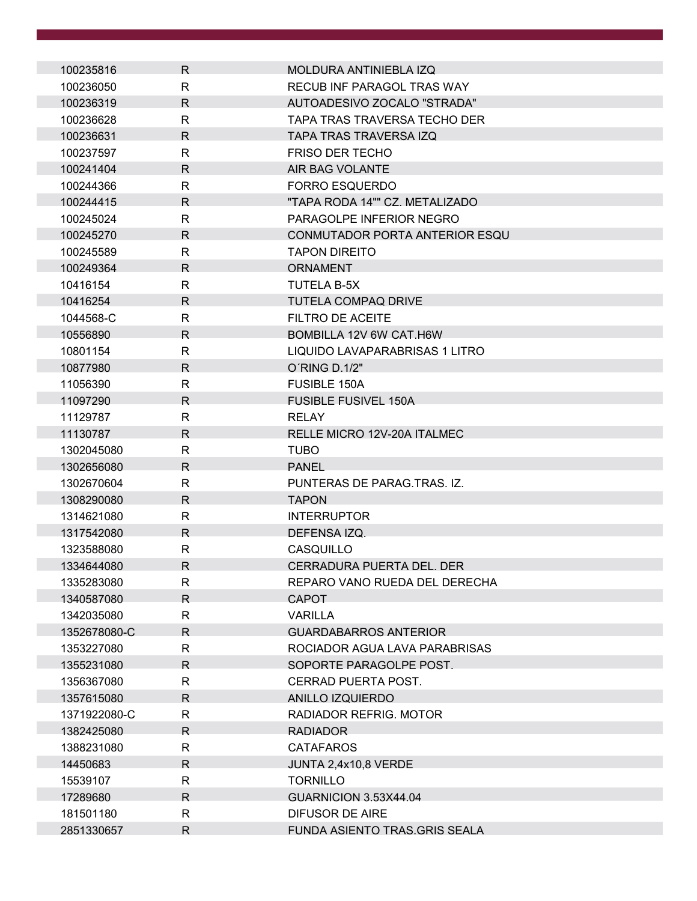| | | |
|---|---|---|
| 100235816 | R | MOLDURA ANTINIEBLA IZQ |
| 100236050 | R | RECUB INF PARAGOL TRAS WAY |
| 100236319 | R | AUTOADESIVO ZOCALO "STRADA" |
| 100236628 | R | TAPA TRAS TRAVERSA TECHO DER |
| 100236631 | R | TAPA TRAS TRAVERSA IZQ |
| 100237597 | R | FRISO DER TECHO |
| 100241404 | R | AIR BAG VOLANTE |
| 100244366 | R | FORRO ESQUERDO |
| 100244415 | R | "TAPA RODA 14"" CZ. METALIZADO |
| 100245024 | R | PARAGOLPE INFERIOR NEGRO |
| 100245270 | R | CONMUTADOR PORTA ANTERIOR ESQU |
| 100245589 | R | TAPON DIREITO |
| 100249364 | R | ORNAMENT |
| 10416154 | R | TUTELA B-5X |
| 10416254 | R | TUTELA COMPAQ DRIVE |
| 1044568-C | R | FILTRO DE ACEITE |
| 10556890 | R | BOMBILLA 12V 6W CAT.H6W |
| 10801154 | R | LIQUIDO LAVAPARABRISAS 1 LITRO |
| 10877980 | R | O´RING D.1/2" |
| 11056390 | R | FUSIBLE 150A |
| 11097290 | R | FUSIBLE FUSIVEL 150A |
| 11129787 | R | RELAY |
| 11130787 | R | RELLE MICRO 12V-20A ITALMEC |
| 1302045080 | R | TUBO |
| 1302656080 | R | PANEL |
| 1302670604 | R | PUNTERAS DE PARAG.TRAS. IZ. |
| 1308290080 | R | TAPON |
| 1314621080 | R | INTERRUPTOR |
| 1317542080 | R | DEFENSA IZQ. |
| 1323588080 | R | CASQUILLO |
| 1334644080 | R | CERRADURA PUERTA DEL. DER |
| 1335283080 | R | REPARO VANO RUEDA DEL DERECHA |
| 1340587080 | R | CAPOT |
| 1342035080 | R | VARILLA |
| 1352678080-C | R | GUARDABARROS ANTERIOR |
| 1353227080 | R | ROCIADOR AGUA LAVA PARABRISAS |
| 1355231080 | R | SOPORTE PARAGOLPE POST. |
| 1356367080 | R | CERRAD PUERTA POST. |
| 1357615080 | R | ANILLO IZQUIERDO |
| 1371922080-C | R | RADIADOR REFRIG. MOTOR |
| 1382425080 | R | RADIADOR |
| 1388231080 | R | CATAFAROS |
| 14450683 | R | JUNTA 2,4x10,8 VERDE |
| 15539107 | R | TORNILLO |
| 17289680 | R | GUARNICION 3.53X44.04 |
| 181501180 | R | DIFUSOR DE AIRE |
| 2851330657 | R | FUNDA ASIENTO TRAS.GRIS SEALA |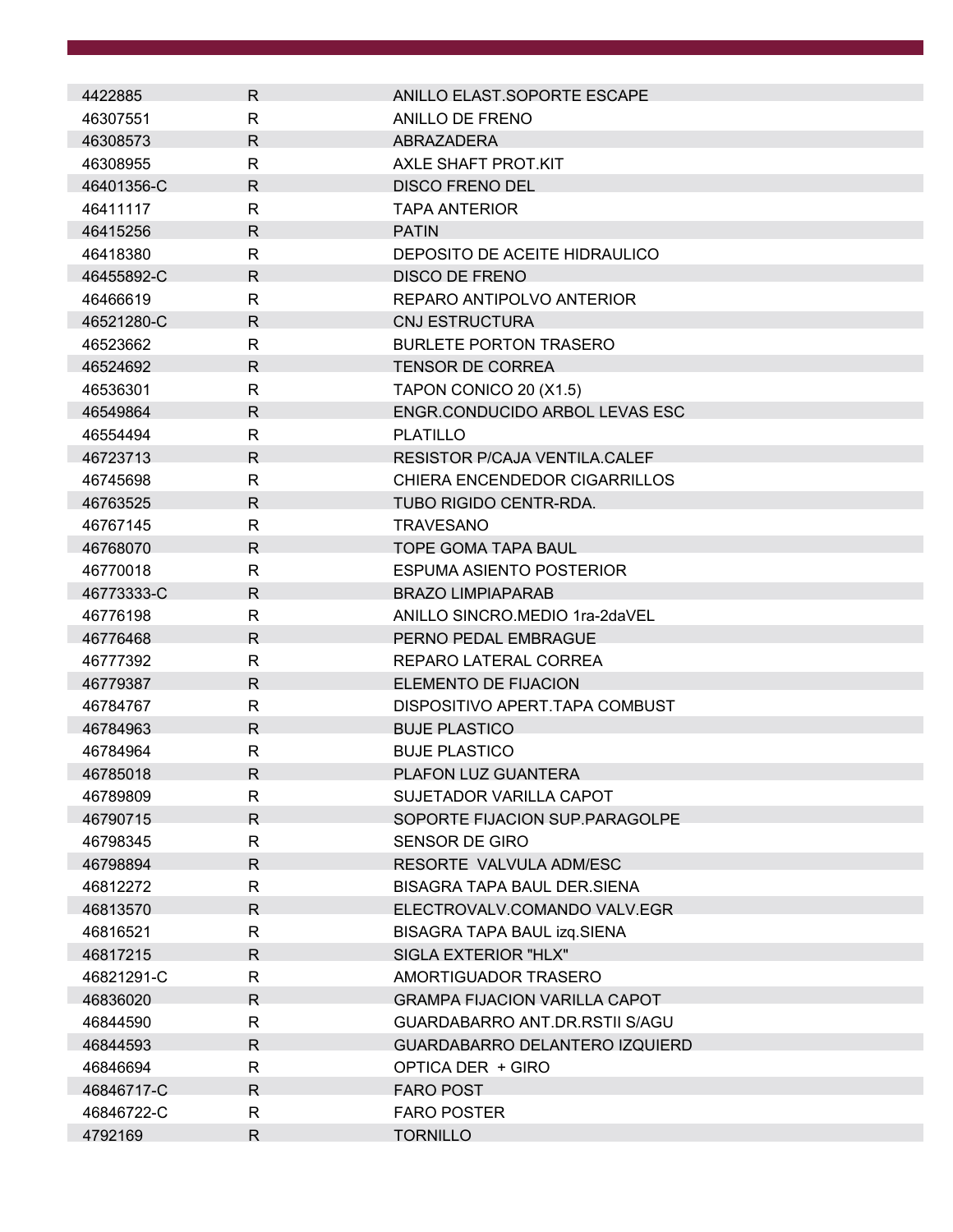| | | |
|---|---|---|
| 4422885 | R | ANILLO ELAST.SOPORTE ESCAPE |
| 46307551 | R | ANILLO DE FRENO |
| 46308573 | R | ABRAZADERA |
| 46308955 | R | AXLE SHAFT PROT.KIT |
| 46401356-C | R | DISCO FRENO DEL |
| 46411117 | R | TAPA ANTERIOR |
| 46415256 | R | PATIN |
| 46418380 | R | DEPOSITO DE ACEITE HIDRAULICO |
| 46455892-C | R | DISCO DE FRENO |
| 46466619 | R | REPARO ANTIPOLVO ANTERIOR |
| 46521280-C | R | CNJ ESTRUCTURA |
| 46523662 | R | BURLETE PORTON TRASERO |
| 46524692 | R | TENSOR DE CORREA |
| 46536301 | R | TAPON CONICO 20 (X1.5) |
| 46549864 | R | ENGR.CONDUCIDO ARBOL LEVAS ESC |
| 46554494 | R | PLATILLO |
| 46723713 | R | RESISTOR P/CAJA VENTILA.CALEF |
| 46745698 | R | CHIERA ENCENDEDOR CIGARRILLOS |
| 46763525 | R | TUBO RIGIDO CENTR-RDA. |
| 46767145 | R | TRAVESANO |
| 46768070 | R | TOPE GOMA TAPA BAUL |
| 46770018 | R | ESPUMA ASIENTO POSTERIOR |
| 46773333-C | R | BRAZO LIMPIAPARAB |
| 46776198 | R | ANILLO SINCRO.MEDIO 1ra-2daVEL |
| 46776468 | R | PERNO PEDAL EMBRAGUE |
| 46777392 | R | REPARO LATERAL CORREA |
| 46779387 | R | ELEMENTO DE FIJACION |
| 46784767 | R | DISPOSITIVO APERT.TAPA COMBUST |
| 46784963 | R | BUJE PLASTICO |
| 46784964 | R | BUJE PLASTICO |
| 46785018 | R | PLAFON LUZ GUANTERA |
| 46789809 | R | SUJETADOR VARILLA CAPOT |
| 46790715 | R | SOPORTE FIJACION SUP.PARAGOLPE |
| 46798345 | R | SENSOR DE GIRO |
| 46798894 | R | RESORTE VALVULA ADM/ESC |
| 46812272 | R | BISAGRA TAPA BAUL DER.SIENA |
| 46813570 | R | ELECTROVALV.COMANDO VALV.EGR |
| 46816521 | R | BISAGRA TAPA BAUL izq.SIENA |
| 46817215 | R | SIGLA EXTERIOR "HLX" |
| 46821291-C | R | AMORTIGUADOR TRASERO |
| 46836020 | R | GRAMPA FIJACION VARILLA CAPOT |
| 46844590 | R | GUARDABARRO ANT.DR.RSTII S/AGU |
| 46844593 | R | GUARDABARRO DELANTERO IZQUIERD |
| 46846694 | R | OPTICA DER + GIRO |
| 46846717-C | R | FARO POST |
| 46846722-C | R | FARO POSTER |
| 4792169 | R | TORNILLO |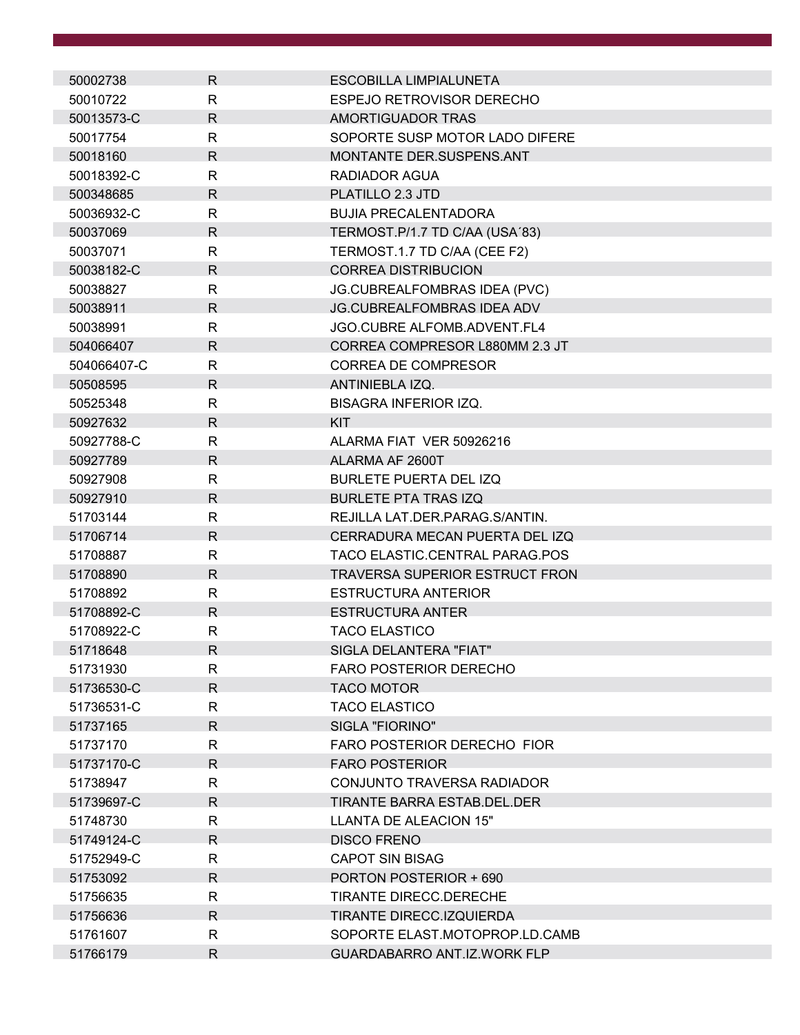| | | |
|---|---|---|
| 50002738 | R | ESCOBILLA LIMPIALUNETA |
| 50010722 | R | ESPEJO RETROVISOR DERECHO |
| 50013573-C | R | AMORTIGUADOR TRAS |
| 50017754 | R | SOPORTE SUSP MOTOR LADO DIFERE |
| 50018160 | R | MONTANTE DER.SUSPENS.ANT |
| 50018392-C | R | RADIADOR AGUA |
| 500348685 | R | PLATILLO 2.3 JTD |
| 50036932-C | R | BUJIA PRECALENTADORA |
| 50037069 | R | TERMOST.P/1.7 TD C/AA (USA´83) |
| 50037071 | R | TERMOST.1.7 TD C/AA (CEE F2) |
| 50038182-C | R | CORREA DISTRIBUCION |
| 50038827 | R | JG.CUBREALFOMBRAS IDEA (PVC) |
| 50038911 | R | JG.CUBREALFOMBRAS IDEA ADV |
| 50038991 | R | JGO.CUBRE ALFOMB.ADVENT.FL4 |
| 504066407 | R | CORREA COMPRESOR L880MM 2.3 JT |
| 504066407-C | R | CORREA DE COMPRESOR |
| 50508595 | R | ANTINIEBLA IZQ. |
| 50525348 | R | BISAGRA INFERIOR IZQ. |
| 50927632 | R | KIT |
| 50927788-C | R | ALARMA FIAT VER 50926216 |
| 50927789 | R | ALARMA AF 2600T |
| 50927908 | R | BURLETE PUERTA DEL IZQ |
| 50927910 | R | BURLETE PTA TRAS IZQ |
| 51703144 | R | REJILLA LAT.DER.PARAG.S/ANTIN. |
| 51706714 | R | CERRADURA MECAN PUERTA DEL IZQ |
| 51708887 | R | TACO ELASTIC.CENTRAL PARAG.POS |
| 51708890 | R | TRAVERSA SUPERIOR ESTRUCT FRON |
| 51708892 | R | ESTRUCTURA ANTERIOR |
| 51708892-C | R | ESTRUCTURA ANTER |
| 51708922-C | R | TACO ELASTICO |
| 51718648 | R | SIGLA DELANTERA "FIAT" |
| 51731930 | R | FARO POSTERIOR DERECHO |
| 51736530-C | R | TACO MOTOR |
| 51736531-C | R | TACO ELASTICO |
| 51737165 | R | SIGLA "FIORINO" |
| 51737170 | R | FARO POSTERIOR DERECHO FIOR |
| 51737170-C | R | FARO POSTERIOR |
| 51738947 | R | CONJUNTO TRAVERSA RADIADOR |
| 51739697-C | R | TIRANTE BARRA ESTAB.DEL.DER |
| 51748730 | R | LLANTA DE ALEACION 15" |
| 51749124-C | R | DISCO FRENO |
| 51752949-C | R | CAPOT SIN BISAG |
| 51753092 | R | PORTON POSTERIOR + 690 |
| 51756635 | R | TIRANTE DIRECC.DERECHE |
| 51756636 | R | TIRANTE DIRECC.IZQUIERDA |
| 51761607 | R | SOPORTE ELAST.MOTOPROP.LD.CAMB |
| 51766179 | R | GUARDABARRO ANT.IZ.WORK FLP |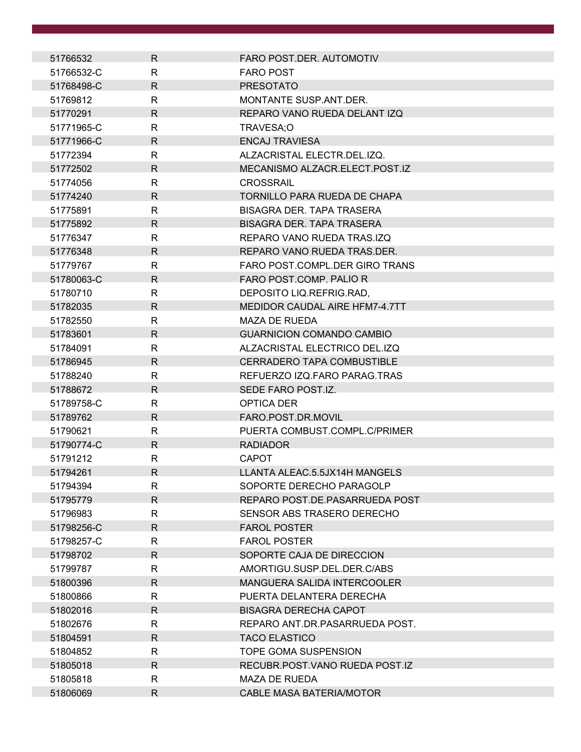| | | |
|---|---|---|
| 51766532 | R | FARO POST.DER. AUTOMOTIV |
| 51766532-C | R | FARO POST |
| 51768498-C | R | PRESOTATO |
| 51769812 | R | MONTANTE SUSP.ANT.DER. |
| 51770291 | R | REPARO VANO RUEDA DELANT IZQ |
| 51771965-C | R | TRAVESA;O |
| 51771966-C | R | ENCAJ TRAVIESA |
| 51772394 | R | ALZACRISTAL ELECTR.DEL.IZQ. |
| 51772502 | R | MECANISMO ALZACR.ELECT.POST.IZ |
| 51774056 | R | CROSSRAIL |
| 51774240 | R | TORNILLO PARA RUEDA DE CHAPA |
| 51775891 | R | BISAGRA DER. TAPA TRASERA |
| 51775892 | R | BISAGRA DER. TAPA TRASERA |
| 51776347 | R | REPARO VANO RUEDA TRAS.IZQ |
| 51776348 | R | REPARO VANO RUEDA TRAS.DER. |
| 51779767 | R | FARO POST.COMPL.DER GIRO TRANS |
| 51780063-C | R | FARO POST.COMP. PALIO R |
| 51780710 | R | DEPOSITO LIQ.REFRIG.RAD, |
| 51782035 | R | MEDIDOR CAUDAL AIRE HFM7-4.7TT |
| 51782550 | R | MAZA DE RUEDA |
| 51783601 | R | GUARNICION COMANDO CAMBIO |
| 51784091 | R | ALZACRISTAL ELECTRICO DEL.IZQ |
| 51786945 | R | CERRADERO TAPA COMBUSTIBLE |
| 51788240 | R | REFUERZO IZQ.FARO PARAG.TRAS |
| 51788672 | R | SEDE FARO POST.IZ. |
| 51789758-C | R | OPTICA DER |
| 51789762 | R | FARO.POST.DR.MOVIL |
| 51790621 | R | PUERTA COMBUST.COMPL.C/PRIMER |
| 51790774-C | R | RADIADOR |
| 51791212 | R | CAPOT |
| 51794261 | R | LLANTA ALEAC.5.5JX14H MANGELS |
| 51794394 | R | SOPORTE DERECHO PARAGOLP |
| 51795779 | R | REPARO POST.DE.PASARRUEDA POST |
| 51796983 | R | SENSOR ABS TRASERO DERECHO |
| 51798256-C | R | FAROL POSTER |
| 51798257-C | R | FAROL POSTER |
| 51798702 | R | SOPORTE CAJA DE DIRECCION |
| 51799787 | R | AMORTIGU.SUSP.DEL.DER.C/ABS |
| 51800396 | R | MANGUERA SALIDA INTERCOOLER |
| 51800866 | R | PUERTA DELANTERA DERECHA |
| 51802016 | R | BISAGRA DERECHA CAPOT |
| 51802676 | R | REPARO ANT.DR.PASARRUEDA POST. |
| 51804591 | R | TACO ELASTICO |
| 51804852 | R | TOPE GOMA SUSPENSION |
| 51805018 | R | RECUBR.POST.VANO RUEDA POST.IZ |
| 51805818 | R | MAZA DE RUEDA |
| 51806069 | R | CABLE MASA BATERIA/MOTOR |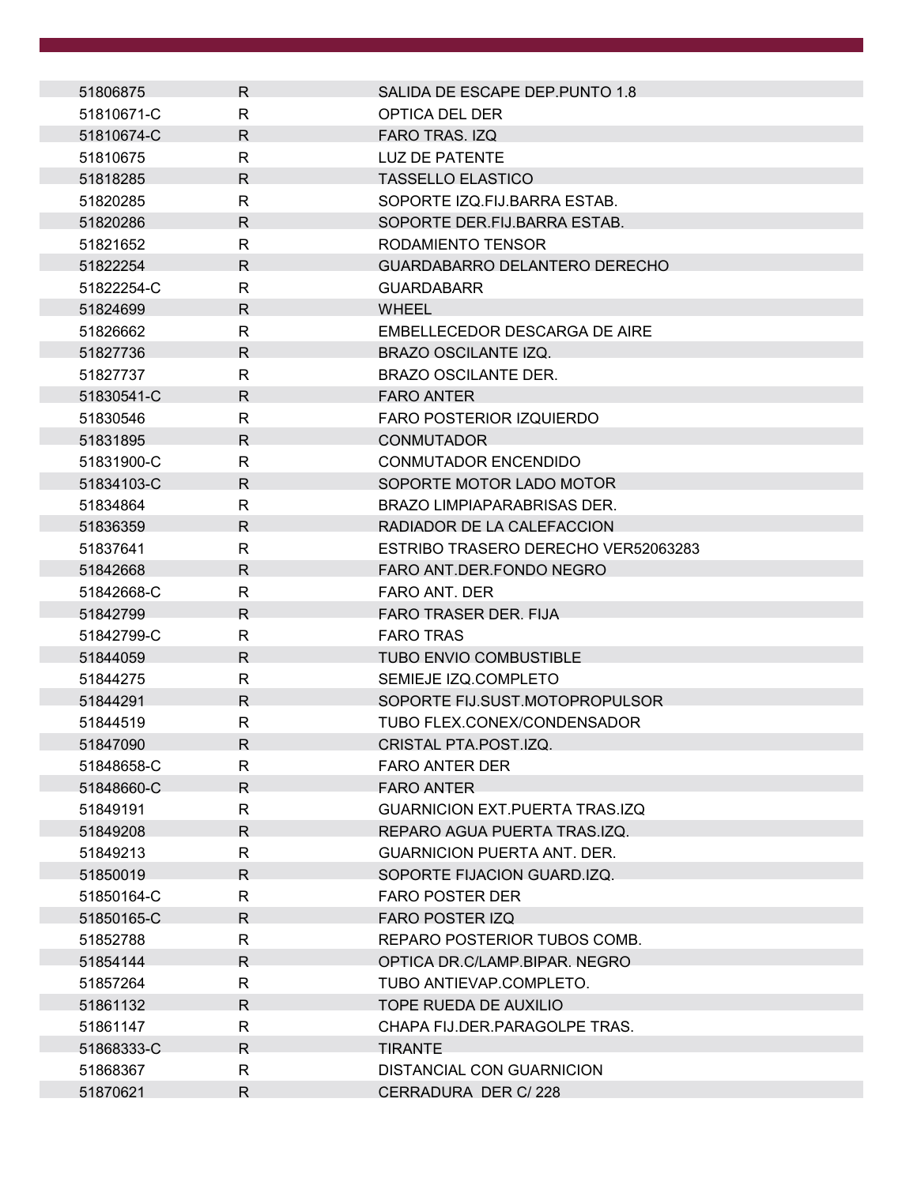| | | |
|---|---|---|
| 51806875 | R | SALIDA DE ESCAPE DEP.PUNTO 1.8 |
| 51810671-C | R | OPTICA DEL DER |
| 51810674-C | R | FARO TRAS. IZQ |
| 51810675 | R | LUZ DE PATENTE |
| 51818285 | R | TASSELLO ELASTICO |
| 51820285 | R | SOPORTE IZQ.FIJ.BARRA ESTAB. |
| 51820286 | R | SOPORTE DER.FIJ.BARRA ESTAB. |
| 51821652 | R | RODAMIENTO TENSOR |
| 51822254 | R | GUARDABARRO DELANTERO DERECHO |
| 51822254-C | R | GUARDABARR |
| 51824699 | R | WHEEL |
| 51826662 | R | EMBELLECEDOR DESCARGA DE AIRE |
| 51827736 | R | BRAZO OSCILANTE IZQ. |
| 51827737 | R | BRAZO OSCILANTE DER. |
| 51830541-C | R | FARO ANTER |
| 51830546 | R | FARO POSTERIOR IZQUIERDO |
| 51831895 | R | CONMUTADOR |
| 51831900-C | R | CONMUTADOR ENCENDIDO |
| 51834103-C | R | SOPORTE MOTOR LADO MOTOR |
| 51834864 | R | BRAZO LIMPIAPARABRISAS DER. |
| 51836359 | R | RADIADOR DE LA CALEFACCION |
| 51837641 | R | ESTRIBO TRASERO DERECHO VER52063283 |
| 51842668 | R | FARO ANT.DER.FONDO NEGRO |
| 51842668-C | R | FARO ANT. DER |
| 51842799 | R | FARO TRASER DER. FIJA |
| 51842799-C | R | FARO TRAS |
| 51844059 | R | TUBO ENVIO COMBUSTIBLE |
| 51844275 | R | SEMIEJE IZQ.COMPLETO |
| 51844291 | R | SOPORTE FIJ.SUST.MOTOPROPULSOR |
| 51844519 | R | TUBO FLEX.CONEX/CONDENSADOR |
| 51847090 | R | CRISTAL PTA.POST.IZQ. |
| 51848658-C | R | FARO ANTER DER |
| 51848660-C | R | FARO ANTER |
| 51849191 | R | GUARNICION EXT.PUERTA TRAS.IZQ |
| 51849208 | R | REPARO AGUA PUERTA TRAS.IZQ. |
| 51849213 | R | GUARNICION PUERTA ANT. DER. |
| 51850019 | R | SOPORTE FIJACION GUARD.IZQ. |
| 51850164-C | R | FARO POSTER DER |
| 51850165-C | R | FARO POSTER IZQ |
| 51852788 | R | REPARO POSTERIOR TUBOS COMB. |
| 51854144 | R | OPTICA DR.C/LAMP.BIPAR. NEGRO |
| 51857264 | R | TUBO ANTIEVAP.COMPLETO. |
| 51861132 | R | TOPE RUEDA DE AUXILIO |
| 51861147 | R | CHAPA FIJ.DER.PARAGOLPE TRAS. |
| 51868333-C | R | TIRANTE |
| 51868367 | R | DISTANCIAL CON GUARNICION |
| 51870621 | R | CERRADURA DER C/ 228 |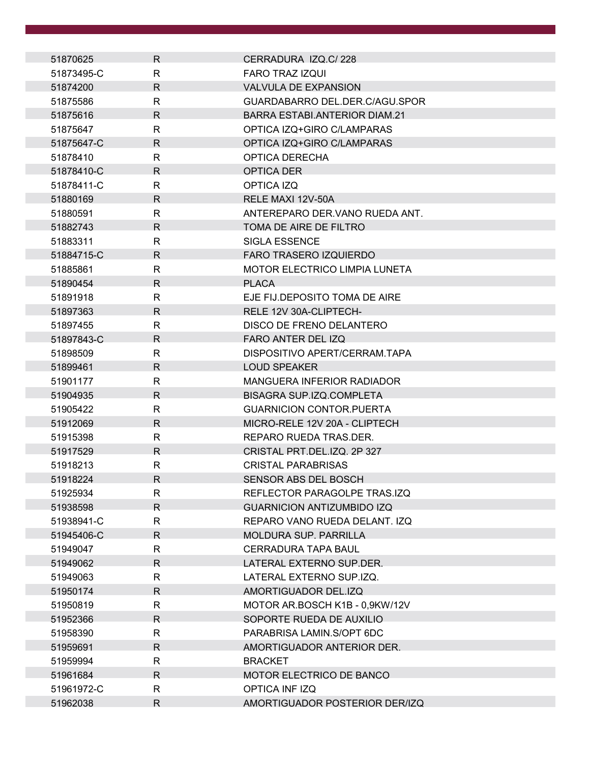| | | |
|---|---|---|
| 51870625 | R | CERRADURA IZQ.C/ 228 |
| 51873495-C | R | FARO TRAZ IZQUI |
| 51874200 | R | VALVULA DE EXPANSION |
| 51875586 | R | GUARDABARRO DEL.DER.C/AGU.SPOR |
| 51875616 | R | BARRA ESTABI.ANTERIOR DIAM.21 |
| 51875647 | R | OPTICA IZQ+GIRO C/LAMPARAS |
| 51875647-C | R | OPTICA IZQ+GIRO C/LAMPARAS |
| 51878410 | R | OPTICA DERECHA |
| 51878410-C | R | OPTICA DER |
| 51878411-C | R | OPTICA IZQ |
| 51880169 | R | RELE MAXI 12V-50A |
| 51880591 | R | ANTEREPARO DER.VANO RUEDA ANT. |
| 51882743 | R | TOMA DE AIRE DE FILTRO |
| 51883311 | R | SIGLA ESSENCE |
| 51884715-C | R | FARO TRASERO IZQUIERDO |
| 51885861 | R | MOTOR ELECTRICO LIMPIA LUNETA |
| 51890454 | R | PLACA |
| 51891918 | R | EJE FIJ.DEPOSITO TOMA DE AIRE |
| 51897363 | R | RELE 12V 30A-CLIPTECH- |
| 51897455 | R | DISCO DE FRENO DELANTERO |
| 51897843-C | R | FARO ANTER DEL IZQ |
| 51898509 | R | DISPOSITIVO APERT/CERRAM.TAPA |
| 51899461 | R | LOUD SPEAKER |
| 51901177 | R | MANGUERA INFERIOR RADIADOR |
| 51904935 | R | BISAGRA SUP.IZQ.COMPLETA |
| 51905422 | R | GUARNICION CONTOR.PUERTA |
| 51912069 | R | MICRO-RELE 12V 20A - CLIPTECH |
| 51915398 | R | REPARO RUEDA TRAS.DER. |
| 51917529 | R | CRISTAL PRT.DEL.IZQ. 2P 327 |
| 51918213 | R | CRISTAL PARABRISAS |
| 51918224 | R | SENSOR ABS DEL BOSCH |
| 51925934 | R | REFLECTOR PARAGOLPE TRAS.IZQ |
| 51938598 | R | GUARNICION ANTIZUMBIDO IZQ |
| 51938941-C | R | REPARO VANO RUEDA DELANT. IZQ |
| 51945406-C | R | MOLDURA SUP. PARRILLA |
| 51949047 | R | CERRADURA TAPA BAUL |
| 51949062 | R | LATERAL EXTERNO SUP.DER. |
| 51949063 | R | LATERAL EXTERNO SUP.IZQ. |
| 51950174 | R | AMORTIGUADOR DEL.IZQ |
| 51950819 | R | MOTOR AR.BOSCH K1B - 0,9KW/12V |
| 51952366 | R | SOPORTE RUEDA DE AUXILIO |
| 51958390 | R | PARABRISA LAMIN.S/OPT 6DC |
| 51959691 | R | AMORTIGUADOR ANTERIOR DER. |
| 51959994 | R | BRACKET |
| 51961684 | R | MOTOR ELECTRICO DE BANCO |
| 51961972-C | R | OPTICA INF IZQ |
| 51962038 | R | AMORTIGUADOR POSTERIOR DER/IZQ |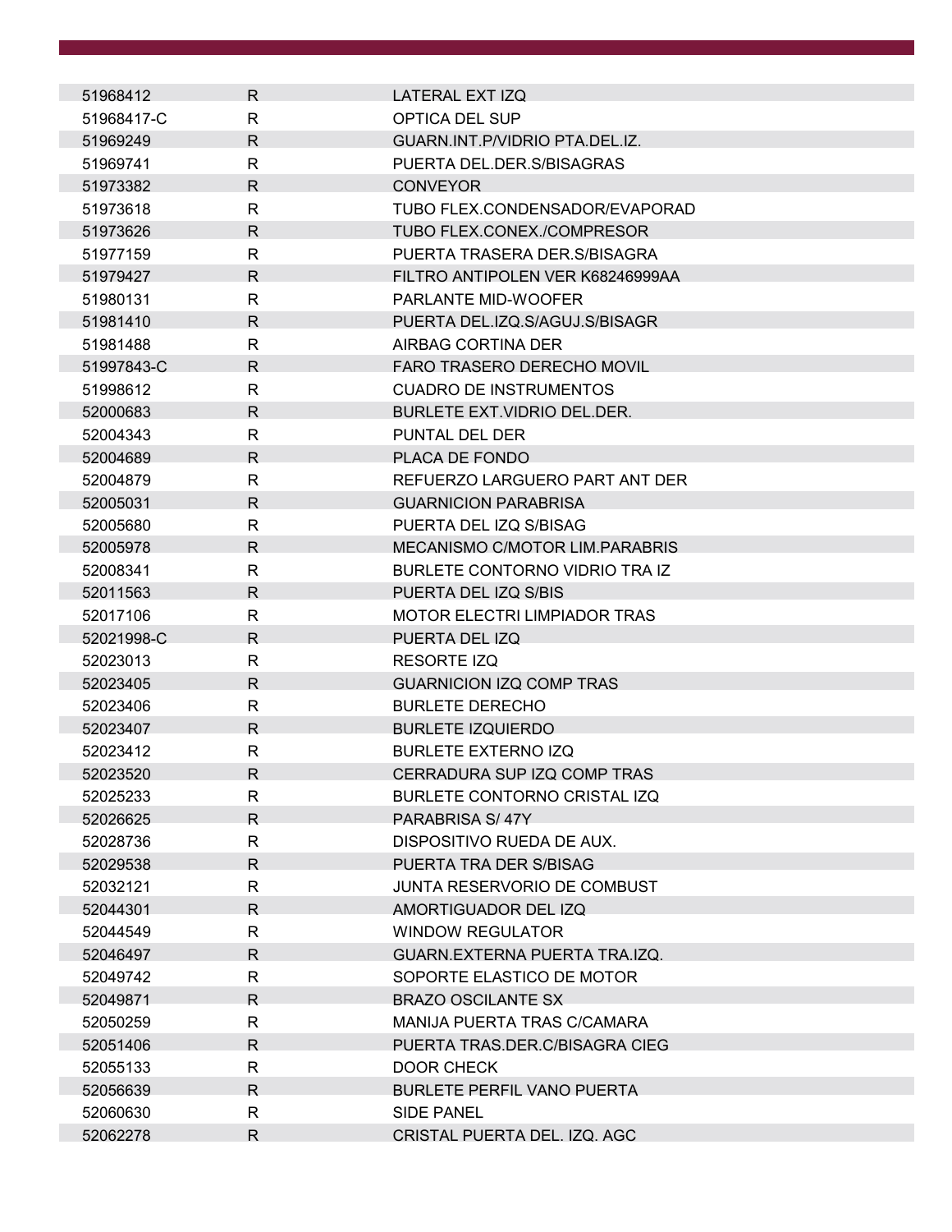| | | |
|---|---|---|
| 51968412 | R | LATERAL EXT IZQ |
| 51968417-C | R | OPTICA DEL SUP |
| 51969249 | R | GUARN.INT.P/VIDRIO PTA.DEL.IZ. |
| 51969741 | R | PUERTA DEL.DER.S/BISAGRAS |
| 51973382 | R | CONVEYOR |
| 51973618 | R | TUBO FLEX.CONDENSADOR/EVAPORAD |
| 51973626 | R | TUBO FLEX.CONEX./COMPRESOR |
| 51977159 | R | PUERTA TRASERA DER.S/BISAGRA |
| 51979427 | R | FILTRO ANTIPOLEN VER K68246999AA |
| 51980131 | R | PARLANTE MID-WOOFER |
| 51981410 | R | PUERTA DEL.IZQ.S/AGUJ.S/BISAGR |
| 51981488 | R | AIRBAG CORTINA DER |
| 51997843-C | R | FARO TRASERO DERECHO MOVIL |
| 51998612 | R | CUADRO DE INSTRUMENTOS |
| 52000683 | R | BURLETE EXT.VIDRIO DEL.DER. |
| 52004343 | R | PUNTAL DEL DER |
| 52004689 | R | PLACA DE FONDO |
| 52004879 | R | REFUERZO LARGUERO PART ANT DER |
| 52005031 | R | GUARNICION PARABRISA |
| 52005680 | R | PUERTA DEL IZQ S/BISAG |
| 52005978 | R | MECANISMO C/MOTOR LIM.PARABRIS |
| 52008341 | R | BURLETE CONTORNO VIDRIO TRA IZ |
| 52011563 | R | PUERTA DEL IZQ S/BIS |
| 52017106 | R | MOTOR ELECTRI LIMPIADOR TRAS |
| 52021998-C | R | PUERTA DEL IZQ |
| 52023013 | R | RESORTE IZQ |
| 52023405 | R | GUARNICION IZQ COMP TRAS |
| 52023406 | R | BURLETE DERECHO |
| 52023407 | R | BURLETE IZQUIERDO |
| 52023412 | R | BURLETE EXTERNO IZQ |
| 52023520 | R | CERRADURA SUP IZQ COMP TRAS |
| 52025233 | R | BURLETE CONTORNO CRISTAL IZQ |
| 52026625 | R | PARABRISA S/ 47Y |
| 52028736 | R | DISPOSITIVO RUEDA DE AUX. |
| 52029538 | R | PUERTA TRA DER S/BISAG |
| 52032121 | R | JUNTA RESERVORIO DE COMBUST |
| 52044301 | R | AMORTIGUADOR DEL IZQ |
| 52044549 | R | WINDOW REGULATOR |
| 52046497 | R | GUARN.EXTERNA PUERTA TRA.IZQ. |
| 52049742 | R | SOPORTE ELASTICO DE MOTOR |
| 52049871 | R | BRAZO OSCILANTE SX |
| 52050259 | R | MANIJA PUERTA TRAS C/CAMARA |
| 52051406 | R | PUERTA TRAS.DER.C/BISAGRA CIEG |
| 52055133 | R | DOOR CHECK |
| 52056639 | R | BURLETE PERFIL VANO PUERTA |
| 52060630 | R | SIDE PANEL |
| 52062278 | R | CRISTAL PUERTA DEL. IZQ. AGC |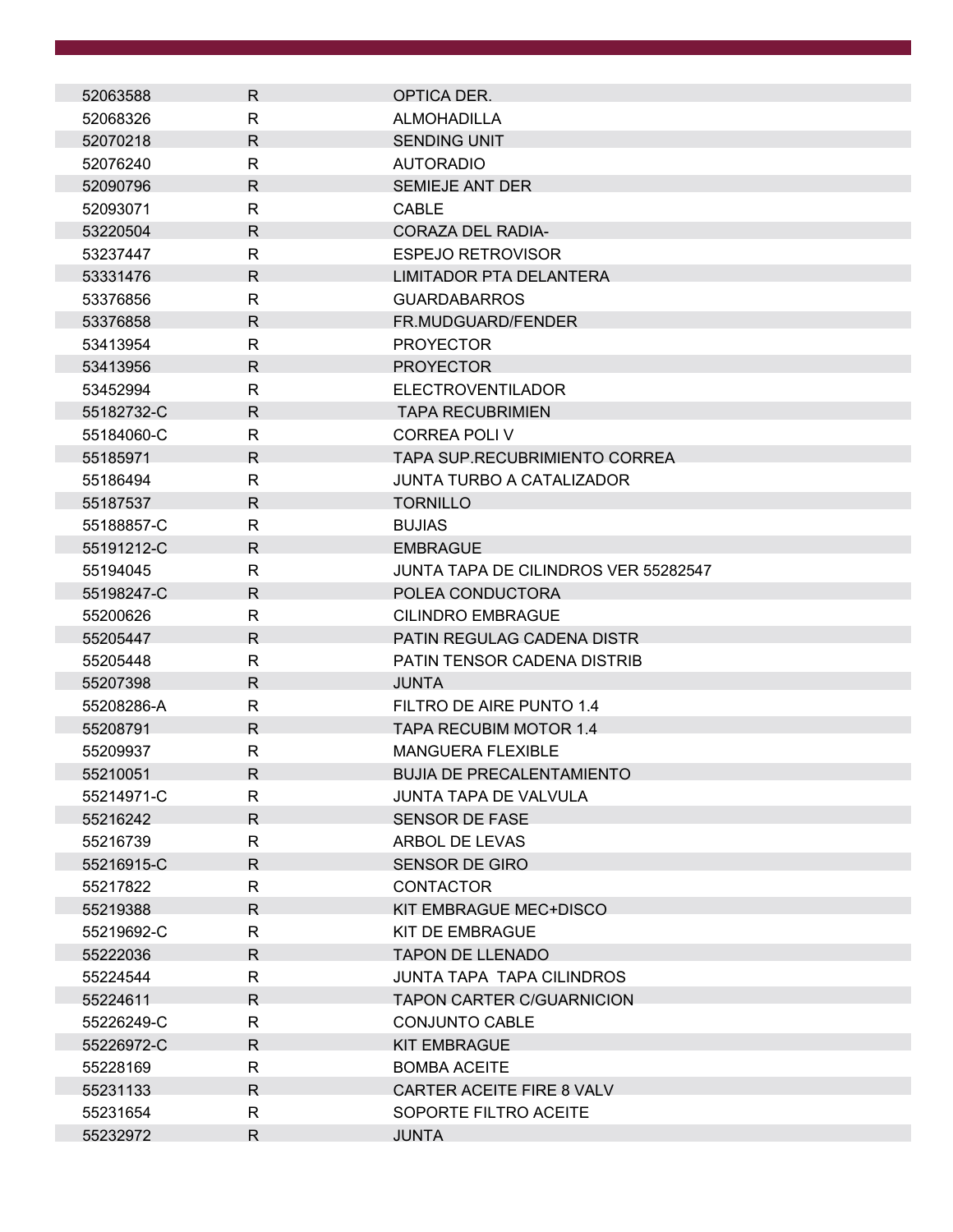| | | |
|---|---|---|
| 52063588 | R | OPTICA DER. |
| 52068326 | R | ALMOHADILLA |
| 52070218 | R | SENDING UNIT |
| 52076240 | R | AUTORADIO |
| 52090796 | R | SEMIEJE ANT DER |
| 52093071 | R | CABLE |
| 53220504 | R | CORAZA DEL RADIA- |
| 53237447 | R | ESPEJO RETROVISOR |
| 53331476 | R | LIMITADOR PTA DELANTERA |
| 53376856 | R | GUARDABARROS |
| 53376858 | R | FR.MUDGUARD/FENDER |
| 53413954 | R | PROYECTOR |
| 53413956 | R | PROYECTOR |
| 53452994 | R | ELECTROVENTILADOR |
| 55182732-C | R | TAPA RECUBRIMIEN |
| 55184060-C | R | CORREA POLI V |
| 55185971 | R | TAPA SUP.RECUBRIMIENTO CORREA |
| 55186494 | R | JUNTA TURBO A CATALIZADOR |
| 55187537 | R | TORNILLO |
| 55188857-C | R | BUJIAS |
| 55191212-C | R | EMBRAGUE |
| 55194045 | R | JUNTA TAPA DE CILINDROS VER 55282547 |
| 55198247-C | R | POLEA CONDUCTORA |
| 55200626 | R | CILINDRO EMBRAGUE |
| 55205447 | R | PATIN REGULAG CADENA DISTR |
| 55205448 | R | PATIN TENSOR CADENA DISTRIB |
| 55207398 | R | JUNTA |
| 55208286-A | R | FILTRO DE AIRE PUNTO 1.4 |
| 55208791 | R | TAPA RECUBIM MOTOR 1.4 |
| 55209937 | R | MANGUERA FLEXIBLE |
| 55210051 | R | BUJIA DE PRECALENTAMIENTO |
| 55214971-C | R | JUNTA TAPA DE VALVULA |
| 55216242 | R | SENSOR DE FASE |
| 55216739 | R | ARBOL DE LEVAS |
| 55216915-C | R | SENSOR DE GIRO |
| 55217822 | R | CONTACTOR |
| 55219388 | R | KIT EMBRAGUE MEC+DISCO |
| 55219692-C | R | KIT DE EMBRAGUE |
| 55222036 | R | TAPON DE LLENADO |
| 55224544 | R | JUNTA TAPA TAPA CILINDROS |
| 55224611 | R | TAPON CARTER C/GUARNICION |
| 55226249-C | R | CONJUNTO CABLE |
| 55226972-C | R | KIT EMBRAGUE |
| 55228169 | R | BOMBA ACEITE |
| 55231133 | R | CARTER ACEITE FIRE 8 VALV |
| 55231654 | R | SOPORTE FILTRO ACEITE |
| 55232972 | R | JUNTA |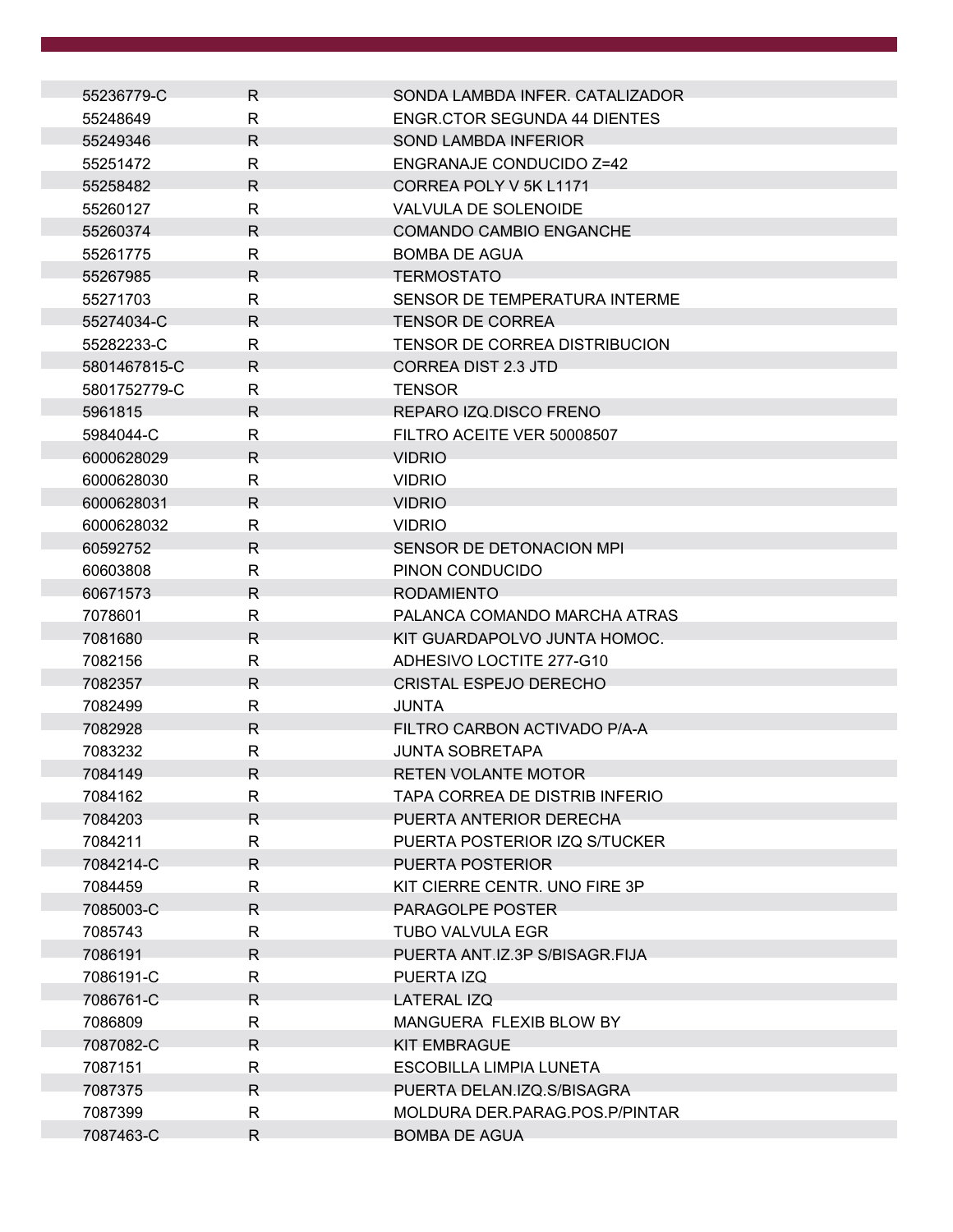| | | |
|---|---|---|
| 55236779-C | R | SONDA LAMBDA INFER. CATALIZADOR |
| 55248649 | R | ENGR.CTOR SEGUNDA 44 DIENTES |
| 55249346 | R | SOND LAMBDA INFERIOR |
| 55251472 | R | ENGRANAJE CONDUCIDO Z=42 |
| 55258482 | R | CORREA POLY V 5K L1171 |
| 55260127 | R | VALVULA DE SOLENOIDE |
| 55260374 | R | COMANDO CAMBIO ENGANCHE |
| 55261775 | R | BOMBA DE AGUA |
| 55267985 | R | TERMOSTATO |
| 55271703 | R | SENSOR DE TEMPERATURA INTERME |
| 55274034-C | R | TENSOR DE CORREA |
| 55282233-C | R | TENSOR DE CORREA DISTRIBUCION |
| 5801467815-C | R | CORREA DIST 2.3 JTD |
| 5801752779-C | R | TENSOR |
| 5961815 | R | REPARO IZQ.DISCO FRENO |
| 5984044-C | R | FILTRO ACEITE VER 50008507 |
| 6000628029 | R | VIDRIO |
| 6000628030 | R | VIDRIO |
| 6000628031 | R | VIDRIO |
| 6000628032 | R | VIDRIO |
| 60592752 | R | SENSOR DE DETONACION MPI |
| 60603808 | R | PINON CONDUCIDO |
| 60671573 | R | RODAMIENTO |
| 7078601 | R | PALANCA COMANDO MARCHA ATRAS |
| 7081680 | R | KIT GUARDAPOLVO JUNTA HOMOC. |
| 7082156 | R | ADHESIVO LOCTITE 277-G10 |
| 7082357 | R | CRISTAL ESPEJO DERECHO |
| 7082499 | R | JUNTA |
| 7082928 | R | FILTRO CARBON ACTIVADO P/A-A |
| 7083232 | R | JUNTA SOBRETAPA |
| 7084149 | R | RETEN VOLANTE MOTOR |
| 7084162 | R | TAPA CORREA DE DISTRIB INFERIO |
| 7084203 | R | PUERTA ANTERIOR DERECHA |
| 7084211 | R | PUERTA POSTERIOR IZQ S/TUCKER |
| 7084214-C | R | PUERTA POSTERIOR |
| 7084459 | R | KIT CIERRE CENTR. UNO FIRE 3P |
| 7085003-C | R | PARAGOLPE POSTER |
| 7085743 | R | TUBO VALVULA EGR |
| 7086191 | R | PUERTA ANT.IZ.3P S/BISAGR.FIJA |
| 7086191-C | R | PUERTA IZQ |
| 7086761-C | R | LATERAL IZQ |
| 7086809 | R | MANGUERA FLEXIB BLOW BY |
| 7087082-C | R | KIT EMBRAGUE |
| 7087151 | R | ESCOBILLA LIMPIA LUNETA |
| 7087375 | R | PUERTA DELAN.IZQ.S/BISAGRA |
| 7087399 | R | MOLDURA DER.PARAG.POS.P/PINTAR |
| 7087463-C | R | BOMBA DE AGUA |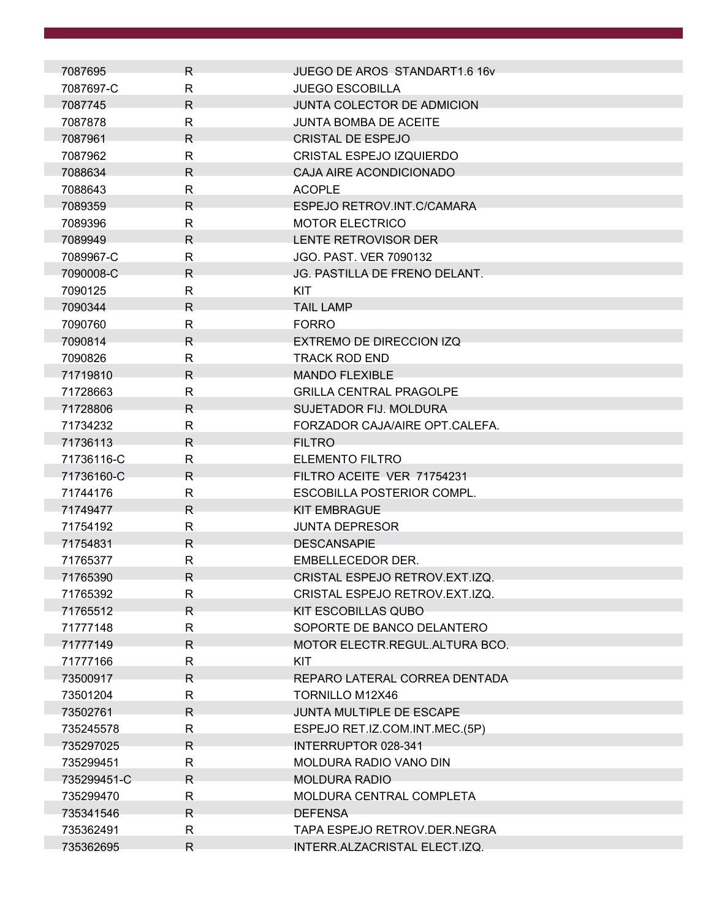| | | |
|---|---|---|
| 7087695 | R | JUEGO DE AROS  STANDART1.6 16v |
| 7087697-C | R | JUEGO ESCOBILLA |
| 7087745 | R | JUNTA COLECTOR DE ADMICION |
| 7087878 | R | JUNTA BOMBA DE ACEITE |
| 7087961 | R | CRISTAL DE ESPEJO |
| 7087962 | R | CRISTAL ESPEJO IZQUIERDO |
| 7088634 | R | CAJA AIRE ACONDICIONADO |
| 7088643 | R | ACOPLE |
| 7089359 | R | ESPEJO RETROV.INT.C/CAMARA |
| 7089396 | R | MOTOR ELECTRICO |
| 7089949 | R | LENTE RETROVISOR DER |
| 7089967-C | R | JGO. PAST. VER 7090132 |
| 7090008-C | R | JG. PASTILLA DE FRENO DELANT. |
| 7090125 | R | KIT |
| 7090344 | R | TAIL LAMP |
| 7090760 | R | FORRO |
| 7090814 | R | EXTREMO DE DIRECCION IZQ |
| 7090826 | R | TRACK ROD END |
| 71719810 | R | MANDO FLEXIBLE |
| 71728663 | R | GRILLA CENTRAL PRAGOLPE |
| 71728806 | R | SUJETADOR FIJ. MOLDURA |
| 71734232 | R | FORZADOR CAJA/AIRE OPT.CALEFA. |
| 71736113 | R | FILTRO |
| 71736116-C | R | ELEMENTO FILTRO |
| 71736160-C | R | FILTRO ACEITE  VER  71754231 |
| 71744176 | R | ESCOBILLA POSTERIOR COMPL. |
| 71749477 | R | KIT EMBRAGUE |
| 71754192 | R | JUNTA DEPRESOR |
| 71754831 | R | DESCANSAPIE |
| 71765377 | R | EMBELLECEDOR DER. |
| 71765390 | R | CRISTAL ESPEJO RETROV.EXT.IZQ. |
| 71765392 | R | CRISTAL ESPEJO RETROV.EXT.IZQ. |
| 71765512 | R | KIT ESCOBILLAS QUBO |
| 71777148 | R | SOPORTE DE BANCO DELANTERO |
| 71777149 | R | MOTOR ELECTR.REGUL.ALTURA BCO. |
| 71777166 | R | KIT |
| 73500917 | R | REPARO LATERAL CORREA DENTADA |
| 73501204 | R | TORNILLO M12X46 |
| 73502761 | R | JUNTA MULTIPLE DE ESCAPE |
| 735245578 | R | ESPEJO RET.IZ.COM.INT.MEC.(5P) |
| 735297025 | R | INTERRUPTOR 028-341 |
| 735299451 | R | MOLDURA RADIO VANO DIN |
| 735299451-C | R | MOLDURA RADIO |
| 735299470 | R | MOLDURA CENTRAL COMPLETA |
| 735341546 | R | DEFENSA |
| 735362491 | R | TAPA ESPEJO RETROV.DER.NEGRA |
| 735362695 | R | INTERR.ALZACRISTAL ELECT.IZQ. |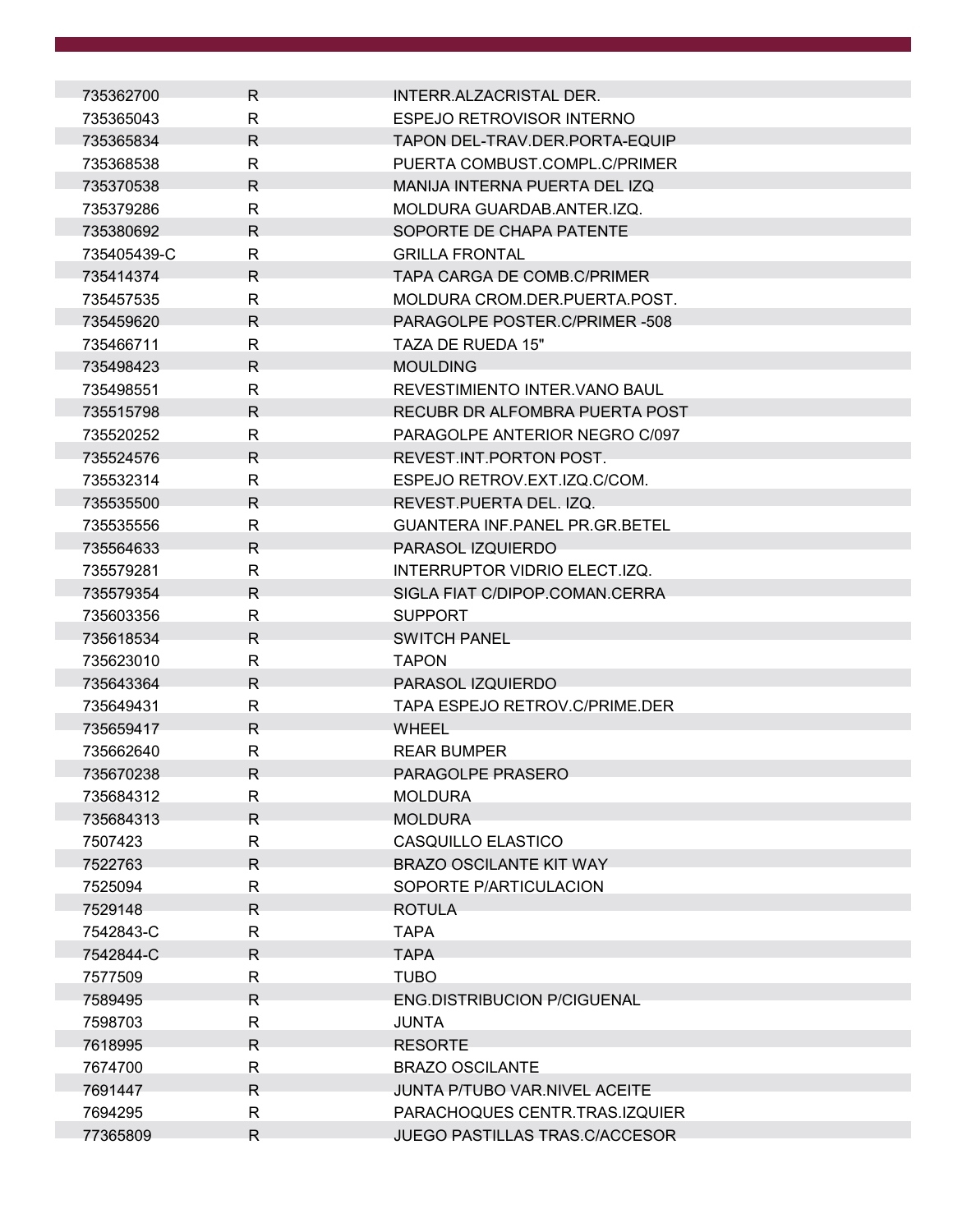| | | |
|---|---|---|
| 735362700 | R | INTERR.ALZACRISTAL DER. |
| 735365043 | R | ESPEJO RETROVISOR INTERNO |
| 735365834 | R | TAPON DEL-TRAV.DER.PORTA-EQUIP |
| 735368538 | R | PUERTA COMBUST.COMPL.C/PRIMER |
| 735370538 | R | MANIJA INTERNA PUERTA DEL IZQ |
| 735379286 | R | MOLDURA GUARDAB.ANTER.IZQ. |
| 735380692 | R | SOPORTE DE CHAPA PATENTE |
| 735405439-C | R | GRILLA FRONTAL |
| 735414374 | R | TAPA CARGA DE COMB.C/PRIMER |
| 735457535 | R | MOLDURA CROM.DER.PUERTA.POST. |
| 735459620 | R | PARAGOLPE POSTER.C/PRIMER -508 |
| 735466711 | R | TAZA DE RUEDA 15" |
| 735498423 | R | MOULDING |
| 735498551 | R | REVESTIMIENTO INTER.VANO BAUL |
| 735515798 | R | RECUBR DR ALFOMBRA PUERTA POST |
| 735520252 | R | PARAGOLPE ANTERIOR NEGRO C/097 |
| 735524576 | R | REVEST.INT.PORTON POST. |
| 735532314 | R | ESPEJO RETROV.EXT.IZQ.C/COM. |
| 735535500 | R | REVEST.PUERTA DEL. IZQ. |
| 735535556 | R | GUANTERA INF.PANEL PR.GR.BETEL |
| 735564633 | R | PARASOL IZQUIERDO |
| 735579281 | R | INTERRUPTOR VIDRIO ELECT.IZQ. |
| 735579354 | R | SIGLA FIAT C/DIPOP.COMAN.CERRA |
| 735603356 | R | SUPPORT |
| 735618534 | R | SWITCH PANEL |
| 735623010 | R | TAPON |
| 735643364 | R | PARASOL IZQUIERDO |
| 735649431 | R | TAPA ESPEJO RETROV.C/PRIME.DER |
| 735659417 | R | WHEEL |
| 735662640 | R | REAR BUMPER |
| 735670238 | R | PARAGOLPE PRASERO |
| 735684312 | R | MOLDURA |
| 735684313 | R | MOLDURA |
| 7507423 | R | CASQUILLO ELASTICO |
| 7522763 | R | BRAZO OSCILANTE KIT WAY |
| 7525094 | R | SOPORTE P/ARTICULACION |
| 7529148 | R | ROTULA |
| 7542843-C | R | TAPA |
| 7542844-C | R | TAPA |
| 7577509 | R | TUBO |
| 7589495 | R | ENG.DISTRIBUCION P/CIGUENAL |
| 7598703 | R | JUNTA |
| 7618995 | R | RESORTE |
| 7674700 | R | BRAZO OSCILANTE |
| 7691447 | R | JUNTA P/TUBO VAR.NIVEL ACEITE |
| 7694295 | R | PARACHOQUES CENTR.TRAS.IZQUIER |
| 77365809 | R | JUEGO PASTILLAS TRAS.C/ACCESOR |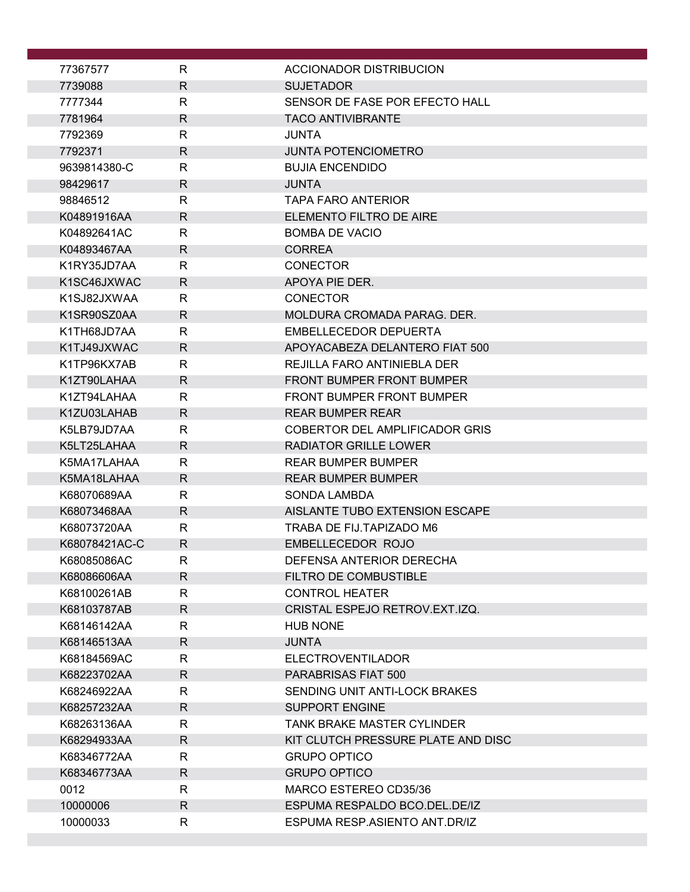| | | |
|---|---|---|
| 77367577 | R | ACCIONADOR DISTRIBUCION |
| 7739088 | R | SUJETADOR |
| 7777344 | R | SENSOR DE FASE POR EFECTO HALL |
| 7781964 | R | TACO ANTIVIBRANTE |
| 7792369 | R | JUNTA |
| 7792371 | R | JUNTA POTENCIOMETRO |
| 9639814380-C | R | BUJIA ENCENDIDO |
| 98429617 | R | JUNTA |
| 98846512 | R | TAPA FARO ANTERIOR |
| K04891916AA | R | ELEMENTO FILTRO DE AIRE |
| K04892641AC | R | BOMBA DE VACIO |
| K04893467AA | R | CORREA |
| K1RY35JD7AA | R | CONECTOR |
| K1SC46JXWAC | R | APOYA PIE DER. |
| K1SJ82JXWAA | R | CONECTOR |
| K1SR90SZ0AA | R | MOLDURA CROMADA PARAG. DER. |
| K1TH68JD7AA | R | EMBELLECEDOR DEPUERTA |
| K1TJ49JXWAC | R | APOYACABEZA DELANTERO FIAT 500 |
| K1TP96KX7AB | R | REJILLA FARO ANTINIEBLA DER |
| K1ZT90LAHAA | R | FRONT BUMPER FRONT BUMPER |
| K1ZT94LAHAA | R | FRONT BUMPER FRONT BUMPER |
| K1ZU03LAHAB | R | REAR BUMPER REAR |
| K5LB79JD7AA | R | COBERTOR DEL AMPLIFICADOR GRIS |
| K5LT25LAHAA | R | RADIATOR GRILLE LOWER |
| K5MA17LAHAA | R | REAR BUMPER BUMPER |
| K5MA18LAHAA | R | REAR BUMPER BUMPER |
| K68070689AA | R | SONDA LAMBDA |
| K68073468AA | R | AISLANTE TUBO EXTENSION ESCAPE |
| K68073720AA | R | TRABA DE FIJ.TAPIZADO M6 |
| K68078421AC-C | R | EMBELLECEDOR ROJO |
| K68085086AC | R | DEFENSA ANTERIOR DERECHA |
| K68086606AA | R | FILTRO DE COMBUSTIBLE |
| K68100261AB | R | CONTROL HEATER |
| K68103787AB | R | CRISTAL ESPEJO RETROV.EXT.IZQ. |
| K68146142AA | R | HUB NONE |
| K68146513AA | R | JUNTA |
| K68184569AC | R | ELECTROVENTILADOR |
| K68223702AA | R | PARABRISAS FIAT 500 |
| K68246922AA | R | SENDING UNIT ANTI-LOCK BRAKES |
| K68257232AA | R | SUPPORT ENGINE |
| K68263136AA | R | TANK BRAKE MASTER CYLINDER |
| K68294933AA | R | KIT CLUTCH PRESSURE PLATE AND DISC |
| K68346772AA | R | GRUPO OPTICO |
| K68346773AA | R | GRUPO OPTICO |
| 0012 | R | MARCO ESTEREO CD35/36 |
| 10000006 | R | ESPUMA RESPALDO BCO.DEL.DE/IZ |
| 10000033 | R | ESPUMA RESP.ASIENTO ANT.DR/IZ |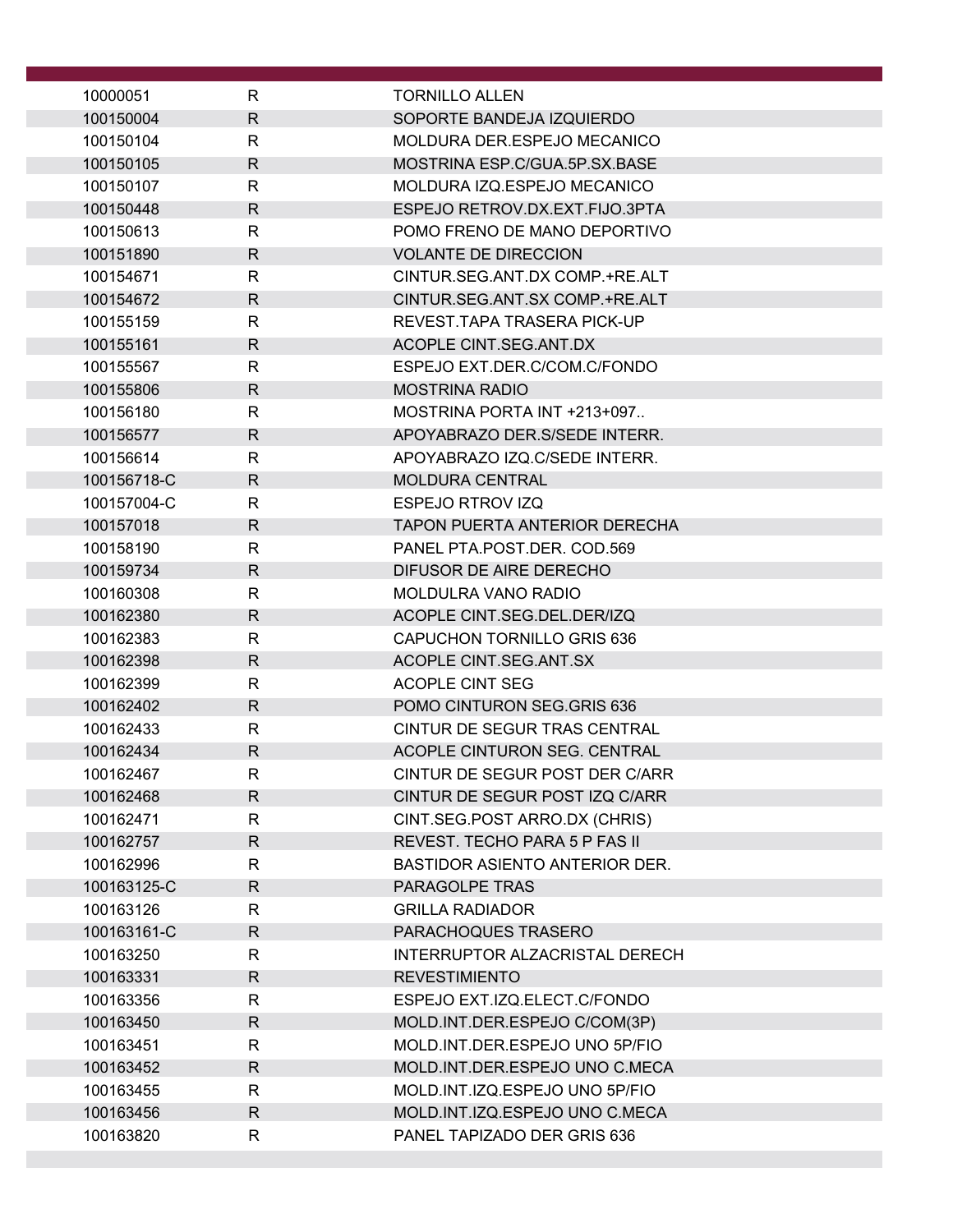| | | |
|---|---|---|
| 10000051 | R | TORNILLO ALLEN |
| 100150004 | R | SOPORTE BANDEJA IZQUIERDO |
| 100150104 | R | MOLDURA DER.ESPEJO MECANICO |
| 100150105 | R | MOSTRINA ESP.C/GUA.5P.SX.BASE |
| 100150107 | R | MOLDURA IZQ.ESPEJO MECANICO |
| 100150448 | R | ESPEJO RETROV.DX.EXT.FIJO.3PTA |
| 100150613 | R | POMO FRENO DE MANO DEPORTIVO |
| 100151890 | R | VOLANTE DE DIRECCION |
| 100154671 | R | CINTUR.SEG.ANT.DX COMP.+RE.ALT |
| 100154672 | R | CINTUR.SEG.ANT.SX COMP.+RE.ALT |
| 100155159 | R | REVEST.TAPA TRASERA PICK-UP |
| 100155161 | R | ACOPLE CINT.SEG.ANT.DX |
| 100155567 | R | ESPEJO EXT.DER.C/COM.C/FONDO |
| 100155806 | R | MOSTRINA RADIO |
| 100156180 | R | MOSTRINA PORTA INT +213+097.. |
| 100156577 | R | APOYABRAZO DER.S/SEDE INTERR. |
| 100156614 | R | APOYABRAZO IZQ.C/SEDE INTERR. |
| 100156718-C | R | MOLDURA CENTRAL |
| 100157004-C | R | ESPEJO RTROV IZQ |
| 100157018 | R | TAPON PUERTA ANTERIOR DERECHA |
| 100158190 | R | PANEL PTA.POST.DER. COD.569 |
| 100159734 | R | DIFUSOR DE AIRE DERECHO |
| 100160308 | R | MOLDULRA VANO RADIO |
| 100162380 | R | ACOPLE CINT.SEG.DEL.DER/IZQ |
| 100162383 | R | CAPUCHON TORNILLO GRIS 636 |
| 100162398 | R | ACOPLE CINT.SEG.ANT.SX |
| 100162399 | R | ACOPLE CINT SEG |
| 100162402 | R | POMO CINTURON SEG.GRIS 636 |
| 100162433 | R | CINTUR DE SEGUR TRAS CENTRAL |
| 100162434 | R | ACOPLE CINTURON SEG. CENTRAL |
| 100162467 | R | CINTUR DE SEGUR POST DER C/ARR |
| 100162468 | R | CINTUR DE SEGUR POST IZQ C/ARR |
| 100162471 | R | CINT.SEG.POST ARRO.DX (CHRIS) |
| 100162757 | R | REVEST. TECHO PARA 5 P FAS II |
| 100162996 | R | BASTIDOR ASIENTO ANTERIOR DER. |
| 100163125-C | R | PARAGOLPE TRAS |
| 100163126 | R | GRILLA RADIADOR |
| 100163161-C | R | PARACHOQUES TRASERO |
| 100163250 | R | INTERRUPTOR ALZACRISTAL DERECH |
| 100163331 | R | REVESTIMIENTO |
| 100163356 | R | ESPEJO EXT.IZQ.ELECT.C/FONDO |
| 100163450 | R | MOLD.INT.DER.ESPEJO C/COM(3P) |
| 100163451 | R | MOLD.INT.DER.ESPEJO UNO 5P/FIO |
| 100163452 | R | MOLD.INT.DER.ESPEJO UNO C.MECA |
| 100163455 | R | MOLD.INT.IZQ.ESPEJO UNO 5P/FIO |
| 100163456 | R | MOLD.INT.IZQ.ESPEJO UNO C.MECA |
| 100163820 | R | PANEL TAPIZADO DER GRIS 636 |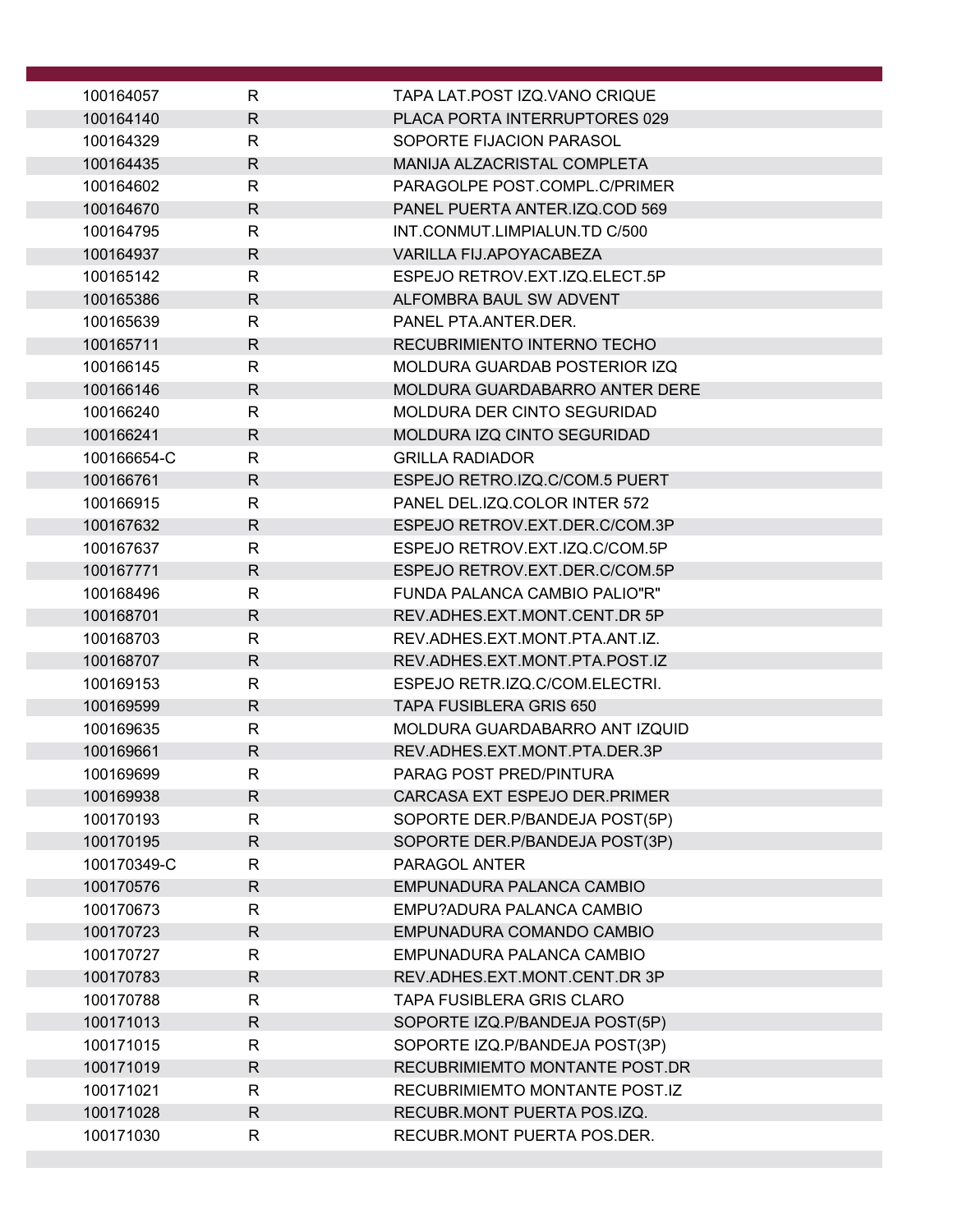| | | |
|---|---|---|
| 100164057 | R | TAPA LAT.POST IZQ.VANO CRIQUE |
| 100164140 | R | PLACA PORTA INTERRUPTORES 029 |
| 100164329 | R | SOPORTE FIJACION PARASOL |
| 100164435 | R | MANIJA ALZACRISTAL COMPLETA |
| 100164602 | R | PARAGOLPE POST.COMPL.C/PRIMER |
| 100164670 | R | PANEL PUERTA ANTER.IZQ.COD 569 |
| 100164795 | R | INT.CONMUT.LIMPIALUN.TD C/500 |
| 100164937 | R | VARILLA FIJ.APOYACABEZA |
| 100165142 | R | ESPEJO RETROV.EXT.IZQ.ELECT.5P |
| 100165386 | R | ALFOMBRA BAUL SW ADVENT |
| 100165639 | R | PANEL PTA.ANTER.DER. |
| 100165711 | R | RECUBRIMIENTO INTERNO TECHO |
| 100166145 | R | MOLDURA GUARDAB POSTERIOR IZQ |
| 100166146 | R | MOLDURA GUARDABARRO ANTER DERE |
| 100166240 | R | MOLDURA DER CINTO SEGURIDAD |
| 100166241 | R | MOLDURA IZQ CINTO SEGURIDAD |
| 100166654-C | R | GRILLA RADIADOR |
| 100166761 | R | ESPEJO RETRO.IZQ.C/COM.5 PUERT |
| 100166915 | R | PANEL DEL.IZQ.COLOR INTER 572 |
| 100167632 | R | ESPEJO RETROV.EXT.DER.C/COM.3P |
| 100167637 | R | ESPEJO RETROV.EXT.IZQ.C/COM.5P |
| 100167771 | R | ESPEJO RETROV.EXT.DER.C/COM.5P |
| 100168496 | R | FUNDA PALANCA CAMBIO PALIO"R" |
| 100168701 | R | REV.ADHES.EXT.MONT.CENT.DR 5P |
| 100168703 | R | REV.ADHES.EXT.MONT.PTA.ANT.IZ. |
| 100168707 | R | REV.ADHES.EXT.MONT.PTA.POST.IZ |
| 100169153 | R | ESPEJO RETR.IZQ.C/COM.ELECTRI. |
| 100169599 | R | TAPA FUSIBLERA GRIS 650 |
| 100169635 | R | MOLDURA GUARDABARRO ANT IZQUID |
| 100169661 | R | REV.ADHES.EXT.MONT.PTA.DER.3P |
| 100169699 | R | PARAG POST PRED/PINTURA |
| 100169938 | R | CARCASA EXT ESPEJO DER.PRIMER |
| 100170193 | R | SOPORTE DER.P/BANDEJA POST(5P) |
| 100170195 | R | SOPORTE DER.P/BANDEJA POST(3P) |
| 100170349-C | R | PARAGOL ANTER |
| 100170576 | R | EMPUNADURA PALANCA CAMBIO |
| 100170673 | R | EMPU?ADURA PALANCA CAMBIO |
| 100170723 | R | EMPUNADURA COMANDO CAMBIO |
| 100170727 | R | EMPUNADURA PALANCA CAMBIO |
| 100170783 | R | REV.ADHES.EXT.MONT.CENT.DR 3P |
| 100170788 | R | TAPA FUSIBLERA GRIS CLARO |
| 100171013 | R | SOPORTE IZQ.P/BANDEJA POST(5P) |
| 100171015 | R | SOPORTE IZQ.P/BANDEJA POST(3P) |
| 100171019 | R | RECUBRIMIEMTO MONTANTE POST.DR |
| 100171021 | R | RECUBRIMIEMTO MONTANTE POST.IZ |
| 100171028 | R | RECUBR.MONT PUERTA POS.IZQ. |
| 100171030 | R | RECUBR.MONT PUERTA POS.DER. |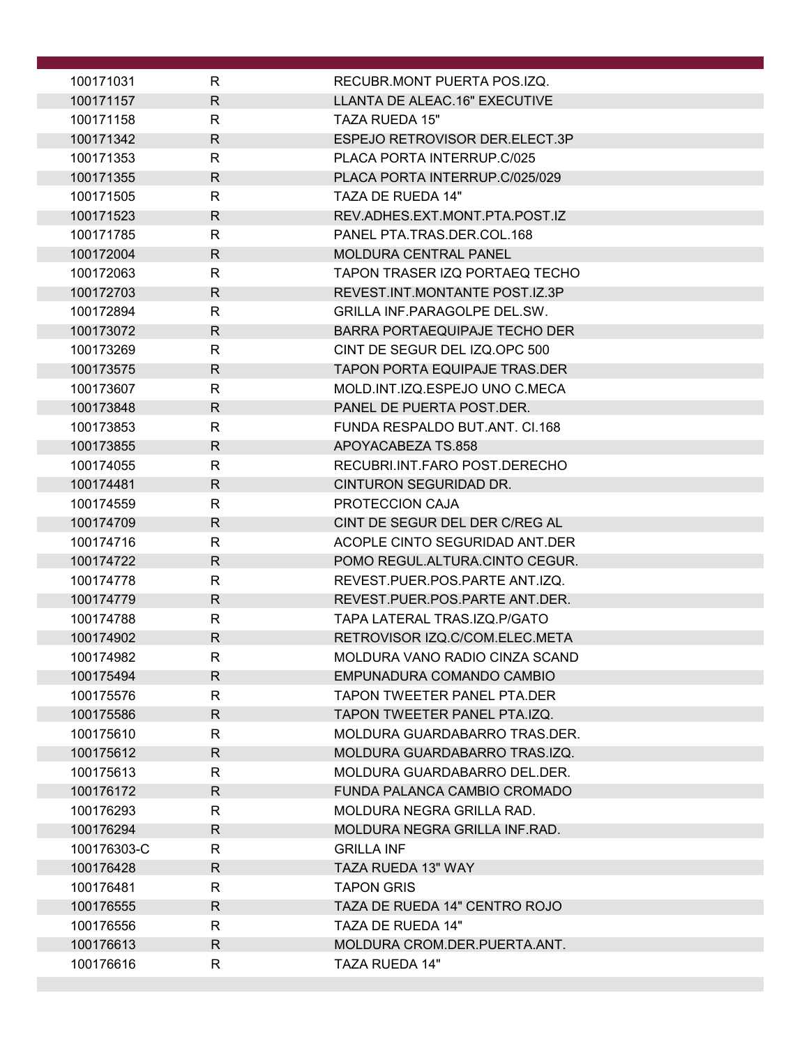| | | |
|---|---|---|
| 100171031 | R | RECUBR.MONT PUERTA POS.IZQ. |
| 100171157 | R | LLANTA DE ALEAC.16" EXECUTIVE |
| 100171158 | R | TAZA RUEDA 15" |
| 100171342 | R | ESPEJO RETROVISOR DER.ELECT.3P |
| 100171353 | R | PLACA PORTA INTERRUP.C/025 |
| 100171355 | R | PLACA PORTA INTERRUP.C/025/029 |
| 100171505 | R | TAZA DE RUEDA 14" |
| 100171523 | R | REV.ADHES.EXT.MONT.PTA.POST.IZ |
| 100171785 | R | PANEL PTA.TRAS.DER.COL.168 |
| 100172004 | R | MOLDURA CENTRAL PANEL |
| 100172063 | R | TAPON TRASER IZQ PORTAEQ TECHO |
| 100172703 | R | REVEST.INT.MONTANTE POST.IZ.3P |
| 100172894 | R | GRILLA INF.PARAGOLPE DEL.SW. |
| 100173072 | R | BARRA PORTAEQUIPAJE TECHO DER |
| 100173269 | R | CINT DE SEGUR DEL IZQ.OPC 500 |
| 100173575 | R | TAPON PORTA EQUIPAJE TRAS.DER |
| 100173607 | R | MOLD.INT.IZQ.ESPEJO UNO C.MECA |
| 100173848 | R | PANEL DE PUERTA POST.DER. |
| 100173853 | R | FUNDA RESPALDO BUT.ANT. CI.168 |
| 100173855 | R | APOYACABEZA TS.858 |
| 100174055 | R | RECUBRI.INT.FARO POST.DERECHO |
| 100174481 | R | CINTURON SEGURIDAD DR. |
| 100174559 | R | PROTECCION CAJA |
| 100174709 | R | CINT DE SEGUR DEL DER C/REG AL |
| 100174716 | R | ACOPLE CINTO SEGURIDAD ANT.DER |
| 100174722 | R | POMO REGUL.ALTURA.CINTO CEGUR. |
| 100174778 | R | REVEST.PUER.POS.PARTE ANT.IZQ. |
| 100174779 | R | REVEST.PUER.POS.PARTE ANT.DER. |
| 100174788 | R | TAPA LATERAL TRAS.IZQ.P/GATO |
| 100174902 | R | RETROVISOR IZQ.C/COM.ELEC.META |
| 100174982 | R | MOLDURA VANO RADIO CINZA SCAND |
| 100175494 | R | EMPUNADURA COMANDO CAMBIO |
| 100175576 | R | TAPON TWEETER PANEL PTA.DER |
| 100175586 | R | TAPON TWEETER PANEL PTA.IZQ. |
| 100175610 | R | MOLDURA GUARDABARRO TRAS.DER. |
| 100175612 | R | MOLDURA GUARDABARRO TRAS.IZQ. |
| 100175613 | R | MOLDURA GUARDABARRO DEL.DER. |
| 100176172 | R | FUNDA PALANCA CAMBIO CROMADO |
| 100176293 | R | MOLDURA NEGRA GRILLA RAD. |
| 100176294 | R | MOLDURA NEGRA GRILLA INF.RAD. |
| 100176303-C | R | GRILLA INF |
| 100176428 | R | TAZA RUEDA 13" WAY |
| 100176481 | R | TAPON GRIS |
| 100176555 | R | TAZA DE RUEDA 14" CENTRO ROJO |
| 100176556 | R | TAZA DE RUEDA 14" |
| 100176613 | R | MOLDURA CROM.DER.PUERTA.ANT. |
| 100176616 | R | TAZA RUEDA 14" |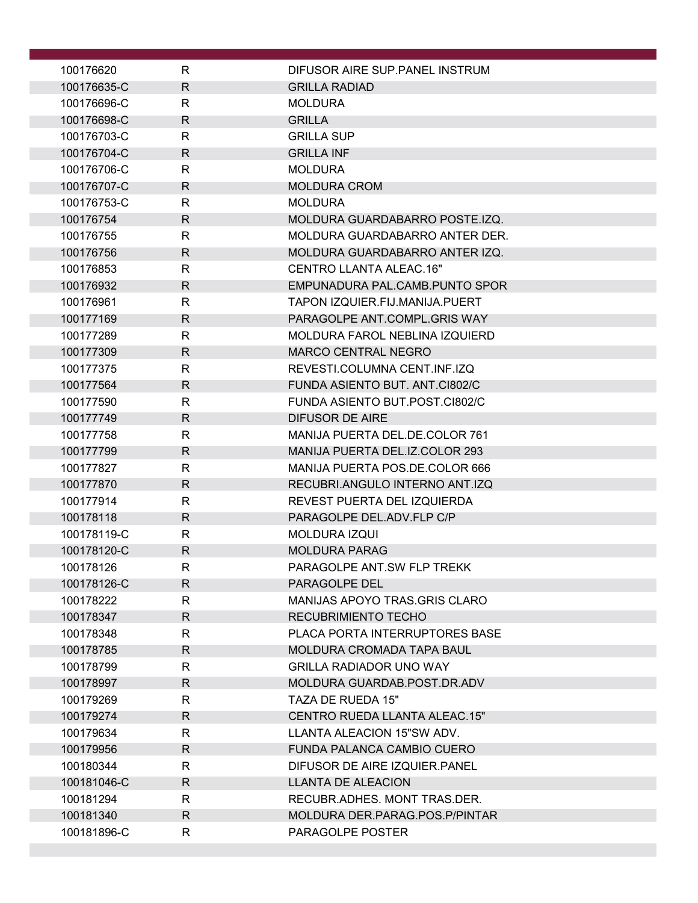| | | |
|---|---|---|
| 100176620 | R | DIFUSOR AIRE SUP.PANEL INSTRUM |
| 100176635-C | R | GRILLA RADIAD |
| 100176696-C | R | MOLDURA |
| 100176698-C | R | GRILLA |
| 100176703-C | R | GRILLA SUP |
| 100176704-C | R | GRILLA INF |
| 100176706-C | R | MOLDURA |
| 100176707-C | R | MOLDURA CROM |
| 100176753-C | R | MOLDURA |
| 100176754 | R | MOLDURA GUARDABARRO POSTE.IZQ. |
| 100176755 | R | MOLDURA GUARDABARRO ANTER DER. |
| 100176756 | R | MOLDURA GUARDABARRO ANTER IZQ. |
| 100176853 | R | CENTRO LLANTA ALEAC.16" |
| 100176932 | R | EMPUNADURA PAL.CAMB.PUNTO SPOR |
| 100176961 | R | TAPON IZQUIER.FIJ.MANIJA.PUERT |
| 100177169 | R | PARAGOLPE ANT.COMPL.GRIS WAY |
| 100177289 | R | MOLDURA FAROL NEBLINA IZQUIERD |
| 100177309 | R | MARCO CENTRAL NEGRO |
| 100177375 | R | REVESTI.COLUMNA CENT.INF.IZQ |
| 100177564 | R | FUNDA ASIENTO BUT. ANT.CI802/C |
| 100177590 | R | FUNDA ASIENTO BUT.POST.CI802/C |
| 100177749 | R | DIFUSOR DE AIRE |
| 100177758 | R | MANIJA PUERTA DEL.DE.COLOR 761 |
| 100177799 | R | MANIJA PUERTA DEL.IZ.COLOR 293 |
| 100177827 | R | MANIJA PUERTA POS.DE.COLOR 666 |
| 100177870 | R | RECUBRI.ANGULO INTERNO ANT.IZQ |
| 100177914 | R | REVEST PUERTA DEL IZQUIERDA |
| 100178118 | R | PARAGOLPE DEL.ADV.FLP C/P |
| 100178119-C | R | MOLDURA IZQUI |
| 100178120-C | R | MOLDURA PARAG |
| 100178126 | R | PARAGOLPE ANT.SW FLP TREKK |
| 100178126-C | R | PARAGOLPE DEL |
| 100178222 | R | MANIJAS APOYO TRAS.GRIS CLARO |
| 100178347 | R | RECUBRIMIENTO TECHO |
| 100178348 | R | PLACA PORTA INTERRUPTORES BASE |
| 100178785 | R | MOLDURA CROMADA TAPA BAUL |
| 100178799 | R | GRILLA RADIADOR UNO WAY |
| 100178997 | R | MOLDURA GUARDAB.POST.DR.ADV |
| 100179269 | R | TAZA DE RUEDA 15" |
| 100179274 | R | CENTRO RUEDA LLANTA ALEAC.15" |
| 100179634 | R | LLANTA ALEACION 15"SW ADV. |
| 100179956 | R | FUNDA PALANCA CAMBIO CUERO |
| 100180344 | R | DIFUSOR DE AIRE IZQUIER.PANEL |
| 100181046-C | R | LLANTA DE ALEACION |
| 100181294 | R | RECUBR.ADHES. MONT TRAS.DER. |
| 100181340 | R | MOLDURA DER.PARAG.POS.P/PINTAR |
| 100181896-C | R | PARAGOLPE POSTER |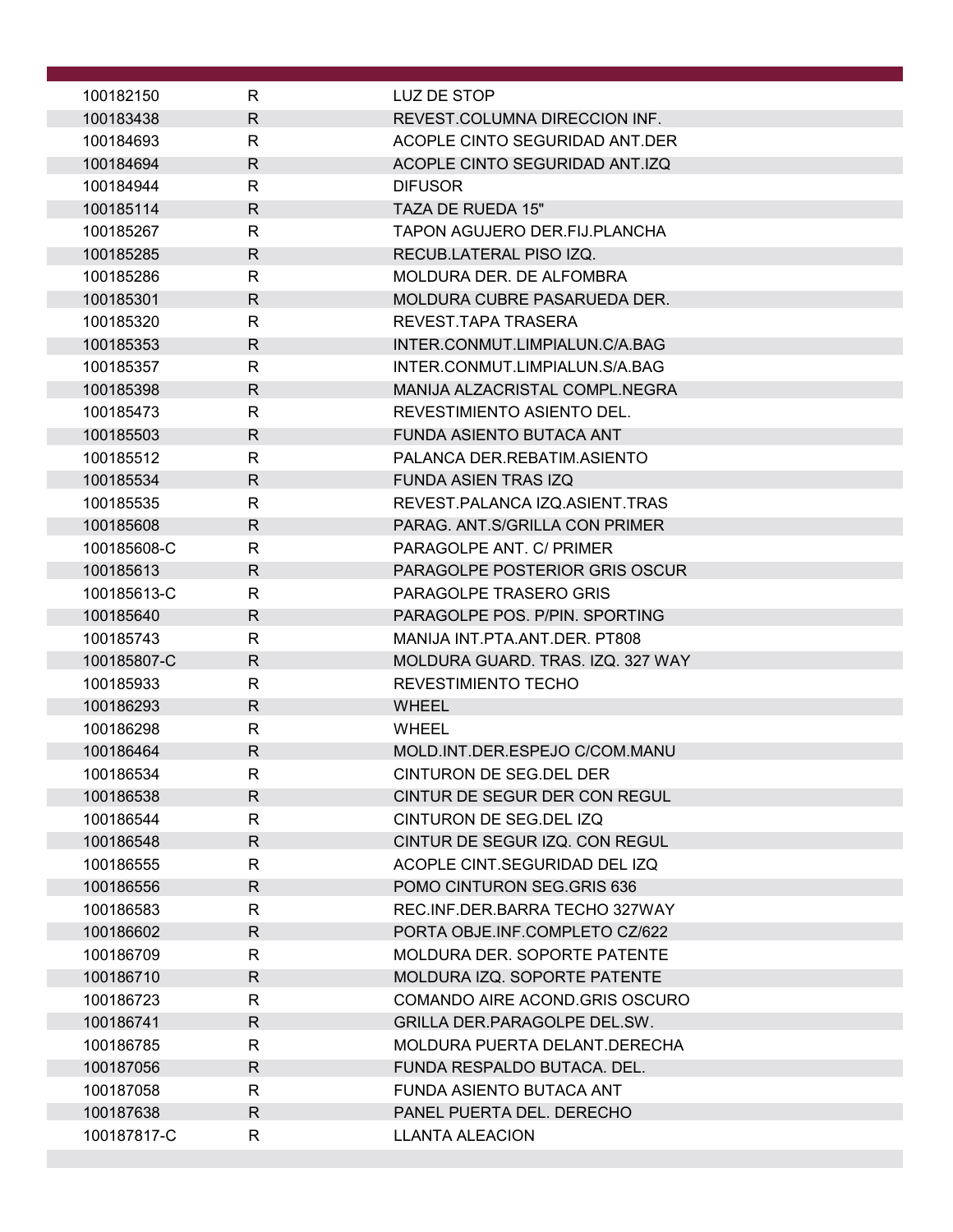| | | |
|---|---|---|
| 100182150 | R | LUZ DE STOP |
| 100183438 | R | REVEST.COLUMNA DIRECCION INF. |
| 100184693 | R | ACOPLE CINTO SEGURIDAD ANT.DER |
| 100184694 | R | ACOPLE CINTO SEGURIDAD ANT.IZQ |
| 100184944 | R | DIFUSOR |
| 100185114 | R | TAZA DE RUEDA 15" |
| 100185267 | R | TAPON AGUJERO DER.FIJ.PLANCHA |
| 100185285 | R | RECUB.LATERAL PISO IZQ. |
| 100185286 | R | MOLDURA DER. DE ALFOMBRA |
| 100185301 | R | MOLDURA CUBRE PASARUEDA DER. |
| 100185320 | R | REVEST.TAPA TRASERA |
| 100185353 | R | INTER.CONMUT.LIMPIALUN.C/A.BAG |
| 100185357 | R | INTER.CONMUT.LIMPIALUN.S/A.BAG |
| 100185398 | R | MANIJA ALZACRISTAL COMPL.NEGRA |
| 100185473 | R | REVESTIMIENTO ASIENTO DEL. |
| 100185503 | R | FUNDA ASIENTO BUTACA ANT |
| 100185512 | R | PALANCA DER.REBATIM.ASIENTO |
| 100185534 | R | FUNDA ASIEN TRAS IZQ |
| 100185535 | R | REVEST.PALANCA IZQ.ASIENT.TRAS |
| 100185608 | R | PARAG. ANT.S/GRILLA CON PRIMER |
| 100185608-C | R | PARAGOLPE ANT. C/ PRIMER |
| 100185613 | R | PARAGOLPE POSTERIOR GRIS OSCUR |
| 100185613-C | R | PARAGOLPE TRASERO GRIS |
| 100185640 | R | PARAGOLPE POS. P/PIN. SPORTING |
| 100185743 | R | MANIJA INT.PTA.ANT.DER. PT808 |
| 100185807-C | R | MOLDURA GUARD. TRAS. IZQ. 327 WAY |
| 100185933 | R | REVESTIMIENTO TECHO |
| 100186293 | R | WHEEL |
| 100186298 | R | WHEEL |
| 100186464 | R | MOLD.INT.DER.ESPEJO C/COM.MANU |
| 100186534 | R | CINTURON DE SEG.DEL DER |
| 100186538 | R | CINTUR DE SEGUR DER CON REGUL |
| 100186544 | R | CINTURON DE SEG.DEL IZQ |
| 100186548 | R | CINTUR DE SEGUR IZQ. CON REGUL |
| 100186555 | R | ACOPLE CINT.SEGURIDAD DEL IZQ |
| 100186556 | R | POMO CINTURON SEG.GRIS 636 |
| 100186583 | R | REC.INF.DER.BARRA TECHO 327WAY |
| 100186602 | R | PORTA OBJE.INF.COMPLETO CZ/622 |
| 100186709 | R | MOLDURA DER. SOPORTE PATENTE |
| 100186710 | R | MOLDURA IZQ. SOPORTE PATENTE |
| 100186723 | R | COMANDO AIRE ACOND.GRIS OSCURO |
| 100186741 | R | GRILLA DER.PARAGOLPE DEL.SW. |
| 100186785 | R | MOLDURA PUERTA DELANT.DERECHA |
| 100187056 | R | FUNDA RESPALDO BUTACA. DEL. |
| 100187058 | R | FUNDA ASIENTO BUTACA ANT |
| 100187638 | R | PANEL PUERTA DEL. DERECHO |
| 100187817-C | R | LLANTA ALEACION |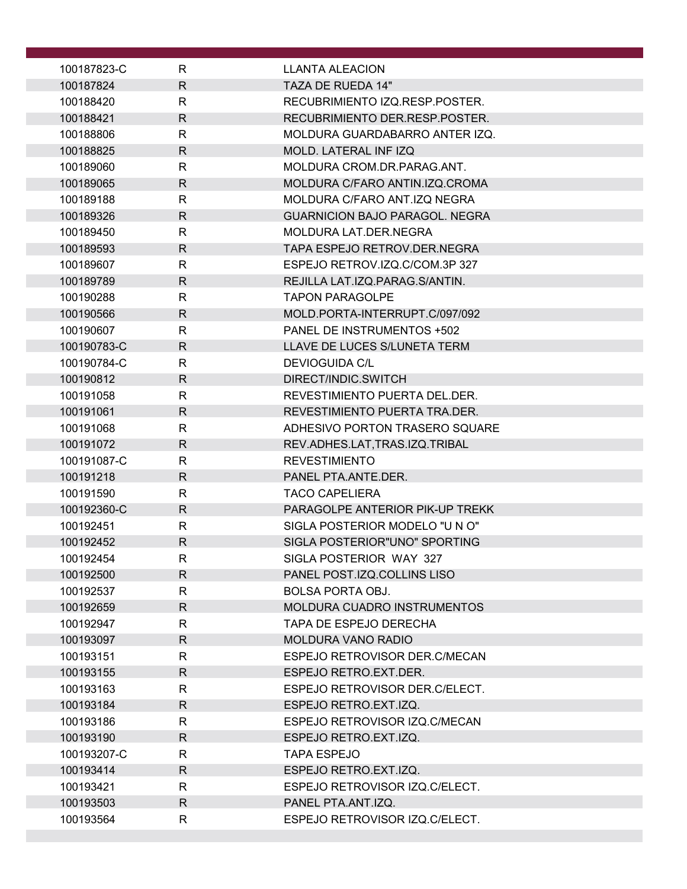| | | |
|---|---|---|
| 100187823-C | R | LLANTA ALEACION |
| 100187824 | R | TAZA DE RUEDA 14" |
| 100188420 | R | RECUBRIMIENTO IZQ.RESP.POSTER. |
| 100188421 | R | RECUBRIMIENTO DER.RESP.POSTER. |
| 100188806 | R | MOLDURA GUARDABARRO ANTER IZQ. |
| 100188825 | R | MOLD. LATERAL INF IZQ |
| 100189060 | R | MOLDURA CROM.DR.PARAG.ANT. |
| 100189065 | R | MOLDURA C/FARO ANTIN.IZQ.CROMA |
| 100189188 | R | MOLDURA C/FARO ANT.IZQ NEGRA |
| 100189326 | R | GUARNICION BAJO PARAGOL. NEGRA |
| 100189450 | R | MOLDURA LAT.DER.NEGRA |
| 100189593 | R | TAPA ESPEJO RETROV.DER.NEGRA |
| 100189607 | R | ESPEJO RETROV.IZQ.C/COM.3P 327 |
| 100189789 | R | REJILLA LAT.IZQ.PARAG.S/ANTIN. |
| 100190288 | R | TAPON PARAGOLPE |
| 100190566 | R | MOLD.PORTA-INTERRUPT.C/097/092 |
| 100190607 | R | PANEL DE INSTRUMENTOS +502 |
| 100190783-C | R | LLAVE DE LUCES S/LUNETA TERM |
| 100190784-C | R | DEVIOGUIDA C/L |
| 100190812 | R | DIRECT/INDIC.SWITCH |
| 100191058 | R | REVESTIMIENTO PUERTA DEL.DER. |
| 100191061 | R | REVESTIMIENTO PUERTA TRA.DER. |
| 100191068 | R | ADHESIVO PORTON TRASERO SQUARE |
| 100191072 | R | REV.ADHES.LAT,TRAS.IZQ.TRIBAL |
| 100191087-C | R | REVESTIMIENTO |
| 100191218 | R | PANEL PTA.ANTE.DER. |
| 100191590 | R | TACO CAPELIERA |
| 100192360-C | R | PARAGOLPE ANTERIOR PIK-UP TREKK |
| 100192451 | R | SIGLA POSTERIOR MODELO "U N O" |
| 100192452 | R | SIGLA POSTERIOR"UNO" SPORTING |
| 100192454 | R | SIGLA POSTERIOR WAY 327 |
| 100192500 | R | PANEL POST.IZQ.COLLINS LISO |
| 100192537 | R | BOLSA PORTA OBJ. |
| 100192659 | R | MOLDURA CUADRO INSTRUMENTOS |
| 100192947 | R | TAPA DE ESPEJO DERECHA |
| 100193097 | R | MOLDURA VANO RADIO |
| 100193151 | R | ESPEJO RETROVISOR DER.C/MECAN |
| 100193155 | R | ESPEJO RETRO.EXT.DER. |
| 100193163 | R | ESPEJO RETROVISOR DER.C/ELECT. |
| 100193184 | R | ESPEJO RETRO.EXT.IZQ. |
| 100193186 | R | ESPEJO RETROVISOR IZQ.C/MECAN |
| 100193190 | R | ESPEJO RETRO.EXT.IZQ. |
| 100193207-C | R | TAPA ESPEJO |
| 100193414 | R | ESPEJO RETRO.EXT.IZQ. |
| 100193421 | R | ESPEJO RETROVISOR IZQ.C/ELECT. |
| 100193503 | R | PANEL PTA.ANT.IZQ. |
| 100193564 | R | ESPEJO RETROVISOR IZQ.C/ELECT. |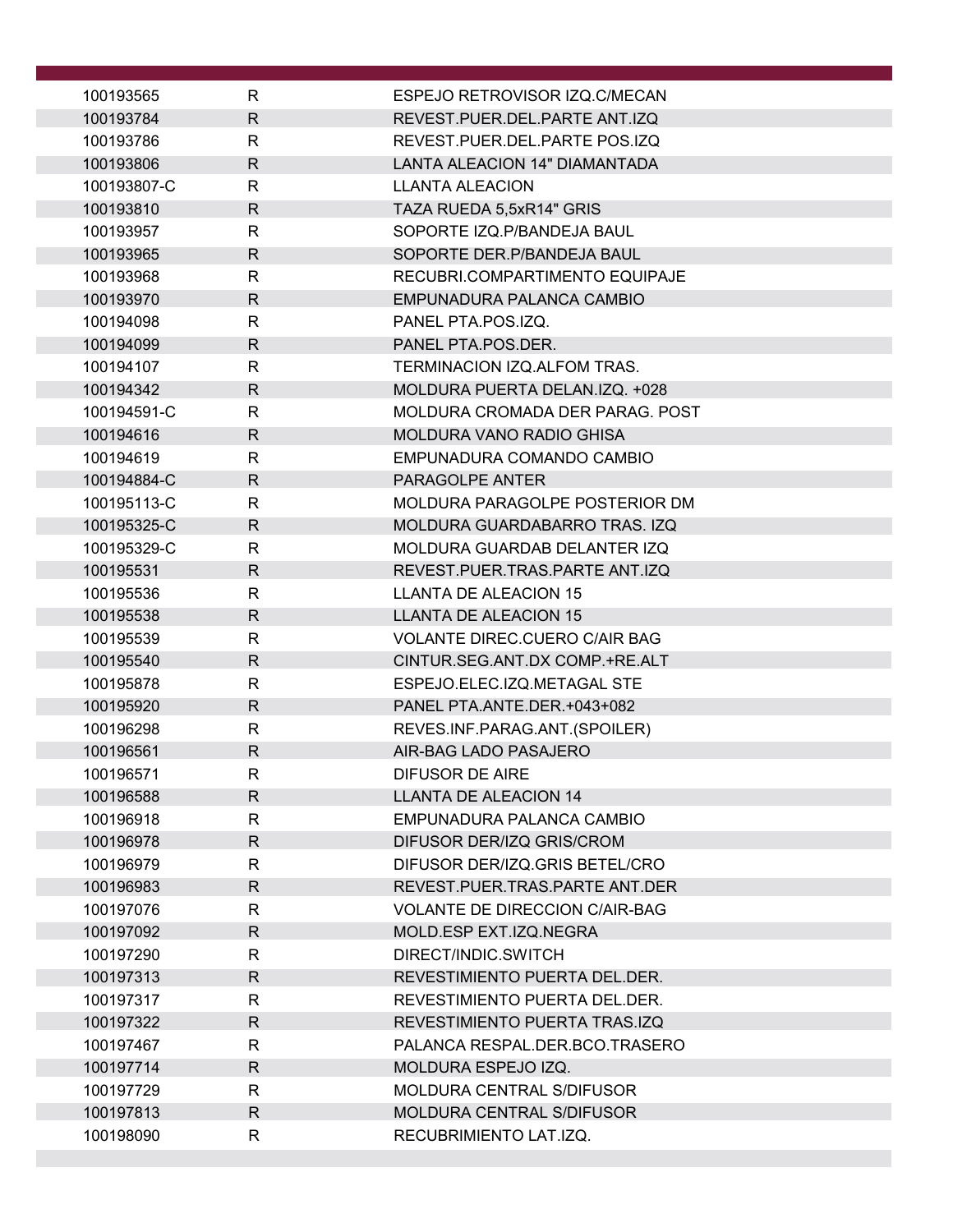| | | |
|---|---|---|
| 100193565 | R | ESPEJO RETROVISOR IZQ.C/MECAN |
| 100193784 | R | REVEST.PUER.DEL.PARTE ANT.IZQ |
| 100193786 | R | REVEST.PUER.DEL.PARTE POS.IZQ |
| 100193806 | R | LANTA ALEACION 14" DIAMANTADA |
| 100193807-C | R | LLANTA ALEACION |
| 100193810 | R | TAZA RUEDA 5,5xR14" GRIS |
| 100193957 | R | SOPORTE IZQ.P/BANDEJA BAUL |
| 100193965 | R | SOPORTE DER.P/BANDEJA BAUL |
| 100193968 | R | RECUBRI.COMPARTIMENTO EQUIPAJE |
| 100193970 | R | EMPUNADURA PALANCA CAMBIO |
| 100194098 | R | PANEL PTA.POS.IZQ. |
| 100194099 | R | PANEL PTA.POS.DER. |
| 100194107 | R | TERMINACION IZQ.ALFOM TRAS. |
| 100194342 | R | MOLDURA PUERTA DELAN.IZQ. +028 |
| 100194591-C | R | MOLDURA CROMADA DER PARAG. POST |
| 100194616 | R | MOLDURA VANO RADIO GHISA |
| 100194619 | R | EMPUNADURA COMANDO CAMBIO |
| 100194884-C | R | PARAGOLPE ANTER |
| 100195113-C | R | MOLDURA PARAGOLPE POSTERIOR DM |
| 100195325-C | R | MOLDURA GUARDABARRO TRAS. IZQ |
| 100195329-C | R | MOLDURA GUARDAB DELANTER IZQ |
| 100195531 | R | REVEST.PUER.TRAS.PARTE ANT.IZQ |
| 100195536 | R | LLANTA DE ALEACION 15 |
| 100195538 | R | LLANTA DE ALEACION 15 |
| 100195539 | R | VOLANTE DIREC.CUERO C/AIR BAG |
| 100195540 | R | CINTUR.SEG.ANT.DX COMP.+RE.ALT |
| 100195878 | R | ESPEJO.ELEC.IZQ.METAGAL STE |
| 100195920 | R | PANEL PTA.ANTE.DER.+043+082 |
| 100196298 | R | REVES.INF.PARAG.ANT.(SPOILER) |
| 100196561 | R | AIR-BAG LADO PASAJERO |
| 100196571 | R | DIFUSOR DE AIRE |
| 100196588 | R | LLANTA DE ALEACION 14 |
| 100196918 | R | EMPUNADURA PALANCA CAMBIO |
| 100196978 | R | DIFUSOR DER/IZQ GRIS/CROM |
| 100196979 | R | DIFUSOR DER/IZQ.GRIS BETEL/CRO |
| 100196983 | R | REVEST.PUER.TRAS.PARTE ANT.DER |
| 100197076 | R | VOLANTE DE DIRECCION C/AIR-BAG |
| 100197092 | R | MOLD.ESP EXT.IZQ.NEGRA |
| 100197290 | R | DIRECT/INDIC.SWITCH |
| 100197313 | R | REVESTIMIENTO PUERTA DEL.DER. |
| 100197317 | R | REVESTIMIENTO PUERTA DEL.DER. |
| 100197322 | R | REVESTIMIENTO PUERTA TRAS.IZQ |
| 100197467 | R | PALANCA RESPAL.DER.BCO.TRASERO |
| 100197714 | R | MOLDURA ESPEJO IZQ. |
| 100197729 | R | MOLDURA CENTRAL S/DIFUSOR |
| 100197813 | R | MOLDURA CENTRAL S/DIFUSOR |
| 100198090 | R | RECUBRIMIENTO LAT.IZQ. |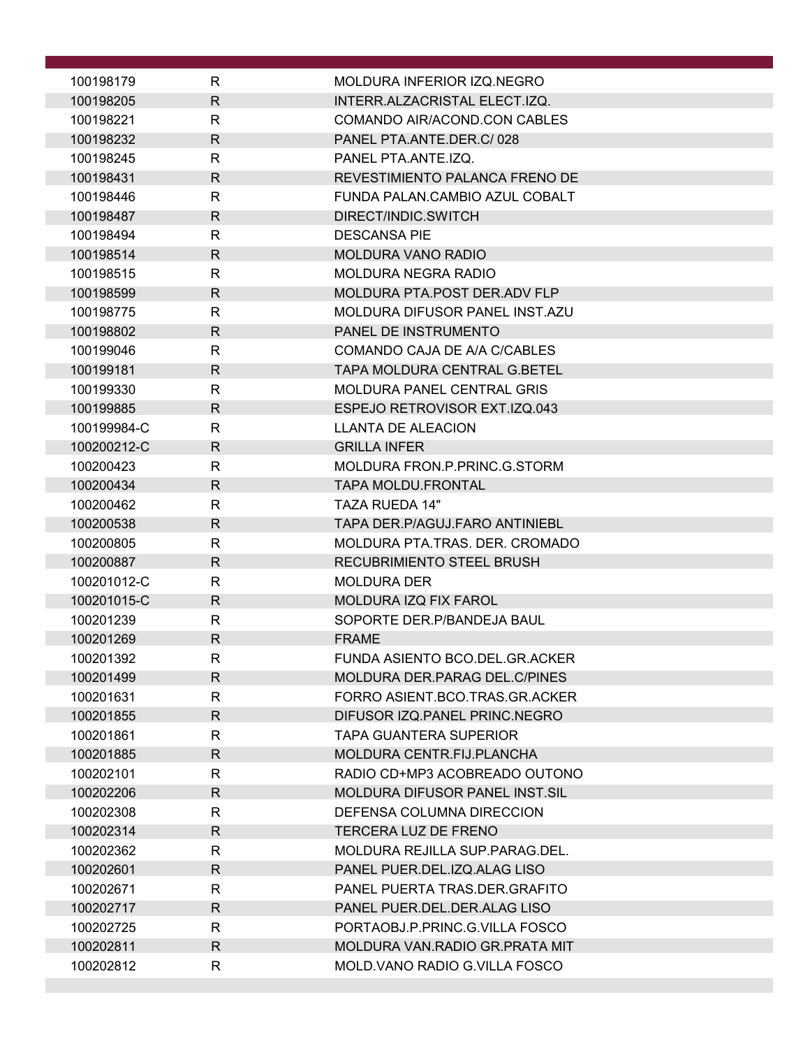| | | |
|---|---|---|
| 100198179 | R | MOLDURA INFERIOR IZQ.NEGRO |
| 100198205 | R | INTERR.ALZACRISTAL ELECT.IZQ. |
| 100198221 | R | COMANDO AIR/ACOND.CON CABLES |
| 100198232 | R | PANEL PTA.ANTE.DER.C/ 028 |
| 100198245 | R | PANEL PTA.ANTE.IZQ. |
| 100198431 | R | REVESTIMIENTO PALANCA FRENO DE |
| 100198446 | R | FUNDA PALAN.CAMBIO AZUL COBALT |
| 100198487 | R | DIRECT/INDIC.SWITCH |
| 100198494 | R | DESCANSA PIE |
| 100198514 | R | MOLDURA VANO RADIO |
| 100198515 | R | MOLDURA NEGRA RADIO |
| 100198599 | R | MOLDURA PTA.POST DER.ADV FLP |
| 100198775 | R | MOLDURA DIFUSOR PANEL INST.AZU |
| 100198802 | R | PANEL DE INSTRUMENTO |
| 100199046 | R | COMANDO CAJA DE A/A C/CABLES |
| 100199181 | R | TAPA MOLDURA CENTRAL G.BETEL |
| 100199330 | R | MOLDURA PANEL CENTRAL GRIS |
| 100199885 | R | ESPEJO RETROVISOR EXT.IZQ.043 |
| 100199984-C | R | LLANTA DE ALEACION |
| 100200212-C | R | GRILLA INFER |
| 100200423 | R | MOLDURA FRON.P.PRINC.G.STORM |
| 100200434 | R | TAPA MOLDU.FRONTAL |
| 100200462 | R | TAZA RUEDA 14" |
| 100200538 | R | TAPA DER.P/AGUJ.FARO ANTINIEBL |
| 100200805 | R | MOLDURA PTA.TRAS. DER. CROMADO |
| 100200887 | R | RECUBRIMIENTO STEEL BRUSH |
| 100201012-C | R | MOLDURA DER |
| 100201015-C | R | MOLDURA IZQ FIX FAROL |
| 100201239 | R | SOPORTE DER.P/BANDEJA BAUL |
| 100201269 | R | FRAME |
| 100201392 | R | FUNDA ASIENTO BCO.DEL.GR.ACKER |
| 100201499 | R | MOLDURA DER.PARAG DEL.C/PINES |
| 100201631 | R | FORRO ASIENT.BCO.TRAS.GR.ACKER |
| 100201855 | R | DIFUSOR IZQ.PANEL PRINC.NEGRO |
| 100201861 | R | TAPA GUANTERA SUPERIOR |
| 100201885 | R | MOLDURA CENTR.FIJ.PLANCHA |
| 100202101 | R | RADIO CD+MP3 ACOBREADO OUTONO |
| 100202206 | R | MOLDURA DIFUSOR PANEL INST.SIL |
| 100202308 | R | DEFENSA COLUMNA DIRECCION |
| 100202314 | R | TERCERA LUZ DE FRENO |
| 100202362 | R | MOLDURA REJILLA SUP.PARAG.DEL. |
| 100202601 | R | PANEL PUER.DEL.IZQ.ALAG LISO |
| 100202671 | R | PANEL PUERTA TRAS.DER.GRAFITO |
| 100202717 | R | PANEL PUER.DEL.DER.ALAG LISO |
| 100202725 | R | PORTAOBJ.P.PRINC.G.VILLA FOSCO |
| 100202811 | R | MOLDURA VAN.RADIO GR.PRATA MIT |
| 100202812 | R | MOLD.VANO RADIO G.VILLA FOSCO |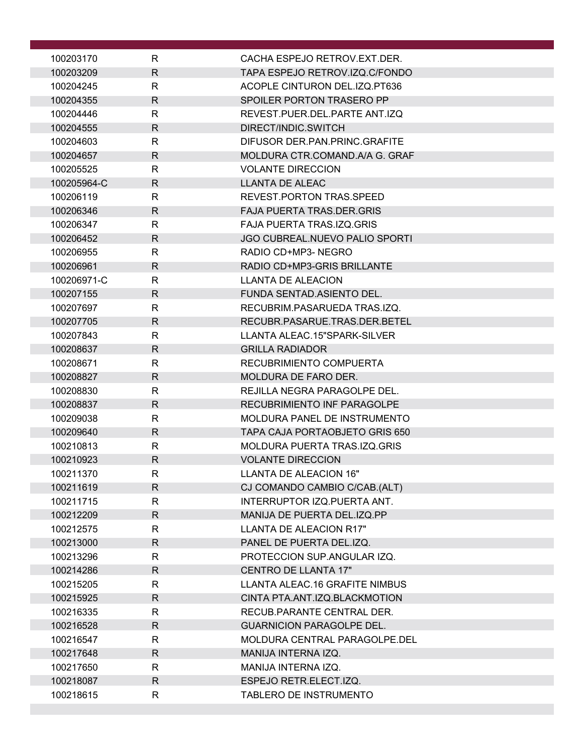| | | |
|---|---|---|
| 100203170 | R | CACHA ESPEJO RETROV.EXT.DER. |
| 100203209 | R | TAPA ESPEJO RETROV.IZQ.C/FONDO |
| 100204245 | R | ACOPLE CINTURON DEL.IZQ.PT636 |
| 100204355 | R | SPOILER PORTON TRASERO PP |
| 100204446 | R | REVEST.PUER.DEL.PARTE ANT.IZQ |
| 100204555 | R | DIRECT/INDIC.SWITCH |
| 100204603 | R | DIFUSOR DER.PAN.PRINC.GRAFITE |
| 100204657 | R | MOLDURA CTR.COMAND.A/A G. GRAF |
| 100205525 | R | VOLANTE DIRECCION |
| 100205964-C | R | LLANTA DE ALEAC |
| 100206119 | R | REVEST.PORTON TRAS.SPEED |
| 100206346 | R | FAJA PUERTA TRAS.DER.GRIS |
| 100206347 | R | FAJA PUERTA TRAS.IZQ.GRIS |
| 100206452 | R | JGO CUBREAL.NUEVO PALIO SPORTI |
| 100206955 | R | RADIO CD+MP3- NEGRO |
| 100206961 | R | RADIO CD+MP3-GRIS BRILLANTE |
| 100206971-C | R | LLANTA DE ALEACION |
| 100207155 | R | FUNDA SENTAD.ASIENTO DEL. |
| 100207697 | R | RECUBRIM.PASARUEDA TRAS.IZQ. |
| 100207705 | R | RECUBR.PASARUE.TRAS.DER.BETEL |
| 100207843 | R | LLANTA ALEAC.15"SPARK-SILVER |
| 100208637 | R | GRILLA RADIADOR |
| 100208671 | R | RECUBRIMIENTO COMPUERTA |
| 100208827 | R | MOLDURA DE FARO DER. |
| 100208830 | R | REJILLA NEGRA PARAGOLPE DEL. |
| 100208837 | R | RECUBRIMIENTO INF PARAGOLPE |
| 100209038 | R | MOLDURA PANEL DE INSTRUMENTO |
| 100209640 | R | TAPA CAJA PORTAOBJETO GRIS 650 |
| 100210813 | R | MOLDURA PUERTA TRAS.IZQ.GRIS |
| 100210923 | R | VOLANTE DIRECCION |
| 100211370 | R | LLANTA DE ALEACION 16" |
| 100211619 | R | CJ COMANDO CAMBIO C/CAB.(ALT) |
| 100211715 | R | INTERRUPTOR IZQ.PUERTA ANT. |
| 100212209 | R | MANIJA DE PUERTA DEL.IZQ.PP |
| 100212575 | R | LLANTA DE ALEACION R17" |
| 100213000 | R | PANEL DE PUERTA DEL.IZQ. |
| 100213296 | R | PROTECCION SUP.ANGULAR IZQ. |
| 100214286 | R | CENTRO DE LLANTA 17" |
| 100215205 | R | LLANTA ALEAC.16 GRAFITE NIMBUS |
| 100215925 | R | CINTA PTA.ANT.IZQ.BLACKMOTION |
| 100216335 | R | RECUB.PARANTE CENTRAL DER. |
| 100216528 | R | GUARNICION PARAGOLPE DEL. |
| 100216547 | R | MOLDURA CENTRAL PARAGOLPE.DEL |
| 100217648 | R | MANIJA INTERNA IZQ. |
| 100217650 | R | MANIJA INTERNA IZQ. |
| 100218087 | R | ESPEJO RETR.ELECT.IZQ. |
| 100218615 | R | TABLERO DE INSTRUMENTO |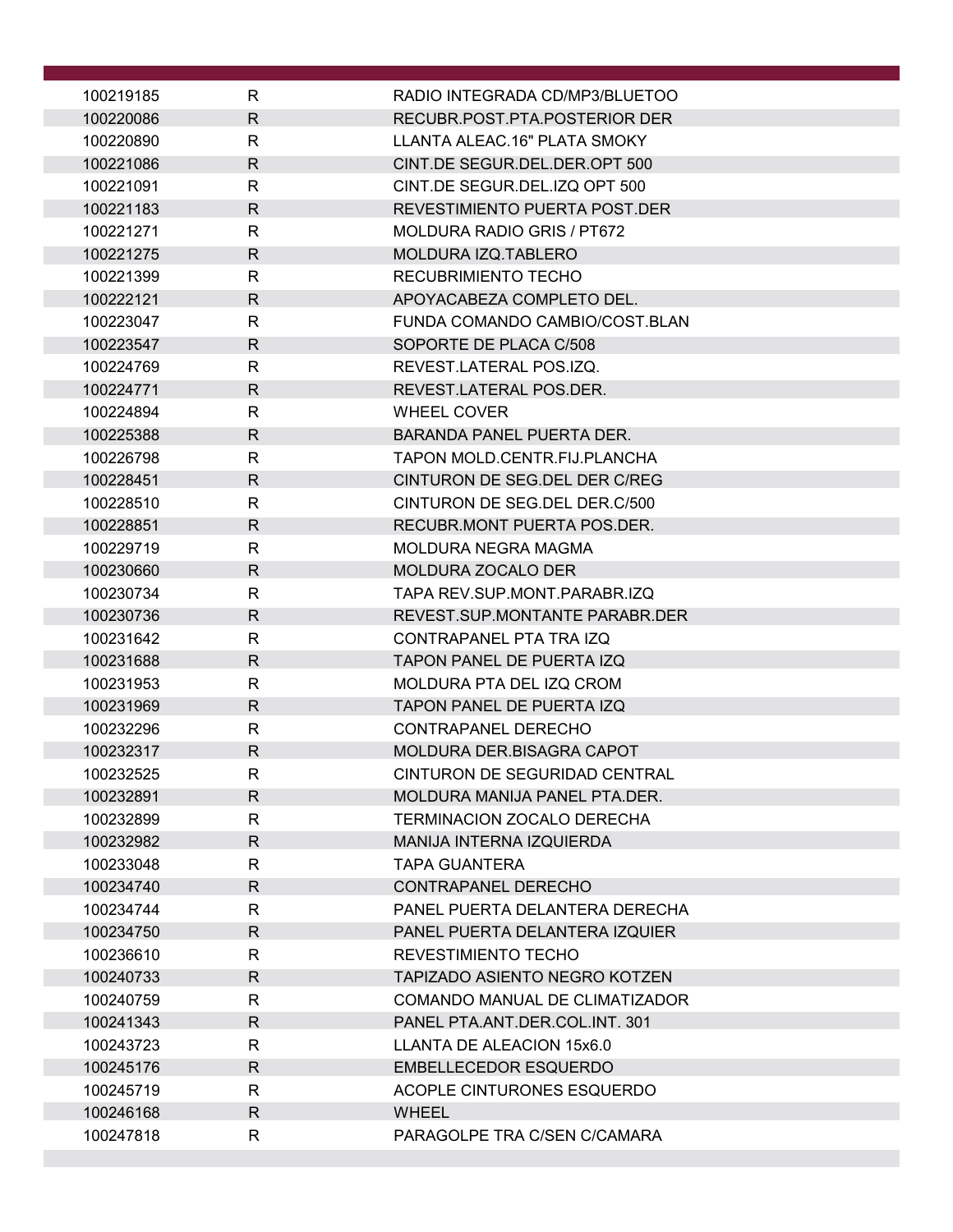| | | |
|---|---|---|
| 100219185 | R | RADIO INTEGRADA CD/MP3/BLUETOO |
| 100220086 | R | RECUBR.POST.PTA.POSTERIOR DER |
| 100220890 | R | LLANTA ALEAC.16" PLATA SMOKY |
| 100221086 | R | CINT.DE SEGUR.DEL.DER.OPT 500 |
| 100221091 | R | CINT.DE SEGUR.DEL.IZQ OPT 500 |
| 100221183 | R | REVESTIMIENTO PUERTA POST.DER |
| 100221271 | R | MOLDURA RADIO GRIS / PT672 |
| 100221275 | R | MOLDURA IZQ.TABLERO |
| 100221399 | R | RECUBRIMIENTO TECHO |
| 100222121 | R | APOYACABEZA COMPLETO DEL. |
| 100223047 | R | FUNDA COMANDO CAMBIO/COST.BLAN |
| 100223547 | R | SOPORTE DE PLACA C/508 |
| 100224769 | R | REVEST.LATERAL POS.IZQ. |
| 100224771 | R | REVEST.LATERAL POS.DER. |
| 100224894 | R | WHEEL COVER |
| 100225388 | R | BARANDA PANEL PUERTA DER. |
| 100226798 | R | TAPON MOLD.CENTR.FIJ.PLANCHA |
| 100228451 | R | CINTURON DE SEG.DEL DER C/REG |
| 100228510 | R | CINTURON DE SEG.DEL DER.C/500 |
| 100228851 | R | RECUBR.MONT PUERTA POS.DER. |
| 100229719 | R | MOLDURA NEGRA MAGMA |
| 100230660 | R | MOLDURA ZOCALO DER |
| 100230734 | R | TAPA REV.SUP.MONT.PARABR.IZQ |
| 100230736 | R | REVEST.SUP.MONTANTE PARABR.DER |
| 100231642 | R | CONTRAPANEL PTA TRA IZQ |
| 100231688 | R | TAPON PANEL DE PUERTA IZQ |
| 100231953 | R | MOLDURA PTA DEL IZQ CROM |
| 100231969 | R | TAPON PANEL DE PUERTA IZQ |
| 100232296 | R | CONTRAPANEL DERECHO |
| 100232317 | R | MOLDURA DER.BISAGRA CAPOT |
| 100232525 | R | CINTURON DE SEGURIDAD CENTRAL |
| 100232891 | R | MOLDURA MANIJA PANEL PTA.DER. |
| 100232899 | R | TERMINACION ZOCALO DERECHA |
| 100232982 | R | MANIJA INTERNA IZQUIERDA |
| 100233048 | R | TAPA GUANTERA |
| 100234740 | R | CONTRAPANEL DERECHO |
| 100234744 | R | PANEL PUERTA DELANTERA DERECHA |
| 100234750 | R | PANEL PUERTA DELANTERA IZQUIER |
| 100236610 | R | REVESTIMIENTO TECHO |
| 100240733 | R | TAPIZADO ASIENTO NEGRO KOTZEN |
| 100240759 | R | COMANDO MANUAL DE CLIMATIZADOR |
| 100241343 | R | PANEL PTA.ANT.DER.COL.INT. 301 |
| 100243723 | R | LLANTA DE ALEACION 15x6.0 |
| 100245176 | R | EMBELLECEDOR ESQUERDO |
| 100245719 | R | ACOPLE CINTURONES ESQUERDO |
| 100246168 | R | WHEEL |
| 100247818 | R | PARAGOLPE TRA C/SEN C/CAMARA |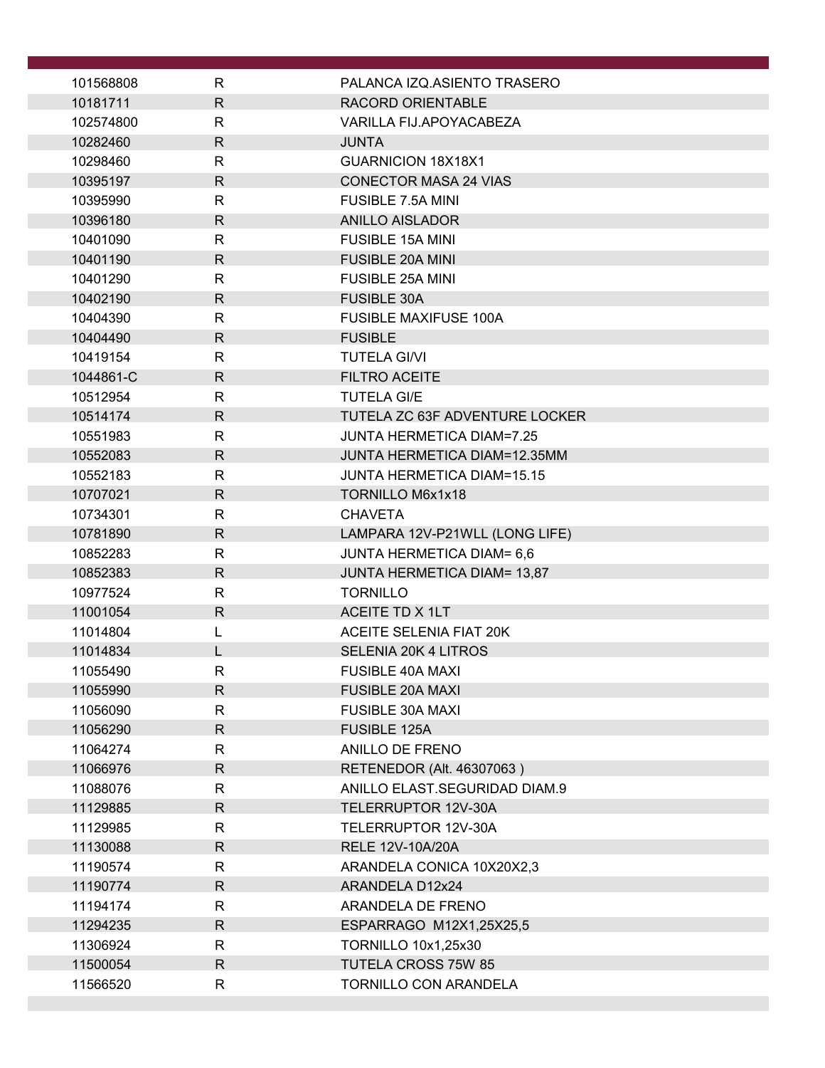| | | |
|---|---|---|
| 101568808 | R | PALANCA IZQ.ASIENTO TRASERO |
| 10181711 | R | RACORD ORIENTABLE |
| 102574800 | R | VARILLA FIJ.APOYACABEZA |
| 10282460 | R | JUNTA |
| 10298460 | R | GUARNICION 18X18X1 |
| 10395197 | R | CONECTOR MASA 24 VIAS |
| 10395990 | R | FUSIBLE 7.5A MINI |
| 10396180 | R | ANILLO AISLADOR |
| 10401090 | R | FUSIBLE 15A MINI |
| 10401190 | R | FUSIBLE 20A MINI |
| 10401290 | R | FUSIBLE 25A MINI |
| 10402190 | R | FUSIBLE 30A |
| 10404390 | R | FUSIBLE MAXIFUSE 100A |
| 10404490 | R | FUSIBLE |
| 10419154 | R | TUTELA GI/VI |
| 1044861-C | R | FILTRO ACEITE |
| 10512954 | R | TUTELA GI/E |
| 10514174 | R | TUTELA ZC 63F ADVENTURE LOCKER |
| 10551983 | R | JUNTA HERMETICA DIAM=7.25 |
| 10552083 | R | JUNTA HERMETICA DIAM=12.35MM |
| 10552183 | R | JUNTA HERMETICA DIAM=15.15 |
| 10707021 | R | TORNILLO M6x1x18 |
| 10734301 | R | CHAVETA |
| 10781890 | R | LAMPARA 12V-P21WLL (LONG LIFE) |
| 10852283 | R | JUNTA HERMETICA DIAM= 6,6 |
| 10852383 | R | JUNTA HERMETICA DIAM= 13,87 |
| 10977524 | R | TORNILLO |
| 11001054 | R | ACEITE TD X 1LT |
| 11014804 | L | ACEITE SELENIA FIAT 20K |
| 11014834 | L | SELENIA 20K 4 LITROS |
| 11055490 | R | FUSIBLE 40A MAXI |
| 11055990 | R | FUSIBLE 20A MAXI |
| 11056090 | R | FUSIBLE 30A MAXI |
| 11056290 | R | FUSIBLE 125A |
| 11064274 | R | ANILLO DE FRENO |
| 11066976 | R | RETENEDOR (Alt. 46307063 ) |
| 11088076 | R | ANILLO ELAST.SEGURIDAD DIAM.9 |
| 11129885 | R | TELERRUPTOR 12V-30A |
| 11129985 | R | TELERRUPTOR 12V-30A |
| 11130088 | R | RELE 12V-10A/20A |
| 11190574 | R | ARANDELA CONICA 10X20X2,3 |
| 11190774 | R | ARANDELA D12x24 |
| 11194174 | R | ARANDELA DE FRENO |
| 11294235 | R | ESPARRAGO M12X1,25X25,5 |
| 11306924 | R | TORNILLO 10x1,25x30 |
| 11500054 | R | TUTELA CROSS 75W 85 |
| 11566520 | R | TORNILLO CON ARANDELA |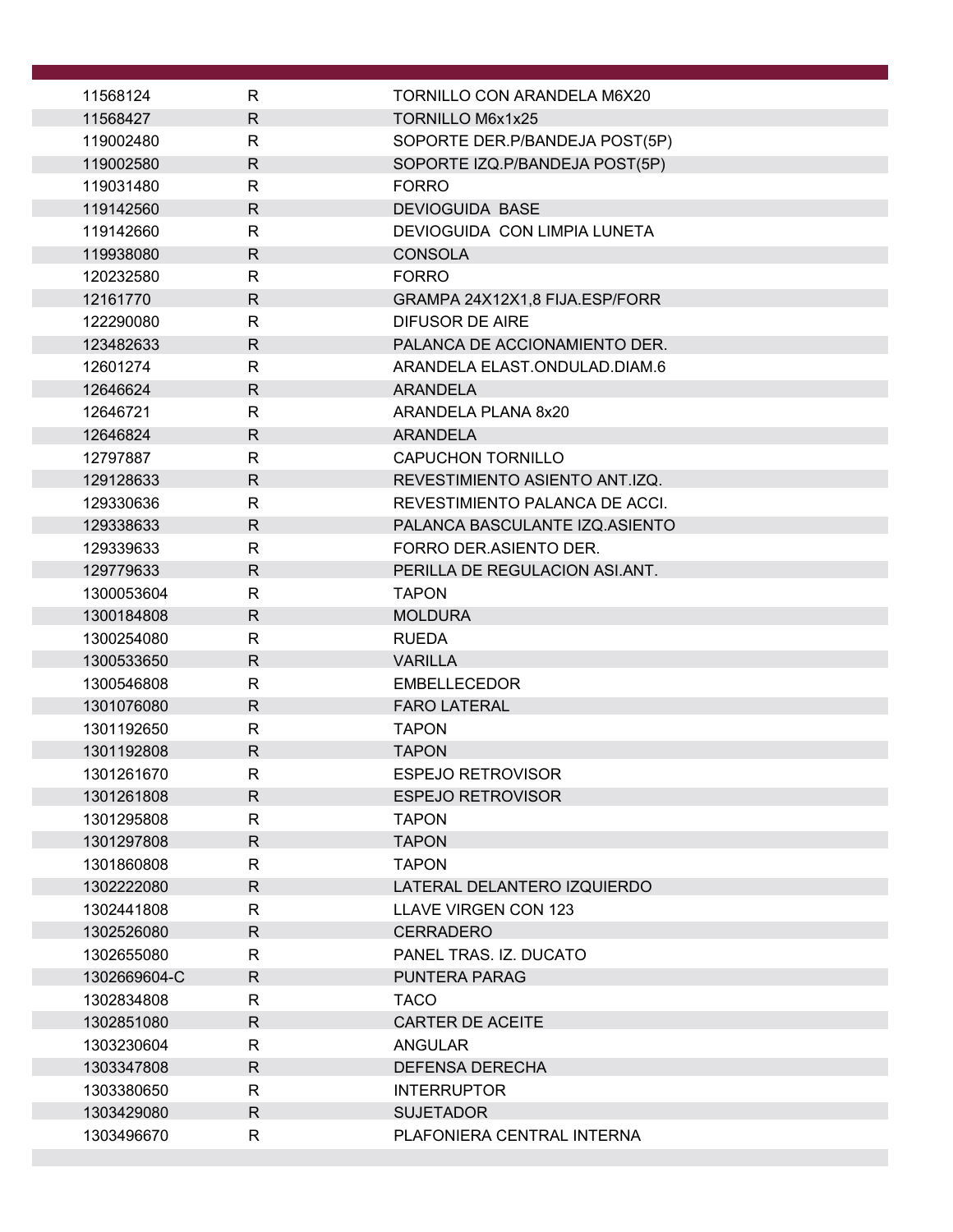| | | |
|---|---|---|
| 11568124 | R | TORNILLO CON ARANDELA M6X20 |
| 11568427 | R | TORNILLO M6x1x25 |
| 119002480 | R | SOPORTE DER.P/BANDEJA POST(5P) |
| 119002580 | R | SOPORTE IZQ.P/BANDEJA POST(5P) |
| 119031480 | R | FORRO |
| 119142560 | R | DEVIOGUIDA BASE |
| 119142660 | R | DEVIOGUIDA CON LIMPIA LUNETA |
| 119938080 | R | CONSOLA |
| 120232580 | R | FORRO |
| 12161770 | R | GRAMPA 24X12X1,8 FIJA.ESP/FORR |
| 122290080 | R | DIFUSOR DE AIRE |
| 123482633 | R | PALANCA DE ACCIONAMIENTO DER. |
| 12601274 | R | ARANDELA ELAST.ONDULAD.DIAM.6 |
| 12646624 | R | ARANDELA |
| 12646721 | R | ARANDELA PLANA 8x20 |
| 12646824 | R | ARANDELA |
| 12797887 | R | CAPUCHON TORNILLO |
| 129128633 | R | REVESTIMIENTO ASIENTO ANT.IZQ. |
| 129330636 | R | REVESTIMIENTO PALANCA DE ACCI. |
| 129338633 | R | PALANCA BASCULANTE IZQ.ASIENTO |
| 129339633 | R | FORRO DER.ASIENTO DER. |
| 129779633 | R | PERILLA DE REGULACION ASI.ANT. |
| 1300053604 | R | TAPON |
| 1300184808 | R | MOLDURA |
| 1300254080 | R | RUEDA |
| 1300533650 | R | VARILLA |
| 1300546808 | R | EMBELLECEDOR |
| 1301076080 | R | FARO LATERAL |
| 1301192650 | R | TAPON |
| 1301192808 | R | TAPON |
| 1301261670 | R | ESPEJO RETROVISOR |
| 1301261808 | R | ESPEJO RETROVISOR |
| 1301295808 | R | TAPON |
| 1301297808 | R | TAPON |
| 1301860808 | R | TAPON |
| 1302222080 | R | LATERAL DELANTERO IZQUIERDO |
| 1302441808 | R | LLAVE VIRGEN CON 123 |
| 1302526080 | R | CERRADERO |
| 1302655080 | R | PANEL TRAS. IZ. DUCATO |
| 1302669604-C | R | PUNTERA PARAG |
| 1302834808 | R | TACO |
| 1302851080 | R | CARTER DE ACEITE |
| 1303230604 | R | ANGULAR |
| 1303347808 | R | DEFENSA DERECHA |
| 1303380650 | R | INTERRUPTOR |
| 1303429080 | R | SUJETADOR |
| 1303496670 | R | PLAFONIERA CENTRAL INTERNA |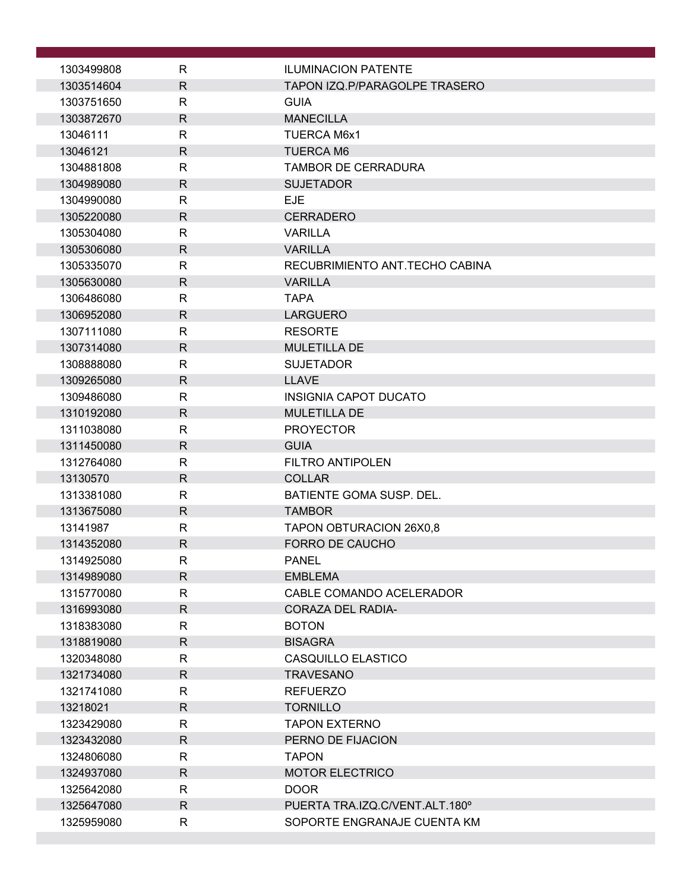| | | |
|---|---|---|
| 1303499808 | R | ILUMINACION PATENTE |
| 1303514604 | R | TAPON IZQ.P/PARAGOLPE TRASERO |
| 1303751650 | R | GUIA |
| 1303872670 | R | MANECILLA |
| 13046111 | R | TUERCA M6x1 |
| 13046121 | R | TUERCA M6 |
| 1304881808 | R | TAMBOR DE CERRADURA |
| 1304989080 | R | SUJETADOR |
| 1304990080 | R | EJE |
| 1305220080 | R | CERRADERO |
| 1305304080 | R | VARILLA |
| 1305306080 | R | VARILLA |
| 1305335070 | R | RECUBRIMIENTO ANT.TECHO CABINA |
| 1305630080 | R | VARILLA |
| 1306486080 | R | TAPA |
| 1306952080 | R | LARGUERO |
| 1307111080 | R | RESORTE |
| 1307314080 | R | MULETILLA DE |
| 1308888080 | R | SUJETADOR |
| 1309265080 | R | LLAVE |
| 1309486080 | R | INSIGNIA CAPOT DUCATO |
| 1310192080 | R | MULETILLA DE |
| 1311038080 | R | PROYECTOR |
| 1311450080 | R | GUIA |
| 1312764080 | R | FILTRO ANTIPOLEN |
| 13130570 | R | COLLAR |
| 1313381080 | R | BATIENTE GOMA SUSP. DEL. |
| 1313675080 | R | TAMBOR |
| 13141987 | R | TAPON OBTURACION 26X0,8 |
| 1314352080 | R | FORRO DE CAUCHO |
| 1314925080 | R | PANEL |
| 1314989080 | R | EMBLEMA |
| 1315770080 | R | CABLE COMANDO ACELERADOR |
| 1316993080 | R | CORAZA DEL RADIA- |
| 1318383080 | R | BOTON |
| 1318819080 | R | BISAGRA |
| 1320348080 | R | CASQUILLO ELASTICO |
| 1321734080 | R | TRAVESANO |
| 1321741080 | R | REFUERZO |
| 13218021 | R | TORNILLO |
| 1323429080 | R | TAPON EXTERNO |
| 1323432080 | R | PERNO DE FIJACION |
| 1324806080 | R | TAPON |
| 1324937080 | R | MOTOR ELECTRICO |
| 1325642080 | R | DOOR |
| 1325647080 | R | PUERTA TRA.IZQ.C/VENT.ALT.180º |
| 1325959080 | R | SOPORTE ENGRANAJE CUENTA KM |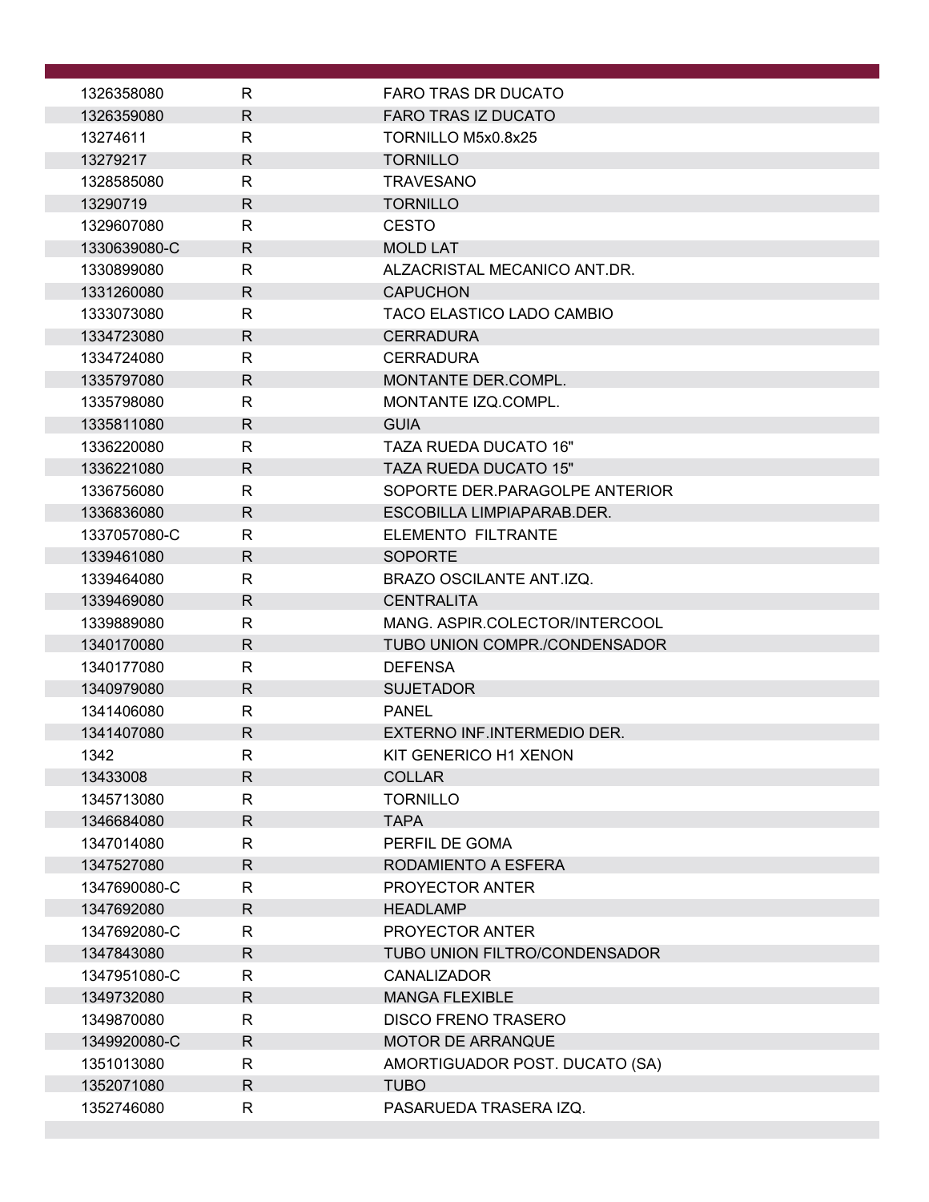| | | |
|---|---|---|
| 1326358080 | R | FARO TRAS DR DUCATO |
| 1326359080 | R | FARO TRAS IZ DUCATO |
| 13274611 | R | TORNILLO M5x0.8x25 |
| 13279217 | R | TORNILLO |
| 1328585080 | R | TRAVESANO |
| 13290719 | R | TORNILLO |
| 1329607080 | R | CESTO |
| 1330639080-C | R | MOLD LAT |
| 1330899080 | R | ALZACRISTAL MECANICO ANT.DR. |
| 1331260080 | R | CAPUCHON |
| 1333073080 | R | TACO ELASTICO LADO CAMBIO |
| 1334723080 | R | CERRADURA |
| 1334724080 | R | CERRADURA |
| 1335797080 | R | MONTANTE DER.COMPL. |
| 1335798080 | R | MONTANTE IZQ.COMPL. |
| 1335811080 | R | GUIA |
| 1336220080 | R | TAZA RUEDA DUCATO 16" |
| 1336221080 | R | TAZA RUEDA DUCATO 15" |
| 1336756080 | R | SOPORTE DER.PARAGOLPE ANTERIOR |
| 1336836080 | R | ESCOBILLA LIMPIAPARAB.DER. |
| 1337057080-C | R | ELEMENTO FILTRANTE |
| 1339461080 | R | SOPORTE |
| 1339464080 | R | BRAZO OSCILANTE ANT.IZQ. |
| 1339469080 | R | CENTRALITA |
| 1339889080 | R | MANG. ASPIR.COLECTOR/INTERCOOL |
| 1340170080 | R | TUBO UNION COMPR./CONDENSADOR |
| 1340177080 | R | DEFENSA |
| 1340979080 | R | SUJETADOR |
| 1341406080 | R | PANEL |
| 1341407080 | R | EXTERNO INF.INTERMEDIO DER. |
| 1342 | R | KIT GENERICO H1 XENON |
| 13433008 | R | COLLAR |
| 1345713080 | R | TORNILLO |
| 1346684080 | R | TAPA |
| 1347014080 | R | PERFIL DE GOMA |
| 1347527080 | R | RODAMIENTO A ESFERA |
| 1347690080-C | R | PROYECTOR ANTER |
| 1347692080 | R | HEADLAMP |
| 1347692080-C | R | PROYECTOR ANTER |
| 1347843080 | R | TUBO UNION FILTRO/CONDENSADOR |
| 1347951080-C | R | CANALIZADOR |
| 1349732080 | R | MANGA FLEXIBLE |
| 1349870080 | R | DISCO FRENO TRASERO |
| 1349920080-C | R | MOTOR DE ARRANQUE |
| 1351013080 | R | AMORTIGUADOR POST. DUCATO (SA) |
| 1352071080 | R | TUBO |
| 1352746080 | R | PASARUEDA TRASERA IZQ. |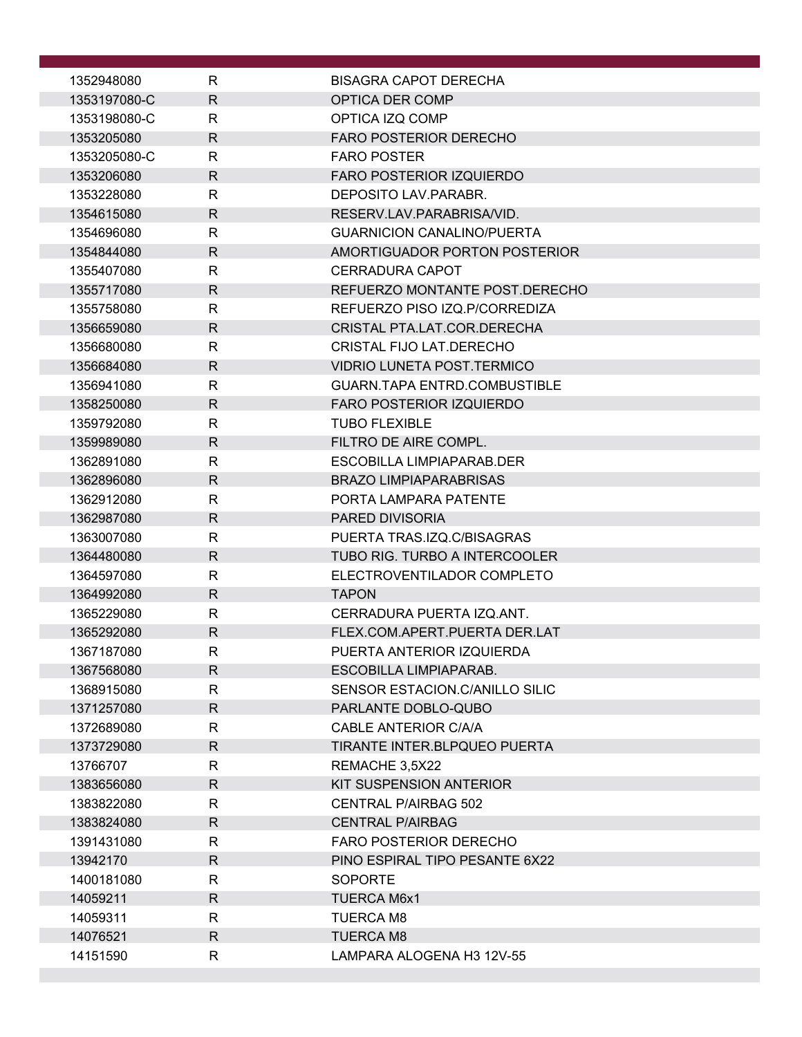| | | |
|---|---|---|
| 1352948080 | R | BISAGRA CAPOT DERECHA |
| 1353197080-C | R | OPTICA DER COMP |
| 1353198080-C | R | OPTICA IZQ COMP |
| 1353205080 | R | FARO POSTERIOR DERECHO |
| 1353205080-C | R | FARO POSTER |
| 1353206080 | R | FARO POSTERIOR IZQUIERDO |
| 1353228080 | R | DEPOSITO LAV.PARABR. |
| 1354615080 | R | RESERV.LAV.PARABRISA/VID. |
| 1354696080 | R | GUARNICION CANALINO/PUERTA |
| 1354844080 | R | AMORTIGUADOR PORTON POSTERIOR |
| 1355407080 | R | CERRADURA CAPOT |
| 1355717080 | R | REFUERZO MONTANTE POST.DERECHO |
| 1355758080 | R | REFUERZO PISO IZQ.P/CORREDIZA |
| 1356659080 | R | CRISTAL PTA.LAT.COR.DERECHA |
| 1356680080 | R | CRISTAL FIJO LAT.DERECHO |
| 1356684080 | R | VIDRIO LUNETA POST.TERMICO |
| 1356941080 | R | GUARN.TAPA ENTRD.COMBUSTIBLE |
| 1358250080 | R | FARO POSTERIOR IZQUIERDO |
| 1359792080 | R | TUBO FLEXIBLE |
| 1359989080 | R | FILTRO DE AIRE COMPL. |
| 1362891080 | R | ESCOBILLA LIMPIAPARAB.DER |
| 1362896080 | R | BRAZO LIMPIAPARABRISAS |
| 1362912080 | R | PORTA LAMPARA PATENTE |
| 1362987080 | R | PARED DIVISORIA |
| 1363007080 | R | PUERTA TRAS.IZQ.C/BISAGRAS |
| 1364480080 | R | TUBO RIG. TURBO A INTERCOOLER |
| 1364597080 | R | ELECTROVENTILADOR COMPLETO |
| 1364992080 | R | TAPON |
| 1365229080 | R | CERRADURA PUERTA IZQ.ANT. |
| 1365292080 | R | FLEX.COM.APERT.PUERTA DER.LAT |
| 1367187080 | R | PUERTA ANTERIOR IZQUIERDA |
| 1367568080 | R | ESCOBILLA LIMPIAPARAB. |
| 1368915080 | R | SENSOR ESTACION.C/ANILLO SILIC |
| 1371257080 | R | PARLANTE DOBLO-QUBO |
| 1372689080 | R | CABLE ANTERIOR C/A/A |
| 1373729080 | R | TIRANTE INTER.BLPQUEO PUERTA |
| 13766707 | R | REMACHE 3,5X22 |
| 1383656080 | R | KIT SUSPENSION ANTERIOR |
| 1383822080 | R | CENTRAL P/AIRBAG 502 |
| 1383824080 | R | CENTRAL P/AIRBAG |
| 1391431080 | R | FARO POSTERIOR DERECHO |
| 13942170 | R | PINO ESPIRAL TIPO PESANTE 6X22 |
| 1400181080 | R | SOPORTE |
| 14059211 | R | TUERCA M6x1 |
| 14059311 | R | TUERCA M8 |
| 14076521 | R | TUERCA M8 |
| 14151590 | R | LAMPARA ALOGENA H3 12V-55 |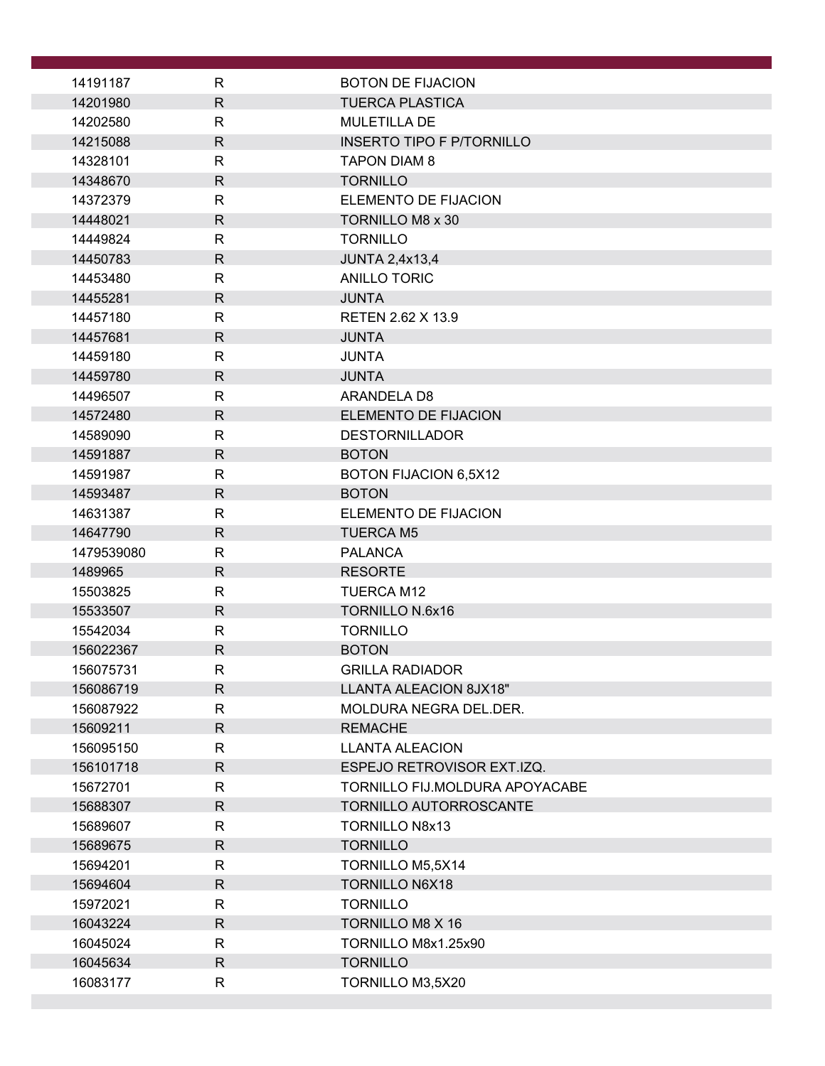| | | |
|---|---|---|
| 14191187 | R | BOTON DE FIJACION |
| 14201980 | R | TUERCA PLASTICA |
| 14202580 | R | MULETILLA DE |
| 14215088 | R | INSERTO TIPO F P/TORNILLO |
| 14328101 | R | TAPON DIAM 8 |
| 14348670 | R | TORNILLO |
| 14372379 | R | ELEMENTO DE FIJACION |
| 14448021 | R | TORNILLO M8 x 30 |
| 14449824 | R | TORNILLO |
| 14450783 | R | JUNTA 2,4x13,4 |
| 14453480 | R | ANILLO TORIC |
| 14455281 | R | JUNTA |
| 14457180 | R | RETEN 2.62 X 13.9 |
| 14457681 | R | JUNTA |
| 14459180 | R | JUNTA |
| 14459780 | R | JUNTA |
| 14496507 | R | ARANDELA D8 |
| 14572480 | R | ELEMENTO DE FIJACION |
| 14589090 | R | DESTORNILLADOR |
| 14591887 | R | BOTON |
| 14591987 | R | BOTON FIJACION 6,5X12 |
| 14593487 | R | BOTON |
| 14631387 | R | ELEMENTO DE FIJACION |
| 14647790 | R | TUERCA M5 |
| 1479539080 | R | PALANCA |
| 1489965 | R | RESORTE |
| 15503825 | R | TUERCA M12 |
| 15533507 | R | TORNILLO N.6x16 |
| 15542034 | R | TORNILLO |
| 156022367 | R | BOTON |
| 156075731 | R | GRILLA RADIADOR |
| 156086719 | R | LLANTA ALEACION 8JX18" |
| 156087922 | R | MOLDURA NEGRA DEL.DER. |
| 15609211 | R | REMACHE |
| 156095150 | R | LLANTA ALEACION |
| 156101718 | R | ESPEJO RETROVISOR EXT.IZQ. |
| 15672701 | R | TORNILLO FIJ.MOLDURA APOYACABE |
| 15688307 | R | TORNILLO AUTORROSCANTE |
| 15689607 | R | TORNILLO N8x13 |
| 15689675 | R | TORNILLO |
| 15694201 | R | TORNILLO M5,5X14 |
| 15694604 | R | TORNILLO N6X18 |
| 15972021 | R | TORNILLO |
| 16043224 | R | TORNILLO M8 X 16 |
| 16045024 | R | TORNILLO M8x1.25x90 |
| 16045634 | R | TORNILLO |
| 16083177 | R | TORNILLO M3,5X20 |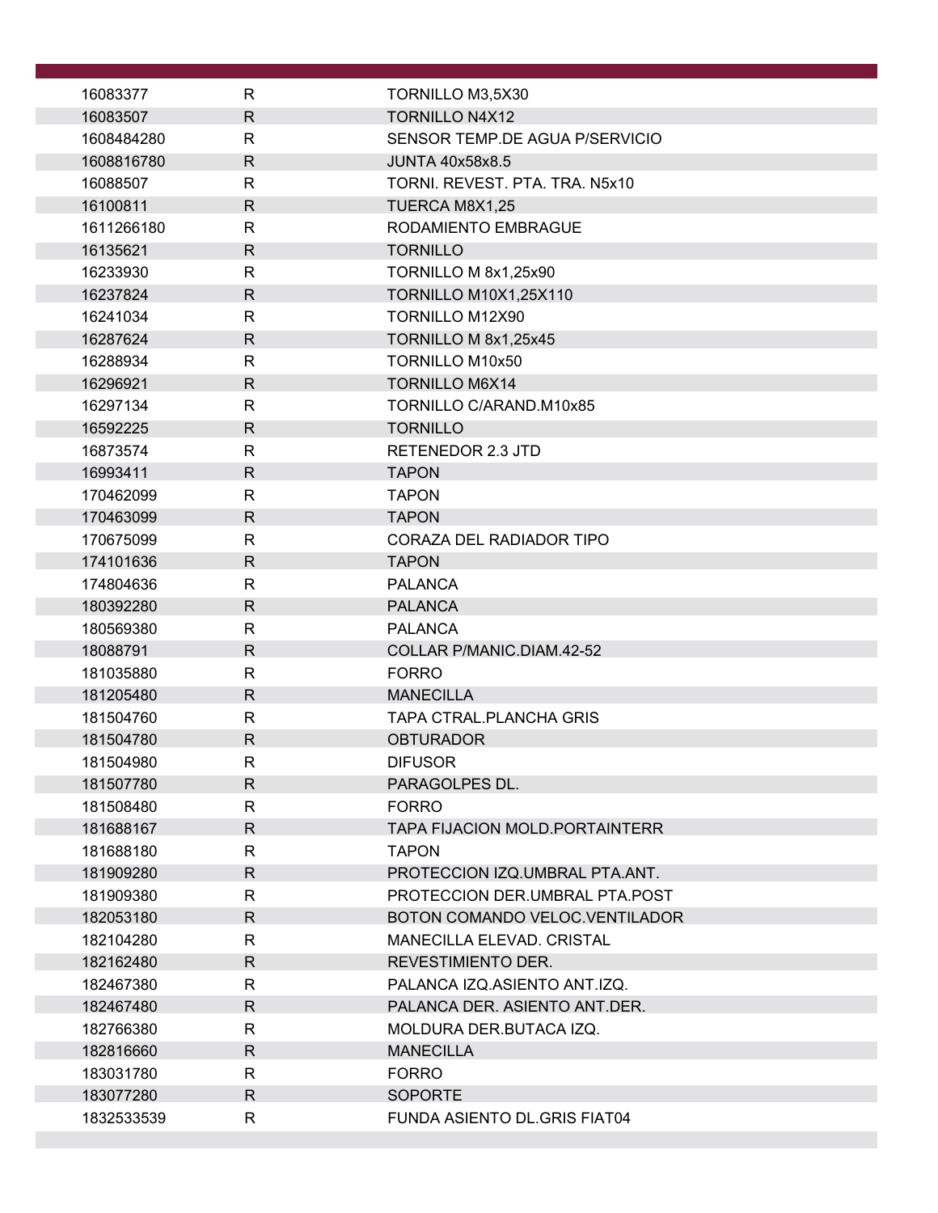| | | |
|---|---|---|
| 16083377 | R | TORNILLO M3,5X30 |
| 16083507 | R | TORNILLO N4X12 |
| 1608484280 | R | SENSOR TEMP.DE AGUA P/SERVICIO |
| 1608816780 | R | JUNTA 40x58x8.5 |
| 16088507 | R | TORNI. REVEST. PTA. TRA. N5x10 |
| 16100811 | R | TUERCA M8X1,25 |
| 1611266180 | R | RODAMIENTO EMBRAGUE |
| 16135621 | R | TORNILLO |
| 16233930 | R | TORNILLO M 8x1,25x90 |
| 16237824 | R | TORNILLO M10X1,25X110 |
| 16241034 | R | TORNILLO M12X90 |
| 16287624 | R | TORNILLO M 8x1,25x45 |
| 16288934 | R | TORNILLO M10x50 |
| 16296921 | R | TORNILLO M6X14 |
| 16297134 | R | TORNILLO C/ARAND.M10x85 |
| 16592225 | R | TORNILLO |
| 16873574 | R | RETENEDOR 2.3 JTD |
| 16993411 | R | TAPON |
| 170462099 | R | TAPON |
| 170463099 | R | TAPON |
| 170675099 | R | CORAZA DEL RADIADOR TIPO |
| 174101636 | R | TAPON |
| 174804636 | R | PALANCA |
| 180392280 | R | PALANCA |
| 180569380 | R | PALANCA |
| 18088791 | R | COLLAR P/MANIC.DIAM.42-52 |
| 181035880 | R | FORRO |
| 181205480 | R | MANECILLA |
| 181504760 | R | TAPA CTRAL.PLANCHA GRIS |
| 181504780 | R | OBTURADOR |
| 181504980 | R | DIFUSOR |
| 181507780 | R | PARAGOLPES DL. |
| 181508480 | R | FORRO |
| 181688167 | R | TAPA FIJACION MOLD.PORTAINTERR |
| 181688180 | R | TAPON |
| 181909280 | R | PROTECCION IZQ.UMBRAL PTA.ANT. |
| 181909380 | R | PROTECCION DER.UMBRAL PTA.POST |
| 182053180 | R | BOTON COMANDO VELOC.VENTILADOR |
| 182104280 | R | MANECILLA ELEVAD. CRISTAL |
| 182162480 | R | REVESTIMIENTO DER. |
| 182467380 | R | PALANCA IZQ.ASIENTO ANT.IZQ. |
| 182467480 | R | PALANCA DER. ASIENTO ANT.DER. |
| 182766380 | R | MOLDURA DER.BUTACA IZQ. |
| 182816660 | R | MANECILLA |
| 183031780 | R | FORRO |
| 183077280 | R | SOPORTE |
| 1832533539 | R | FUNDA ASIENTO DL.GRIS FIAT04 |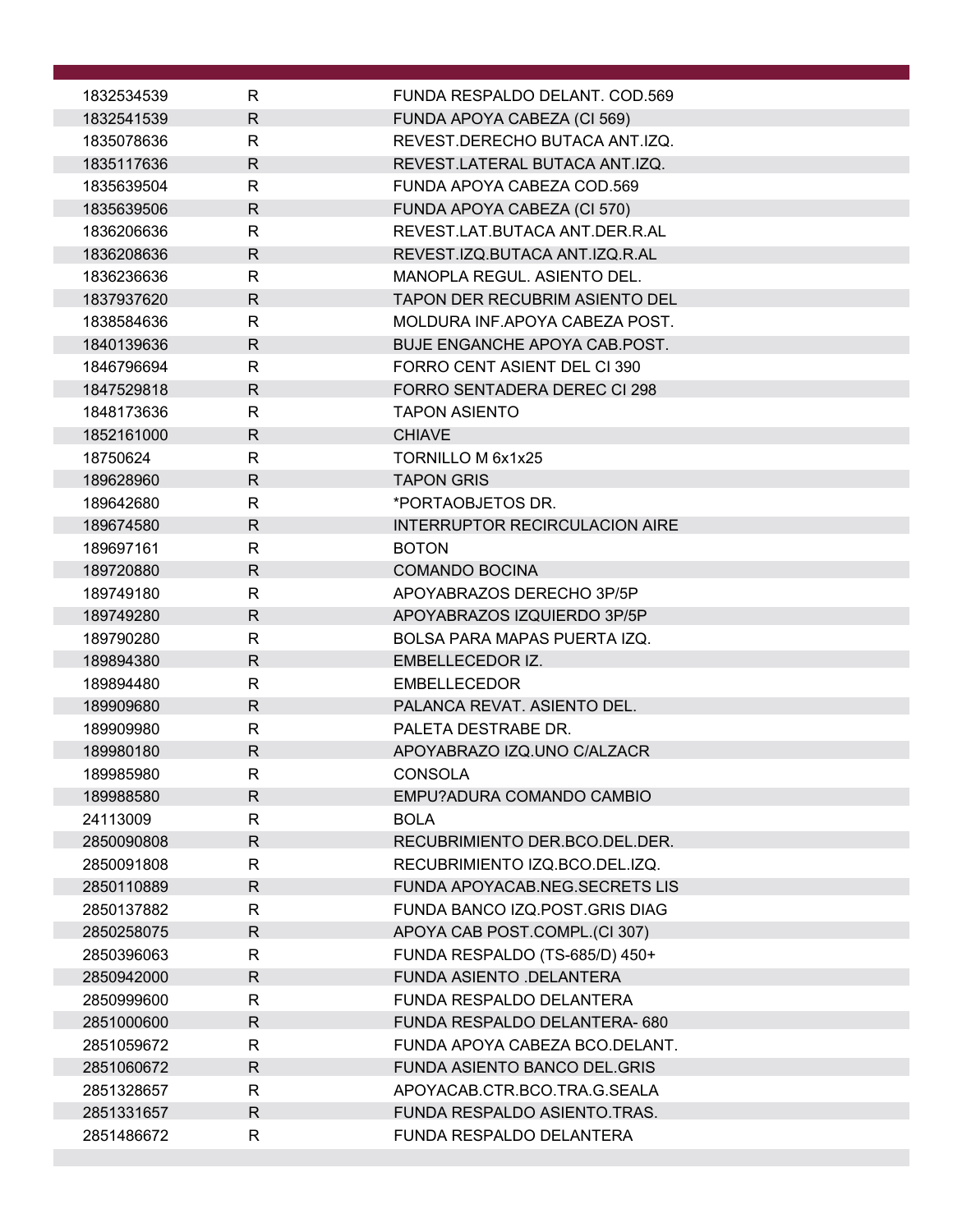| | | |
|---|---|---|
| 1832534539 | R | FUNDA RESPALDO DELANT. COD.569 |
| 1832541539 | R | FUNDA APOYA CABEZA (CI 569) |
| 1835078636 | R | REVEST.DERECHO BUTACA ANT.IZQ. |
| 1835117636 | R | REVEST.LATERAL BUTACA ANT.IZQ. |
| 1835639504 | R | FUNDA APOYA CABEZA COD.569 |
| 1835639506 | R | FUNDA APOYA CABEZA (CI 570) |
| 1836206636 | R | REVEST.LAT.BUTACA ANT.DER.R.AL |
| 1836208636 | R | REVEST.IZQ.BUTACA ANT.IZQ.R.AL |
| 1836236636 | R | MANOPLA REGUL. ASIENTO DEL. |
| 1837937620 | R | TAPON DER RECUBRIM ASIENTO DEL |
| 1838584636 | R | MOLDURA INF.APOYA CABEZA POST. |
| 1840139636 | R | BUJE ENGANCHE APOYA CAB.POST. |
| 1846796694 | R | FORRO CENT ASIENT DEL CI 390 |
| 1847529818 | R | FORRO SENTADERA DEREC CI 298 |
| 1848173636 | R | TAPON ASIENTO |
| 1852161000 | R | CHIAVE |
| 18750624 | R | TORNILLO M 6x1x25 |
| 189628960 | R | TAPON GRIS |
| 189642680 | R | *PORTAOBJETOS DR. |
| 189674580 | R | INTERRUPTOR RECIRCULACION AIRE |
| 189697161 | R | BOTON |
| 189720880 | R | COMANDO BOCINA |
| 189749180 | R | APOYABRAZOS DERECHO 3P/5P |
| 189749280 | R | APOYABRAZOS IZQUIERDO 3P/5P |
| 189790280 | R | BOLSA PARA MAPAS PUERTA IZQ. |
| 189894380 | R | EMBELLECEDOR IZ. |
| 189894480 | R | EMBELLECEDOR |
| 189909680 | R | PALANCA REVAT. ASIENTO DEL. |
| 189909980 | R | PALETA DESTRABE DR. |
| 189980180 | R | APOYABRAZO IZQ.UNO C/ALZACR |
| 189985980 | R | CONSOLA |
| 189988580 | R | EMPU?ADURA COMANDO CAMBIO |
| 24113009 | R | BOLA |
| 2850090808 | R | RECUBRIMIENTO DER.BCO.DEL.DER. |
| 2850091808 | R | RECUBRIMIENTO IZQ.BCO.DEL.IZQ. |
| 2850110889 | R | FUNDA APOYACAB.NEG.SECRETS LIS |
| 2850137882 | R | FUNDA BANCO IZQ.POST.GRIS DIAG |
| 2850258075 | R | APOYA CAB POST.COMPL.(CI 307) |
| 2850396063 | R | FUNDA RESPALDO (TS-685/D) 450+ |
| 2850942000 | R | FUNDA ASIENTO .DELANTERA |
| 2850999600 | R | FUNDA RESPALDO DELANTERA |
| 2851000600 | R | FUNDA RESPALDO DELANTERA- 680 |
| 2851059672 | R | FUNDA APOYA CABEZA BCO.DELANT. |
| 2851060672 | R | FUNDA ASIENTO BANCO DEL.GRIS |
| 2851328657 | R | APOYACAB.CTR.BCO.TRA.G.SEALA |
| 2851331657 | R | FUNDA RESPALDO ASIENTO.TRAS. |
| 2851486672 | R | FUNDA RESPALDO DELANTERA |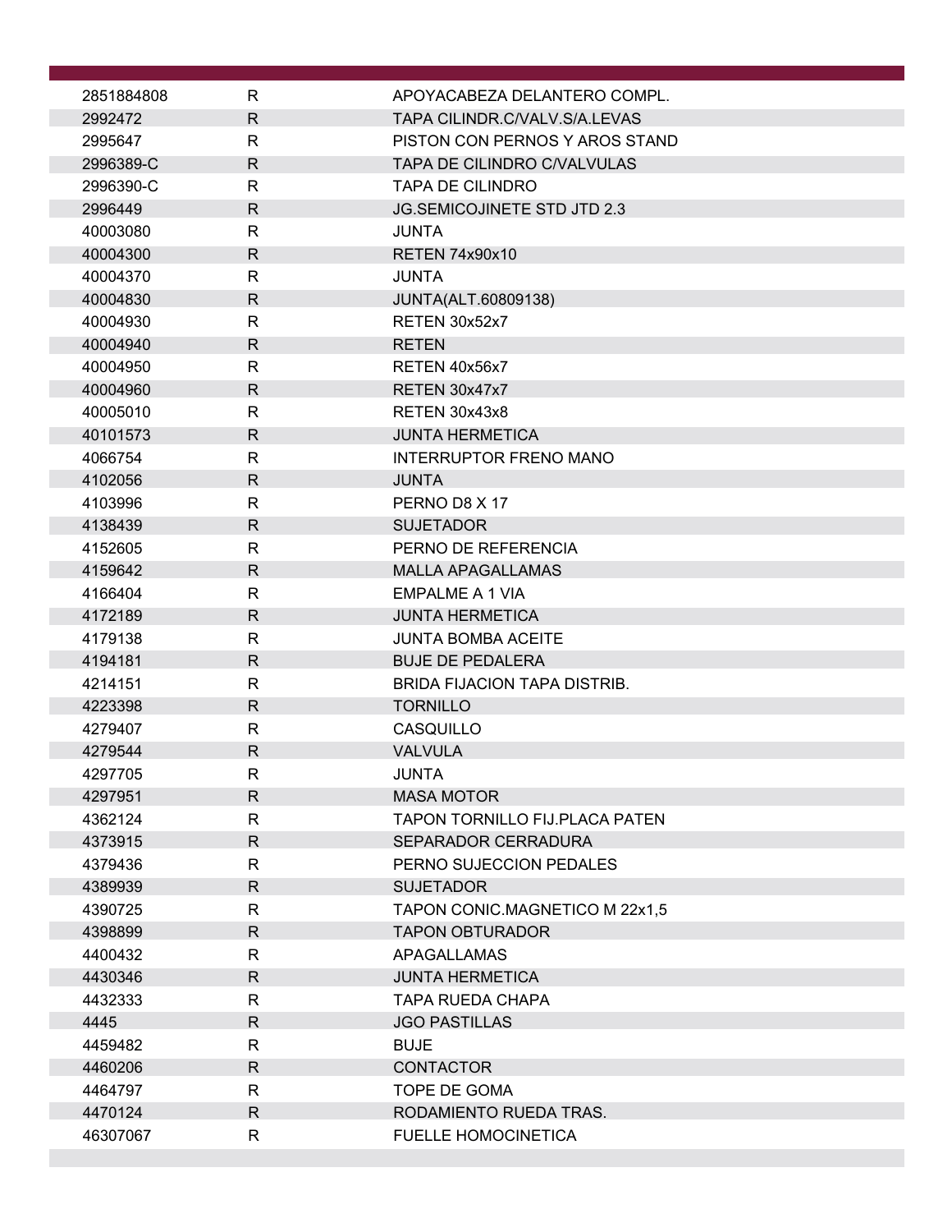| | | |
|---|---|---|
| 2851884808 | R | APOYACABEZA DELANTERO COMPL. |
| 2992472 | R | TAPA CILINDR.C/VALV.S/A.LEVAS |
| 2995647 | R | PISTON CON PERNOS Y AROS STAND |
| 2996389-C | R | TAPA DE CILINDRO C/VALVULAS |
| 2996390-C | R | TAPA DE CILINDRO |
| 2996449 | R | JG.SEMICOJINETE STD JTD 2.3 |
| 40003080 | R | JUNTA |
| 40004300 | R | RETEN 74x90x10 |
| 40004370 | R | JUNTA |
| 40004830 | R | JUNTA(ALT.60809138) |
| 40004930 | R | RETEN 30x52x7 |
| 40004940 | R | RETEN |
| 40004950 | R | RETEN 40x56x7 |
| 40004960 | R | RETEN 30x47x7 |
| 40005010 | R | RETEN 30x43x8 |
| 40101573 | R | JUNTA HERMETICA |
| 4066754 | R | INTERRUPTOR FRENO MANO |
| 4102056 | R | JUNTA |
| 4103996 | R | PERNO D8 X 17 |
| 4138439 | R | SUJETADOR |
| 4152605 | R | PERNO DE REFERENCIA |
| 4159642 | R | MALLA APAGALLAMAS |
| 4166404 | R | EMPALME A 1 VIA |
| 4172189 | R | JUNTA HERMETICA |
| 4179138 | R | JUNTA BOMBA ACEITE |
| 4194181 | R | BUJE DE PEDALERA |
| 4214151 | R | BRIDA FIJACION TAPA DISTRIB. |
| 4223398 | R | TORNILLO |
| 4279407 | R | CASQUILLO |
| 4279544 | R | VALVULA |
| 4297705 | R | JUNTA |
| 4297951 | R | MASA MOTOR |
| 4362124 | R | TAPON TORNILLO FIJ.PLACA PATEN |
| 4373915 | R | SEPARADOR CERRADURA |
| 4379436 | R | PERNO SUJECCION PEDALES |
| 4389939 | R | SUJETADOR |
| 4390725 | R | TAPON CONIC.MAGNETICO M 22x1,5 |
| 4398899 | R | TAPON OBTURADOR |
| 4400432 | R | APAGALLAMAS |
| 4430346 | R | JUNTA HERMETICA |
| 4432333 | R | TAPA RUEDA CHAPA |
| 4445 | R | JGO PASTILLAS |
| 4459482 | R | BUJE |
| 4460206 | R | CONTACTOR |
| 4464797 | R | TOPE DE GOMA |
| 4470124 | R | RODAMIENTO RUEDA TRAS. |
| 46307067 | R | FUELLE HOMOCINETICA |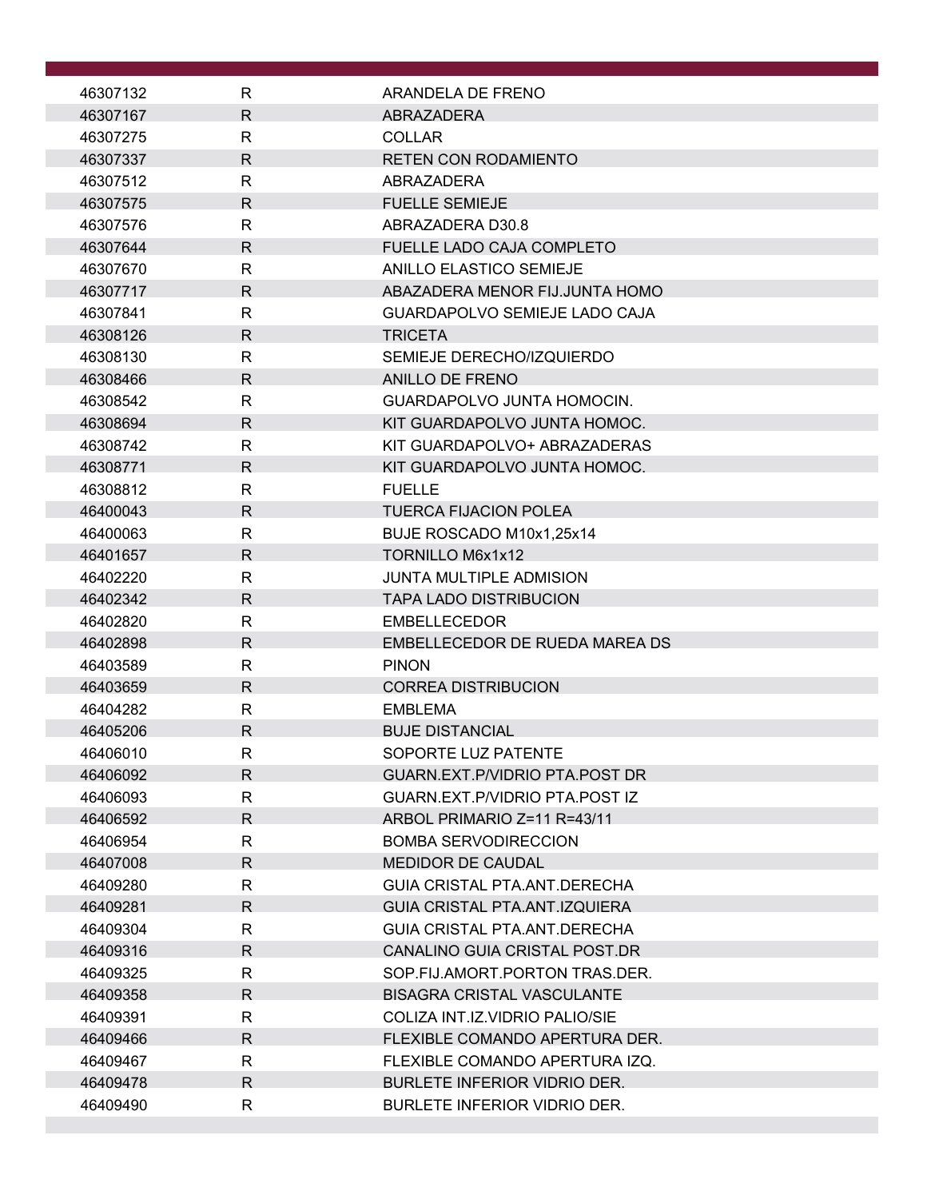| | | |
|---|---|---|
| 46307132 | R | ARANDELA DE FRENO |
| 46307167 | R | ABRAZADERA |
| 46307275 | R | COLLAR |
| 46307337 | R | RETEN CON RODAMIENTO |
| 46307512 | R | ABRAZADERA |
| 46307575 | R | FUELLE SEMIEJE |
| 46307576 | R | ABRAZADERA D30.8 |
| 46307644 | R | FUELLE LADO CAJA COMPLETO |
| 46307670 | R | ANILLO ELASTICO SEMIEJE |
| 46307717 | R | ABAZADERA MENOR FIJ.JUNTA HOMO |
| 46307841 | R | GUARDAPOLVO SEMIEJE LADO CAJA |
| 46308126 | R | TRICETA |
| 46308130 | R | SEMIEJE DERECHO/IZQUIERDO |
| 46308466 | R | ANILLO DE FRENO |
| 46308542 | R | GUARDAPOLVO JUNTA HOMOCIN. |
| 46308694 | R | KIT GUARDAPOLVO JUNTA HOMOC. |
| 46308742 | R | KIT GUARDAPOLVO+ ABRAZADERAS |
| 46308771 | R | KIT GUARDAPOLVO JUNTA HOMOC. |
| 46308812 | R | FUELLE |
| 46400043 | R | TUERCA FIJACION POLEA |
| 46400063 | R | BUJE ROSCADO M10x1,25x14 |
| 46401657 | R | TORNILLO M6x1x12 |
| 46402220 | R | JUNTA MULTIPLE ADMISION |
| 46402342 | R | TAPA LADO DISTRIBUCION |
| 46402820 | R | EMBELLECEDOR |
| 46402898 | R | EMBELLECEDOR DE RUEDA MAREA DS |
| 46403589 | R | PINON |
| 46403659 | R | CORREA DISTRIBUCION |
| 46404282 | R | EMBLEMA |
| 46405206 | R | BUJE DISTANCIAL |
| 46406010 | R | SOPORTE LUZ PATENTE |
| 46406092 | R | GUARN.EXT.P/VIDRIO PTA.POST DR |
| 46406093 | R | GUARN.EXT.P/VIDRIO PTA.POST IZ |
| 46406592 | R | ARBOL PRIMARIO Z=11 R=43/11 |
| 46406954 | R | BOMBA SERVODIRECCION |
| 46407008 | R | MEDIDOR DE CAUDAL |
| 46409280 | R | GUIA CRISTAL PTA.ANT.DERECHA |
| 46409281 | R | GUIA CRISTAL PTA.ANT.IZQUIERA |
| 46409304 | R | GUIA CRISTAL PTA.ANT.DERECHA |
| 46409316 | R | CANALINO GUIA CRISTAL POST.DR |
| 46409325 | R | SOP.FIJ.AMORT.PORTON TRAS.DER. |
| 46409358 | R | BISAGRA CRISTAL VASCULANTE |
| 46409391 | R | COLIZA INT.IZ.VIDRIO PALIO/SIE |
| 46409466 | R | FLEXIBLE COMANDO APERTURA DER. |
| 46409467 | R | FLEXIBLE COMANDO APERTURA IZQ. |
| 46409478 | R | BURLETE INFERIOR VIDRIO DER. |
| 46409490 | R | BURLETE INFERIOR VIDRIO DER. |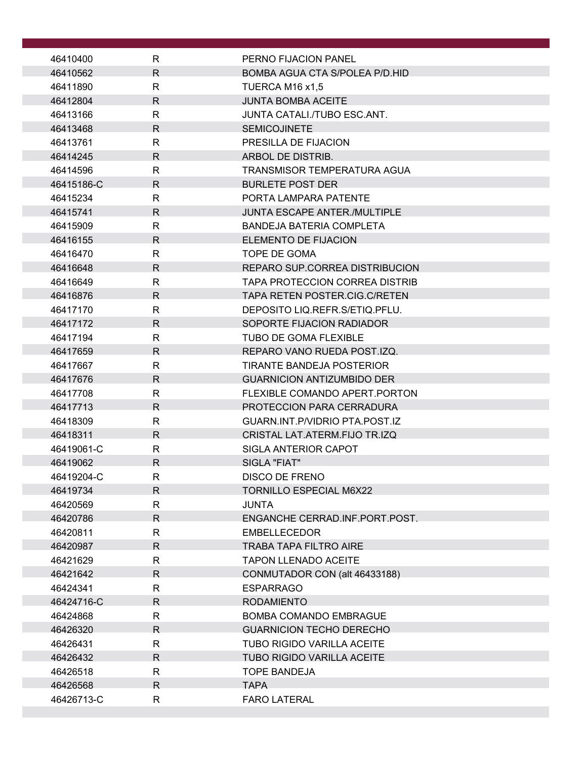| | | |
|---|---|---|
| 46410400 | R | PERNO FIJACION PANEL |
| 46410562 | R | BOMBA AGUA CTA S/POLEA P/D.HID |
| 46411890 | R | TUERCA M16 x1,5 |
| 46412804 | R | JUNTA BOMBA ACEITE |
| 46413166 | R | JUNTA CATALI./TUBO ESC.ANT. |
| 46413468 | R | SEMICOJINETE |
| 46413761 | R | PRESILLA DE FIJACION |
| 46414245 | R | ARBOL DE DISTRIB. |
| 46414596 | R | TRANSMISOR TEMPERATURA AGUA |
| 46415186-C | R | BURLETE POST DER |
| 46415234 | R | PORTA LAMPARA PATENTE |
| 46415741 | R | JUNTA ESCAPE ANTER./MULTIPLE |
| 46415909 | R | BANDEJA BATERIA COMPLETA |
| 46416155 | R | ELEMENTO DE FIJACION |
| 46416470 | R | TOPE DE GOMA |
| 46416648 | R | REPARO SUP.CORREA DISTRIBUCION |
| 46416649 | R | TAPA PROTECCION CORREA DISTRIB |
| 46416876 | R | TAPA RETEN POSTER.CIG.C/RETEN |
| 46417170 | R | DEPOSITO LIQ.REFR.S/ETIQ.PFLU. |
| 46417172 | R | SOPORTE FIJACION RADIADOR |
| 46417194 | R | TUBO DE GOMA FLEXIBLE |
| 46417659 | R | REPARO VANO RUEDA POST.IZQ. |
| 46417667 | R | TIRANTE BANDEJA POSTERIOR |
| 46417676 | R | GUARNICION ANTIZUMBIDO DER |
| 46417708 | R | FLEXIBLE COMANDO APERT.PORTON |
| 46417713 | R | PROTECCION PARA CERRADURA |
| 46418309 | R | GUARN.INT.P/VIDRIO PTA.POST.IZ |
| 46418311 | R | CRISTAL LAT.ATERM.FIJO TR.IZQ |
| 46419061-C | R | SIGLA ANTERIOR CAPOT |
| 46419062 | R | SIGLA "FIAT" |
| 46419204-C | R | DISCO DE FRENO |
| 46419734 | R | TORNILLO ESPECIAL M6X22 |
| 46420569 | R | JUNTA |
| 46420786 | R | ENGANCHE CERRAD.INF.PORT.POST. |
| 46420811 | R | EMBELLECEDOR |
| 46420987 | R | TRABA TAPA FILTRO AIRE |
| 46421629 | R | TAPON LLENADO ACEITE |
| 46421642 | R | CONMUTADOR CON (alt 46433188) |
| 46424341 | R | ESPARRAGO |
| 46424716-C | R | RODAMIENTO |
| 46424868 | R | BOMBA COMANDO EMBRAGUE |
| 46426320 | R | GUARNICION TECHO DERECHO |
| 46426431 | R | TUBO RIGIDO VARILLA ACEITE |
| 46426432 | R | TUBO RIGIDO VARILLA ACEITE |
| 46426518 | R | TOPE BANDEJA |
| 46426568 | R | TAPA |
| 46426713-C | R | FARO LATERAL |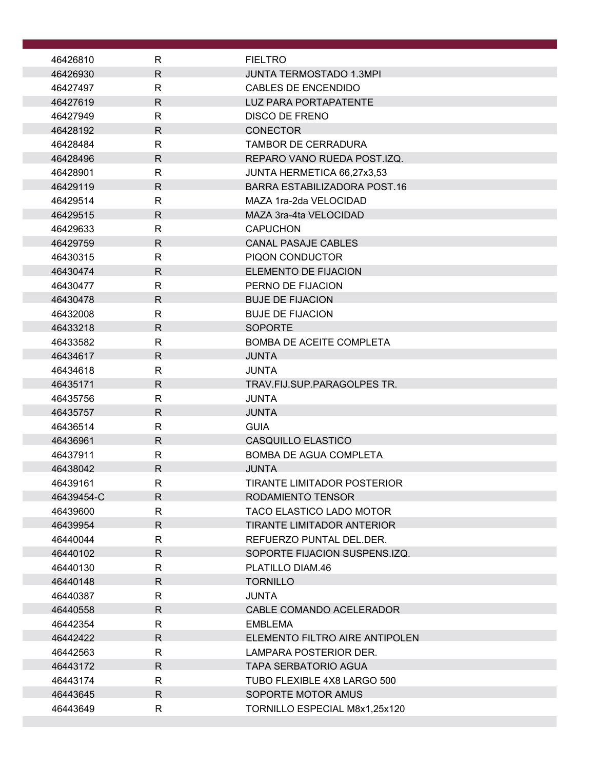| | | |
|---|---|---|
| 46426810 | R | FIELTRO |
| 46426930 | R | JUNTA TERMOSTADO 1.3MPI |
| 46427497 | R | CABLES DE ENCENDIDO |
| 46427619 | R | LUZ PARA PORTAPATENTE |
| 46427949 | R | DISCO DE FRENO |
| 46428192 | R | CONECTOR |
| 46428484 | R | TAMBOR DE CERRADURA |
| 46428496 | R | REPARO VANO RUEDA POST.IZQ. |
| 46428901 | R | JUNTA HERMETICA 66,27x3,53 |
| 46429119 | R | BARRA ESTABILIZADORA POST.16 |
| 46429514 | R | MAZA 1ra-2da VELOCIDAD |
| 46429515 | R | MAZA 3ra-4ta VELOCIDAD |
| 46429633 | R | CAPUCHON |
| 46429759 | R | CANAL PASAJE CABLES |
| 46430315 | R | PIQON CONDUCTOR |
| 46430474 | R | ELEMENTO DE FIJACION |
| 46430477 | R | PERNO DE FIJACION |
| 46430478 | R | BUJE DE FIJACION |
| 46432008 | R | BUJE DE FIJACION |
| 46433218 | R | SOPORTE |
| 46433582 | R | BOMBA DE ACEITE COMPLETA |
| 46434617 | R | JUNTA |
| 46434618 | R | JUNTA |
| 46435171 | R | TRAV.FIJ.SUP.PARAGOLPES TR. |
| 46435756 | R | JUNTA |
| 46435757 | R | JUNTA |
| 46436514 | R | GUIA |
| 46436961 | R | CASQUILLO ELASTICO |
| 46437911 | R | BOMBA DE AGUA COMPLETA |
| 46438042 | R | JUNTA |
| 46439161 | R | TIRANTE LIMITADOR POSTERIOR |
| 46439454-C | R | RODAMIENTO TENSOR |
| 46439600 | R | TACO ELASTICO LADO MOTOR |
| 46439954 | R | TIRANTE LIMITADOR ANTERIOR |
| 46440044 | R | REFUERZO PUNTAL DEL.DER. |
| 46440102 | R | SOPORTE FIJACION SUSPENS.IZQ. |
| 46440130 | R | PLATILLO DIAM.46 |
| 46440148 | R | TORNILLO |
| 46440387 | R | JUNTA |
| 46440558 | R | CABLE COMANDO ACELERADOR |
| 46442354 | R | EMBLEMA |
| 46442422 | R | ELEMENTO FILTRO AIRE ANTIPOLEN |
| 46442563 | R | LAMPARA POSTERIOR DER. |
| 46443172 | R | TAPA SERBATORIO AGUA |
| 46443174 | R | TUBO FLEXIBLE 4X8 LARGO 500 |
| 46443645 | R | SOPORTE MOTOR AMUS |
| 46443649 | R | TORNILLO ESPECIAL M8x1,25x120 |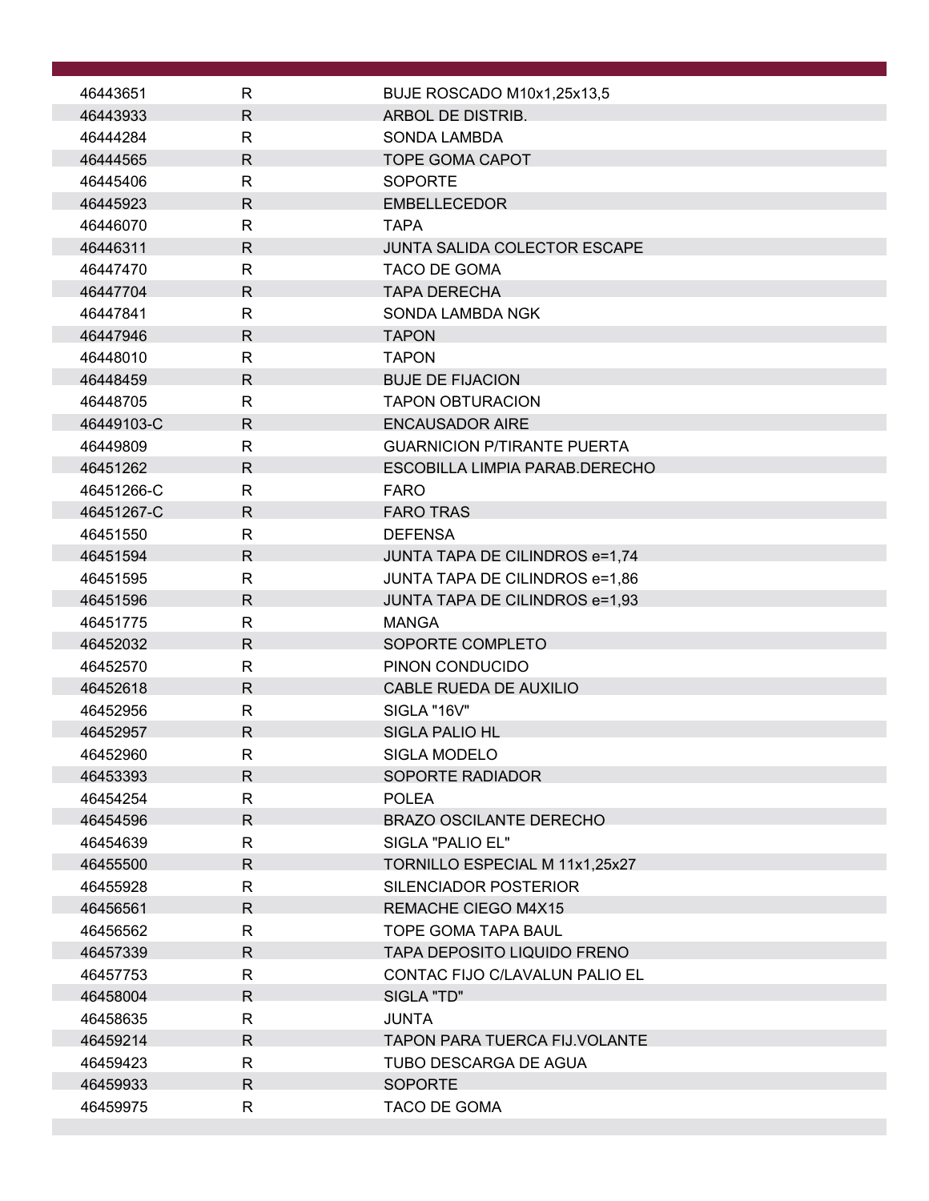| | | |
|---|---|---|
| 46443651 | R | BUJE ROSCADO M10x1,25x13,5 |
| 46443933 | R | ARBOL DE DISTRIB. |
| 46444284 | R | SONDA LAMBDA |
| 46444565 | R | TOPE GOMA CAPOT |
| 46445406 | R | SOPORTE |
| 46445923 | R | EMBELLECEDOR |
| 46446070 | R | TAPA |
| 46446311 | R | JUNTA SALIDA COLECTOR ESCAPE |
| 46447470 | R | TACO DE GOMA |
| 46447704 | R | TAPA DERECHA |
| 46447841 | R | SONDA LAMBDA NGK |
| 46447946 | R | TAPON |
| 46448010 | R | TAPON |
| 46448459 | R | BUJE DE FIJACION |
| 46448705 | R | TAPON OBTURACION |
| 46449103-C | R | ENCAUSADOR AIRE |
| 46449809 | R | GUARNICION P/TIRANTE PUERTA |
| 46451262 | R | ESCOBILLA LIMPIA PARAB.DERECHO |
| 46451266-C | R | FARO |
| 46451267-C | R | FARO TRAS |
| 46451550 | R | DEFENSA |
| 46451594 | R | JUNTA TAPA DE CILINDROS e=1,74 |
| 46451595 | R | JUNTA TAPA DE CILINDROS e=1,86 |
| 46451596 | R | JUNTA TAPA DE CILINDROS e=1,93 |
| 46451775 | R | MANGA |
| 46452032 | R | SOPORTE COMPLETO |
| 46452570 | R | PINON CONDUCIDO |
| 46452618 | R | CABLE RUEDA DE AUXILIO |
| 46452956 | R | SIGLA "16V" |
| 46452957 | R | SIGLA PALIO HL |
| 46452960 | R | SIGLA MODELO |
| 46453393 | R | SOPORTE RADIADOR |
| 46454254 | R | POLEA |
| 46454596 | R | BRAZO OSCILANTE DERECHO |
| 46454639 | R | SIGLA "PALIO EL" |
| 46455500 | R | TORNILLO ESPECIAL M 11x1,25x27 |
| 46455928 | R | SILENCIADOR POSTERIOR |
| 46456561 | R | REMACHE CIEGO M4X15 |
| 46456562 | R | TOPE GOMA TAPA BAUL |
| 46457339 | R | TAPA DEPOSITO LIQUIDO FRENO |
| 46457753 | R | CONTAC FIJO C/LAVALUN PALIO EL |
| 46458004 | R | SIGLA "TD" |
| 46458635 | R | JUNTA |
| 46459214 | R | TAPON PARA TUERCA FIJ.VOLANTE |
| 46459423 | R | TUBO DESCARGA DE AGUA |
| 46459933 | R | SOPORTE |
| 46459975 | R | TACO DE GOMA |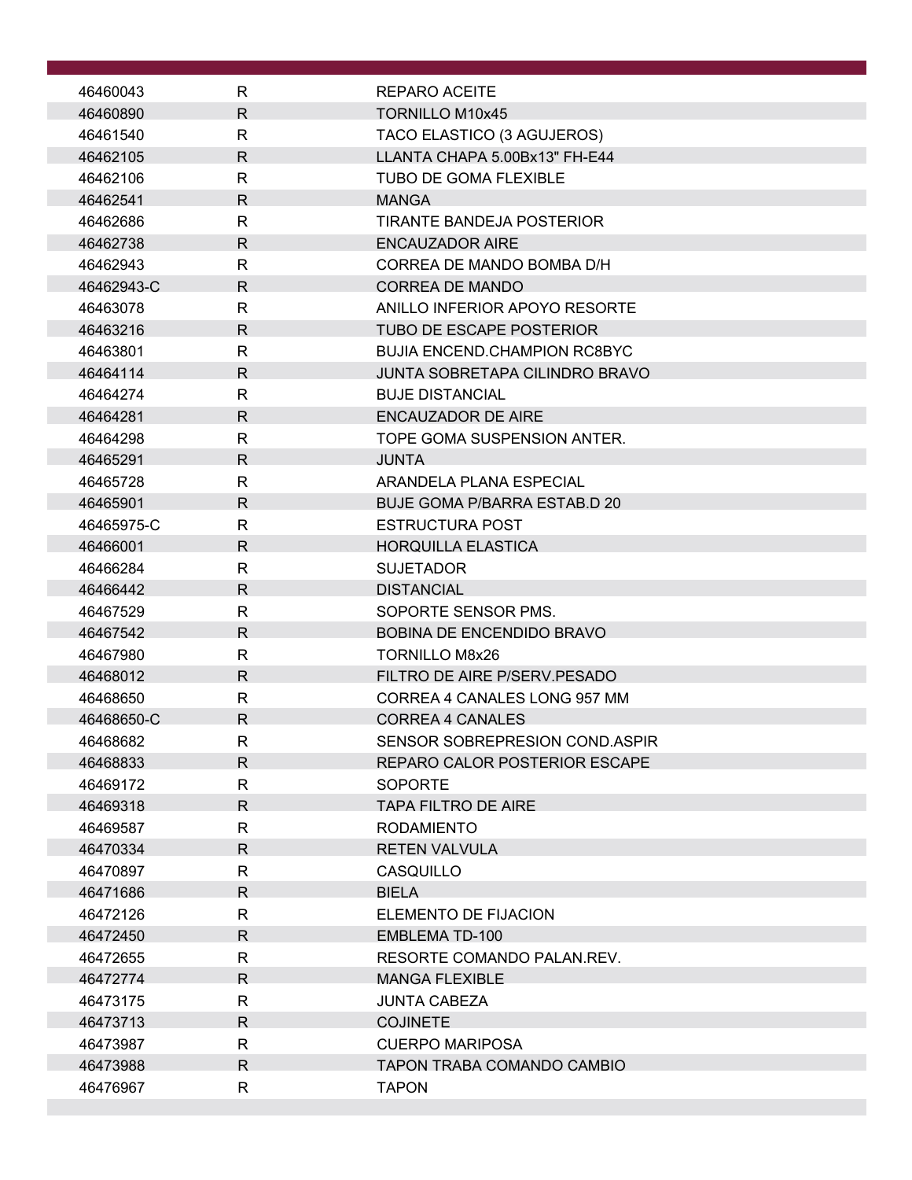| | | |
|---|---|---|
| 46460043 | R | REPARO ACEITE |
| 46460890 | R | TORNILLO M10x45 |
| 46461540 | R | TACO ELASTICO (3 AGUJEROS) |
| 46462105 | R | LLANTA CHAPA 5.00Bx13" FH-E44 |
| 46462106 | R | TUBO DE GOMA FLEXIBLE |
| 46462541 | R | MANGA |
| 46462686 | R | TIRANTE BANDEJA POSTERIOR |
| 46462738 | R | ENCAUZADOR AIRE |
| 46462943 | R | CORREA DE MANDO BOMBA D/H |
| 46462943-C | R | CORREA DE MANDO |
| 46463078 | R | ANILLO INFERIOR APOYO RESORTE |
| 46463216 | R | TUBO DE ESCAPE POSTERIOR |
| 46463801 | R | BUJIA ENCEND.CHAMPION RC8BYC |
| 46464114 | R | JUNTA SOBRETAPA CILINDRO BRAVO |
| 46464274 | R | BUJE DISTANCIAL |
| 46464281 | R | ENCAUZADOR DE AIRE |
| 46464298 | R | TOPE GOMA SUSPENSION ANTER. |
| 46465291 | R | JUNTA |
| 46465728 | R | ARANDELA PLANA ESPECIAL |
| 46465901 | R | BUJE GOMA P/BARRA ESTAB.D 20 |
| 46465975-C | R | ESTRUCTURA POST |
| 46466001 | R | HORQUILLA ELASTICA |
| 46466284 | R | SUJETADOR |
| 46466442 | R | DISTANCIAL |
| 46467529 | R | SOPORTE SENSOR PMS. |
| 46467542 | R | BOBINA DE ENCENDIDO BRAVO |
| 46467980 | R | TORNILLO M8x26 |
| 46468012 | R | FILTRO DE AIRE P/SERV.PESADO |
| 46468650 | R | CORREA 4 CANALES LONG 957 MM |
| 46468650-C | R | CORREA 4 CANALES |
| 46468682 | R | SENSOR SOBREPRESION COND.ASPIR |
| 46468833 | R | REPARO CALOR POSTERIOR ESCAPE |
| 46469172 | R | SOPORTE |
| 46469318 | R | TAPA FILTRO DE AIRE |
| 46469587 | R | RODAMIENTO |
| 46470334 | R | RETEN VALVULA |
| 46470897 | R | CASQUILLO |
| 46471686 | R | BIELA |
| 46472126 | R | ELEMENTO DE FIJACION |
| 46472450 | R | EMBLEMA TD-100 |
| 46472655 | R | RESORTE COMANDO PALAN.REV. |
| 46472774 | R | MANGA FLEXIBLE |
| 46473175 | R | JUNTA CABEZA |
| 46473713 | R | COJINETE |
| 46473987 | R | CUERPO MARIPOSA |
| 46473988 | R | TAPON TRABA COMANDO CAMBIO |
| 46476967 | R | TAPON |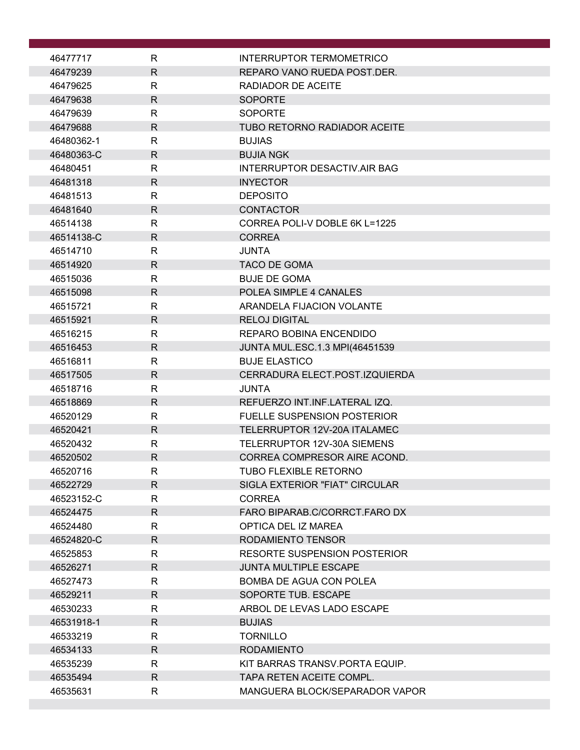| | | |
|---|---|---|
| 46477717 | R | INTERRUPTOR TERMOMETRICO |
| 46479239 | R | REPARO VANO RUEDA POST.DER. |
| 46479625 | R | RADIADOR DE ACEITE |
| 46479638 | R | SOPORTE |
| 46479639 | R | SOPORTE |
| 46479688 | R | TUBO RETORNO RADIADOR ACEITE |
| 46480362-1 | R | BUJIAS |
| 46480363-C | R | BUJIA NGK |
| 46480451 | R | INTERRUPTOR DESACTIV.AIR BAG |
| 46481318 | R | INYECTOR |
| 46481513 | R | DEPOSITO |
| 46481640 | R | CONTACTOR |
| 46514138 | R | CORREA POLI-V DOBLE 6K L=1225 |
| 46514138-C | R | CORREA |
| 46514710 | R | JUNTA |
| 46514920 | R | TACO DE GOMA |
| 46515036 | R | BUJE DE GOMA |
| 46515098 | R | POLEA SIMPLE 4 CANALES |
| 46515721 | R | ARANDELA FIJACION VOLANTE |
| 46515921 | R | RELOJ DIGITAL |
| 46516215 | R | REPARO BOBINA ENCENDIDO |
| 46516453 | R | JUNTA MUL.ESC.1.3 MPI(46451539 |
| 46516811 | R | BUJE ELASTICO |
| 46517505 | R | CERRADURA ELECT.POST.IZQUIERDA |
| 46518716 | R | JUNTA |
| 46518869 | R | REFUERZO INT.INF.LATERAL IZQ. |
| 46520129 | R | FUELLE SUSPENSION POSTERIOR |
| 46520421 | R | TELERRUPTOR 12V-20A ITALAMEC |
| 46520432 | R | TELERRUPTOR 12V-30A SIEMENS |
| 46520502 | R | CORREA COMPRESOR AIRE ACOND. |
| 46520716 | R | TUBO FLEXIBLE RETORNO |
| 46522729 | R | SIGLA EXTERIOR "FIAT" CIRCULAR |
| 46523152-C | R | CORREA |
| 46524475 | R | FARO BIPARAB.C/CORRCT.FARO DX |
| 46524480 | R | OPTICA DEL IZ MAREA |
| 46524820-C | R | RODAMIENTO TENSOR |
| 46525853 | R | RESORTE SUSPENSION POSTERIOR |
| 46526271 | R | JUNTA MULTIPLE ESCAPE |
| 46527473 | R | BOMBA DE AGUA CON POLEA |
| 46529211 | R | SOPORTE TUB. ESCAPE |
| 46530233 | R | ARBOL DE LEVAS LADO ESCAPE |
| 46531918-1 | R | BUJIAS |
| 46533219 | R | TORNILLO |
| 46534133 | R | RODAMIENTO |
| 46535239 | R | KIT BARRAS TRANSV.PORTA EQUIP. |
| 46535494 | R | TAPA RETEN ACEITE COMPL. |
| 46535631 | R | MANGUERA BLOCK/SEPARADOR VAPOR |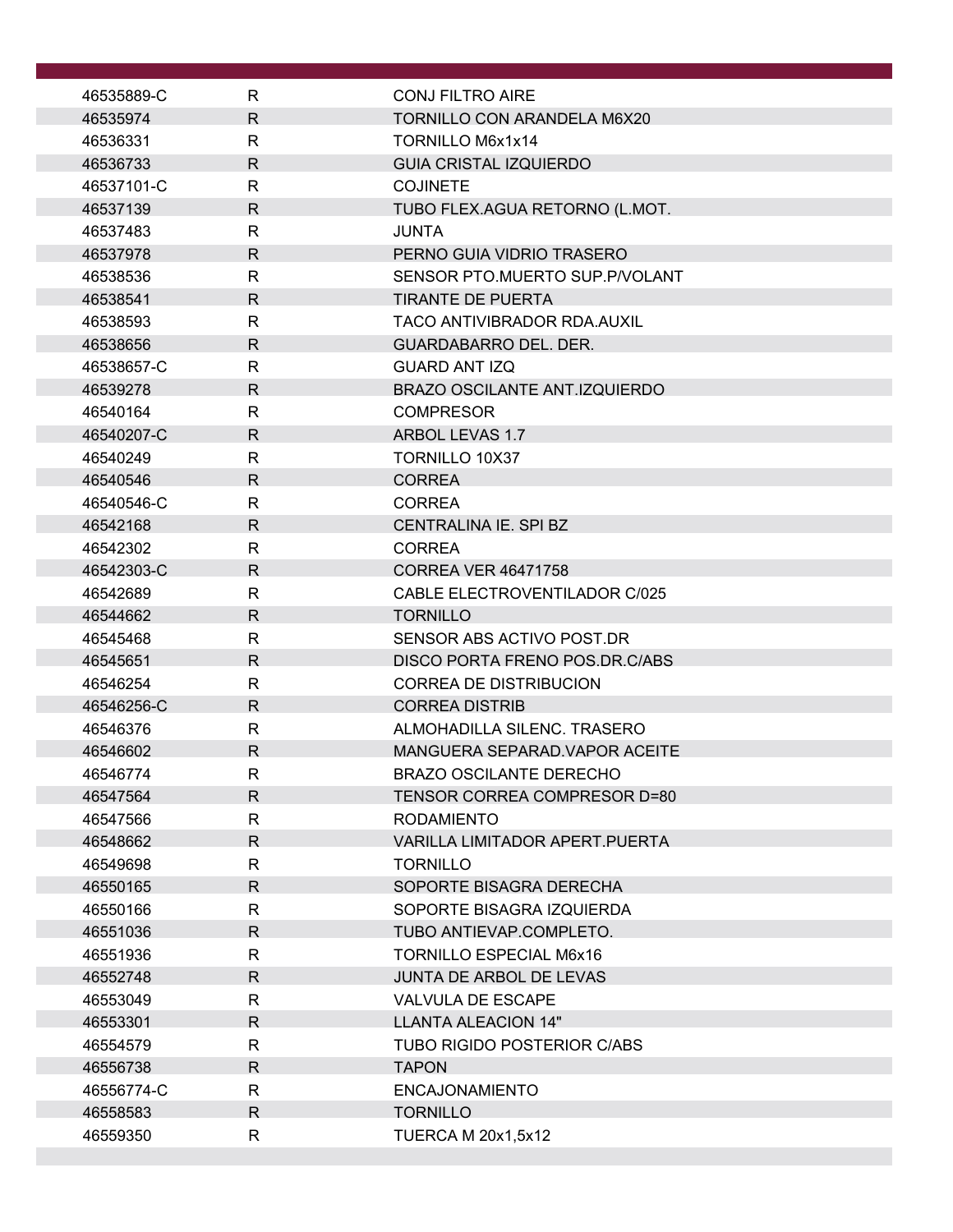| | | |
|---|---|---|
| 46535889-C | R | CONJ FILTRO AIRE |
| 46535974 | R | TORNILLO CON ARANDELA M6X20 |
| 46536331 | R | TORNILLO M6x1x14 |
| 46536733 | R | GUIA CRISTAL IZQUIERDO |
| 46537101-C | R | COJINETE |
| 46537139 | R | TUBO FLEX.AGUA RETORNO (L.MOT. |
| 46537483 | R | JUNTA |
| 46537978 | R | PERNO GUIA VIDRIO TRASERO |
| 46538536 | R | SENSOR PTO.MUERTO SUP.P/VOLANT |
| 46538541 | R | TIRANTE DE PUERTA |
| 46538593 | R | TACO ANTIVIBRADOR RDA.AUXIL |
| 46538656 | R | GUARDABARRO DEL. DER. |
| 46538657-C | R | GUARD ANT IZQ |
| 46539278 | R | BRAZO OSCILANTE ANT.IZQUIERDO |
| 46540164 | R | COMPRESOR |
| 46540207-C | R | ARBOL LEVAS 1.7 |
| 46540249 | R | TORNILLO 10X37 |
| 46540546 | R | CORREA |
| 46540546-C | R | CORREA |
| 46542168 | R | CENTRALINA IE. SPI BZ |
| 46542302 | R | CORREA |
| 46542303-C | R | CORREA VER 46471758 |
| 46542689 | R | CABLE ELECTROVENTILADOR C/025 |
| 46544662 | R | TORNILLO |
| 46545468 | R | SENSOR ABS ACTIVO POST.DR |
| 46545651 | R | DISCO PORTA FRENO POS.DR.C/ABS |
| 46546254 | R | CORREA DE DISTRIBUCION |
| 46546256-C | R | CORREA DISTRIB |
| 46546376 | R | ALMOHADILLA SILENC. TRASERO |
| 46546602 | R | MANGUERA SEPARAD.VAPOR ACEITE |
| 46546774 | R | BRAZO OSCILANTE DERECHO |
| 46547564 | R | TENSOR CORREA COMPRESOR D=80 |
| 46547566 | R | RODAMIENTO |
| 46548662 | R | VARILLA LIMITADOR APERT.PUERTA |
| 46549698 | R | TORNILLO |
| 46550165 | R | SOPORTE BISAGRA DERECHA |
| 46550166 | R | SOPORTE BISAGRA IZQUIERDA |
| 46551036 | R | TUBO ANTIEVAP.COMPLETO. |
| 46551936 | R | TORNILLO ESPECIAL M6x16 |
| 46552748 | R | JUNTA DE ARBOL DE LEVAS |
| 46553049 | R | VALVULA DE ESCAPE |
| 46553301 | R | LLANTA ALEACION 14" |
| 46554579 | R | TUBO RIGIDO POSTERIOR C/ABS |
| 46556738 | R | TAPON |
| 46556774-C | R | ENCAJONAMIENTO |
| 46558583 | R | TORNILLO |
| 46559350 | R | TUERCA M 20x1,5x12 |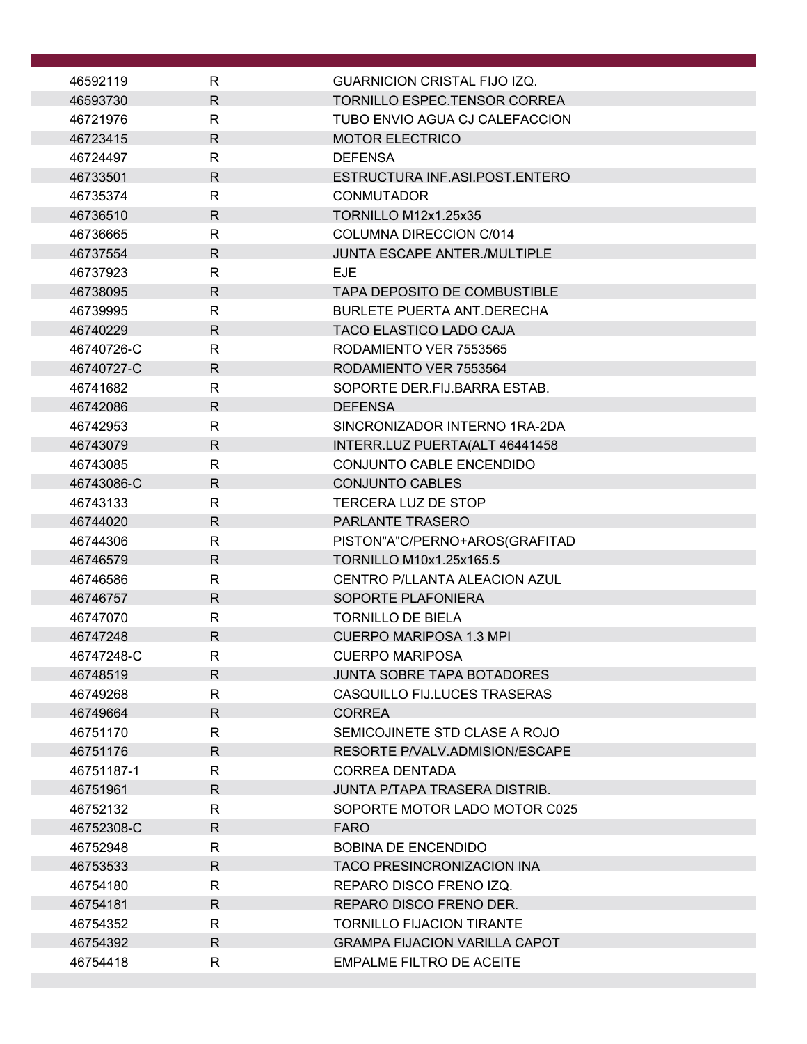| | | |
|---|---|---|
| 46592119 | R | GUARNICION CRISTAL FIJO IZQ. |
| 46593730 | R | TORNILLO ESPEC.TENSOR CORREA |
| 46721976 | R | TUBO ENVIO AGUA CJ CALEFACCION |
| 46723415 | R | MOTOR ELECTRICO |
| 46724497 | R | DEFENSA |
| 46733501 | R | ESTRUCTURA INF.ASI.POST.ENTERO |
| 46735374 | R | CONMUTADOR |
| 46736510 | R | TORNILLO M12x1.25x35 |
| 46736665 | R | COLUMNA DIRECCION C/014 |
| 46737554 | R | JUNTA ESCAPE ANTER./MULTIPLE |
| 46737923 | R | EJE |
| 46738095 | R | TAPA DEPOSITO DE COMBUSTIBLE |
| 46739995 | R | BURLETE PUERTA ANT.DERECHA |
| 46740229 | R | TACO ELASTICO LADO CAJA |
| 46740726-C | R | RODAMIENTO VER 7553565 |
| 46740727-C | R | RODAMIENTO VER 7553564 |
| 46741682 | R | SOPORTE DER.FIJ.BARRA ESTAB. |
| 46742086 | R | DEFENSA |
| 46742953 | R | SINCRONIZADOR INTERNO 1RA-2DA |
| 46743079 | R | INTERR.LUZ PUERTA(ALT 46441458 |
| 46743085 | R | CONJUNTO CABLE ENCENDIDO |
| 46743086-C | R | CONJUNTO CABLES |
| 46743133 | R | TERCERA LUZ DE STOP |
| 46744020 | R | PARLANTE TRASERO |
| 46744306 | R | PISTON"A"C/PERNO+AROS(GRAFITAD |
| 46746579 | R | TORNILLO M10x1.25x165.5 |
| 46746586 | R | CENTRO P/LLANTA ALEACION AZUL |
| 46746757 | R | SOPORTE PLAFONIERA |
| 46747070 | R | TORNILLO DE BIELA |
| 46747248 | R | CUERPO MARIPOSA 1.3 MPI |
| 46747248-C | R | CUERPO MARIPOSA |
| 46748519 | R | JUNTA SOBRE TAPA BOTADORES |
| 46749268 | R | CASQUILLO FIJ.LUCES TRASERAS |
| 46749664 | R | CORREA |
| 46751170 | R | SEMICOJINETE STD CLASE A ROJO |
| 46751176 | R | RESORTE P/VALV.ADMISION/ESCAPE |
| 46751187-1 | R | CORREA DENTADA |
| 46751961 | R | JUNTA P/TAPA TRASERA DISTRIB. |
| 46752132 | R | SOPORTE MOTOR LADO MOTOR C025 |
| 46752308-C | R | FARO |
| 46752948 | R | BOBINA DE ENCENDIDO |
| 46753533 | R | TACO PRESINCRONIZACION INA |
| 46754180 | R | REPARO DISCO FRENO IZQ. |
| 46754181 | R | REPARO DISCO FRENO DER. |
| 46754352 | R | TORNILLO FIJACION TIRANTE |
| 46754392 | R | GRAMPA FIJACION VARILLA CAPOT |
| 46754418 | R | EMPALME FILTRO DE ACEITE |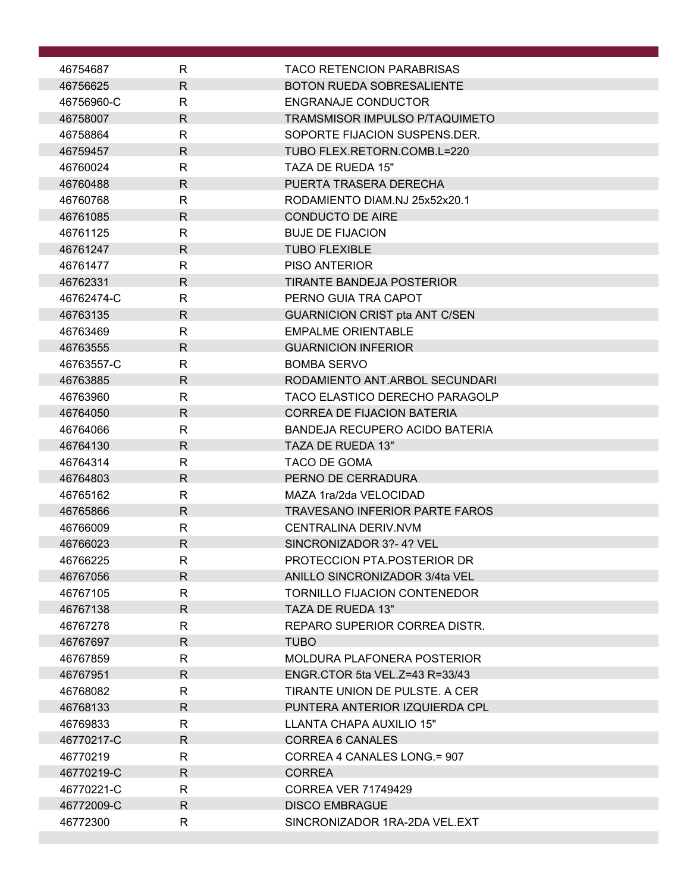| | | |
|---|---|---|
| 46754687 | R | TACO RETENCION PARABRISAS |
| 46756625 | R | BOTON RUEDA SOBRESALIENTE |
| 46756960-C | R | ENGRANAJE CONDUCTOR |
| 46758007 | R | TRAMSMISOR IMPULSO P/TAQUIMETO |
| 46758864 | R | SOPORTE FIJACION SUSPENS.DER. |
| 46759457 | R | TUBO FLEX.RETORN.COMB.L=220 |
| 46760024 | R | TAZA DE RUEDA 15" |
| 46760488 | R | PUERTA TRASERA DERECHA |
| 46760768 | R | RODAMIENTO DIAM.NJ 25x52x20.1 |
| 46761085 | R | CONDUCTO DE AIRE |
| 46761125 | R | BUJE DE FIJACION |
| 46761247 | R | TUBO FLEXIBLE |
| 46761477 | R | PISO ANTERIOR |
| 46762331 | R | TIRANTE BANDEJA POSTERIOR |
| 46762474-C | R | PERNO GUIA TRA CAPOT |
| 46763135 | R | GUARNICION CRIST pta ANT C/SEN |
| 46763469 | R | EMPALME ORIENTABLE |
| 46763555 | R | GUARNICION INFERIOR |
| 46763557-C | R | BOMBA SERVO |
| 46763885 | R | RODAMIENTO ANT.ARBOL SECUNDARI |
| 46763960 | R | TACO ELASTICO DERECHO PARAGOLP |
| 46764050 | R | CORREA DE FIJACION BATERIA |
| 46764066 | R | BANDEJA RECUPERO ACIDO BATERIA |
| 46764130 | R | TAZA DE RUEDA 13" |
| 46764314 | R | TACO DE GOMA |
| 46764803 | R | PERNO DE CERRADURA |
| 46765162 | R | MAZA 1ra/2da VELOCIDAD |
| 46765866 | R | TRAVESANO INFERIOR PARTE FAROS |
| 46766009 | R | CENTRALINA DERIV.NVM |
| 46766023 | R | SINCRONIZADOR 3?- 4? VEL |
| 46766225 | R | PROTECCION PTA.POSTERIOR DR |
| 46767056 | R | ANILLO SINCRONIZADOR 3/4ta VEL |
| 46767105 | R | TORNILLO FIJACION CONTENEDOR |
| 46767138 | R | TAZA DE RUEDA 13" |
| 46767278 | R | REPARO SUPERIOR CORREA DISTR. |
| 46767697 | R | TUBO |
| 46767859 | R | MOLDURA PLAFONERA POSTERIOR |
| 46767951 | R | ENGR.CTOR 5ta VEL.Z=43 R=33/43 |
| 46768082 | R | TIRANTE UNION DE PULSTE. A CER |
| 46768133 | R | PUNTERA ANTERIOR IZQUIERDA CPL |
| 46769833 | R | LLANTA CHAPA AUXILIO 15" |
| 46770217-C | R | CORREA 6 CANALES |
| 46770219 | R | CORREA 4 CANALES LONG.= 907 |
| 46770219-C | R | CORREA |
| 46770221-C | R | CORREA VER 71749429 |
| 46772009-C | R | DISCO EMBRAGUE |
| 46772300 | R | SINCRONIZADOR 1RA-2DA VEL.EXT |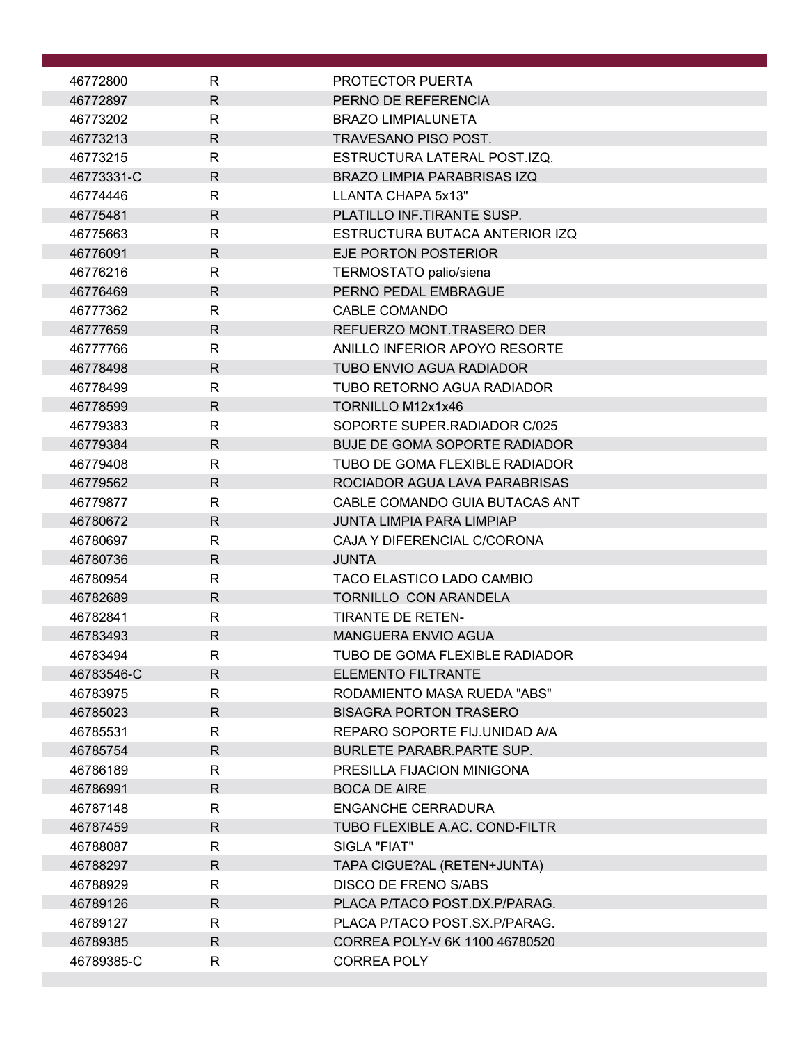| | | |
|---|---|---|
| 46772800 | R | PROTECTOR PUERTA |
| 46772897 | R | PERNO DE REFERENCIA |
| 46773202 | R | BRAZO LIMPIALUNETA |
| 46773213 | R | TRAVESANO PISO POST. |
| 46773215 | R | ESTRUCTURA LATERAL POST.IZQ. |
| 46773331-C | R | BRAZO LIMPIA PARABRISAS IZQ |
| 46774446 | R | LLANTA CHAPA 5x13" |
| 46775481 | R | PLATILLO INF.TIRANTE SUSP. |
| 46775663 | R | ESTRUCTURA BUTACA ANTERIOR IZQ |
| 46776091 | R | EJE PORTON POSTERIOR |
| 46776216 | R | TERMOSTATO palio/siena |
| 46776469 | R | PERNO PEDAL EMBRAGUE |
| 46777362 | R | CABLE COMANDO |
| 46777659 | R | REFUERZO MONT.TRASERO DER |
| 46777766 | R | ANILLO INFERIOR APOYO RESORTE |
| 46778498 | R | TUBO ENVIO AGUA RADIADOR |
| 46778499 | R | TUBO RETORNO AGUA RADIADOR |
| 46778599 | R | TORNILLO M12x1x46 |
| 46779383 | R | SOPORTE SUPER.RADIADOR C/025 |
| 46779384 | R | BUJE DE GOMA SOPORTE RADIADOR |
| 46779408 | R | TUBO DE GOMA FLEXIBLE RADIADOR |
| 46779562 | R | ROCIADOR AGUA LAVA PARABRISAS |
| 46779877 | R | CABLE COMANDO GUIA BUTACAS ANT |
| 46780672 | R | JUNTA LIMPIA PARA LIMPIAP |
| 46780697 | R | CAJA Y DIFERENCIAL C/CORONA |
| 46780736 | R | JUNTA |
| 46780954 | R | TACO ELASTICO LADO CAMBIO |
| 46782689 | R | TORNILLO  CON ARANDELA |
| 46782841 | R | TIRANTE DE RETEN- |
| 46783493 | R | MANGUERA ENVIO AGUA |
| 46783494 | R | TUBO DE GOMA FLEXIBLE RADIADOR |
| 46783546-C | R | ELEMENTO FILTRANTE |
| 46783975 | R | RODAMIENTO MASA RUEDA "ABS" |
| 46785023 | R | BISAGRA PORTON TRASERO |
| 46785531 | R | REPARO SOPORTE FIJ.UNIDAD A/A |
| 46785754 | R | BURLETE PARABR.PARTE SUP. |
| 46786189 | R | PRESILLA FIJACION MINIGONA |
| 46786991 | R | BOCA DE AIRE |
| 46787148 | R | ENGANCHE CERRADURA |
| 46787459 | R | TUBO FLEXIBLE A.AC. COND-FILTR |
| 46788087 | R | SIGLA "FIAT" |
| 46788297 | R | TAPA CIGUE?AL (RETEN+JUNTA) |
| 46788929 | R | DISCO DE FRENO S/ABS |
| 46789126 | R | PLACA P/TACO POST.DX.P/PARAG. |
| 46789127 | R | PLACA P/TACO POST.SX.P/PARAG. |
| 46789385 | R | CORREA POLY-V 6K 1100 46780520 |
| 46789385-C | R | CORREA POLY |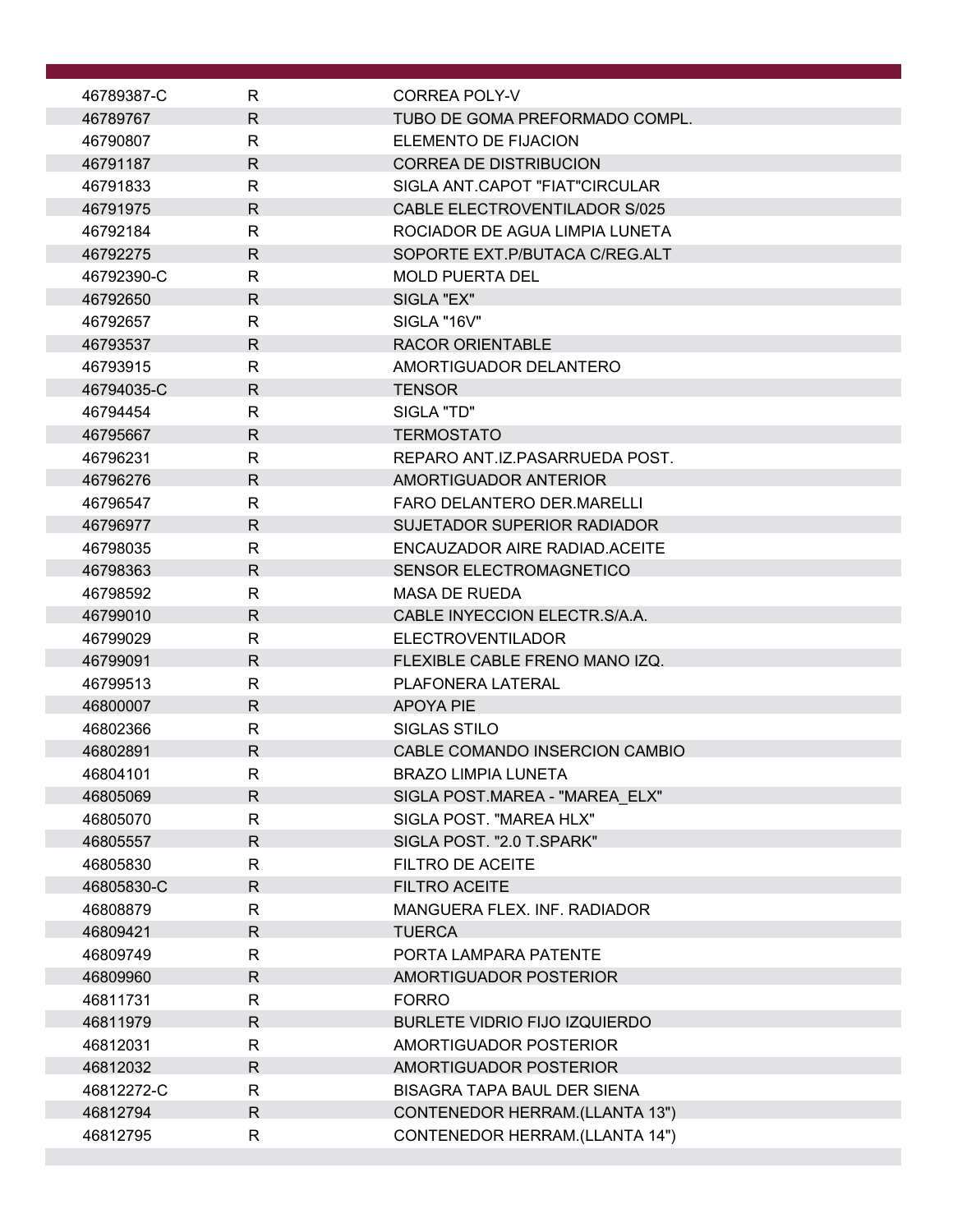| | | |
|---|---|---|
| 46789387-C | R | CORREA POLY-V |
| 46789767 | R | TUBO DE GOMA PREFORMADO COMPL. |
| 46790807 | R | ELEMENTO DE FIJACION |
| 46791187 | R | CORREA DE DISTRIBUCION |
| 46791833 | R | SIGLA ANT.CAPOT "FIAT"CIRCULAR |
| 46791975 | R | CABLE ELECTROVENTILADOR S/025 |
| 46792184 | R | ROCIADOR DE AGUA LIMPIA LUNETA |
| 46792275 | R | SOPORTE EXT.P/BUTACA C/REG.ALT |
| 46792390-C | R | MOLD PUERTA DEL |
| 46792650 | R | SIGLA "EX" |
| 46792657 | R | SIGLA "16V" |
| 46793537 | R | RACOR ORIENTABLE |
| 46793915 | R | AMORTIGUADOR DELANTERO |
| 46794035-C | R | TENSOR |
| 46794454 | R | SIGLA "TD" |
| 46795667 | R | TERMOSTATO |
| 46796231 | R | REPARO ANT.IZ.PASARRUEDA POST. |
| 46796276 | R | AMORTIGUADOR ANTERIOR |
| 46796547 | R | FARO DELANTERO DER.MARELLI |
| 46796977 | R | SUJETADOR SUPERIOR RADIADOR |
| 46798035 | R | ENCAUZADOR AIRE RADIAD.ACEITE |
| 46798363 | R | SENSOR ELECTROMAGNETICO |
| 46798592 | R | MASA DE RUEDA |
| 46799010 | R | CABLE INYECCION ELECTR.S/A.A. |
| 46799029 | R | ELECTROVENTILADOR |
| 46799091 | R | FLEXIBLE CABLE FRENO MANO IZQ. |
| 46799513 | R | PLAFONERA LATERAL |
| 46800007 | R | APOYA PIE |
| 46802366 | R | SIGLAS STILO |
| 46802891 | R | CABLE COMANDO INSERCION CAMBIO |
| 46804101 | R | BRAZO LIMPIA LUNETA |
| 46805069 | R | SIGLA POST.MAREA - "MAREA_ELX" |
| 46805070 | R | SIGLA POST. "MAREA HLX" |
| 46805557 | R | SIGLA POST. "2.0 T.SPARK" |
| 46805830 | R | FILTRO DE ACEITE |
| 46805830-C | R | FILTRO ACEITE |
| 46808879 | R | MANGUERA FLEX. INF. RADIADOR |
| 46809421 | R | TUERCA |
| 46809749 | R | PORTA LAMPARA PATENTE |
| 46809960 | R | AMORTIGUADOR POSTERIOR |
| 46811731 | R | FORRO |
| 46811979 | R | BURLETE VIDRIO FIJO IZQUIERDO |
| 46812031 | R | AMORTIGUADOR POSTERIOR |
| 46812032 | R | AMORTIGUADOR POSTERIOR |
| 46812272-C | R | BISAGRA TAPA BAUL DER SIENA |
| 46812794 | R | CONTENEDOR HERRAM.(LLANTA 13") |
| 46812795 | R | CONTENEDOR HERRAM.(LLANTA 14") |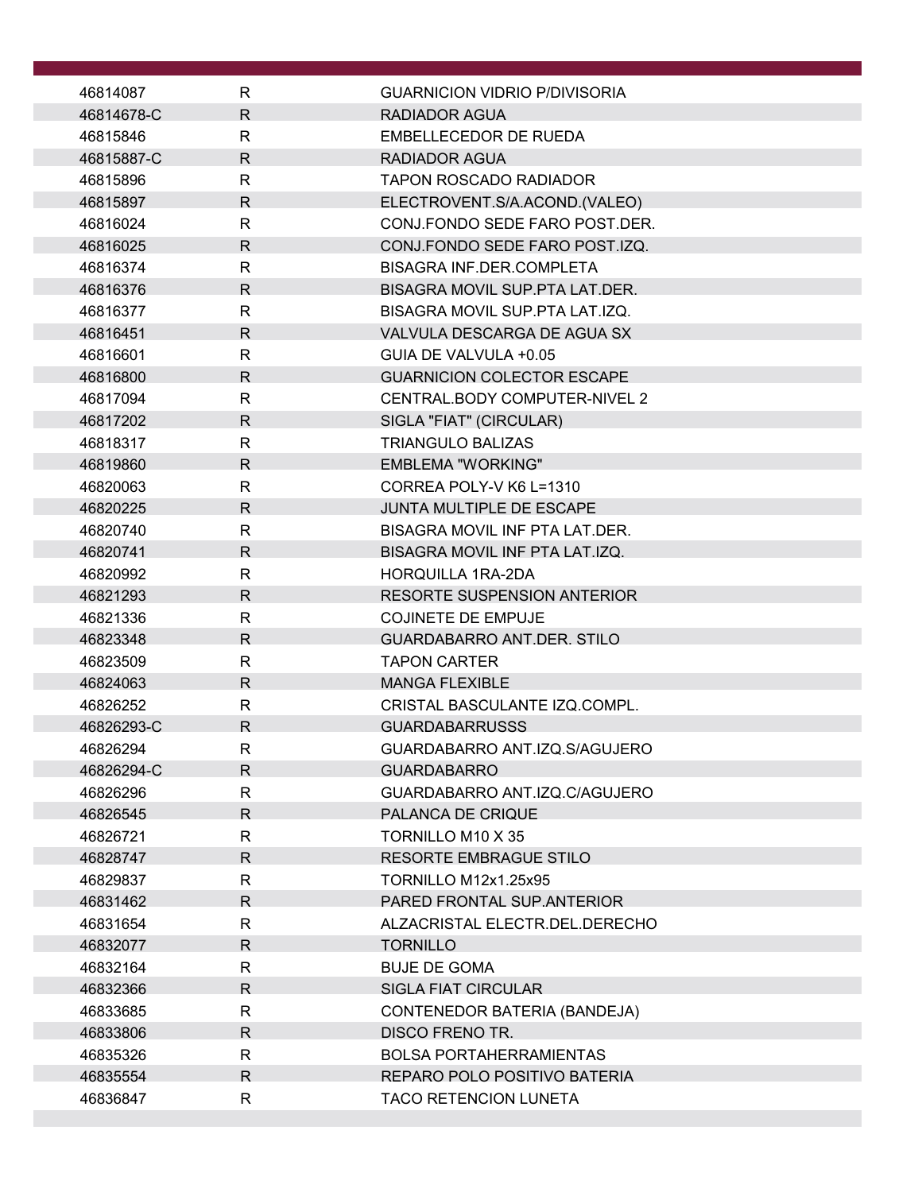| | | |
|---|---|---|
| 46814087 | R | GUARNICION VIDRIO P/DIVISORIA |
| 46814678-C | R | RADIADOR AGUA |
| 46815846 | R | EMBELLECEDOR DE RUEDA |
| 46815887-C | R | RADIADOR AGUA |
| 46815896 | R | TAPON ROSCADO RADIADOR |
| 46815897 | R | ELECTROVENT.S/A.ACOND.(VALEO) |
| 46816024 | R | CONJ.FONDO SEDE FARO POST.DER. |
| 46816025 | R | CONJ.FONDO SEDE FARO POST.IZQ. |
| 46816374 | R | BISAGRA INF.DER.COMPLETA |
| 46816376 | R | BISAGRA MOVIL SUP.PTA LAT.DER. |
| 46816377 | R | BISAGRA MOVIL SUP.PTA LAT.IZQ. |
| 46816451 | R | VALVULA DESCARGA DE AGUA SX |
| 46816601 | R | GUIA DE VALVULA +0.05 |
| 46816800 | R | GUARNICION COLECTOR ESCAPE |
| 46817094 | R | CENTRAL.BODY COMPUTER-NIVEL 2 |
| 46817202 | R | SIGLA "FIAT" (CIRCULAR) |
| 46818317 | R | TRIANGULO BALIZAS |
| 46819860 | R | EMBLEMA "WORKING" |
| 46820063 | R | CORREA POLY-V K6 L=1310 |
| 46820225 | R | JUNTA MULTIPLE DE ESCAPE |
| 46820740 | R | BISAGRA MOVIL INF PTA LAT.DER. |
| 46820741 | R | BISAGRA MOVIL INF PTA LAT.IZQ. |
| 46820992 | R | HORQUILLA 1RA-2DA |
| 46821293 | R | RESORTE SUSPENSION ANTERIOR |
| 46821336 | R | COJINETE DE EMPUJE |
| 46823348 | R | GUARDABARRO ANT.DER. STILO |
| 46823509 | R | TAPON CARTER |
| 46824063 | R | MANGA FLEXIBLE |
| 46826252 | R | CRISTAL BASCULANTE IZQ.COMPL. |
| 46826293-C | R | GUARDABARRUSSS |
| 46826294 | R | GUARDABARRO ANT.IZQ.S/AGUJERO |
| 46826294-C | R | GUARDABARRO |
| 46826296 | R | GUARDABARRO ANT.IZQ.C/AGUJERO |
| 46826545 | R | PALANCA DE CRIQUE |
| 46826721 | R | TORNILLO M10 X 35 |
| 46828747 | R | RESORTE EMBRAGUE STILO |
| 46829837 | R | TORNILLO M12x1.25x95 |
| 46831462 | R | PARED FRONTAL SUP.ANTERIOR |
| 46831654 | R | ALZACRISTAL ELECTR.DEL.DERECHO |
| 46832077 | R | TORNILLO |
| 46832164 | R | BUJE DE GOMA |
| 46832366 | R | SIGLA FIAT CIRCULAR |
| 46833685 | R | CONTENEDOR BATERIA (BANDEJA) |
| 46833806 | R | DISCO FRENO TR. |
| 46835326 | R | BOLSA PORTAHERRAMIENTAS |
| 46835554 | R | REPARO POLO POSITIVO BATERIA |
| 46836847 | R | TACO RETENCION LUNETA |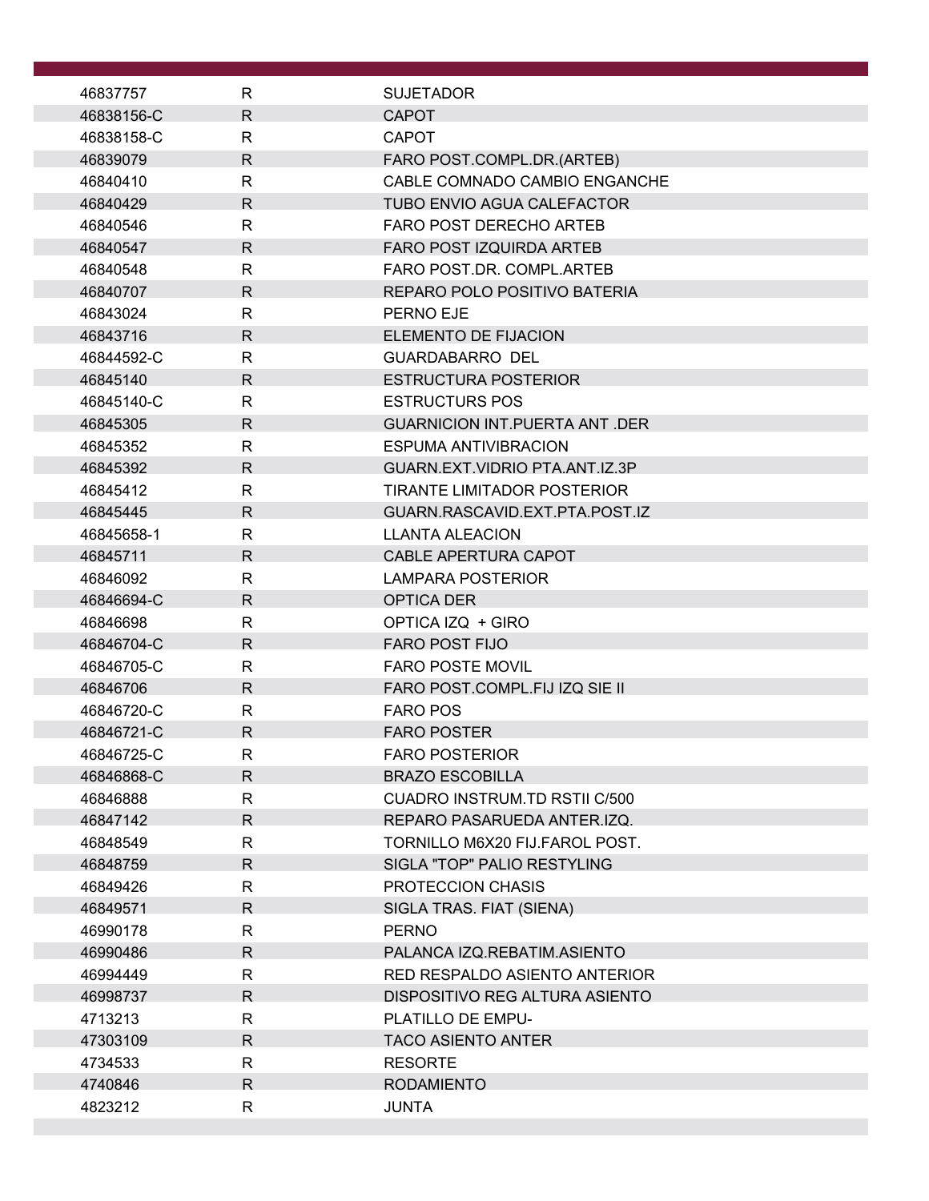| | | |
|---|---|---|
| 46837757 | R | SUJETADOR |
| 46838156-C | R | CAPOT |
| 46838158-C | R | CAPOT |
| 46839079 | R | FARO POST.COMPL.DR.(ARTEB) |
| 46840410 | R | CABLE COMNADO CAMBIO ENGANCHE |
| 46840429 | R | TUBO ENVIO AGUA CALEFACTOR |
| 46840546 | R | FARO POST DERECHO ARTEB |
| 46840547 | R | FARO POST IZQUIRDA ARTEB |
| 46840548 | R | FARO POST.DR. COMPL.ARTEB |
| 46840707 | R | REPARO POLO POSITIVO BATERIA |
| 46843024 | R | PERNO EJE |
| 46843716 | R | ELEMENTO DE FIJACION |
| 46844592-C | R | GUARDABARRO DEL |
| 46845140 | R | ESTRUCTURA POSTERIOR |
| 46845140-C | R | ESTRUCTURS POS |
| 46845305 | R | GUARNICION INT.PUERTA ANT .DER |
| 46845352 | R | ESPUMA ANTIVIBRACION |
| 46845392 | R | GUARN.EXT.VIDRIO PTA.ANT.IZ.3P |
| 46845412 | R | TIRANTE LIMITADOR POSTERIOR |
| 46845445 | R | GUARN.RASCAVID.EXT.PTA.POST.IZ |
| 46845658-1 | R | LLANTA ALEACION |
| 46845711 | R | CABLE APERTURA CAPOT |
| 46846092 | R | LAMPARA POSTERIOR |
| 46846694-C | R | OPTICA DER |
| 46846698 | R | OPTICA IZQ + GIRO |
| 46846704-C | R | FARO POST FIJO |
| 46846705-C | R | FARO POSTE MOVIL |
| 46846706 | R | FARO POST.COMPL.FIJ IZQ SIE II |
| 46846720-C | R | FARO POS |
| 46846721-C | R | FARO POSTER |
| 46846725-C | R | FARO POSTERIOR |
| 46846868-C | R | BRAZO ESCOBILLA |
| 46846888 | R | CUADRO INSTRUM.TD RSTII C/500 |
| 46847142 | R | REPARO PASARUEDA ANTER.IZQ. |
| 46848549 | R | TORNILLO M6X20 FIJ.FAROL POST. |
| 46848759 | R | SIGLA "TOP" PALIO RESTYLING |
| 46849426 | R | PROTECCION CHASIS |
| 46849571 | R | SIGLA TRAS. FIAT (SIENA) |
| 46990178 | R | PERNO |
| 46990486 | R | PALANCA IZQ.REBATIM.ASIENTO |
| 46994449 | R | RED RESPALDO ASIENTO ANTERIOR |
| 46998737 | R | DISPOSITIVO REG ALTURA ASIENTO |
| 4713213 | R | PLATILLO DE EMPU- |
| 47303109 | R | TACO ASIENTO ANTER |
| 4734533 | R | RESORTE |
| 4740846 | R | RODAMIENTO |
| 4823212 | R | JUNTA |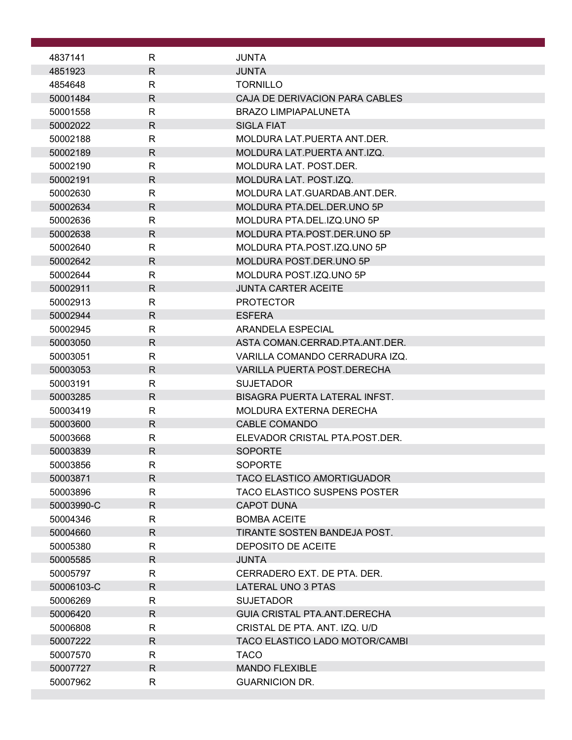| | | |
|---|---|---|
| 4837141 | R | JUNTA |
| 4851923 | R | JUNTA |
| 4854648 | R | TORNILLO |
| 50001484 | R | CAJA DE DERIVACION PARA CABLES |
| 50001558 | R | BRAZO LIMPIAPALUNETA |
| 50002022 | R | SIGLA FIAT |
| 50002188 | R | MOLDURA LAT.PUERTA ANT.DER. |
| 50002189 | R | MOLDURA LAT.PUERTA ANT.IZQ. |
| 50002190 | R | MOLDURA LAT. POST.DER. |
| 50002191 | R | MOLDURA LAT. POST.IZQ. |
| 50002630 | R | MOLDURA LAT.GUARDAB.ANT.DER. |
| 50002634 | R | MOLDURA PTA.DEL.DER.UNO 5P |
| 50002636 | R | MOLDURA PTA.DEL.IZQ.UNO 5P |
| 50002638 | R | MOLDURA PTA.POST.DER.UNO 5P |
| 50002640 | R | MOLDURA PTA.POST.IZQ.UNO 5P |
| 50002642 | R | MOLDURA POST.DER.UNO 5P |
| 50002644 | R | MOLDURA POST.IZQ.UNO 5P |
| 50002911 | R | JUNTA CARTER ACEITE |
| 50002913 | R | PROTECTOR |
| 50002944 | R | ESFERA |
| 50002945 | R | ARANDELA ESPECIAL |
| 50003050 | R | ASTA COMAN.CERRAD.PTA.ANT.DER. |
| 50003051 | R | VARILLA COMANDO CERRADURA IZQ. |
| 50003053 | R | VARILLA PUERTA POST.DERECHA |
| 50003191 | R | SUJETADOR |
| 50003285 | R | BISAGRA PUERTA LATERAL INFST. |
| 50003419 | R | MOLDURA EXTERNA DERECHA |
| 50003600 | R | CABLE COMANDO |
| 50003668 | R | ELEVADOR CRISTAL PTA.POST.DER. |
| 50003839 | R | SOPORTE |
| 50003856 | R | SOPORTE |
| 50003871 | R | TACO ELASTICO AMORTIGUADOR |
| 50003896 | R | TACO ELASTICO SUSPENS POSTER |
| 50003990-C | R | CAPOT DUNA |
| 50004346 | R | BOMBA ACEITE |
| 50004660 | R | TIRANTE SOSTEN BANDEJA POST. |
| 50005380 | R | DEPOSITO DE ACEITE |
| 50005585 | R | JUNTA |
| 50005797 | R | CERRADERO EXT. DE PTA. DER. |
| 50006103-C | R | LATERAL UNO 3 PTAS |
| 50006269 | R | SUJETADOR |
| 50006420 | R | GUIA CRISTAL PTA.ANT.DERECHA |
| 50006808 | R | CRISTAL DE PTA. ANT. IZQ. U/D |
| 50007222 | R | TACO ELASTICO LADO MOTOR/CAMBI |
| 50007570 | R | TACO |
| 50007727 | R | MANDO FLEXIBLE |
| 50007962 | R | GUARNICION DR. |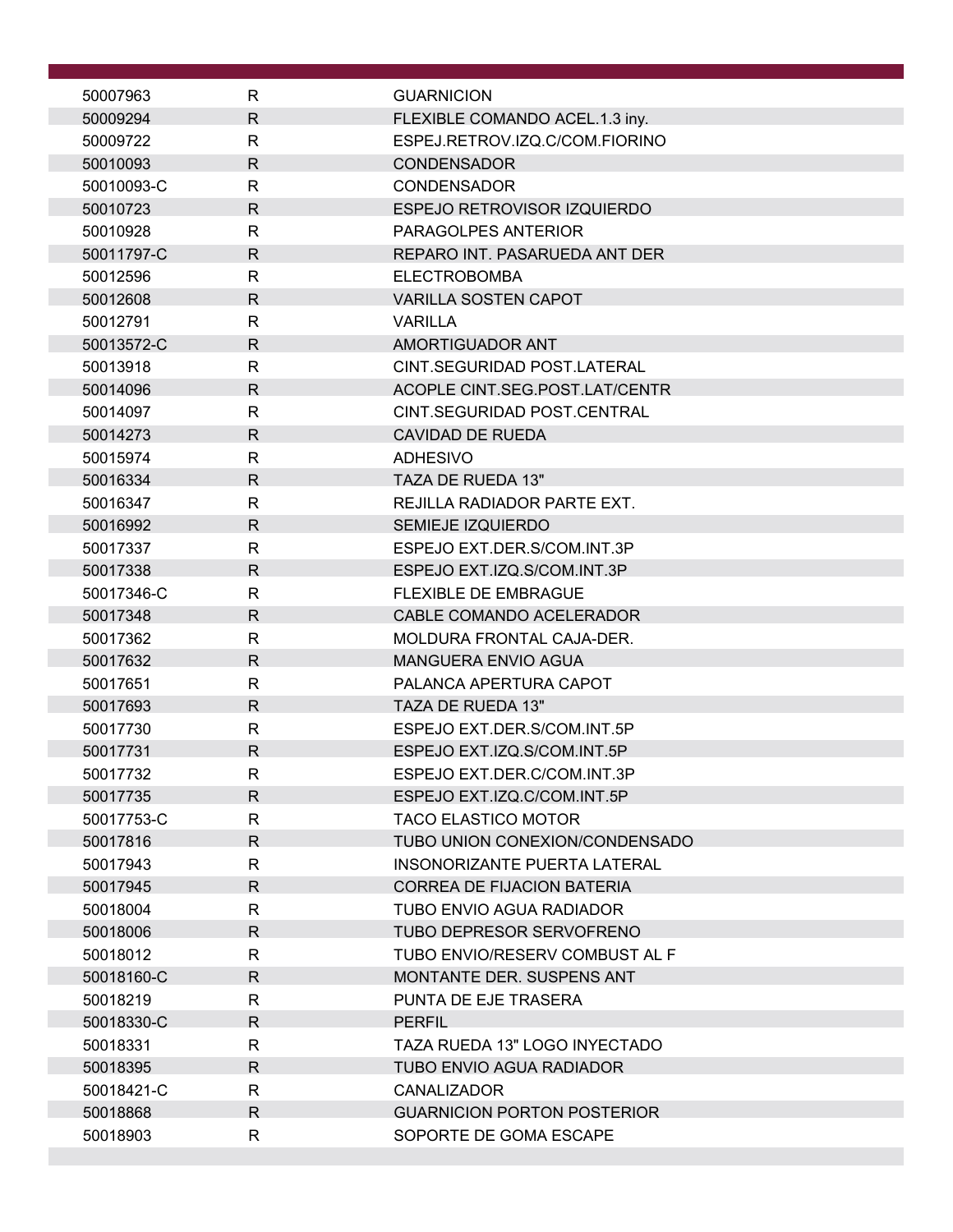| | | |
|---|---|---|
| 50007963 | R | GUARNICION |
| 50009294 | R | FLEXIBLE COMANDO ACEL.1.3 iny. |
| 50009722 | R | ESPEJ.RETROV.IZQ.C/COM.FIORINO |
| 50010093 | R | CONDENSADOR |
| 50010093-C | R | CONDENSADOR |
| 50010723 | R | ESPEJO RETROVISOR IZQUIERDO |
| 50010928 | R | PARAGOLPES ANTERIOR |
| 50011797-C | R | REPARO INT. PASARUEDA ANT DER |
| 50012596 | R | ELECTROBOMBA |
| 50012608 | R | VARILLA SOSTEN CAPOT |
| 50012791 | R | VARILLA |
| 50013572-C | R | AMORTIGUADOR ANT |
| 50013918 | R | CINT.SEGURIDAD POST.LATERAL |
| 50014096 | R | ACOPLE CINT.SEG.POST.LAT/CENTR |
| 50014097 | R | CINT.SEGURIDAD POST.CENTRAL |
| 50014273 | R | CAVIDAD DE RUEDA |
| 50015974 | R | ADHESIVO |
| 50016334 | R | TAZA DE RUEDA 13" |
| 50016347 | R | REJILLA RADIADOR PARTE EXT. |
| 50016992 | R | SEMIEJE IZQUIERDO |
| 50017337 | R | ESPEJO EXT.DER.S/COM.INT.3P |
| 50017338 | R | ESPEJO EXT.IZQ.S/COM.INT.3P |
| 50017346-C | R | FLEXIBLE DE EMBRAGUE |
| 50017348 | R | CABLE COMANDO ACELERADOR |
| 50017362 | R | MOLDURA FRONTAL CAJA-DER. |
| 50017632 | R | MANGUERA ENVIO AGUA |
| 50017651 | R | PALANCA APERTURA CAPOT |
| 50017693 | R | TAZA DE RUEDA 13" |
| 50017730 | R | ESPEJO EXT.DER.S/COM.INT.5P |
| 50017731 | R | ESPEJO EXT.IZQ.S/COM.INT.5P |
| 50017732 | R | ESPEJO EXT.DER.C/COM.INT.3P |
| 50017735 | R | ESPEJO EXT.IZQ.C/COM.INT.5P |
| 50017753-C | R | TACO ELASTICO MOTOR |
| 50017816 | R | TUBO UNION CONEXION/CONDENSADO |
| 50017943 | R | INSONORIZANTE PUERTA LATERAL |
| 50017945 | R | CORREA DE FIJACION BATERIA |
| 50018004 | R | TUBO ENVIO AGUA RADIADOR |
| 50018006 | R | TUBO DEPRESOR SERVOFRENO |
| 50018012 | R | TUBO ENVIO/RESERV COMBUST AL F |
| 50018160-C | R | MONTANTE DER. SUSPENS ANT |
| 50018219 | R | PUNTA DE EJE TRASERA |
| 50018330-C | R | PERFIL |
| 50018331 | R | TAZA RUEDA 13" LOGO INYECTADO |
| 50018395 | R | TUBO ENVIO AGUA RADIADOR |
| 50018421-C | R | CANALIZADOR |
| 50018868 | R | GUARNICION PORTON POSTERIOR |
| 50018903 | R | SOPORTE DE GOMA ESCAPE |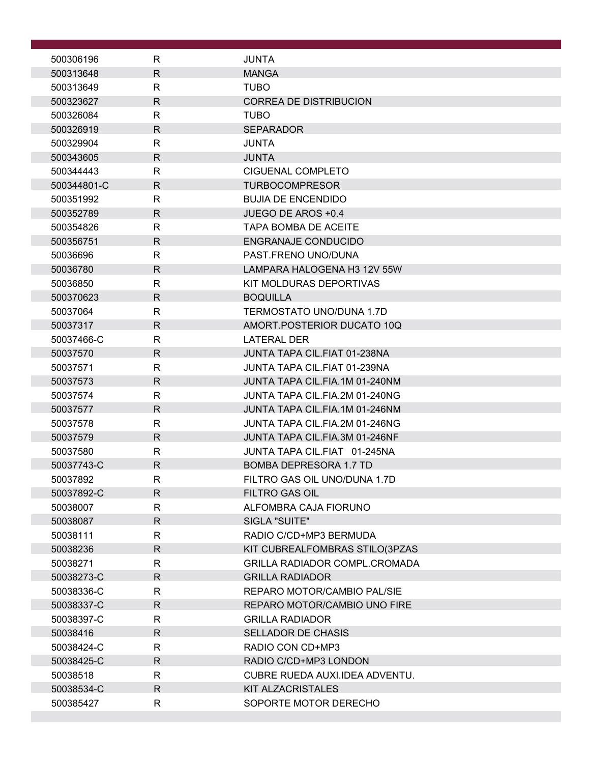| | | |
|---|---|---|
| 500306196 | R | JUNTA |
| 500313648 | R | MANGA |
| 500313649 | R | TUBO |
| 500323627 | R | CORREA DE DISTRIBUCION |
| 500326084 | R | TUBO |
| 500326919 | R | SEPARADOR |
| 500329904 | R | JUNTA |
| 500343605 | R | JUNTA |
| 500344443 | R | CIGUENAL COMPLETO |
| 500344801-C | R | TURBOCOMPRESOR |
| 500351992 | R | BUJIA DE ENCENDIDO |
| 500352789 | R | JUEGO DE AROS +0.4 |
| 500354826 | R | TAPA BOMBA DE ACEITE |
| 500356751 | R | ENGRANAJE CONDUCIDO |
| 50036696 | R | PAST.FRENO UNO/DUNA |
| 50036780 | R | LAMPARA HALOGENA H3 12V 55W |
| 50036850 | R | KIT MOLDURAS DEPORTIVAS |
| 500370623 | R | BOQUILLA |
| 50037064 | R | TERMOSTATO UNO/DUNA 1.7D |
| 50037317 | R | AMORT.POSTERIOR DUCATO 10Q |
| 50037466-C | R | LATERAL DER |
| 50037570 | R | JUNTA TAPA CIL.FIAT 01-238NA |
| 50037571 | R | JUNTA TAPA CIL.FIAT 01-239NA |
| 50037573 | R | JUNTA TAPA CIL.FIA.1M 01-240NM |
| 50037574 | R | JUNTA TAPA CIL.FIA.2M 01-240NG |
| 50037577 | R | JUNTA TAPA CIL.FIA.1M 01-246NM |
| 50037578 | R | JUNTA TAPA CIL.FIA.2M 01-246NG |
| 50037579 | R | JUNTA TAPA CIL.FIA.3M 01-246NF |
| 50037580 | R | JUNTA TAPA CIL.FIAT 01-245NA |
| 50037743-C | R | BOMBA DEPRESORA 1.7 TD |
| 50037892 | R | FILTRO GAS OIL UNO/DUNA 1.7D |
| 50037892-C | R | FILTRO GAS OIL |
| 50038007 | R | ALFOMBRA CAJA FIORUNO |
| 50038087 | R | SIGLA "SUITE" |
| 50038111 | R | RADIO C/CD+MP3 BERMUDA |
| 50038236 | R | KIT CUBREALFOMBRAS STILO(3PZAS |
| 50038271 | R | GRILLA RADIADOR COMPL.CROMADA |
| 50038273-C | R | GRILLA RADIADOR |
| 50038336-C | R | REPARO MOTOR/CAMBIO PAL/SIE |
| 50038337-C | R | REPARO MOTOR/CAMBIO UNO FIRE |
| 50038397-C | R | GRILLA RADIADOR |
| 50038416 | R | SELLADOR DE CHASIS |
| 50038424-C | R | RADIO CON CD+MP3 |
| 50038425-C | R | RADIO C/CD+MP3 LONDON |
| 50038518 | R | CUBRE RUEDA AUXI.IDEA ADVENTU. |
| 50038534-C | R | KIT ALZACRISTALES |
| 500385427 | R | SOPORTE MOTOR DERECHO |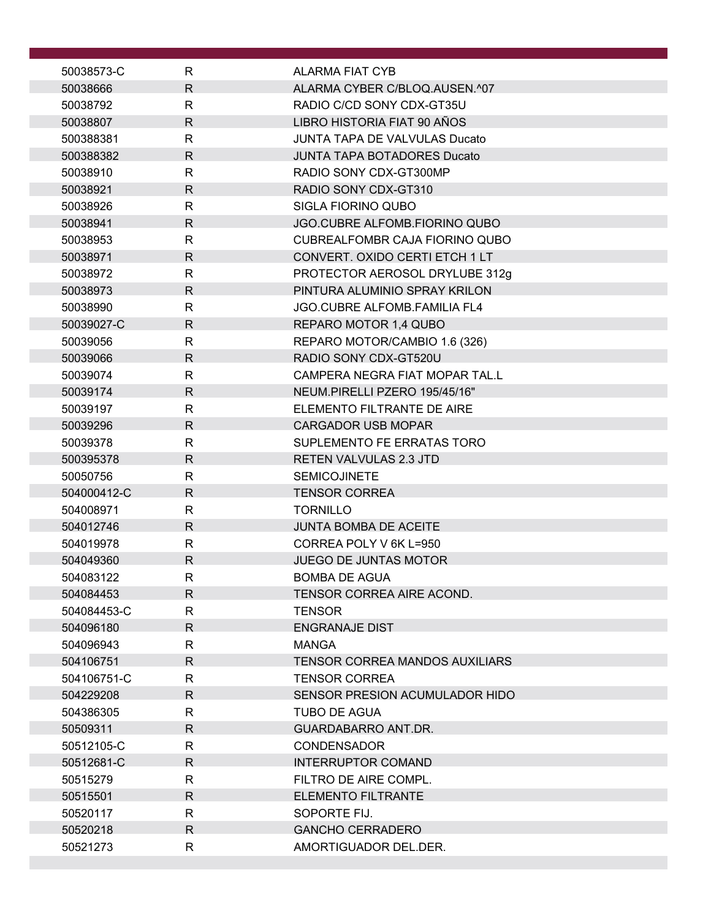| | | |
|---|---|---|
| 50038573-C | R | ALARMA FIAT CYB |
| 50038666 | R | ALARMA CYBER C/BLOQ.AUSEN.^07 |
| 50038792 | R | RADIO C/CD SONY CDX-GT35U |
| 50038807 | R | LIBRO HISTORIA FIAT 90 AÑOS |
| 500388381 | R | JUNTA TAPA DE VALVULAS Ducato |
| 500388382 | R | JUNTA TAPA BOTADORES Ducato |
| 50038910 | R | RADIO SONY CDX-GT300MP |
| 50038921 | R | RADIO SONY CDX-GT310 |
| 50038926 | R | SIGLA FIORINO QUBO |
| 50038941 | R | JGO.CUBRE ALFOMB.FIORINO QUBO |
| 50038953 | R | CUBREALFOMBR CAJA FIORINO QUBO |
| 50038971 | R | CONVERT. OXIDO CERTI ETCH 1 LT |
| 50038972 | R | PROTECTOR AEROSOL DRYLUBE 312g |
| 50038973 | R | PINTURA ALUMINIO SPRAY KRILON |
| 50038990 | R | JGO.CUBRE ALFOMB.FAMILIA FL4 |
| 50039027-C | R | REPARO MOTOR 1,4 QUBO |
| 50039056 | R | REPARO MOTOR/CAMBIO 1.6 (326) |
| 50039066 | R | RADIO SONY CDX-GT520U |
| 50039074 | R | CAMPERA NEGRA FIAT MOPAR TAL.L |
| 50039174 | R | NEUM.PIRELLI PZERO 195/45/16" |
| 50039197 | R | ELEMENTO FILTRANTE DE AIRE |
| 50039296 | R | CARGADOR USB MOPAR |
| 50039378 | R | SUPLEMENTO FE ERRATAS TORO |
| 500395378 | R | RETEN VALVULAS 2.3 JTD |
| 50050756 | R | SEMICOJINETE |
| 504000412-C | R | TENSOR CORREA |
| 504008971 | R | TORNILLO |
| 504012746 | R | JUNTA BOMBA DE ACEITE |
| 504019978 | R | CORREA POLY V 6K L=950 |
| 504049360 | R | JUEGO DE JUNTAS MOTOR |
| 504083122 | R | BOMBA DE AGUA |
| 504084453 | R | TENSOR CORREA AIRE ACOND. |
| 504084453-C | R | TENSOR |
| 504096180 | R | ENGRANAJE DIST |
| 504096943 | R | MANGA |
| 504106751 | R | TENSOR CORREA MANDOS AUXILIARS |
| 504106751-C | R | TENSOR CORREA |
| 504229208 | R | SENSOR PRESION ACUMULADOR HIDO |
| 504386305 | R | TUBO DE AGUA |
| 50509311 | R | GUARDABARRO ANT.DR. |
| 50512105-C | R | CONDENSADOR |
| 50512681-C | R | INTERRUPTOR COMAND |
| 50515279 | R | FILTRO DE AIRE COMPL. |
| 50515501 | R | ELEMENTO FILTRANTE |
| 50520117 | R | SOPORTE FIJ. |
| 50520218 | R | GANCHO CERRADERO |
| 50521273 | R | AMORTIGUADOR DEL.DER. |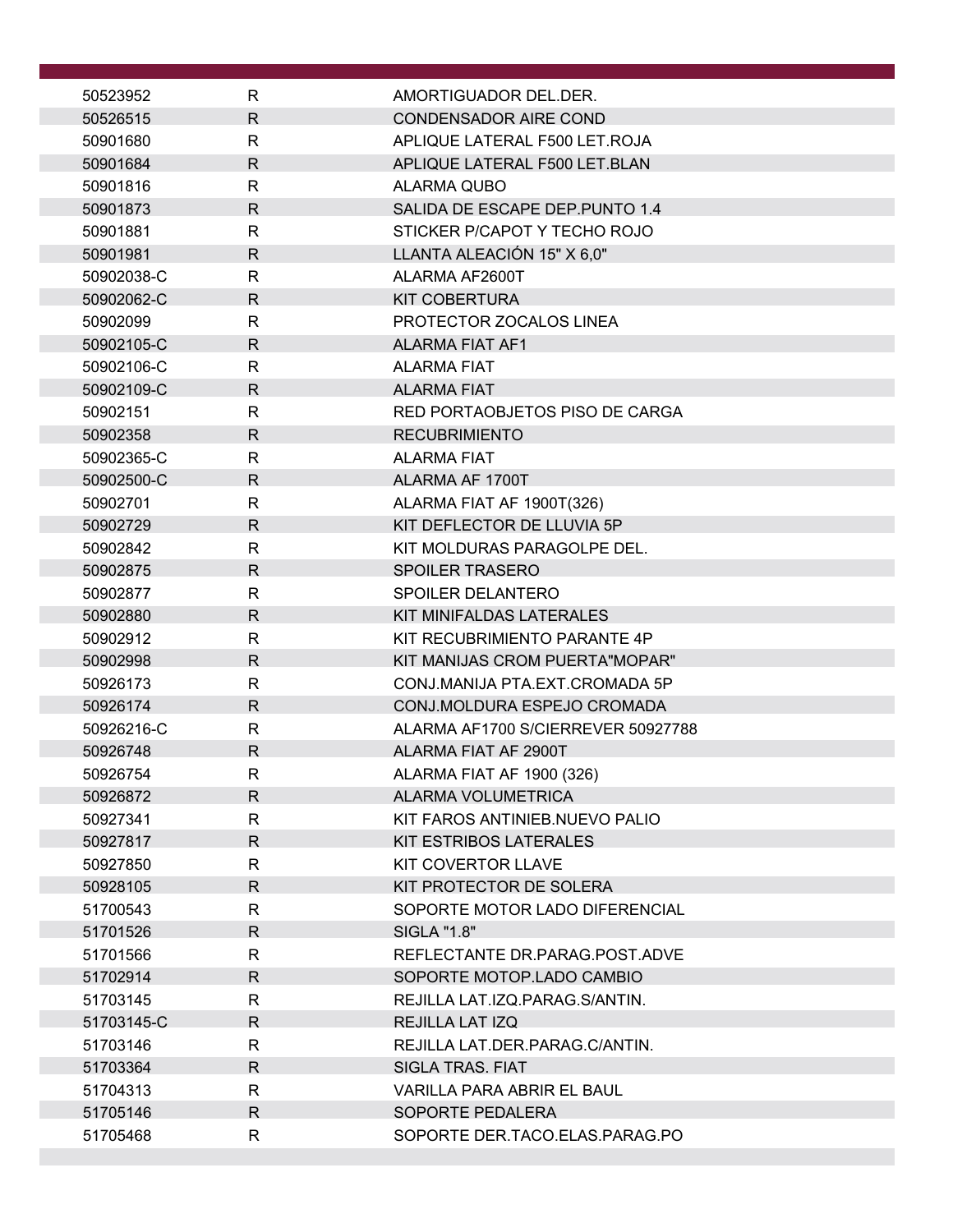| | | |
|---|---|---|
| 50523952 | R | AMORTIGUADOR DEL.DER. |
| 50526515 | R | CONDENSADOR AIRE COND |
| 50901680 | R | APLIQUE LATERAL F500 LET.ROJA |
| 50901684 | R | APLIQUE LATERAL F500 LET.BLAN |
| 50901816 | R | ALARMA QUBO |
| 50901873 | R | SALIDA DE ESCAPE DEP.PUNTO 1.4 |
| 50901881 | R | STICKER P/CAPOT Y TECHO ROJO |
| 50901981 | R | LLANTA ALEACIÓN 15" X 6,0" |
| 50902038-C | R | ALARMA AF2600T |
| 50902062-C | R | KIT COBERTURA |
| 50902099 | R | PROTECTOR ZOCALOS LINEA |
| 50902105-C | R | ALARMA FIAT AF1 |
| 50902106-C | R | ALARMA FIAT |
| 50902109-C | R | ALARMA FIAT |
| 50902151 | R | RED PORTAOBJETOS PISO DE CARGA |
| 50902358 | R | RECUBRIMIENTO |
| 50902365-C | R | ALARMA FIAT |
| 50902500-C | R | ALARMA AF 1700T |
| 50902701 | R | ALARMA FIAT AF 1900T(326) |
| 50902729 | R | KIT DEFLECTOR DE LLUVIA 5P |
| 50902842 | R | KIT MOLDURAS PARAGOLPE DEL. |
| 50902875 | R | SPOILER TRASERO |
| 50902877 | R | SPOILER DELANTERO |
| 50902880 | R | KIT MINIFALDAS LATERALES |
| 50902912 | R | KIT RECUBRIMIENTO PARANTE 4P |
| 50902998 | R | KIT MANIJAS CROM PUERTA"MOPAR" |
| 50926173 | R | CONJ.MANIJA PTA.EXT.CROMADA 5P |
| 50926174 | R | CONJ.MOLDURA ESPEJO CROMADA |
| 50926216-C | R | ALARMA AF1700 S/CIERREVER 50927788 |
| 50926748 | R | ALARMA FIAT AF 2900T |
| 50926754 | R | ALARMA FIAT AF 1900 (326) |
| 50926872 | R | ALARMA VOLUMETRICA |
| 50927341 | R | KIT FAROS ANTINIEB.NUEVO PALIO |
| 50927817 | R | KIT ESTRIBOS LATERALES |
| 50927850 | R | KIT COVERTOR LLAVE |
| 50928105 | R | KIT PROTECTOR DE SOLERA |
| 51700543 | R | SOPORTE MOTOR LADO DIFERENCIAL |
| 51701526 | R | SIGLA "1.8" |
| 51701566 | R | REFLECTANTE DR.PARAG.POST.ADVE |
| 51702914 | R | SOPORTE MOTOP.LADO CAMBIO |
| 51703145 | R | REJILLA LAT.IZQ.PARAG.S/ANTIN. |
| 51703145-C | R | REJILLA LAT IZQ |
| 51703146 | R | REJILLA LAT.DER.PARAG.C/ANTIN. |
| 51703364 | R | SIGLA TRAS. FIAT |
| 51704313 | R | VARILLA PARA ABRIR EL BAUL |
| 51705146 | R | SOPORTE PEDALERA |
| 51705468 | R | SOPORTE DER.TACO.ELAS.PARAG.PO |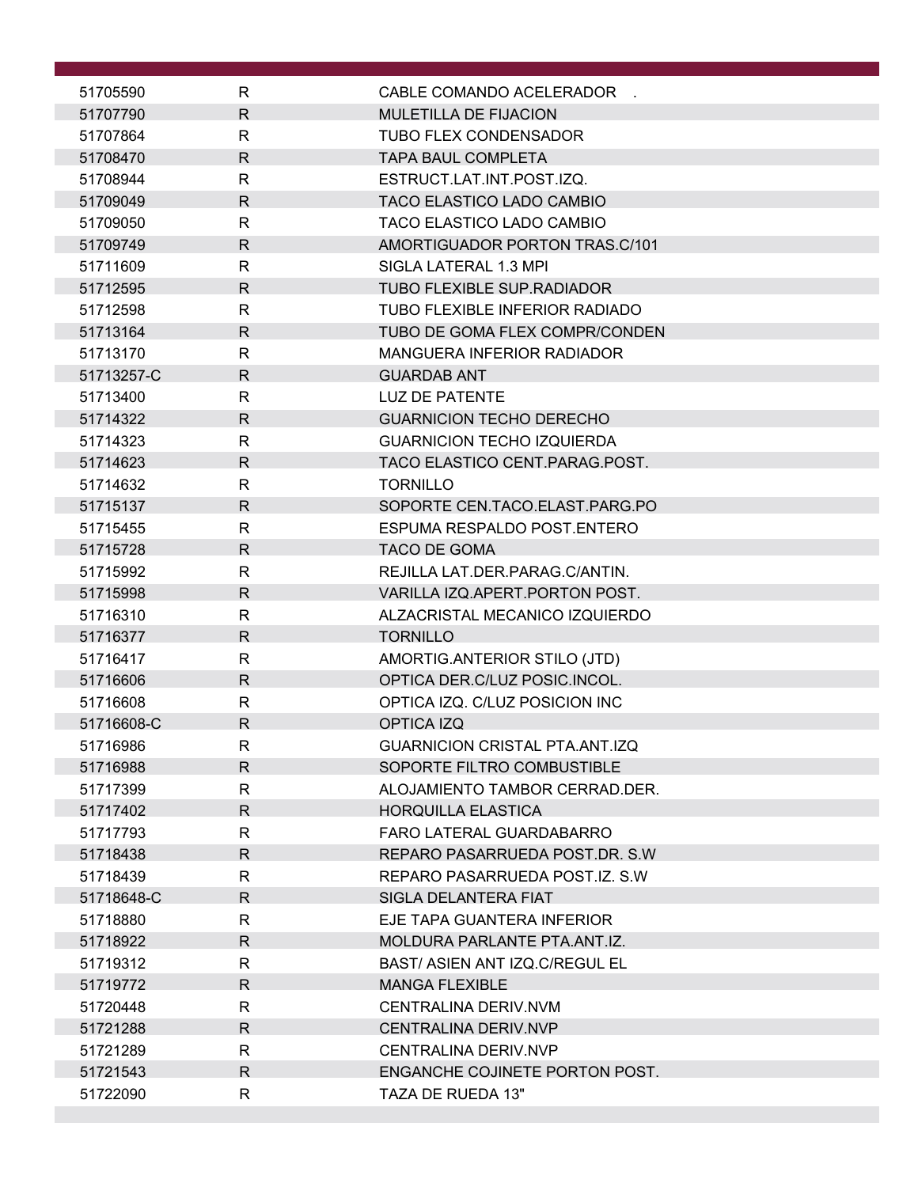| | | |
|---|---|---|
| 51705590 | R | CABLE COMANDO ACELERADOR . |
| 51707790 | R | MULETILLA DE FIJACION |
| 51707864 | R | TUBO FLEX CONDENSADOR |
| 51708470 | R | TAPA BAUL COMPLETA |
| 51708944 | R | ESTRUCT.LAT.INT.POST.IZQ. |
| 51709049 | R | TACO ELASTICO LADO CAMBIO |
| 51709050 | R | TACO ELASTICO LADO CAMBIO |
| 51709749 | R | AMORTIGUADOR PORTON TRAS.C/101 |
| 51711609 | R | SIGLA LATERAL 1.3 MPI |
| 51712595 | R | TUBO FLEXIBLE SUP.RADIADOR |
| 51712598 | R | TUBO FLEXIBLE INFERIOR RADIADO |
| 51713164 | R | TUBO DE GOMA FLEX COMPR/CONDEN |
| 51713170 | R | MANGUERA INFERIOR RADIADOR |
| 51713257-C | R | GUARDAB ANT |
| 51713400 | R | LUZ DE PATENTE |
| 51714322 | R | GUARNICION TECHO DERECHO |
| 51714323 | R | GUARNICION TECHO IZQUIERDA |
| 51714623 | R | TACO ELASTICO CENT.PARAG.POST. |
| 51714632 | R | TORNILLO |
| 51715137 | R | SOPORTE CEN.TACO.ELAST.PARG.PO |
| 51715455 | R | ESPUMA RESPALDO POST.ENTERO |
| 51715728 | R | TACO DE GOMA |
| 51715992 | R | REJILLA LAT.DER.PARAG.C/ANTIN. |
| 51715998 | R | VARILLA IZQ.APERT.PORTON POST. |
| 51716310 | R | ALZACRISTAL MECANICO IZQUIERDO |
| 51716377 | R | TORNILLO |
| 51716417 | R | AMORTIG.ANTERIOR STILO (JTD) |
| 51716606 | R | OPTICA DER.C/LUZ POSIC.INCOL. |
| 51716608 | R | OPTICA IZQ. C/LUZ POSICION INC |
| 51716608-C | R | OPTICA IZQ |
| 51716986 | R | GUARNICION CRISTAL PTA.ANT.IZQ |
| 51716988 | R | SOPORTE FILTRO COMBUSTIBLE |
| 51717399 | R | ALOJAMIENTO TAMBOR CERRAD.DER. |
| 51717402 | R | HORQUILLA ELASTICA |
| 51717793 | R | FARO LATERAL GUARDABARRO |
| 51718438 | R | REPARO PASARRUEDA POST.DR. S.W |
| 51718439 | R | REPARO PASARRUEDA POST.IZ. S.W |
| 51718648-C | R | SIGLA DELANTERA FIAT |
| 51718880 | R | EJE TAPA GUANTERA INFERIOR |
| 51718922 | R | MOLDURA PARLANTE PTA.ANT.IZ. |
| 51719312 | R | BAST/ ASIEN ANT IZQ.C/REGUL EL |
| 51719772 | R | MANGA FLEXIBLE |
| 51720448 | R | CENTRALINA DERIV.NVM |
| 51721288 | R | CENTRALINA DERIV.NVP |
| 51721289 | R | CENTRALINA DERIV.NVP |
| 51721543 | R | ENGANCHE COJINETE PORTON POST. |
| 51722090 | R | TAZA DE RUEDA 13" |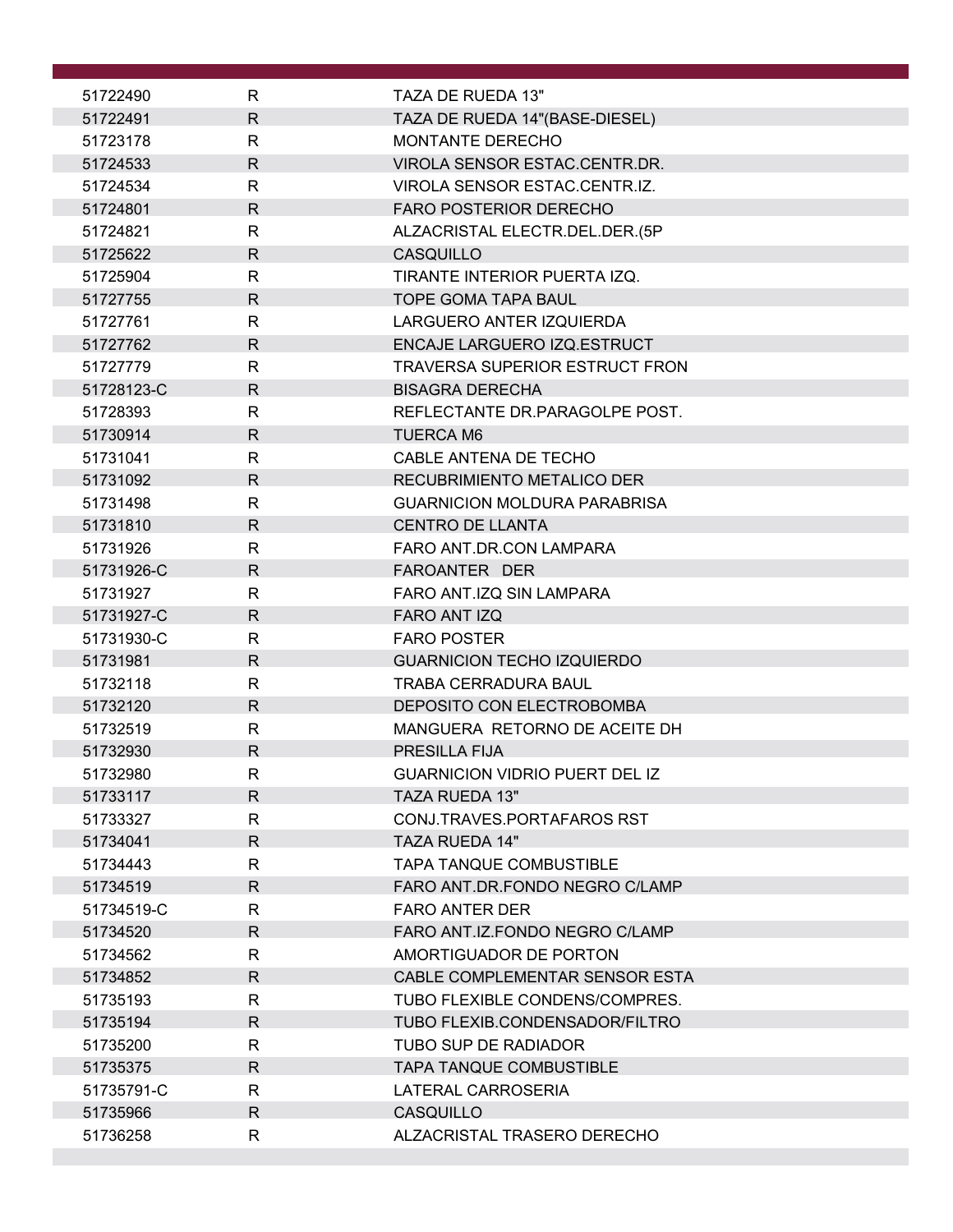| | | |
|---|---|---|
| 51722490 | R | TAZA DE RUEDA 13" |
| 51722491 | R | TAZA DE RUEDA 14"(BASE-DIESEL) |
| 51723178 | R | MONTANTE DERECHO |
| 51724533 | R | VIROLA SENSOR ESTAC.CENTR.DR. |
| 51724534 | R | VIROLA SENSOR ESTAC.CENTR.IZ. |
| 51724801 | R | FARO POSTERIOR DERECHO |
| 51724821 | R | ALZACRISTAL ELECTR.DEL.DER.(5P |
| 51725622 | R | CASQUILLO |
| 51725904 | R | TIRANTE INTERIOR PUERTA IZQ. |
| 51727755 | R | TOPE GOMA TAPA BAUL |
| 51727761 | R | LARGUERO ANTER IZQUIERDA |
| 51727762 | R | ENCAJE LARGUERO IZQ.ESTRUCT |
| 51727779 | R | TRAVERSA SUPERIOR ESTRUCT FRON |
| 51728123-C | R | BISAGRA DERECHA |
| 51728393 | R | REFLECTANTE DR.PARAGOLPE POST. |
| 51730914 | R | TUERCA M6 |
| 51731041 | R | CABLE ANTENA DE TECHO |
| 51731092 | R | RECUBRIMIENTO METALICO DER |
| 51731498 | R | GUARNICION MOLDURA PARABRISA |
| 51731810 | R | CENTRO DE LLANTA |
| 51731926 | R | FARO ANT.DR.CON LAMPARA |
| 51731926-C | R | FAROANTER DER |
| 51731927 | R | FARO ANT.IZQ SIN LAMPARA |
| 51731927-C | R | FARO ANT IZQ |
| 51731930-C | R | FARO POSTER |
| 51731981 | R | GUARNICION TECHO IZQUIERDO |
| 51732118 | R | TRABA CERRADURA BAUL |
| 51732120 | R | DEPOSITO CON ELECTROBOMBA |
| 51732519 | R | MANGUERA RETORNO DE ACEITE DH |
| 51732930 | R | PRESILLA FIJA |
| 51732980 | R | GUARNICION VIDRIO PUERT DEL IZ |
| 51733117 | R | TAZA RUEDA 13" |
| 51733327 | R | CONJ.TRAVES.PORTAFAROS RST |
| 51734041 | R | TAZA RUEDA 14" |
| 51734443 | R | TAPA TANQUE COMBUSTIBLE |
| 51734519 | R | FARO ANT.DR.FONDO NEGRO C/LAMP |
| 51734519-C | R | FARO ANTER DER |
| 51734520 | R | FARO ANT.IZ.FONDO NEGRO C/LAMP |
| 51734562 | R | AMORTIGUADOR DE PORTON |
| 51734852 | R | CABLE COMPLEMENTAR SENSOR ESTA |
| 51735193 | R | TUBO FLEXIBLE CONDENS/COMPRES. |
| 51735194 | R | TUBO FLEXIB.CONDENSADOR/FILTRO |
| 51735200 | R | TUBO SUP DE RADIADOR |
| 51735375 | R | TAPA TANQUE COMBUSTIBLE |
| 51735791-C | R | LATERAL CARROSERIA |
| 51735966 | R | CASQUILLO |
| 51736258 | R | ALZACRISTAL TRASERO DERECHO |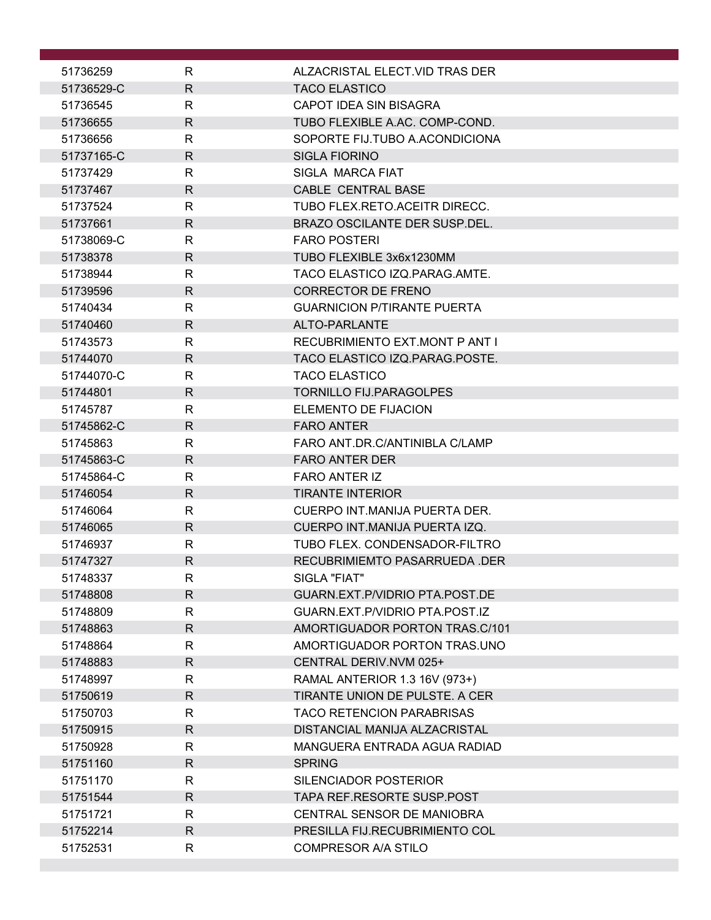| | | |
|---|---|---|
| 51736259 | R | ALZACRISTAL ELECT.VID TRAS DER |
| 51736529-C | R | TACO ELASTICO |
| 51736545 | R | CAPOT IDEA SIN BISAGRA |
| 51736655 | R | TUBO FLEXIBLE A.AC. COMP-COND. |
| 51736656 | R | SOPORTE FIJ.TUBO A.ACONDICIONA |
| 51737165-C | R | SIGLA FIORINO |
| 51737429 | R | SIGLA MARCA FIAT |
| 51737467 | R | CABLE CENTRAL BASE |
| 51737524 | R | TUBO FLEX.RETO.ACEITR DIRECC. |
| 51737661 | R | BRAZO OSCILANTE DER SUSP.DEL. |
| 51738069-C | R | FARO POSTERI |
| 51738378 | R | TUBO FLEXIBLE 3x6x1230MM |
| 51738944 | R | TACO ELASTICO IZQ.PARAG.AMTE. |
| 51739596 | R | CORRECTOR DE FRENO |
| 51740434 | R | GUARNICION P/TIRANTE PUERTA |
| 51740460 | R | ALTO-PARLANTE |
| 51743573 | R | RECUBRIMIENTO EXT.MONT P ANT I |
| 51744070 | R | TACO ELASTICO IZQ.PARAG.POSTE. |
| 51744070-C | R | TACO ELASTICO |
| 51744801 | R | TORNILLO FIJ.PARAGOLPES |
| 51745787 | R | ELEMENTO DE FIJACION |
| 51745862-C | R | FARO ANTER |
| 51745863 | R | FARO ANT.DR.C/ANTINIBLA C/LAMP |
| 51745863-C | R | FARO ANTER DER |
| 51745864-C | R | FARO ANTER IZ |
| 51746054 | R | TIRANTE INTERIOR |
| 51746064 | R | CUERPO INT.MANIJA PUERTA DER. |
| 51746065 | R | CUERPO INT.MANIJA PUERTA IZQ. |
| 51746937 | R | TUBO FLEX. CONDENSADOR-FILTRO |
| 51747327 | R | RECUBRIMIEMTO PASARRUEDA .DER |
| 51748337 | R | SIGLA "FIAT" |
| 51748808 | R | GUARN.EXT.P/VIDRIO PTA.POST.DE |
| 51748809 | R | GUARN.EXT.P/VIDRIO PTA.POST.IZ |
| 51748863 | R | AMORTIGUADOR PORTON TRAS.C/101 |
| 51748864 | R | AMORTIGUADOR PORTON TRAS.UNO |
| 51748883 | R | CENTRAL DERIV.NVM 025+ |
| 51748997 | R | RAMAL ANTERIOR 1.3 16V (973+) |
| 51750619 | R | TIRANTE UNION DE PULSTE. A CER |
| 51750703 | R | TACO RETENCION PARABRISAS |
| 51750915 | R | DISTANCIAL MANIJA ALZACRISTAL |
| 51750928 | R | MANGUERA ENTRADA AGUA RADIAD |
| 51751160 | R | SPRING |
| 51751170 | R | SILENCIADOR POSTERIOR |
| 51751544 | R | TAPA REF.RESORTE SUSP.POST |
| 51751721 | R | CENTRAL SENSOR DE MANIOBRA |
| 51752214 | R | PRESILLA FIJ.RECUBRIMIENTO COL |
| 51752531 | R | COMPRESOR A/A STILO |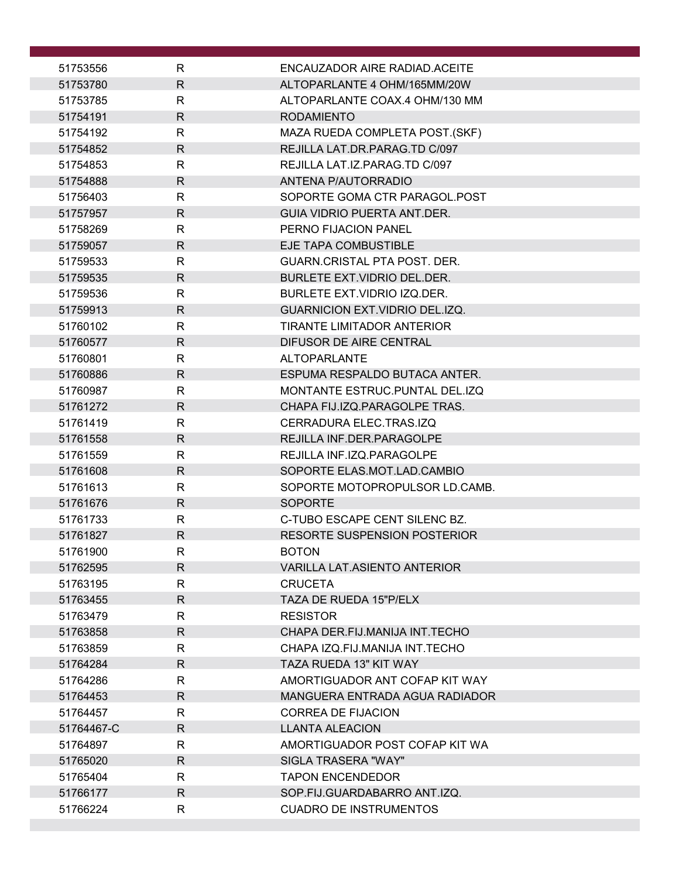| | | |
|---|---|---|
| 51753556 | R | ENCAUZADOR AIRE RADIAD.ACEITE |
| 51753780 | R | ALTOPARLANTE 4 OHM/165MM/20W |
| 51753785 | R | ALTOPARLANTE COAX.4 OHM/130 MM |
| 51754191 | R | RODAMIENTO |
| 51754192 | R | MAZA RUEDA COMPLETA POST.(SKF) |
| 51754852 | R | REJILLA LAT.DR.PARAG.TD C/097 |
| 51754853 | R | REJILLA LAT.IZ.PARAG.TD C/097 |
| 51754888 | R | ANTENA P/AUTORRADIO |
| 51756403 | R | SOPORTE GOMA CTR PARAGOL.POST |
| 51757957 | R | GUIA VIDRIO PUERTA ANT.DER. |
| 51758269 | R | PERNO FIJACION PANEL |
| 51759057 | R | EJE TAPA COMBUSTIBLE |
| 51759533 | R | GUARN.CRISTAL PTA POST. DER. |
| 51759535 | R | BURLETE EXT.VIDRIO DEL.DER. |
| 51759536 | R | BURLETE EXT.VIDRIO IZQ.DER. |
| 51759913 | R | GUARNICION EXT.VIDRIO DEL.IZQ. |
| 51760102 | R | TIRANTE LIMITADOR ANTERIOR |
| 51760577 | R | DIFUSOR DE AIRE CENTRAL |
| 51760801 | R | ALTOPARLANTE |
| 51760886 | R | ESPUMA RESPALDO BUTACA ANTER. |
| 51760987 | R | MONTANTE ESTRUC.PUNTAL DEL.IZQ |
| 51761272 | R | CHAPA FIJ.IZQ.PARAGOLPE TRAS. |
| 51761419 | R | CERRADURA ELEC.TRAS.IZQ |
| 51761558 | R | REJILLA INF.DER.PARAGOLPE |
| 51761559 | R | REJILLA INF.IZQ.PARAGOLPE |
| 51761608 | R | SOPORTE ELAS.MOT.LAD.CAMBIO |
| 51761613 | R | SOPORTE MOTOPROPULSOR LD.CAMB. |
| 51761676 | R | SOPORTE |
| 51761733 | R | C-TUBO ESCAPE CENT SILENC BZ. |
| 51761827 | R | RESORTE SUSPENSION POSTERIOR |
| 51761900 | R | BOTON |
| 51762595 | R | VARILLA LAT.ASIENTO ANTERIOR |
| 51763195 | R | CRUCETA |
| 51763455 | R | TAZA DE RUEDA 15"P/ELX |
| 51763479 | R | RESISTOR |
| 51763858 | R | CHAPA DER.FIJ.MANIJA INT.TECHO |
| 51763859 | R | CHAPA IZQ.FIJ.MANIJA INT.TECHO |
| 51764284 | R | TAZA RUEDA 13" KIT WAY |
| 51764286 | R | AMORTIGUADOR ANT COFAP KIT WAY |
| 51764453 | R | MANGUERA ENTRADA AGUA RADIADOR |
| 51764457 | R | CORREA DE FIJACION |
| 51764467-C | R | LLANTA ALEACION |
| 51764897 | R | AMORTIGUADOR POST COFAP KIT WA |
| 51765020 | R | SIGLA TRASERA "WAY" |
| 51765404 | R | TAPON ENCENDEDOR |
| 51766177 | R | SOP.FIJ.GUARDABARRO ANT.IZQ. |
| 51766224 | R | CUADRO DE INSTRUMENTOS |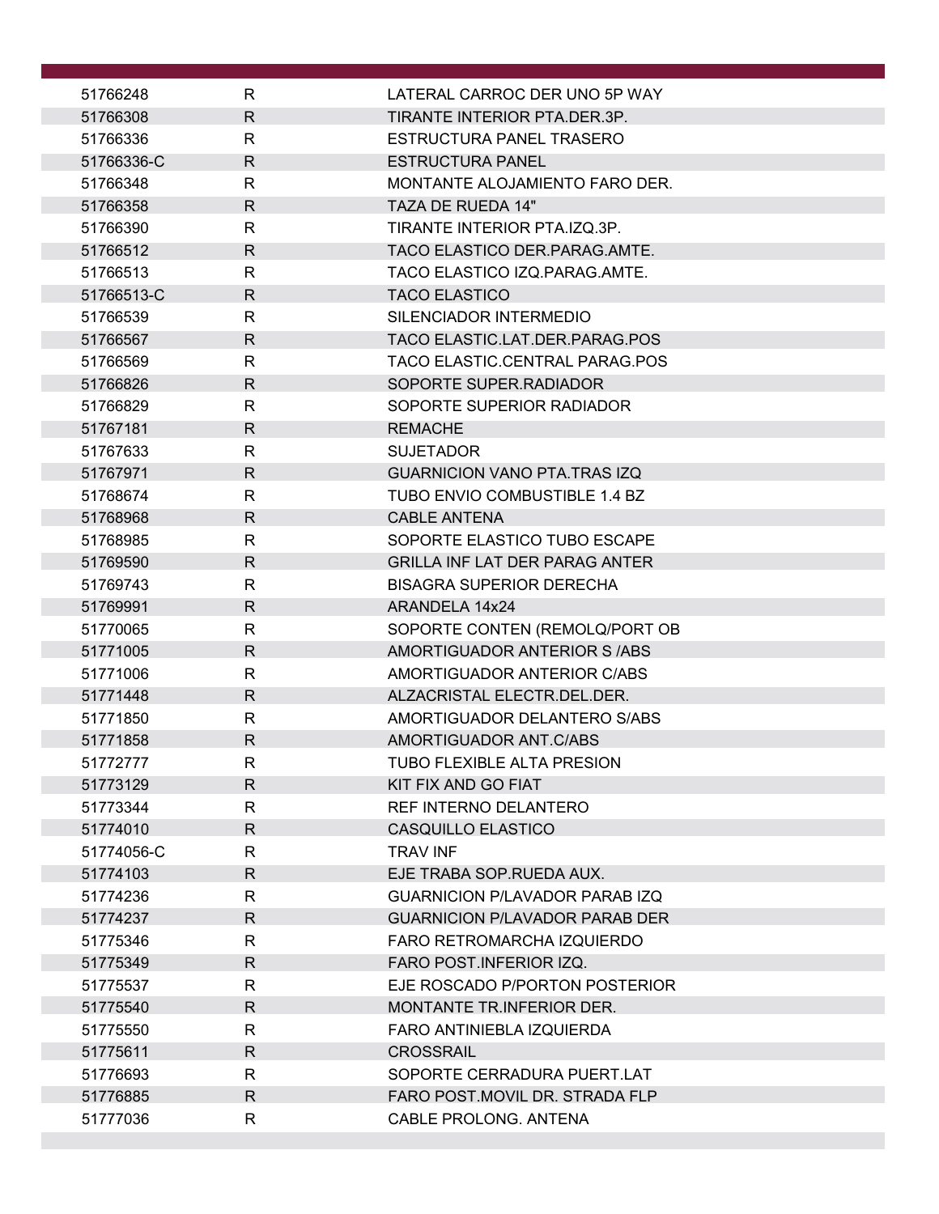| | | |
|---|---|---|
| 51766248 | R | LATERAL CARROC DER UNO 5P WAY |
| 51766308 | R | TIRANTE INTERIOR PTA.DER.3P. |
| 51766336 | R | ESTRUCTURA PANEL TRASERO |
| 51766336-C | R | ESTRUCTURA PANEL |
| 51766348 | R | MONTANTE ALOJAMIENTO FARO DER. |
| 51766358 | R | TAZA DE RUEDA 14" |
| 51766390 | R | TIRANTE INTERIOR PTA.IZQ.3P. |
| 51766512 | R | TACO ELASTICO DER.PARAG.AMTE. |
| 51766513 | R | TACO ELASTICO IZQ.PARAG.AMTE. |
| 51766513-C | R | TACO ELASTICO |
| 51766539 | R | SILENCIADOR INTERMEDIO |
| 51766567 | R | TACO ELASTIC.LAT.DER.PARAG.POS |
| 51766569 | R | TACO ELASTIC.CENTRAL PARAG.POS |
| 51766826 | R | SOPORTE SUPER.RADIADOR |
| 51766829 | R | SOPORTE SUPERIOR RADIADOR |
| 51767181 | R | REMACHE |
| 51767633 | R | SUJETADOR |
| 51767971 | R | GUARNICION VANO PTA.TRAS IZQ |
| 51768674 | R | TUBO ENVIO COMBUSTIBLE 1.4 BZ |
| 51768968 | R | CABLE ANTENA |
| 51768985 | R | SOPORTE ELASTICO TUBO ESCAPE |
| 51769590 | R | GRILLA INF LAT DER PARAG ANTER |
| 51769743 | R | BISAGRA SUPERIOR DERECHA |
| 51769991 | R | ARANDELA 14x24 |
| 51770065 | R | SOPORTE CONTEN (REMOLQ/PORT OB |
| 51771005 | R | AMORTIGUADOR ANTERIOR S /ABS |
| 51771006 | R | AMORTIGUADOR ANTERIOR C/ABS |
| 51771448 | R | ALZACRISTAL ELECTR.DEL.DER. |
| 51771850 | R | AMORTIGUADOR DELANTERO S/ABS |
| 51771858 | R | AMORTIGUADOR ANT.C/ABS |
| 51772777 | R | TUBO FLEXIBLE ALTA PRESION |
| 51773129 | R | KIT FIX AND GO FIAT |
| 51773344 | R | REF INTERNO DELANTERO |
| 51774010 | R | CASQUILLO ELASTICO |
| 51774056-C | R | TRAV INF |
| 51774103 | R | EJE TRABA SOP.RUEDA AUX. |
| 51774236 | R | GUARNICION P/LAVADOR PARAB IZQ |
| 51774237 | R | GUARNICION P/LAVADOR PARAB DER |
| 51775346 | R | FARO RETROMARCHA IZQUIERDO |
| 51775349 | R | FARO POST.INFERIOR IZQ. |
| 51775537 | R | EJE ROSCADO P/PORTON POSTERIOR |
| 51775540 | R | MONTANTE TR.INFERIOR DER. |
| 51775550 | R | FARO ANTINIEBLA IZQUIERDA |
| 51775611 | R | CROSSRAIL |
| 51776693 | R | SOPORTE CERRADURA PUERT.LAT |
| 51776885 | R | FARO POST.MOVIL DR. STRADA FLP |
| 51777036 | R | CABLE PROLONG. ANTENA |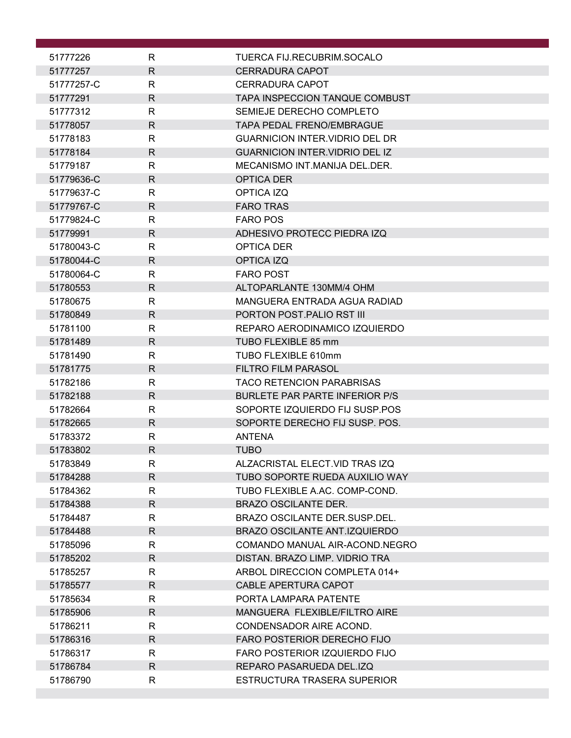| | | |
|---|---|---|
| 51777226 | R | TUERCA FIJ.RECUBRIM.SOCALO |
| 51777257 | R | CERRADURA CAPOT |
| 51777257-C | R | CERRADURA CAPOT |
| 51777291 | R | TAPA INSPECCION TANQUE COMBUST |
| 51777312 | R | SEMIEJE DERECHO COMPLETO |
| 51778057 | R | TAPA PEDAL FRENO/EMBRAGUE |
| 51778183 | R | GUARNICION INTER.VIDRIO DEL DR |
| 51778184 | R | GUARNICION INTER.VIDRIO DEL IZ |
| 51779187 | R | MECANISMO INT.MANIJA DEL.DER. |
| 51779636-C | R | OPTICA DER |
| 51779637-C | R | OPTICA IZQ |
| 51779767-C | R | FARO TRAS |
| 51779824-C | R | FARO POS |
| 51779991 | R | ADHESIVO PROTECC PIEDRA IZQ |
| 51780043-C | R | OPTICA DER |
| 51780044-C | R | OPTICA IZQ |
| 51780064-C | R | FARO POST |
| 51780553 | R | ALTOPARLANTE 130MM/4 OHM |
| 51780675 | R | MANGUERA ENTRADA AGUA RADIAD |
| 51780849 | R | PORTON POST.PALIO RST III |
| 51781100 | R | REPARO AERODINAMICO IZQUIERDO |
| 51781489 | R | TUBO FLEXIBLE 85 mm |
| 51781490 | R | TUBO FLEXIBLE 610mm |
| 51781775 | R | FILTRO FILM PARASOL |
| 51782186 | R | TACO RETENCION PARABRISAS |
| 51782188 | R | BURLETE PAR PARTE INFERIOR P/S |
| 51782664 | R | SOPORTE IZQUIERDO FIJ SUSP.POS |
| 51782665 | R | SOPORTE DERECHO FIJ SUSP. POS. |
| 51783372 | R | ANTENA |
| 51783802 | R | TUBO |
| 51783849 | R | ALZACRISTAL ELECT.VID TRAS IZQ |
| 51784288 | R | TUBO SOPORTE RUEDA AUXILIO WAY |
| 51784362 | R | TUBO FLEXIBLE A.AC. COMP-COND. |
| 51784388 | R | BRAZO OSCILANTE DER. |
| 51784487 | R | BRAZO OSCILANTE DER.SUSP.DEL. |
| 51784488 | R | BRAZO OSCILANTE ANT.IZQUIERDO |
| 51785096 | R | COMANDO MANUAL AIR-ACOND.NEGRO |
| 51785202 | R | DISTAN. BRAZO LIMP. VIDRIO TRA |
| 51785257 | R | ARBOL DIRECCION COMPLETA 014+ |
| 51785577 | R | CABLE APERTURA CAPOT |
| 51785634 | R | PORTA LAMPARA PATENTE |
| 51785906 | R | MANGUERA FLEXIBLE/FILTRO AIRE |
| 51786211 | R | CONDENSADOR AIRE ACOND. |
| 51786316 | R | FARO POSTERIOR DERECHO FIJO |
| 51786317 | R | FARO POSTERIOR IZQUIERDO FIJO |
| 51786784 | R | REPARO PASARUEDA DEL.IZQ |
| 51786790 | R | ESTRUCTURA TRASERA SUPERIOR |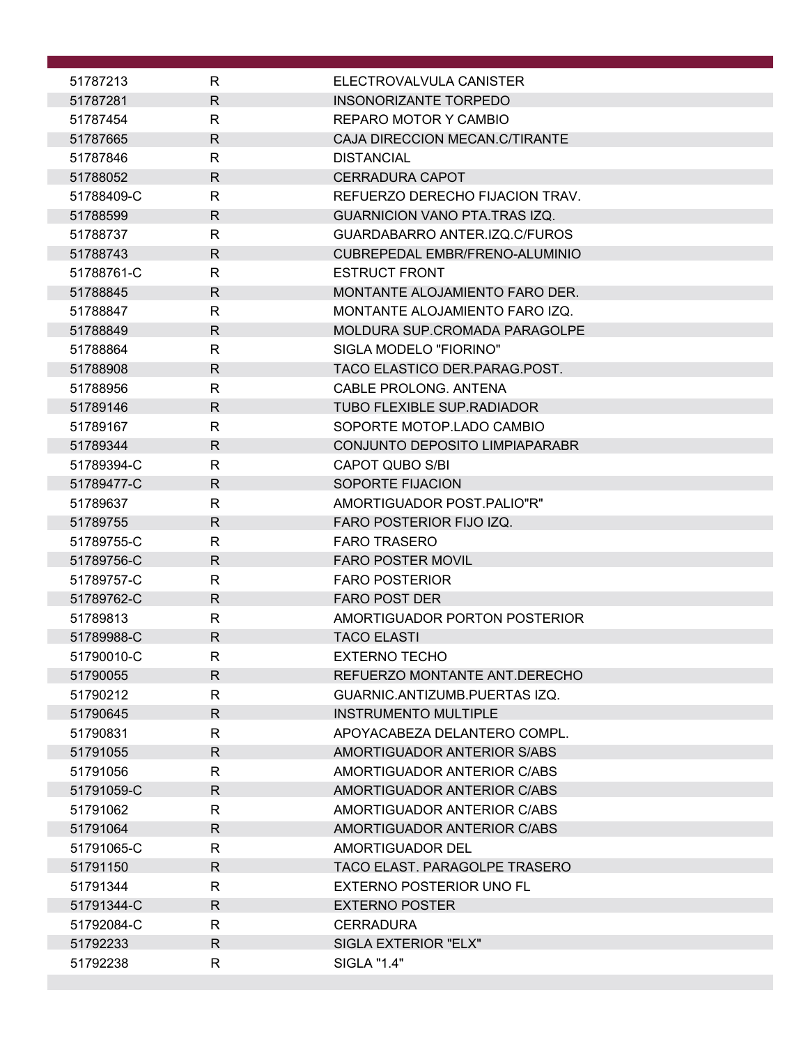| | | |
|---|---|---|
| 51787213 | R | ELECTROVALVULA CANISTER |
| 51787281 | R | INSONORIZANTE TORPEDO |
| 51787454 | R | REPARO MOTOR Y CAMBIO |
| 51787665 | R | CAJA DIRECCION MECAN.C/TIRANTE |
| 51787846 | R | DISTANCIAL |
| 51788052 | R | CERRADURA CAPOT |
| 51788409-C | R | REFUERZO DERECHO FIJACION TRAV. |
| 51788599 | R | GUARNICION VANO PTA.TRAS IZQ. |
| 51788737 | R | GUARDABARRO ANTER.IZQ.C/FUROS |
| 51788743 | R | CUBREPEDAL EMBR/FRENO-ALUMINIO |
| 51788761-C | R | ESTRUCT FRONT |
| 51788845 | R | MONTANTE ALOJAMIENTO FARO DER. |
| 51788847 | R | MONTANTE ALOJAMIENTO FARO IZQ. |
| 51788849 | R | MOLDURA SUP.CROMADA PARAGOLPE |
| 51788864 | R | SIGLA MODELO "FIORINO" |
| 51788908 | R | TACO ELASTICO DER.PARAG.POST. |
| 51788956 | R | CABLE PROLONG. ANTENA |
| 51789146 | R | TUBO FLEXIBLE SUP.RADIADOR |
| 51789167 | R | SOPORTE MOTOP.LADO CAMBIO |
| 51789344 | R | CONJUNTO DEPOSITO LIMPIAPARABR |
| 51789394-C | R | CAPOT QUBO S/BI |
| 51789477-C | R | SOPORTE FIJACION |
| 51789637 | R | AMORTIGUADOR POST.PALIO"R" |
| 51789755 | R | FARO POSTERIOR FIJO IZQ. |
| 51789755-C | R | FARO TRASERO |
| 51789756-C | R | FARO POSTER MOVIL |
| 51789757-C | R | FARO POSTERIOR |
| 51789762-C | R | FARO POST DER |
| 51789813 | R | AMORTIGUADOR PORTON POSTERIOR |
| 51789988-C | R | TACO ELASTI |
| 51790010-C | R | EXTERNO TECHO |
| 51790055 | R | REFUERZO MONTANTE ANT.DERECHO |
| 51790212 | R | GUARNIC.ANTIZUMB.PUERTAS IZQ. |
| 51790645 | R | INSTRUMENTO MULTIPLE |
| 51790831 | R | APOYACABEZA DELANTERO COMPL. |
| 51791055 | R | AMORTIGUADOR ANTERIOR S/ABS |
| 51791056 | R | AMORTIGUADOR ANTERIOR C/ABS |
| 51791059-C | R | AMORTIGUADOR ANTERIOR C/ABS |
| 51791062 | R | AMORTIGUADOR ANTERIOR C/ABS |
| 51791064 | R | AMORTIGUADOR ANTERIOR C/ABS |
| 51791065-C | R | AMORTIGUADOR DEL |
| 51791150 | R | TACO ELAST. PARAGOLPE TRASERO |
| 51791344 | R | EXTERNO POSTERIOR UNO FL |
| 51791344-C | R | EXTERNO POSTER |
| 51792084-C | R | CERRADURA |
| 51792233 | R | SIGLA EXTERIOR "ELX" |
| 51792238 | R | SIGLA "1.4" |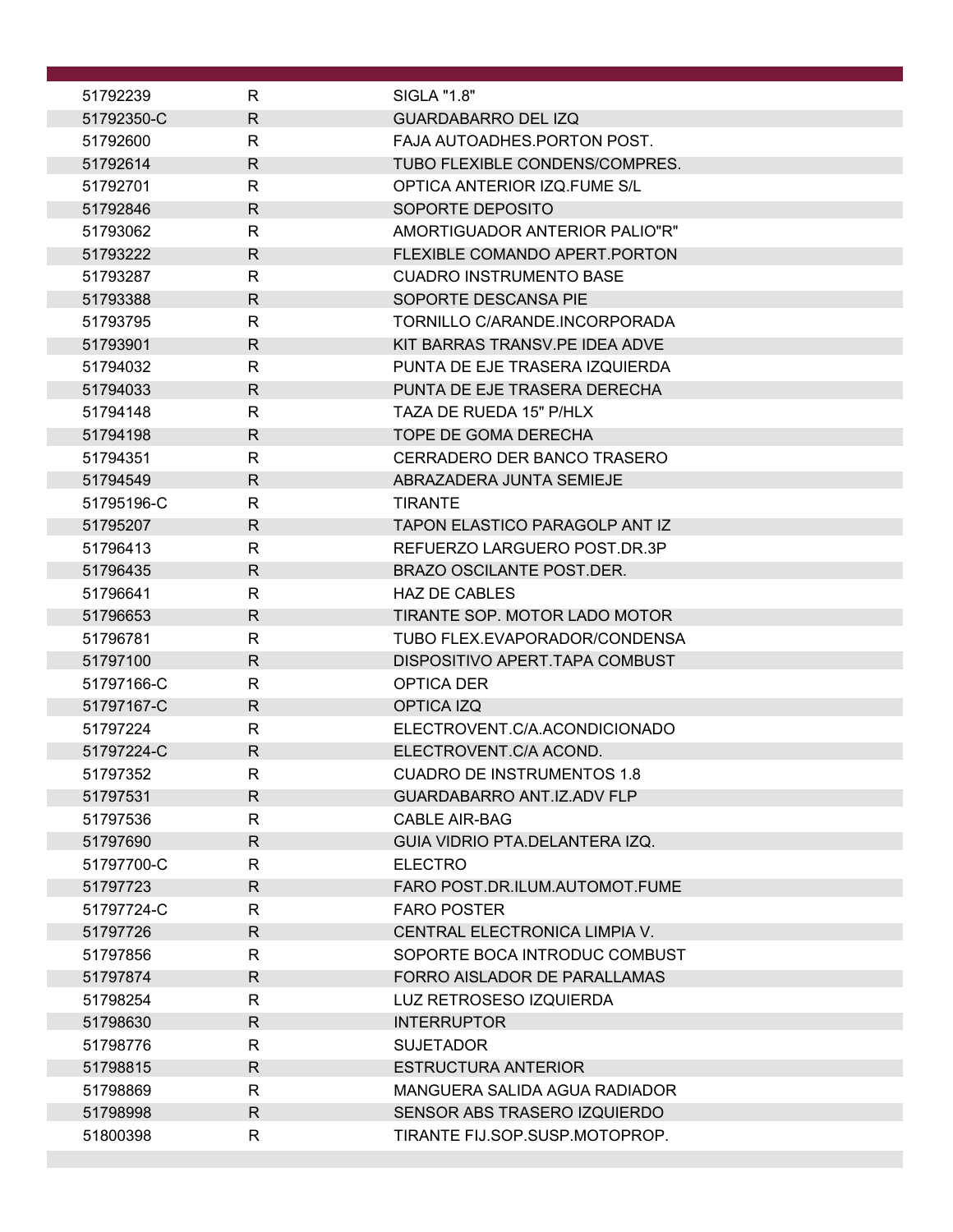| | | |
|---|---|---|
| 51792239 | R | SIGLA "1.8" |
| 51792350-C | R | GUARDABARRO DEL IZQ |
| 51792600 | R | FAJA AUTOADHES.PORTON POST. |
| 51792614 | R | TUBO FLEXIBLE CONDENS/COMPRES. |
| 51792701 | R | OPTICA ANTERIOR IZQ.FUME S/L |
| 51792846 | R | SOPORTE DEPOSITO |
| 51793062 | R | AMORTIGUADOR ANTERIOR PALIO"R" |
| 51793222 | R | FLEXIBLE COMANDO APERT.PORTON |
| 51793287 | R | CUADRO INSTRUMENTO BASE |
| 51793388 | R | SOPORTE DESCANSA PIE |
| 51793795 | R | TORNILLO C/ARANDE.INCORPORADA |
| 51793901 | R | KIT BARRAS TRANSV.PE IDEA ADVE |
| 51794032 | R | PUNTA DE EJE TRASERA IZQUIERDA |
| 51794033 | R | PUNTA DE EJE TRASERA DERECHA |
| 51794148 | R | TAZA DE RUEDA 15" P/HLX |
| 51794198 | R | TOPE DE GOMA DERECHA |
| 51794351 | R | CERRADERO DER BANCO TRASERO |
| 51794549 | R | ABRAZADERA JUNTA SEMIEJE |
| 51795196-C | R | TIRANTE |
| 51795207 | R | TAPON ELASTICO PARAGOLP ANT IZ |
| 51796413 | R | REFUERZO LARGUERO POST.DR.3P |
| 51796435 | R | BRAZO OSCILANTE POST.DER. |
| 51796641 | R | HAZ DE CABLES |
| 51796653 | R | TIRANTE SOP. MOTOR LADO MOTOR |
| 51796781 | R | TUBO FLEX.EVAPORADOR/CONDENSA |
| 51797100 | R | DISPOSITIVO APERT.TAPA COMBUST |
| 51797166-C | R | OPTICA DER |
| 51797167-C | R | OPTICA IZQ |
| 51797224 | R | ELECTROVENT.C/A.ACONDICIONADO |
| 51797224-C | R | ELECTROVENT.C/A ACOND. |
| 51797352 | R | CUADRO DE INSTRUMENTOS 1.8 |
| 51797531 | R | GUARDABARRO ANT.IZ.ADV FLP |
| 51797536 | R | CABLE AIR-BAG |
| 51797690 | R | GUIA VIDRIO PTA.DELANTERA IZQ. |
| 51797700-C | R | ELECTRO |
| 51797723 | R | FARO POST.DR.ILUM.AUTOMOT.FUME |
| 51797724-C | R | FARO POSTER |
| 51797726 | R | CENTRAL ELECTRONICA LIMPIA V. |
| 51797856 | R | SOPORTE BOCA INTRODUC COMBUST |
| 51797874 | R | FORRO AISLADOR DE PARALLAMAS |
| 51798254 | R | LUZ RETROSESO IZQUIERDA |
| 51798630 | R | INTERRUPTOR |
| 51798776 | R | SUJETADOR |
| 51798815 | R | ESTRUCTURA ANTERIOR |
| 51798869 | R | MANGUERA SALIDA AGUA RADIADOR |
| 51798998 | R | SENSOR ABS TRASERO IZQUIERDO |
| 51800398 | R | TIRANTE FIJ.SOP.SUSP.MOTOPROP. |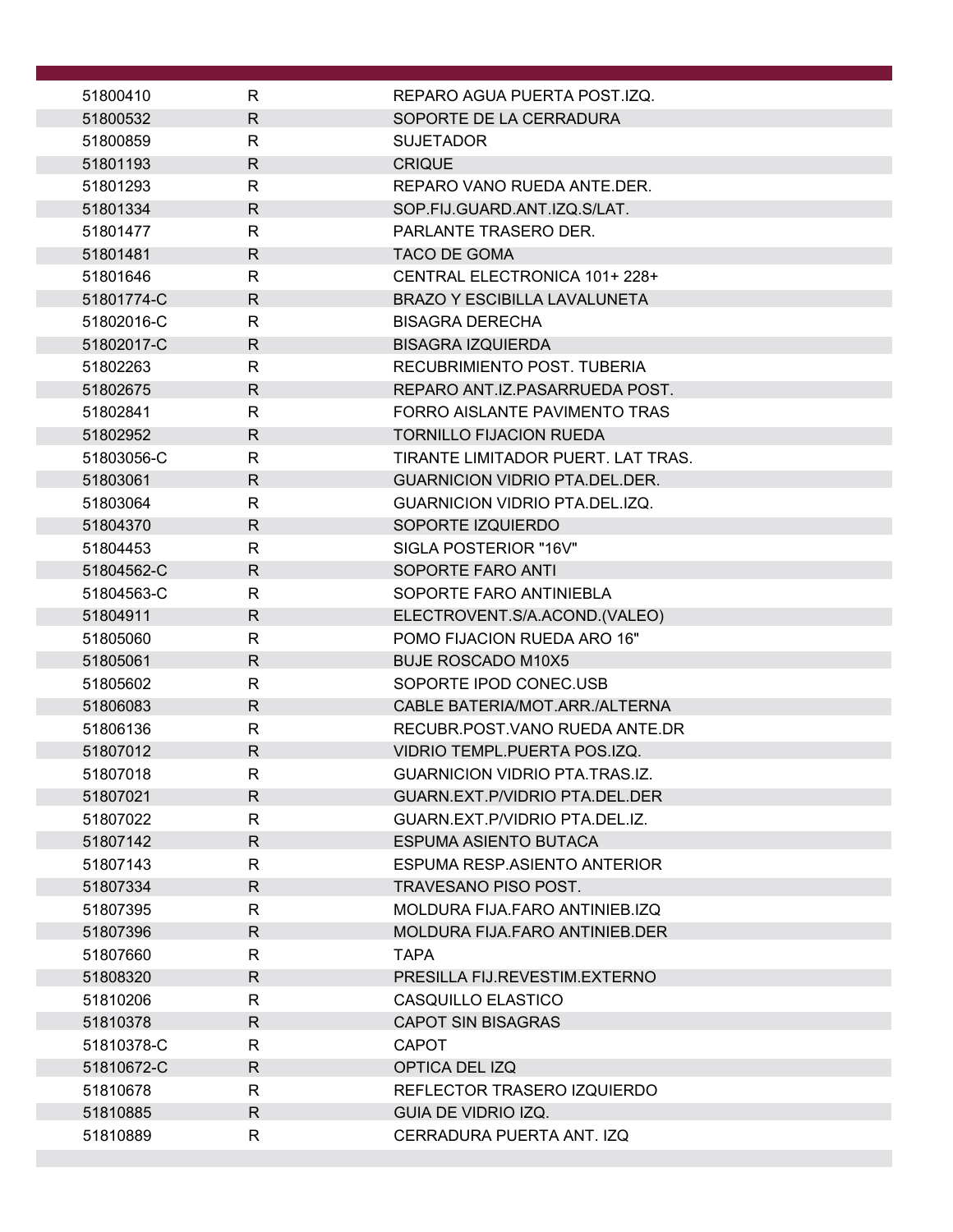| | | |
|---|---|---|
| 51800410 | R | REPARO AGUA PUERTA POST.IZQ. |
| 51800532 | R | SOPORTE DE LA CERRADURA |
| 51800859 | R | SUJETADOR |
| 51801193 | R | CRIQUE |
| 51801293 | R | REPARO VANO RUEDA ANTE.DER. |
| 51801334 | R | SOP.FIJ.GUARD.ANT.IZQ.S/LAT. |
| 51801477 | R | PARLANTE TRASERO DER. |
| 51801481 | R | TACO DE GOMA |
| 51801646 | R | CENTRAL ELECTRONICA 101+ 228+ |
| 51801774-C | R | BRAZO Y ESCIBILLA LAVALUNETA |
| 51802016-C | R | BISAGRA DERECHA |
| 51802017-C | R | BISAGRA IZQUIERDA |
| 51802263 | R | RECUBRIMIENTO POST. TUBERIA |
| 51802675 | R | REPARO ANT.IZ.PASARRUEDA POST. |
| 51802841 | R | FORRO AISLANTE PAVIMENTO TRAS |
| 51802952 | R | TORNILLO FIJACION RUEDA |
| 51803056-C | R | TIRANTE LIMITADOR PUERT. LAT TRAS. |
| 51803061 | R | GUARNICION VIDRIO PTA.DEL.DER. |
| 51803064 | R | GUARNICION VIDRIO PTA.DEL.IZQ. |
| 51804370 | R | SOPORTE IZQUIERDO |
| 51804453 | R | SIGLA POSTERIOR "16V" |
| 51804562-C | R | SOPORTE FARO ANTI |
| 51804563-C | R | SOPORTE FARO ANTINIEBLA |
| 51804911 | R | ELECTROVENT.S/A.ACOND.(VALEO) |
| 51805060 | R | POMO FIJACION RUEDA ARO 16" |
| 51805061 | R | BUJE ROSCADO M10X5 |
| 51805602 | R | SOPORTE IPOD CONEC.USB |
| 51806083 | R | CABLE BATERIA/MOT.ARR./ALTERNA |
| 51806136 | R | RECUBR.POST.VANO RUEDA ANTE.DR |
| 51807012 | R | VIDRIO TEMPL.PUERTA POS.IZQ. |
| 51807018 | R | GUARNICION VIDRIO PTA.TRAS.IZ. |
| 51807021 | R | GUARN.EXT.P/VIDRIO PTA.DEL.DER |
| 51807022 | R | GUARN.EXT.P/VIDRIO PTA.DEL.IZ. |
| 51807142 | R | ESPUMA ASIENTO BUTACA |
| 51807143 | R | ESPUMA RESP.ASIENTO ANTERIOR |
| 51807334 | R | TRAVESANO PISO POST. |
| 51807395 | R | MOLDURA FIJA.FARO ANTINIEB.IZQ |
| 51807396 | R | MOLDURA FIJA.FARO ANTINIEB.DER |
| 51807660 | R | TAPA |
| 51808320 | R | PRESILLA FIJ.REVESTIM.EXTERNO |
| 51810206 | R | CASQUILLO ELASTICO |
| 51810378 | R | CAPOT SIN BISAGRAS |
| 51810378-C | R | CAPOT |
| 51810672-C | R | OPTICA DEL IZQ |
| 51810678 | R | REFLECTOR TRASERO IZQUIERDO |
| 51810885 | R | GUIA DE VIDRIO IZQ. |
| 51810889 | R | CERRADURA PUERTA ANT. IZQ |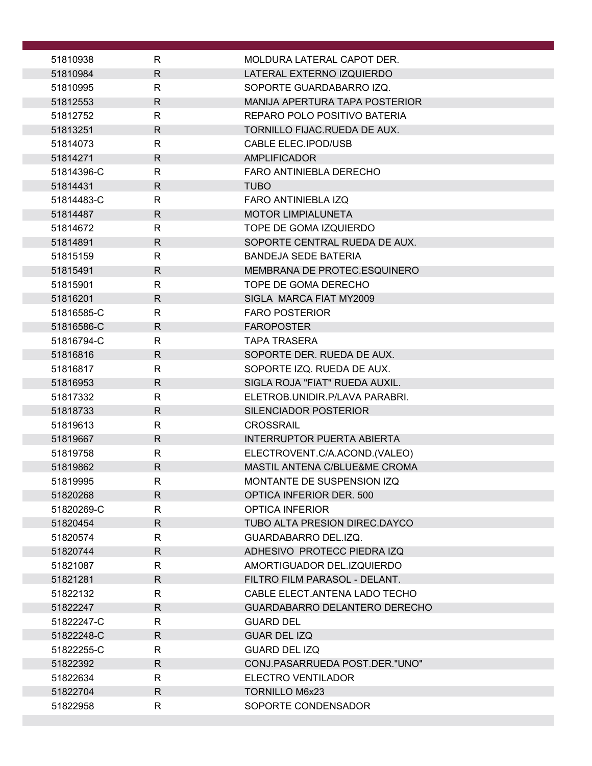| | | |
|---|---|---|
| 51810938 | R | MOLDURA LATERAL CAPOT DER. |
| 51810984 | R | LATERAL EXTERNO IZQUIERDO |
| 51810995 | R | SOPORTE GUARDABARRO IZQ. |
| 51812553 | R | MANIJA APERTURA TAPA POSTERIOR |
| 51812752 | R | REPARO POLO POSITIVO BATERIA |
| 51813251 | R | TORNILLO FIJAC.RUEDA DE AUX. |
| 51814073 | R | CABLE ELEC.IPOD/USB |
| 51814271 | R | AMPLIFICADOR |
| 51814396-C | R | FARO ANTINIEBLA DERECHO |
| 51814431 | R | TUBO |
| 51814483-C | R | FARO ANTINIEBLA IZQ |
| 51814487 | R | MOTOR LIMPIALUNETA |
| 51814672 | R | TOPE DE GOMA IZQUIERDO |
| 51814891 | R | SOPORTE CENTRAL RUEDA DE AUX. |
| 51815159 | R | BANDEJA SEDE BATERIA |
| 51815491 | R | MEMBRANA DE PROTEC.ESQUINERO |
| 51815901 | R | TOPE DE GOMA DERECHO |
| 51816201 | R | SIGLA MARCA FIAT MY2009 |
| 51816585-C | R | FARO POSTERIOR |
| 51816586-C | R | FAROPOSTER |
| 51816794-C | R | TAPA TRASERA |
| 51816816 | R | SOPORTE DER. RUEDA DE AUX. |
| 51816817 | R | SOPORTE IZQ. RUEDA DE AUX. |
| 51816953 | R | SIGLA ROJA "FIAT" RUEDA AUXIL. |
| 51817332 | R | ELETROB.UNIDIR.P/LAVA PARABRI. |
| 51818733 | R | SILENCIADOR POSTERIOR |
| 51819613 | R | CROSSRAIL |
| 51819667 | R | INTERRUPTOR PUERTA ABIERTA |
| 51819758 | R | ELECTROVENT.C/A.ACOND.(VALEO) |
| 51819862 | R | MASTIL ANTENA C/BLUE&ME CROMA |
| 51819995 | R | MONTANTE DE SUSPENSION IZQ |
| 51820268 | R | OPTICA INFERIOR DER. 500 |
| 51820269-C | R | OPTICA INFERIOR |
| 51820454 | R | TUBO ALTA PRESION DIREC.DAYCO |
| 51820574 | R | GUARDABARRO DEL.IZQ. |
| 51820744 | R | ADHESIVO PROTECC PIEDRA IZQ |
| 51821087 | R | AMORTIGUADOR DEL.IZQUIERDO |
| 51821281 | R | FILTRO FILM PARASOL - DELANT. |
| 51822132 | R | CABLE ELECT.ANTENA LADO TECHO |
| 51822247 | R | GUARDABARRO DELANTERO DERECHO |
| 51822247-C | R | GUARD DEL |
| 51822248-C | R | GUAR DEL IZQ |
| 51822255-C | R | GUARD DEL IZQ |
| 51822392 | R | CONJ.PASARRUEDA POST.DER."UNO" |
| 51822634 | R | ELECTRO VENTILADOR |
| 51822704 | R | TORNILLO M6x23 |
| 51822958 | R | SOPORTE CONDENSADOR |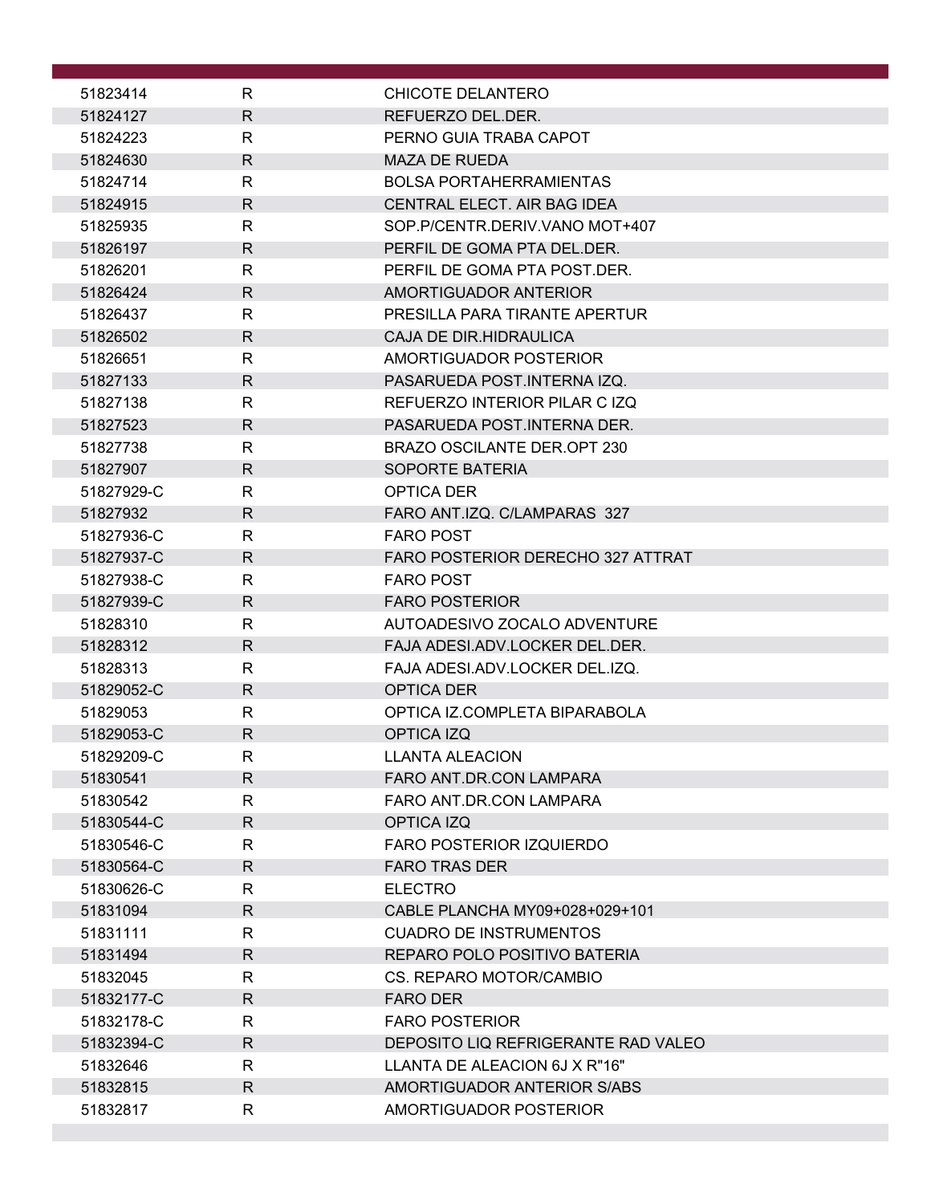| | | |
|---|---|---|
| 51823414 | R | CHICOTE DELANTERO |
| 51824127 | R | REFUERZO DEL.DER. |
| 51824223 | R | PERNO GUIA TRABA CAPOT |
| 51824630 | R | MAZA DE RUEDA |
| 51824714 | R | BOLSA PORTAHERRAMIENTAS |
| 51824915 | R | CENTRAL ELECT. AIR BAG IDEA |
| 51825935 | R | SOP.P/CENTR.DERIV.VANO MOT+407 |
| 51826197 | R | PERFIL DE GOMA PTA DEL.DER. |
| 51826201 | R | PERFIL DE GOMA PTA POST.DER. |
| 51826424 | R | AMORTIGUADOR ANTERIOR |
| 51826437 | R | PRESILLA PARA TIRANTE APERTUR |
| 51826502 | R | CAJA DE DIR.HIDRAULICA |
| 51826651 | R | AMORTIGUADOR POSTERIOR |
| 51827133 | R | PASARUEDA POST.INTERNA IZQ. |
| 51827138 | R | REFUERZO INTERIOR PILAR C IZQ |
| 51827523 | R | PASARUEDA POST.INTERNA DER. |
| 51827738 | R | BRAZO OSCILANTE DER.OPT 230 |
| 51827907 | R | SOPORTE BATERIA |
| 51827929-C | R | OPTICA DER |
| 51827932 | R | FARO ANT.IZQ. C/LAMPARAS 327 |
| 51827936-C | R | FARO POST |
| 51827937-C | R | FARO POSTERIOR DERECHO 327 ATTRAT |
| 51827938-C | R | FARO POST |
| 51827939-C | R | FARO POSTERIOR |
| 51828310 | R | AUTOADESIVO ZOCALO ADVENTURE |
| 51828312 | R | FAJA ADESI.ADV.LOCKER DEL.DER. |
| 51828313 | R | FAJA ADESI.ADV.LOCKER DEL.IZQ. |
| 51829052-C | R | OPTICA DER |
| 51829053 | R | OPTICA IZ.COMPLETA BIPARABOLA |
| 51829053-C | R | OPTICA IZQ |
| 51829209-C | R | LLANTA ALEACION |
| 51830541 | R | FARO ANT.DR.CON LAMPARA |
| 51830542 | R | FARO ANT.DR.CON LAMPARA |
| 51830544-C | R | OPTICA IZQ |
| 51830546-C | R | FARO POSTERIOR IZQUIERDO |
| 51830564-C | R | FARO TRAS DER |
| 51830626-C | R | ELECTRO |
| 51831094 | R | CABLE PLANCHA MY09+028+029+101 |
| 51831111 | R | CUADRO DE INSTRUMENTOS |
| 51831494 | R | REPARO POLO POSITIVO BATERIA |
| 51832045 | R | CS. REPARO MOTOR/CAMBIO |
| 51832177-C | R | FARO DER |
| 51832178-C | R | FARO POSTERIOR |
| 51832394-C | R | DEPOSITO LIQ REFRIGERANTE RAD VALEO |
| 51832646 | R | LLANTA DE ALEACION 6J X R"16" |
| 51832815 | R | AMORTIGUADOR ANTERIOR S/ABS |
| 51832817 | R | AMORTIGUADOR POSTERIOR |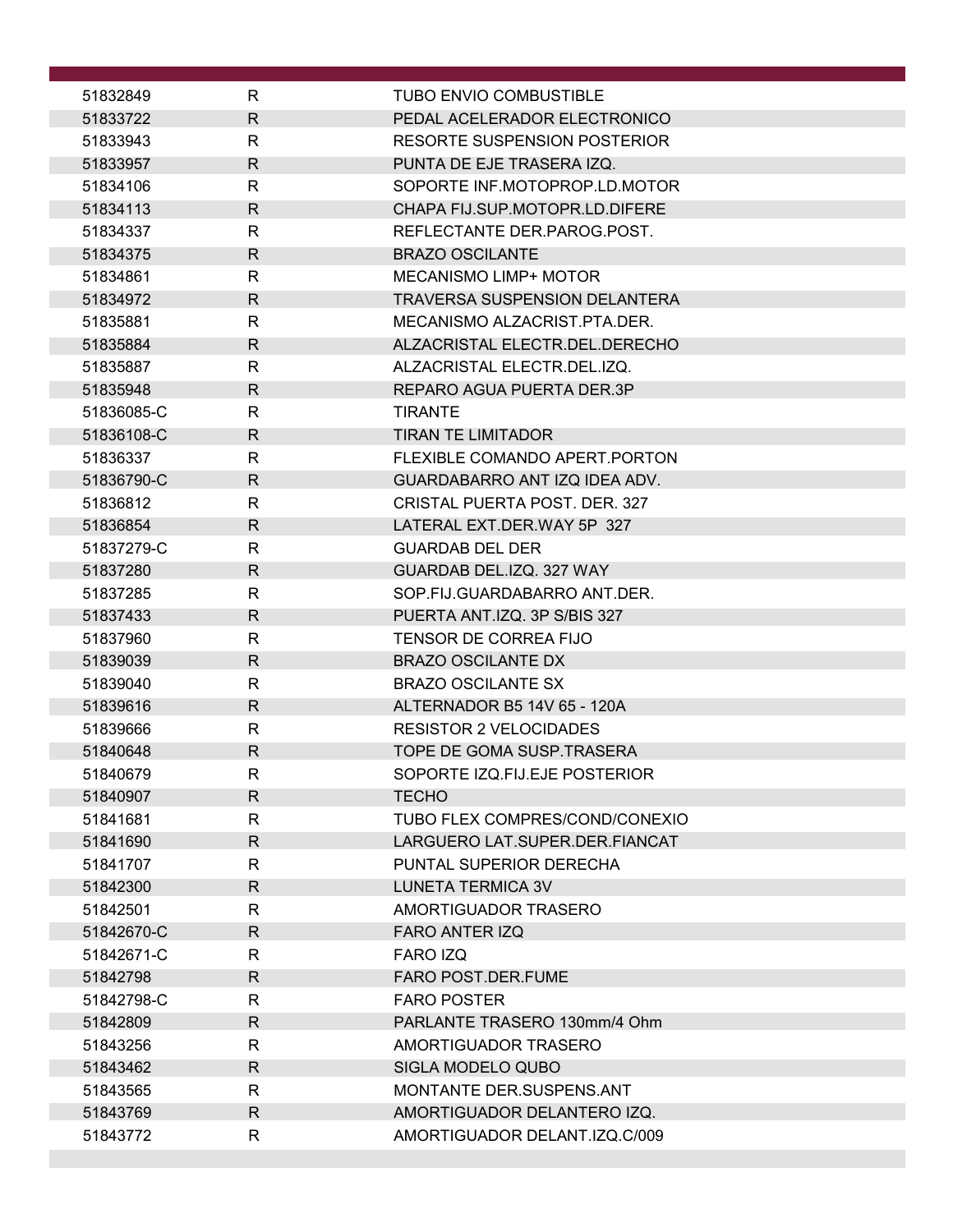| | | |
|---|---|---|
| 51832849 | R | TUBO ENVIO COMBUSTIBLE |
| 51833722 | R | PEDAL ACELERADOR ELECTRONICO |
| 51833943 | R | RESORTE SUSPENSION POSTERIOR |
| 51833957 | R | PUNTA DE EJE TRASERA IZQ. |
| 51834106 | R | SOPORTE INF.MOTOPROP.LD.MOTOR |
| 51834113 | R | CHAPA FIJ.SUP.MOTOPR.LD.DIFERE |
| 51834337 | R | REFLECTANTE DER.PAROG.POST. |
| 51834375 | R | BRAZO OSCILANTE |
| 51834861 | R | MECANISMO LIMP+ MOTOR |
| 51834972 | R | TRAVERSA SUSPENSION DELANTERA |
| 51835881 | R | MECANISMO ALZACRIST.PTA.DER. |
| 51835884 | R | ALZACRISTAL ELECTR.DEL.DERECHO |
| 51835887 | R | ALZACRISTAL ELECTR.DEL.IZQ. |
| 51835948 | R | REPARO AGUA PUERTA DER.3P |
| 51836085-C | R | TIRANTE |
| 51836108-C | R | TIRAN TE LIMITADOR |
| 51836337 | R | FLEXIBLE COMANDO APERT.PORTON |
| 51836790-C | R | GUARDABARRO ANT IZQ IDEA ADV. |
| 51836812 | R | CRISTAL PUERTA POST. DER. 327 |
| 51836854 | R | LATERAL EXT.DER.WAY 5P 327 |
| 51837279-C | R | GUARDAB DEL DER |
| 51837280 | R | GUARDAB DEL.IZQ. 327 WAY |
| 51837285 | R | SOP.FIJ.GUARDABARRO ANT.DER. |
| 51837433 | R | PUERTA ANT.IZQ. 3P S/BIS 327 |
| 51837960 | R | TENSOR DE CORREA FIJO |
| 51839039 | R | BRAZO OSCILANTE DX |
| 51839040 | R | BRAZO OSCILANTE SX |
| 51839616 | R | ALTERNADOR B5 14V 65 - 120A |
| 51839666 | R | RESISTOR 2 VELOCIDADES |
| 51840648 | R | TOPE DE GOMA SUSP.TRASERA |
| 51840679 | R | SOPORTE IZQ.FIJ.EJE POSTERIOR |
| 51840907 | R | TECHO |
| 51841681 | R | TUBO FLEX COMPRES/COND/CONEXIO |
| 51841690 | R | LARGUERO LAT.SUPER.DER.FIANCAT |
| 51841707 | R | PUNTAL SUPERIOR DERECHA |
| 51842300 | R | LUNETA TERMICA 3V |
| 51842501 | R | AMORTIGUADOR TRASERO |
| 51842670-C | R | FARO ANTER IZQ |
| 51842671-C | R | FARO IZQ |
| 51842798 | R | FARO POST.DER.FUME |
| 51842798-C | R | FARO POSTER |
| 51842809 | R | PARLANTE TRASERO 130mm/4 Ohm |
| 51843256 | R | AMORTIGUADOR TRASERO |
| 51843462 | R | SIGLA MODELO QUBO |
| 51843565 | R | MONTANTE DER.SUSPENS.ANT |
| 51843769 | R | AMORTIGUADOR DELANTERO IZQ. |
| 51843772 | R | AMORTIGUADOR DELANT.IZQ.C/009 |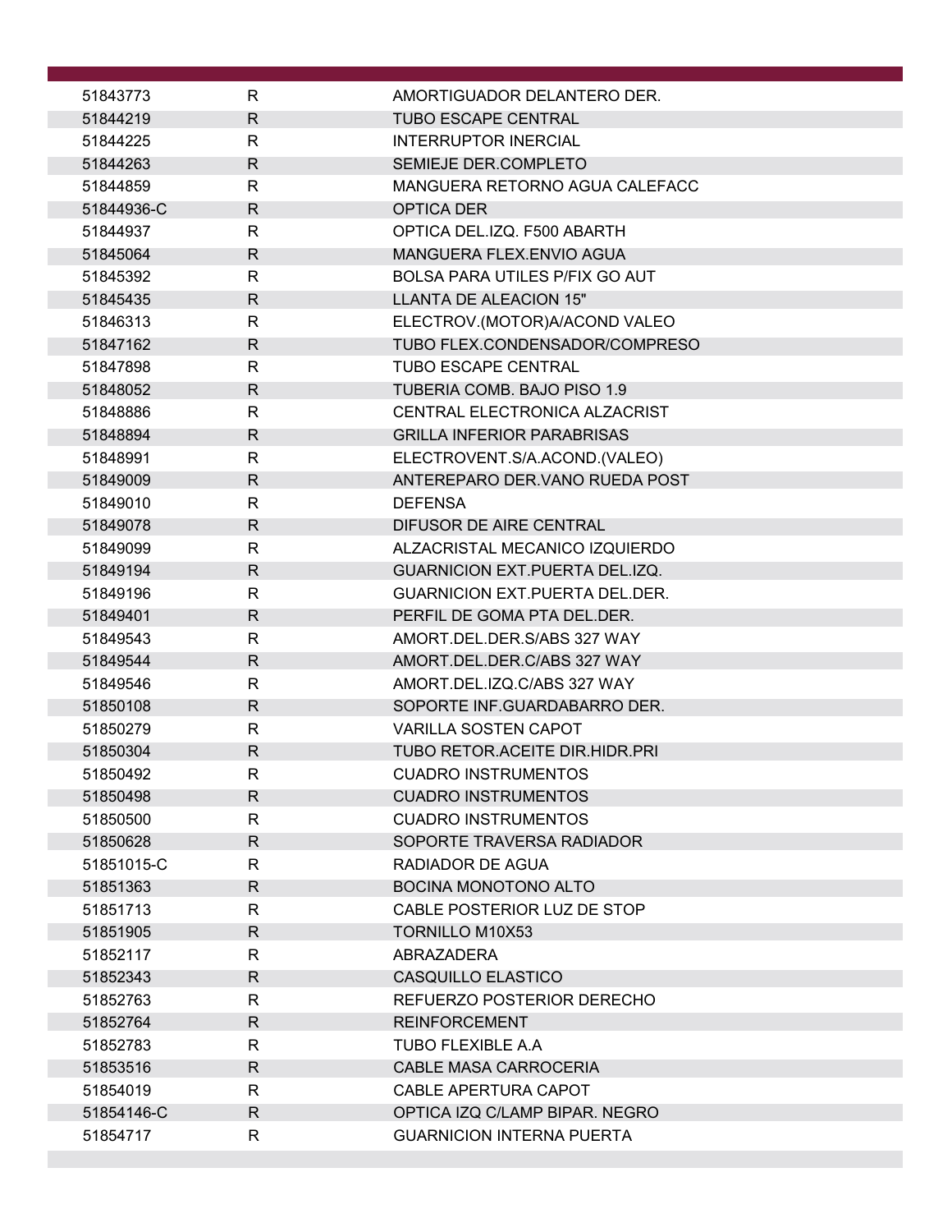| | | |
|---|---|---|
| 51843773 | R | AMORTIGUADOR DELANTERO DER. |
| 51844219 | R | TUBO ESCAPE CENTRAL |
| 51844225 | R | INTERRUPTOR INERCIAL |
| 51844263 | R | SEMIEJE DER.COMPLETO |
| 51844859 | R | MANGUERA RETORNO AGUA CALEFACC |
| 51844936-C | R | OPTICA DER |
| 51844937 | R | OPTICA DEL.IZQ. F500 ABARTH |
| 51845064 | R | MANGUERA FLEX.ENVIO AGUA |
| 51845392 | R | BOLSA PARA UTILES P/FIX GO AUT |
| 51845435 | R | LLANTA DE ALEACION 15" |
| 51846313 | R | ELECTROV.(MOTOR)A/ACOND VALEO |
| 51847162 | R | TUBO FLEX.CONDENSADOR/COMPRESO |
| 51847898 | R | TUBO ESCAPE CENTRAL |
| 51848052 | R | TUBERIA COMB. BAJO PISO 1.9 |
| 51848886 | R | CENTRAL ELECTRONICA ALZACRIST |
| 51848894 | R | GRILLA INFERIOR PARABRISAS |
| 51848991 | R | ELECTROVENT.S/A.ACOND.(VALEO) |
| 51849009 | R | ANTEREPARO DER.VANO RUEDA POST |
| 51849010 | R | DEFENSA |
| 51849078 | R | DIFUSOR DE AIRE CENTRAL |
| 51849099 | R | ALZACRISTAL MECANICO IZQUIERDO |
| 51849194 | R | GUARNICION EXT.PUERTA DEL.IZQ. |
| 51849196 | R | GUARNICION EXT.PUERTA DEL.DER. |
| 51849401 | R | PERFIL DE GOMA PTA DEL.DER. |
| 51849543 | R | AMORT.DEL.DER.S/ABS 327 WAY |
| 51849544 | R | AMORT.DEL.DER.C/ABS 327 WAY |
| 51849546 | R | AMORT.DEL.IZQ.C/ABS 327 WAY |
| 51850108 | R | SOPORTE INF.GUARDABARRO DER. |
| 51850279 | R | VARILLA SOSTEN CAPOT |
| 51850304 | R | TUBO RETOR.ACEITE DIR.HIDR.PRI |
| 51850492 | R | CUADRO INSTRUMENTOS |
| 51850498 | R | CUADRO INSTRUMENTOS |
| 51850500 | R | CUADRO INSTRUMENTOS |
| 51850628 | R | SOPORTE TRAVERSA RADIADOR |
| 51851015-C | R | RADIADOR DE AGUA |
| 51851363 | R | BOCINA MONOTONO ALTO |
| 51851713 | R | CABLE POSTERIOR LUZ DE STOP |
| 51851905 | R | TORNILLO M10X53 |
| 51852117 | R | ABRAZADERA |
| 51852343 | R | CASQUILLO ELASTICO |
| 51852763 | R | REFUERZO POSTERIOR DERECHO |
| 51852764 | R | REINFORCEMENT |
| 51852783 | R | TUBO FLEXIBLE A.A |
| 51853516 | R | CABLE MASA CARROCERIA |
| 51854019 | R | CABLE APERTURA CAPOT |
| 51854146-C | R | OPTICA IZQ C/LAMP BIPAR. NEGRO |
| 51854717 | R | GUARNICION INTERNA PUERTA |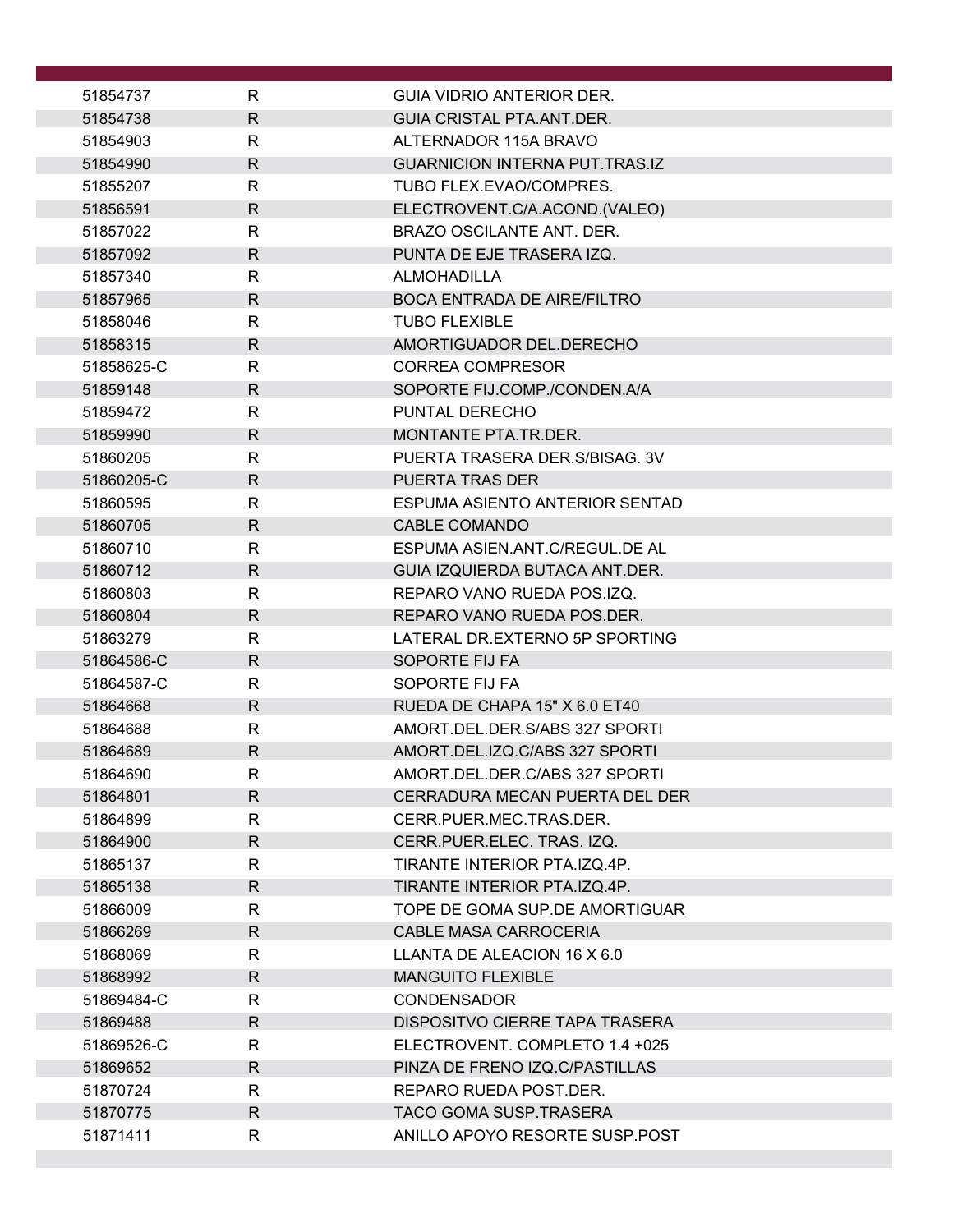| | | |
|---|---|---|
| 51854737 | R | GUIA VIDRIO ANTERIOR DER. |
| 51854738 | R | GUIA CRISTAL PTA.ANT.DER. |
| 51854903 | R | ALTERNADOR 115A BRAVO |
| 51854990 | R | GUARNICION INTERNA PUT.TRAS.IZ |
| 51855207 | R | TUBO FLEX.EVAO/COMPRES. |
| 51856591 | R | ELECTROVENT.C/A.ACOND.(VALEO) |
| 51857022 | R | BRAZO OSCILANTE ANT. DER. |
| 51857092 | R | PUNTA DE EJE TRASERA IZQ. |
| 51857340 | R | ALMOHADILLA |
| 51857965 | R | BOCA ENTRADA DE AIRE/FILTRO |
| 51858046 | R | TUBO FLEXIBLE |
| 51858315 | R | AMORTIGUADOR DEL.DERECHO |
| 51858625-C | R | CORREA COMPRESOR |
| 51859148 | R | SOPORTE FIJ.COMP./CONDEN.A/A |
| 51859472 | R | PUNTAL DERECHO |
| 51859990 | R | MONTANTE PTA.TR.DER. |
| 51860205 | R | PUERTA TRASERA DER.S/BISAG. 3V |
| 51860205-C | R | PUERTA TRAS DER |
| 51860595 | R | ESPUMA ASIENTO ANTERIOR SENTAD |
| 51860705 | R | CABLE COMANDO |
| 51860710 | R | ESPUMA ASIEN.ANT.C/REGUL.DE AL |
| 51860712 | R | GUIA IZQUIERDA BUTACA ANT.DER. |
| 51860803 | R | REPARO VANO RUEDA POS.IZQ. |
| 51860804 | R | REPARO VANO RUEDA POS.DER. |
| 51863279 | R | LATERAL DR.EXTERNO 5P SPORTING |
| 51864586-C | R | SOPORTE FIJ FA |
| 51864587-C | R | SOPORTE FIJ FA |
| 51864668 | R | RUEDA DE CHAPA 15" X 6.0 ET40 |
| 51864688 | R | AMORT.DEL.DER.S/ABS 327 SPORTI |
| 51864689 | R | AMORT.DEL.IZQ.C/ABS 327 SPORTI |
| 51864690 | R | AMORT.DEL.DER.C/ABS 327 SPORTI |
| 51864801 | R | CERRADURA MECAN PUERTA DEL DER |
| 51864899 | R | CERR.PUER.MEC.TRAS.DER. |
| 51864900 | R | CERR.PUER.ELEC. TRAS. IZQ. |
| 51865137 | R | TIRANTE INTERIOR PTA.IZQ.4P. |
| 51865138 | R | TIRANTE INTERIOR PTA.IZQ.4P. |
| 51866009 | R | TOPE DE GOMA SUP.DE AMORTIGUAR |
| 51866269 | R | CABLE MASA CARROCERIA |
| 51868069 | R | LLANTA DE ALEACION 16 X 6.0 |
| 51868992 | R | MANGUITO FLEXIBLE |
| 51869484-C | R | CONDENSADOR |
| 51869488 | R | DISPOSITVO CIERRE TAPA TRASERA |
| 51869526-C | R | ELECTROVENT. COMPLETO 1.4 +025 |
| 51869652 | R | PINZA DE FRENO IZQ.C/PASTILLAS |
| 51870724 | R | REPARO RUEDA POST.DER. |
| 51870775 | R | TACO GOMA SUSP.TRASERA |
| 51871411 | R | ANILLO APOYO RESORTE SUSP.POST |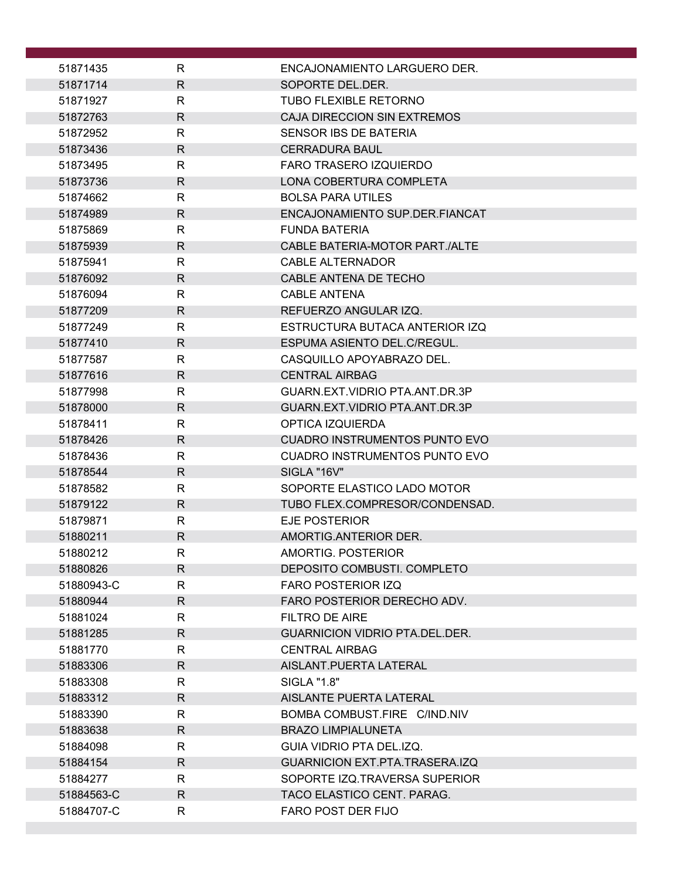| | | |
|---|---|---|
| 51871435 | R | ENCAJONAMIENTO LARGUERO DER. |
| 51871714 | R | SOPORTE DEL.DER. |
| 51871927 | R | TUBO FLEXIBLE RETORNO |
| 51872763 | R | CAJA DIRECCION SIN EXTREMOS |
| 51872952 | R | SENSOR IBS DE BATERIA |
| 51873436 | R | CERRADURA BAUL |
| 51873495 | R | FARO TRASERO IZQUIERDO |
| 51873736 | R | LONA COBERTURA COMPLETA |
| 51874662 | R | BOLSA PARA UTILES |
| 51874989 | R | ENCAJONAMIENTO SUP.DER.FIANCAT |
| 51875869 | R | FUNDA BATERIA |
| 51875939 | R | CABLE BATERIA-MOTOR PART./ALTE |
| 51875941 | R | CABLE ALTERNADOR |
| 51876092 | R | CABLE ANTENA DE TECHO |
| 51876094 | R | CABLE ANTENA |
| 51877209 | R | REFUERZO ANGULAR IZQ. |
| 51877249 | R | ESTRUCTURA BUTACA ANTERIOR IZQ |
| 51877410 | R | ESPUMA ASIENTO DEL.C/REGUL. |
| 51877587 | R | CASQUILLO APOYABRAZO DEL. |
| 51877616 | R | CENTRAL AIRBAG |
| 51877998 | R | GUARN.EXT.VIDRIO PTA.ANT.DR.3P |
| 51878000 | R | GUARN.EXT.VIDRIO PTA.ANT.DR.3P |
| 51878411 | R | OPTICA IZQUIERDA |
| 51878426 | R | CUADRO INSTRUMENTOS PUNTO EVO |
| 51878436 | R | CUADRO INSTRUMENTOS PUNTO EVO |
| 51878544 | R | SIGLA "16V" |
| 51878582 | R | SOPORTE ELASTICO LADO MOTOR |
| 51879122 | R | TUBO FLEX.COMPRESOR/CONDENSAD. |
| 51879871 | R | EJE POSTERIOR |
| 51880211 | R | AMORTIG.ANTERIOR DER. |
| 51880212 | R | AMORTIG. POSTERIOR |
| 51880826 | R | DEPOSITO COMBUSTI. COMPLETO |
| 51880943-C | R | FARO POSTERIOR IZQ |
| 51880944 | R | FARO POSTERIOR DERECHO ADV. |
| 51881024 | R | FILTRO DE AIRE |
| 51881285 | R | GUARNICION VIDRIO PTA.DEL.DER. |
| 51881770 | R | CENTRAL AIRBAG |
| 51883306 | R | AISLANT.PUERTA LATERAL |
| 51883308 | R | SIGLA "1.8" |
| 51883312 | R | AISLANTE PUERTA LATERAL |
| 51883390 | R | BOMBA COMBUST.FIRE C/IND.NIV |
| 51883638 | R | BRAZO LIMPIALUNETA |
| 51884098 | R | GUIA VIDRIO PTA DEL.IZQ. |
| 51884154 | R | GUARNICION EXT.PTA.TRASERA.IZQ |
| 51884277 | R | SOPORTE IZQ.TRAVERSA SUPERIOR |
| 51884563-C | R | TACO ELASTICO CENT. PARAG. |
| 51884707-C | R | FARO POST DER FIJO |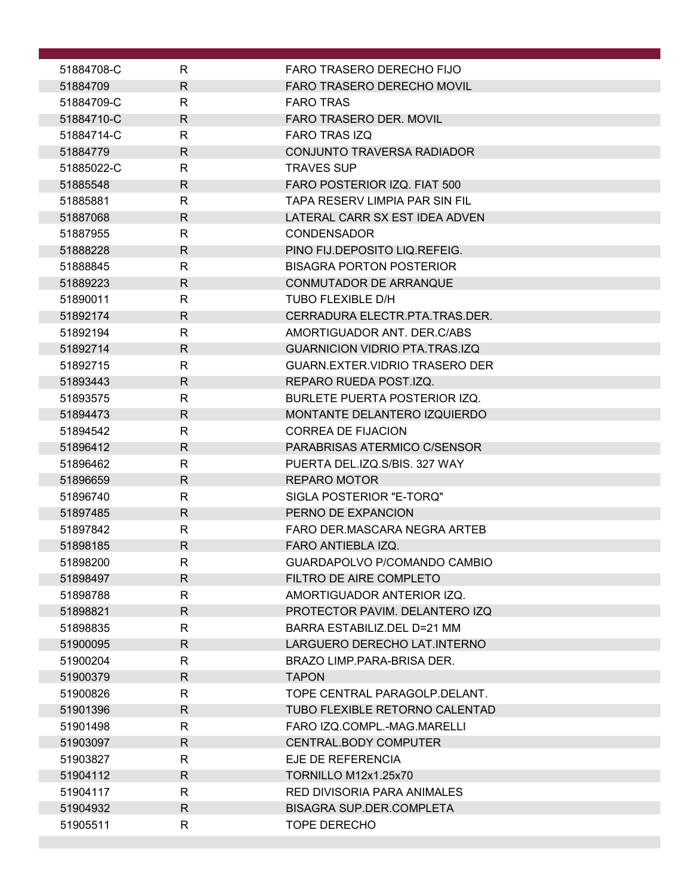| | | |
|---|---|---|
| 51884708-C | R | FARO TRASERO DERECHO FIJO |
| 51884709 | R | FARO TRASERO DERECHO MOVIL |
| 51884709-C | R | FARO TRAS |
| 51884710-C | R | FARO TRASERO DER. MOVIL |
| 51884714-C | R | FARO TRAS IZQ |
| 51884779 | R | CONJUNTO TRAVERSA RADIADOR |
| 51885022-C | R | TRAVES SUP |
| 51885548 | R | FARO POSTERIOR IZQ. FIAT 500 |
| 51885881 | R | TAPA RESERV LIMPIA PAR SIN FIL |
| 51887068 | R | LATERAL CARR SX EST IDEA ADVEN |
| 51887955 | R | CONDENSADOR |
| 51888228 | R | PINO FIJ.DEPOSITO LIQ.REFEIG. |
| 51888845 | R | BISAGRA PORTON POSTERIOR |
| 51889223 | R | CONMUTADOR DE ARRANQUE |
| 51890011 | R | TUBO FLEXIBLE D/H |
| 51892174 | R | CERRADURA ELECTR.PTA.TRAS.DER. |
| 51892194 | R | AMORTIGUADOR ANT. DER.C/ABS |
| 51892714 | R | GUARNICION VIDRIO PTA.TRAS.IZQ |
| 51892715 | R | GUARN.EXTER.VIDRIO TRASERO DER |
| 51893443 | R | REPARO RUEDA POST.IZQ. |
| 51893575 | R | BURLETE PUERTA POSTERIOR IZQ. |
| 51894473 | R | MONTANTE DELANTERO IZQUIERDO |
| 51894542 | R | CORREA DE FIJACION |
| 51896412 | R | PARABRISAS ATERMICO C/SENSOR |
| 51896462 | R | PUERTA DEL.IZQ.S/BIS. 327 WAY |
| 51896659 | R | REPARO MOTOR |
| 51896740 | R | SIGLA POSTERIOR "E-TORQ" |
| 51897485 | R | PERNO DE EXPANCION |
| 51897842 | R | FARO DER.MASCARA NEGRA ARTEB |
| 51898185 | R | FARO ANTIEBLA IZQ. |
| 51898200 | R | GUARDAPOLVO P/COMANDO CAMBIO |
| 51898497 | R | FILTRO DE AIRE COMPLETO |
| 51898788 | R | AMORTIGUADOR ANTERIOR IZQ. |
| 51898821 | R | PROTECTOR PAVIM. DELANTERO IZQ |
| 51898835 | R | BARRA ESTABILIZ.DEL D=21 MM |
| 51900095 | R | LARGUERO DERECHO LAT.INTERNO |
| 51900204 | R | BRAZO LIMP.PARA-BRISA DER. |
| 51900379 | R | TAPON |
| 51900826 | R | TOPE CENTRAL PARAGOLP.DELANT. |
| 51901396 | R | TUBO FLEXIBLE RETORNO CALENTAD |
| 51901498 | R | FARO IZQ.COMPL.-MAG.MARELLI |
| 51903097 | R | CENTRAL.BODY COMPUTER |
| 51903827 | R | EJE DE REFERENCIA |
| 51904112 | R | TORNILLO M12x1.25x70 |
| 51904117 | R | RED DIVISORIA PARA ANIMALES |
| 51904932 | R | BISAGRA SUP.DER.COMPLETA |
| 51905511 | R | TOPE DERECHO |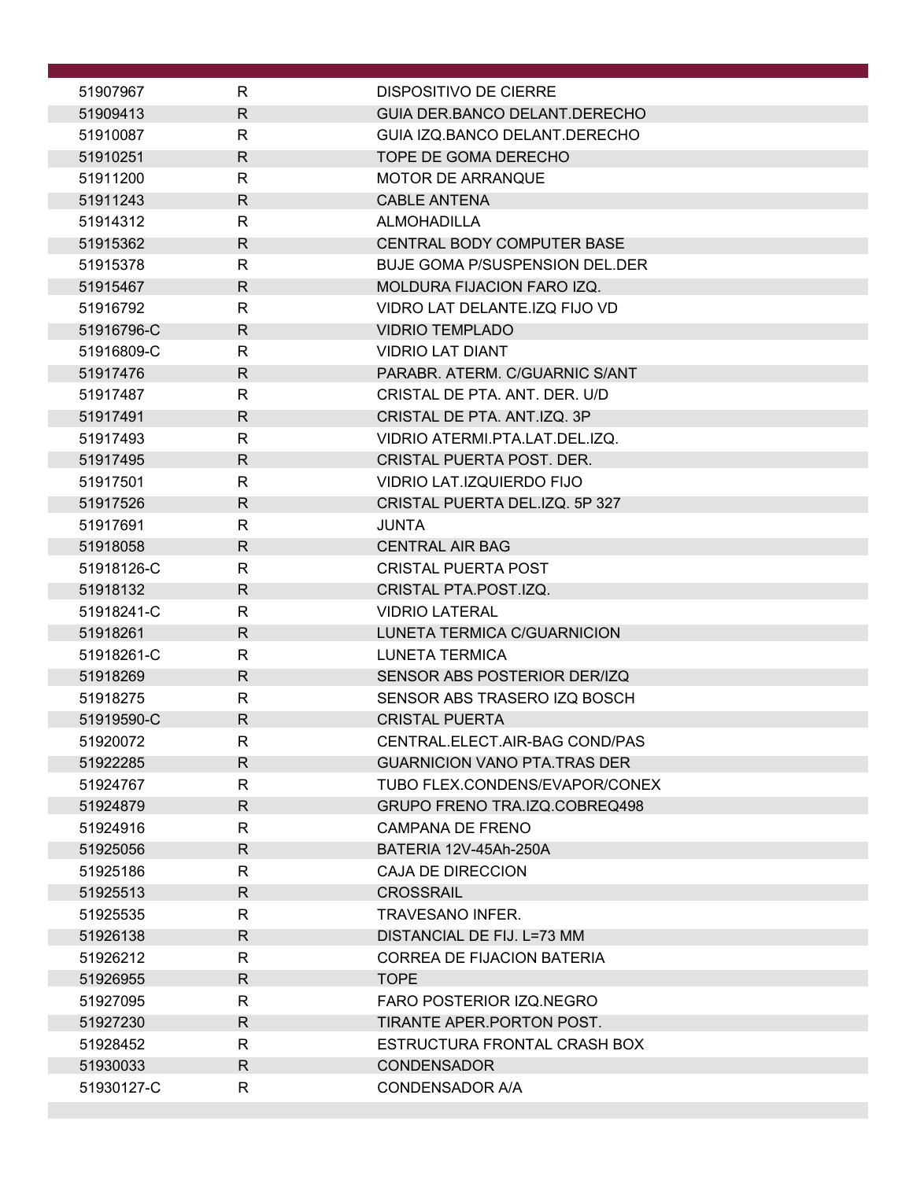| | | |
|---|---|---|
| 51907967 | R | DISPOSITIVO DE CIERRE |
| 51909413 | R | GUIA DER.BANCO DELANT.DERECHO |
| 51910087 | R | GUIA IZQ.BANCO DELANT.DERECHO |
| 51910251 | R | TOPE DE GOMA DERECHO |
| 51911200 | R | MOTOR DE ARRANQUE |
| 51911243 | R | CABLE ANTENA |
| 51914312 | R | ALMOHADILLA |
| 51915362 | R | CENTRAL BODY COMPUTER BASE |
| 51915378 | R | BUJE GOMA P/SUSPENSION DEL.DER |
| 51915467 | R | MOLDURA FIJACION FARO IZQ. |
| 51916792 | R | VIDRO LAT DELANTE.IZQ FIJO VD |
| 51916796-C | R | VIDRIO TEMPLADO |
| 51916809-C | R | VIDRIO LAT DIANT |
| 51917476 | R | PARABR. ATERM. C/GUARNIC S/ANT |
| 51917487 | R | CRISTAL DE PTA. ANT. DER. U/D |
| 51917491 | R | CRISTAL DE PTA. ANT.IZQ. 3P |
| 51917493 | R | VIDRIO ATERMI.PTA.LAT.DEL.IZQ. |
| 51917495 | R | CRISTAL PUERTA POST. DER. |
| 51917501 | R | VIDRIO LAT.IZQUIERDO FIJO |
| 51917526 | R | CRISTAL PUERTA DEL.IZQ. 5P 327 |
| 51917691 | R | JUNTA |
| 51918058 | R | CENTRAL AIR BAG |
| 51918126-C | R | CRISTAL PUERTA POST |
| 51918132 | R | CRISTAL PTA.POST.IZQ. |
| 51918241-C | R | VIDRIO LATERAL |
| 51918261 | R | LUNETA TERMICA C/GUARNICION |
| 51918261-C | R | LUNETA TERMICA |
| 51918269 | R | SENSOR ABS POSTERIOR DER/IZQ |
| 51918275 | R | SENSOR ABS TRASERO IZQ BOSCH |
| 51919590-C | R | CRISTAL PUERTA |
| 51920072 | R | CENTRAL.ELECT.AIR-BAG COND/PAS |
| 51922285 | R | GUARNICION VANO PTA.TRAS DER |
| 51924767 | R | TUBO FLEX.CONDENS/EVAPOR/CONEX |
| 51924879 | R | GRUPO FRENO TRA.IZQ.COBREQ498 |
| 51924916 | R | CAMPANA DE FRENO |
| 51925056 | R | BATERIA 12V-45Ah-250A |
| 51925186 | R | CAJA DE DIRECCION |
| 51925513 | R | CROSSRAIL |
| 51925535 | R | TRAVESANO INFER. |
| 51926138 | R | DISTANCIAL DE FIJ. L=73 MM |
| 51926212 | R | CORREA DE FIJACION BATERIA |
| 51926955 | R | TOPE |
| 51927095 | R | FARO POSTERIOR IZQ.NEGRO |
| 51927230 | R | TIRANTE APER.PORTON POST. |
| 51928452 | R | ESTRUCTURA FRONTAL CRASH BOX |
| 51930033 | R | CONDENSADOR |
| 51930127-C | R | CONDENSADOR A/A |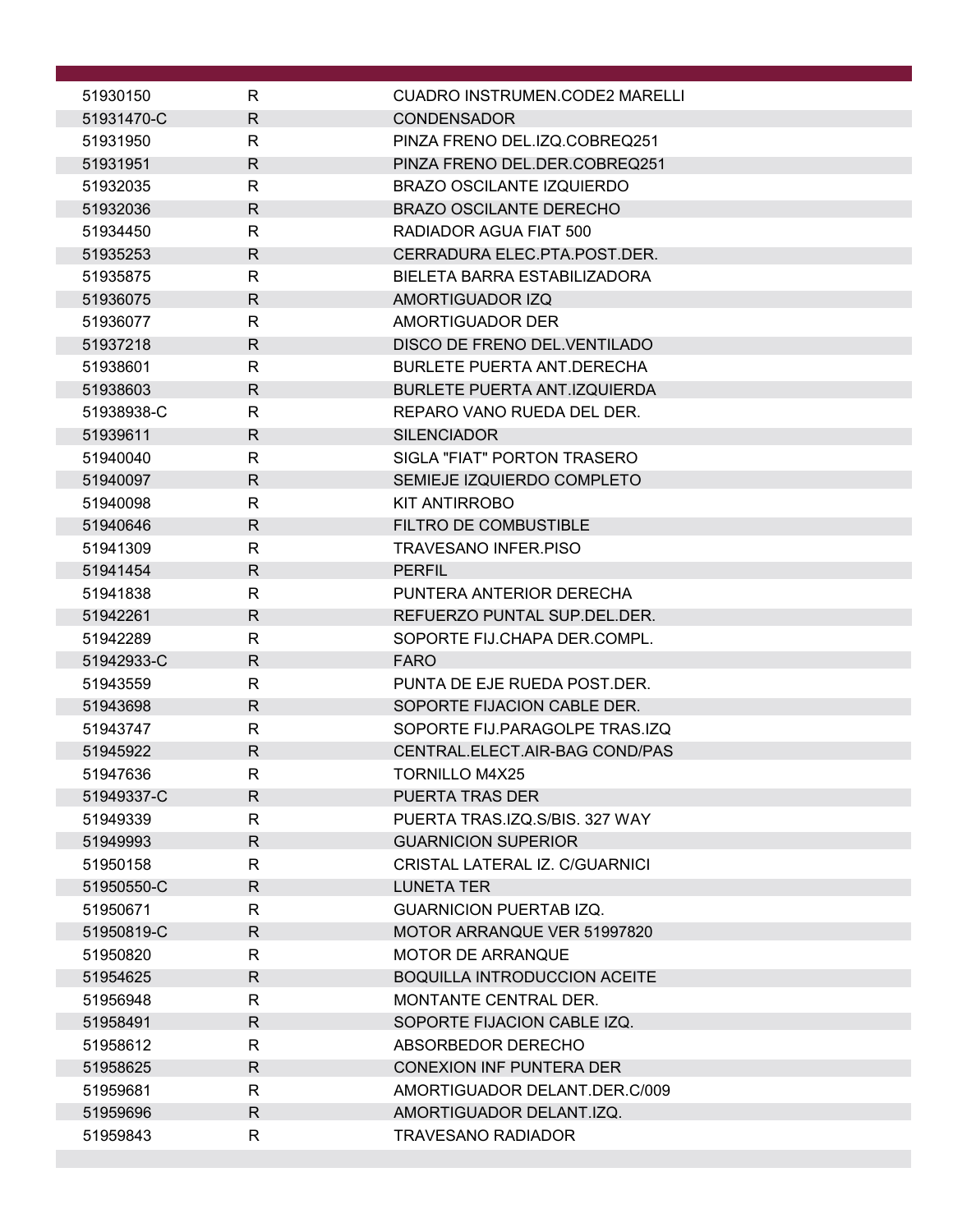| | | |
|---|---|---|
| 51930150 | R | CUADRO INSTRUMEN.CODE2 MARELLI |
| 51931470-C | R | CONDENSADOR |
| 51931950 | R | PINZA FRENO DEL.IZQ.COBREQ251 |
| 51931951 | R | PINZA FRENO DEL.DER.COBREQ251 |
| 51932035 | R | BRAZO OSCILANTE IZQUIERDO |
| 51932036 | R | BRAZO OSCILANTE DERECHO |
| 51934450 | R | RADIADOR AGUA FIAT 500 |
| 51935253 | R | CERRADURA ELEC.PTA.POST.DER. |
| 51935875 | R | BIELETA BARRA ESTABILIZADORA |
| 51936075 | R | AMORTIGUADOR IZQ |
| 51936077 | R | AMORTIGUADOR DER |
| 51937218 | R | DISCO DE FRENO DEL.VENTILADO |
| 51938601 | R | BURLETE PUERTA ANT.DERECHA |
| 51938603 | R | BURLETE PUERTA ANT.IZQUIERDA |
| 51938938-C | R | REPARO VANO RUEDA DEL DER. |
| 51939611 | R | SILENCIADOR |
| 51940040 | R | SIGLA "FIAT" PORTON TRASERO |
| 51940097 | R | SEMIEJE IZQUIERDO COMPLETO |
| 51940098 | R | KIT ANTIRROBO |
| 51940646 | R | FILTRO DE COMBUSTIBLE |
| 51941309 | R | TRAVESANO INFER.PISO |
| 51941454 | R | PERFIL |
| 51941838 | R | PUNTERA ANTERIOR DERECHA |
| 51942261 | R | REFUERZO PUNTAL SUP.DEL.DER. |
| 51942289 | R | SOPORTE FIJ.CHAPA DER.COMPL. |
| 51942933-C | R | FARO |
| 51943559 | R | PUNTA DE EJE RUEDA POST.DER. |
| 51943698 | R | SOPORTE FIJACION CABLE DER. |
| 51943747 | R | SOPORTE FIJ.PARAGOLPE TRAS.IZQ |
| 51945922 | R | CENTRAL.ELECT.AIR-BAG COND/PAS |
| 51947636 | R | TORNILLO M4X25 |
| 51949337-C | R | PUERTA TRAS DER |
| 51949339 | R | PUERTA TRAS.IZQ.S/BIS. 327 WAY |
| 51949993 | R | GUARNICION SUPERIOR |
| 51950158 | R | CRISTAL LATERAL IZ. C/GUARNICI |
| 51950550-C | R | LUNETA TER |
| 51950671 | R | GUARNICION PUERTAB IZQ. |
| 51950819-C | R | MOTOR ARRANQUE VER 51997820 |
| 51950820 | R | MOTOR DE ARRANQUE |
| 51954625 | R | BOQUILLA INTRODUCCION ACEITE |
| 51956948 | R | MONTANTE CENTRAL DER. |
| 51958491 | R | SOPORTE FIJACION CABLE IZQ. |
| 51958612 | R | ABSORBEDOR DERECHO |
| 51958625 | R | CONEXION INF PUNTERA DER |
| 51959681 | R | AMORTIGUADOR DELANT.DER.C/009 |
| 51959696 | R | AMORTIGUADOR DELANT.IZQ. |
| 51959843 | R | TRAVESANO RADIADOR |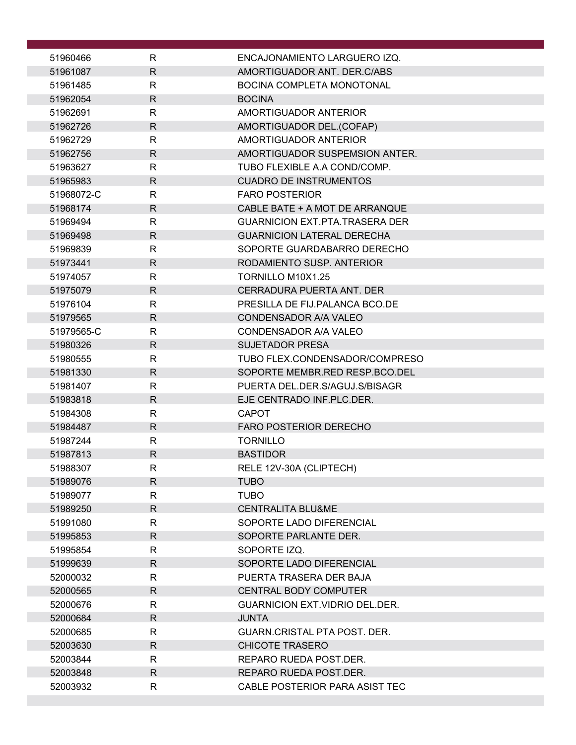| | | |
|---|---|---|
| 51960466 | R | ENCAJONAMIENTO LARGUERO IZQ. |
| 51961087 | R | AMORTIGUADOR ANT. DER.C/ABS |
| 51961485 | R | BOCINA COMPLETA MONOTONAL |
| 51962054 | R | BOCINA |
| 51962691 | R | AMORTIGUADOR ANTERIOR |
| 51962726 | R | AMORTIGUADOR DEL.(COFAP) |
| 51962729 | R | AMORTIGUADOR ANTERIOR |
| 51962756 | R | AMORTIGUADOR SUSPEMSION ANTER. |
| 51963627 | R | TUBO FLEXIBLE A.A COND/COMP. |
| 51965983 | R | CUADRO DE INSTRUMENTOS |
| 51968072-C | R | FARO POSTERIOR |
| 51968174 | R | CABLE BATE + A MOT DE ARRANQUE |
| 51969494 | R | GUARNICION EXT.PTA.TRASERA DER |
| 51969498 | R | GUARNICION LATERAL DERECHA |
| 51969839 | R | SOPORTE GUARDABARRO DERECHO |
| 51973441 | R | RODAMIENTO SUSP. ANTERIOR |
| 51974057 | R | TORNILLO M10X1.25 |
| 51975079 | R | CERRADURA PUERTA ANT. DER |
| 51976104 | R | PRESILLA DE FIJ.PALANCA BCO.DE |
| 51979565 | R | CONDENSADOR A/A VALEO |
| 51979565-C | R | CONDENSADOR A/A VALEO |
| 51980326 | R | SUJETADOR PRESA |
| 51980555 | R | TUBO FLEX.CONDENSADOR/COMPRESO |
| 51981330 | R | SOPORTE MEMBR.RED RESP.BCO.DEL |
| 51981407 | R | PUERTA DEL.DER.S/AGUJ.S/BISAGR |
| 51983818 | R | EJE CENTRADO INF.PLC.DER. |
| 51984308 | R | CAPOT |
| 51984487 | R | FARO POSTERIOR DERECHO |
| 51987244 | R | TORNILLO |
| 51987813 | R | BASTIDOR |
| 51988307 | R | RELE 12V-30A (CLIPTECH) |
| 51989076 | R | TUBO |
| 51989077 | R | TUBO |
| 51989250 | R | CENTRALITA BLU&ME |
| 51991080 | R | SOPORTE LADO DIFERENCIAL |
| 51995853 | R | SOPORTE PARLANTE DER. |
| 51995854 | R | SOPORTE IZQ. |
| 51999639 | R | SOPORTE LADO DIFERENCIAL |
| 52000032 | R | PUERTA TRASERA DER BAJA |
| 52000565 | R | CENTRAL BODY COMPUTER |
| 52000676 | R | GUARNICION EXT.VIDRIO DEL.DER. |
| 52000684 | R | JUNTA |
| 52000685 | R | GUARN.CRISTAL PTA POST. DER. |
| 52003630 | R | CHICOTE TRASERO |
| 52003844 | R | REPARO RUEDA POST.DER. |
| 52003848 | R | REPARO RUEDA POST.DER. |
| 52003932 | R | CABLE POSTERIOR PARA ASIST TEC |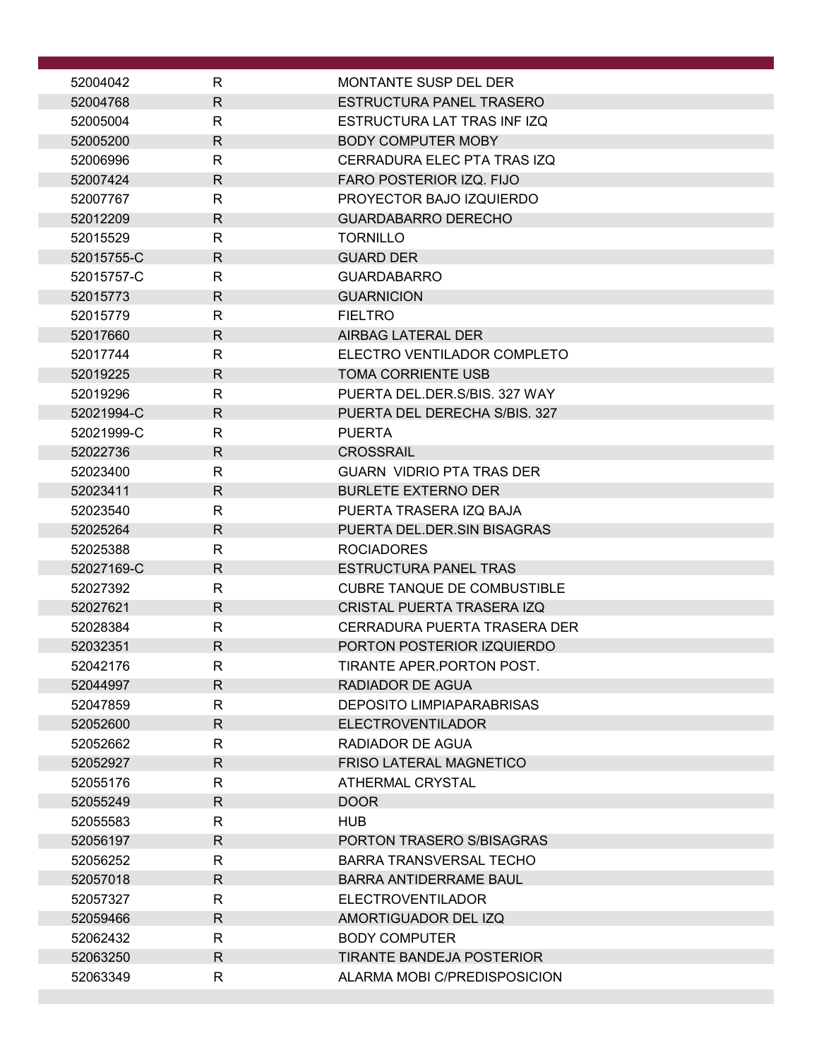| | | |
|---|---|---|
| 52004042 | R | MONTANTE SUSP DEL DER |
| 52004768 | R | ESTRUCTURA PANEL TRASERO |
| 52005004 | R | ESTRUCTURA LAT TRAS INF IZQ |
| 52005200 | R | BODY COMPUTER MOBY |
| 52006996 | R | CERRADURA ELEC PTA TRAS IZQ |
| 52007424 | R | FARO POSTERIOR IZQ. FIJO |
| 52007767 | R | PROYECTOR BAJO IZQUIERDO |
| 52012209 | R | GUARDABARRO DERECHO |
| 52015529 | R | TORNILLO |
| 52015755-C | R | GUARD DER |
| 52015757-C | R | GUARDABARRO |
| 52015773 | R | GUARNICION |
| 52015779 | R | FIELTRO |
| 52017660 | R | AIRBAG LATERAL DER |
| 52017744 | R | ELECTRO VENTILADOR COMPLETO |
| 52019225 | R | TOMA CORRIENTE USB |
| 52019296 | R | PUERTA DEL.DER.S/BIS. 327 WAY |
| 52021994-C | R | PUERTA DEL DERECHA S/BIS. 327 |
| 52021999-C | R | PUERTA |
| 52022736 | R | CROSSRAIL |
| 52023400 | R | GUARN VIDRIO PTA TRAS DER |
| 52023411 | R | BURLETE EXTERNO DER |
| 52023540 | R | PUERTA TRASERA IZQ BAJA |
| 52025264 | R | PUERTA DEL.DER.SIN BISAGRAS |
| 52025388 | R | ROCIADORES |
| 52027169-C | R | ESTRUCTURA PANEL TRAS |
| 52027392 | R | CUBRE TANQUE DE COMBUSTIBLE |
| 52027621 | R | CRISTAL PUERTA TRASERA IZQ |
| 52028384 | R | CERRADURA PUERTA TRASERA DER |
| 52032351 | R | PORTON POSTERIOR IZQUIERDO |
| 52042176 | R | TIRANTE APER.PORTON POST. |
| 52044997 | R | RADIADOR DE AGUA |
| 52047859 | R | DEPOSITO LIMPIAPARABRISAS |
| 52052600 | R | ELECTROVENTILADOR |
| 52052662 | R | RADIADOR DE AGUA |
| 52052927 | R | FRISO LATERAL MAGNETICO |
| 52055176 | R | ATHERMAL CRYSTAL |
| 52055249 | R | DOOR |
| 52055583 | R | HUB |
| 52056197 | R | PORTON TRASERO S/BISAGRAS |
| 52056252 | R | BARRA TRANSVERSAL TECHO |
| 52057018 | R | BARRA ANTIDERRAME BAUL |
| 52057327 | R | ELECTROVENTILADOR |
| 52059466 | R | AMORTIGUADOR DEL IZQ |
| 52062432 | R | BODY COMPUTER |
| 52063250 | R | TIRANTE BANDEJA POSTERIOR |
| 52063349 | R | ALARMA MOBI C/PREDISPOSICION |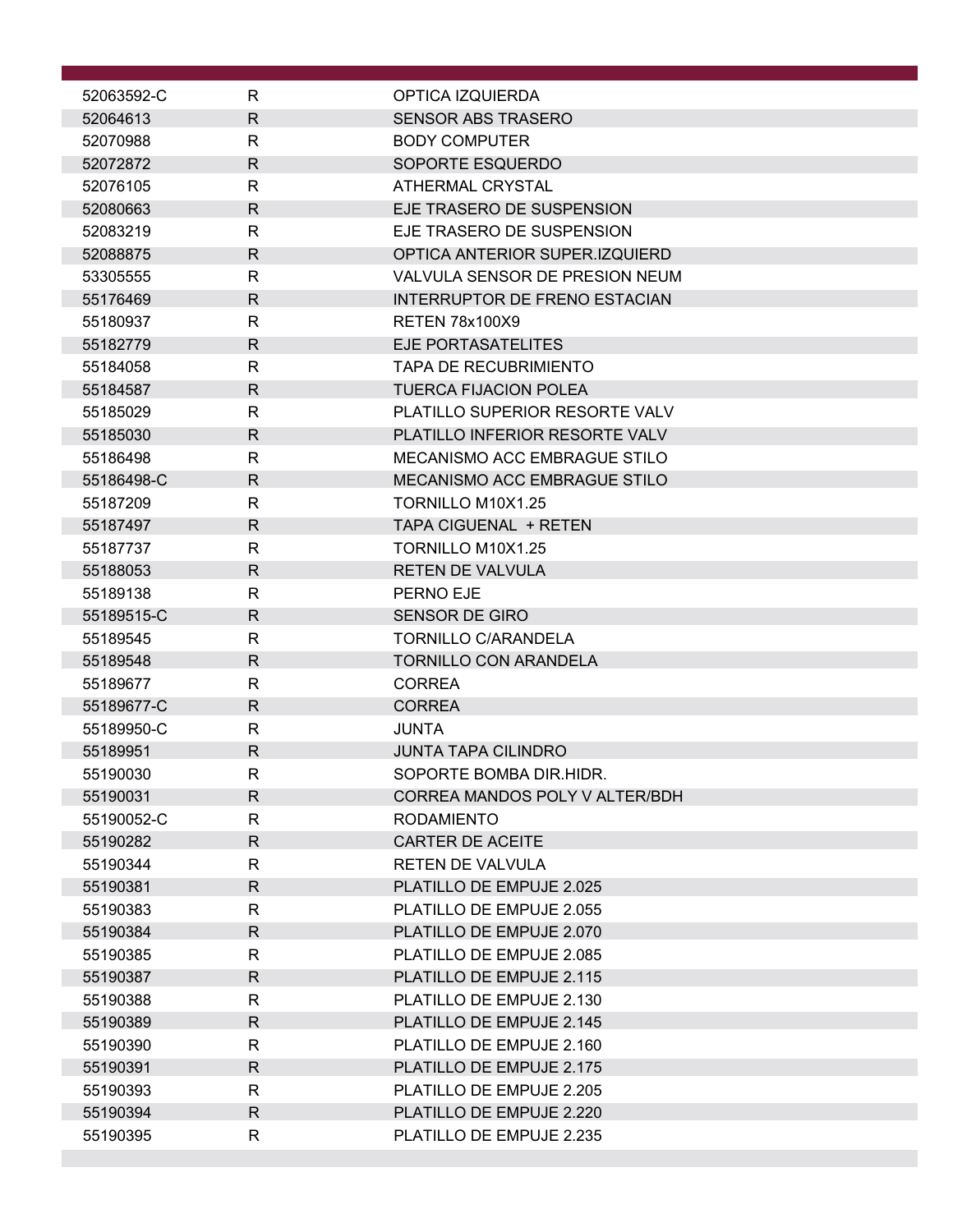| | | |
|---|---|---|
| 52063592-C | R | OPTICA IZQUIERDA |
| 52064613 | R | SENSOR ABS TRASERO |
| 52070988 | R | BODY COMPUTER |
| 52072872 | R | SOPORTE ESQUERDO |
| 52076105 | R | ATHERMAL CRYSTAL |
| 52080663 | R | EJE TRASERO DE SUSPENSION |
| 52083219 | R | EJE TRASERO DE SUSPENSION |
| 52088875 | R | OPTICA ANTERIOR SUPER.IZQUIERD |
| 53305555 | R | VALVULA SENSOR DE PRESION NEUM |
| 55176469 | R | INTERRUPTOR DE FRENO ESTACIAN |
| 55180937 | R | RETEN 78x100X9 |
| 55182779 | R | EJE PORTASATELITES |
| 55184058 | R | TAPA DE RECUBRIMIENTO |
| 55184587 | R | TUERCA FIJACION POLEA |
| 55185029 | R | PLATILLO SUPERIOR RESORTE VALV |
| 55185030 | R | PLATILLO INFERIOR RESORTE VALV |
| 55186498 | R | MECANISMO ACC EMBRAGUE STILO |
| 55186498-C | R | MECANISMO ACC EMBRAGUE STILO |
| 55187209 | R | TORNILLO M10X1.25 |
| 55187497 | R | TAPA CIGUENAL + RETEN |
| 55187737 | R | TORNILLO M10X1.25 |
| 55188053 | R | RETEN DE VALVULA |
| 55189138 | R | PERNO EJE |
| 55189515-C | R | SENSOR DE GIRO |
| 55189545 | R | TORNILLO C/ARANDELA |
| 55189548 | R | TORNILLO CON ARANDELA |
| 55189677 | R | CORREA |
| 55189677-C | R | CORREA |
| 55189950-C | R | JUNTA |
| 55189951 | R | JUNTA TAPA CILINDRO |
| 55190030 | R | SOPORTE BOMBA DIR.HIDR. |
| 55190031 | R | CORREA MANDOS POLY V ALTER/BDH |
| 55190052-C | R | RODAMIENTO |
| 55190282 | R | CARTER DE ACEITE |
| 55190344 | R | RETEN DE VALVULA |
| 55190381 | R | PLATILLO DE EMPUJE 2.025 |
| 55190383 | R | PLATILLO DE EMPUJE 2.055 |
| 55190384 | R | PLATILLO DE EMPUJE 2.070 |
| 55190385 | R | PLATILLO DE EMPUJE 2.085 |
| 55190387 | R | PLATILLO DE EMPUJE 2.115 |
| 55190388 | R | PLATILLO DE EMPUJE 2.130 |
| 55190389 | R | PLATILLO DE EMPUJE 2.145 |
| 55190390 | R | PLATILLO DE EMPUJE 2.160 |
| 55190391 | R | PLATILLO DE EMPUJE 2.175 |
| 55190393 | R | PLATILLO DE EMPUJE 2.205 |
| 55190394 | R | PLATILLO DE EMPUJE 2.220 |
| 55190395 | R | PLATILLO DE EMPUJE 2.235 |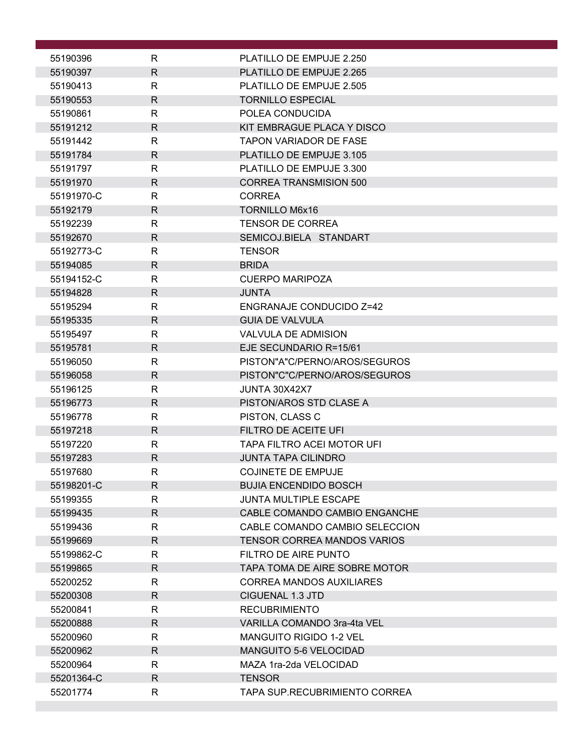| | | |
|---|---|---|
| 55190396 | R | PLATILLO DE EMPUJE 2.250 |
| 55190397 | R | PLATILLO DE EMPUJE 2.265 |
| 55190413 | R | PLATILLO DE EMPUJE 2.505 |
| 55190553 | R | TORNILLO ESPECIAL |
| 55190861 | R | POLEA CONDUCIDA |
| 55191212 | R | KIT EMBRAGUE PLACA Y DISCO |
| 55191442 | R | TAPON VARIADOR DE FASE |
| 55191784 | R | PLATILLO DE EMPUJE 3.105 |
| 55191797 | R | PLATILLO DE EMPUJE 3.300 |
| 55191970 | R | CORREA TRANSMISION 500 |
| 55191970-C | R | CORREA |
| 55192179 | R | TORNILLO M6x16 |
| 55192239 | R | TENSOR DE CORREA |
| 55192670 | R | SEMICOJ.BIELA STANDART |
| 55192773-C | R | TENSOR |
| 55194085 | R | BRIDA |
| 55194152-C | R | CUERPO MARIPOZA |
| 55194828 | R | JUNTA |
| 55195294 | R | ENGRANAJE CONDUCIDO Z=42 |
| 55195335 | R | GUIA DE VALVULA |
| 55195497 | R | VALVULA DE ADMISION |
| 55195781 | R | EJE SECUNDARIO R=15/61 |
| 55196050 | R | PISTON"A"C/PERNO/AROS/SEGUROS |
| 55196058 | R | PISTON"C"C/PERNO/AROS/SEGUROS |
| 55196125 | R | JUNTA 30X42X7 |
| 55196773 | R | PISTON/AROS STD CLASE A |
| 55196778 | R | PISTON, CLASS C |
| 55197218 | R | FILTRO DE ACEITE UFI |
| 55197220 | R | TAPA FILTRO ACEI MOTOR UFI |
| 55197283 | R | JUNTA TAPA CILINDRO |
| 55197680 | R | COJINETE DE EMPUJE |
| 55198201-C | R | BUJIA ENCENDIDO BOSCH |
| 55199355 | R | JUNTA MULTIPLE ESCAPE |
| 55199435 | R | CABLE COMANDO CAMBIO ENGANCHE |
| 55199436 | R | CABLE COMANDO CAMBIO SELECCION |
| 55199669 | R | TENSOR CORREA MANDOS VARIOS |
| 55199862-C | R | FILTRO DE AIRE PUNTO |
| 55199865 | R | TAPA TOMA DE AIRE SOBRE MOTOR |
| 55200252 | R | CORREA MANDOS AUXILIARES |
| 55200308 | R | CIGUENAL 1.3 JTD |
| 55200841 | R | RECUBRIMIENTO |
| 55200888 | R | VARILLA COMANDO 3ra-4ta VEL |
| 55200960 | R | MANGUITO RIGIDO 1-2 VEL |
| 55200962 | R | MANGUITO 5-6 VELOCIDAD |
| 55200964 | R | MAZA 1ra-2da VELOCIDAD |
| 55201364-C | R | TENSOR |
| 55201774 | R | TAPA SUP.RECUBRIMIENTO CORREA |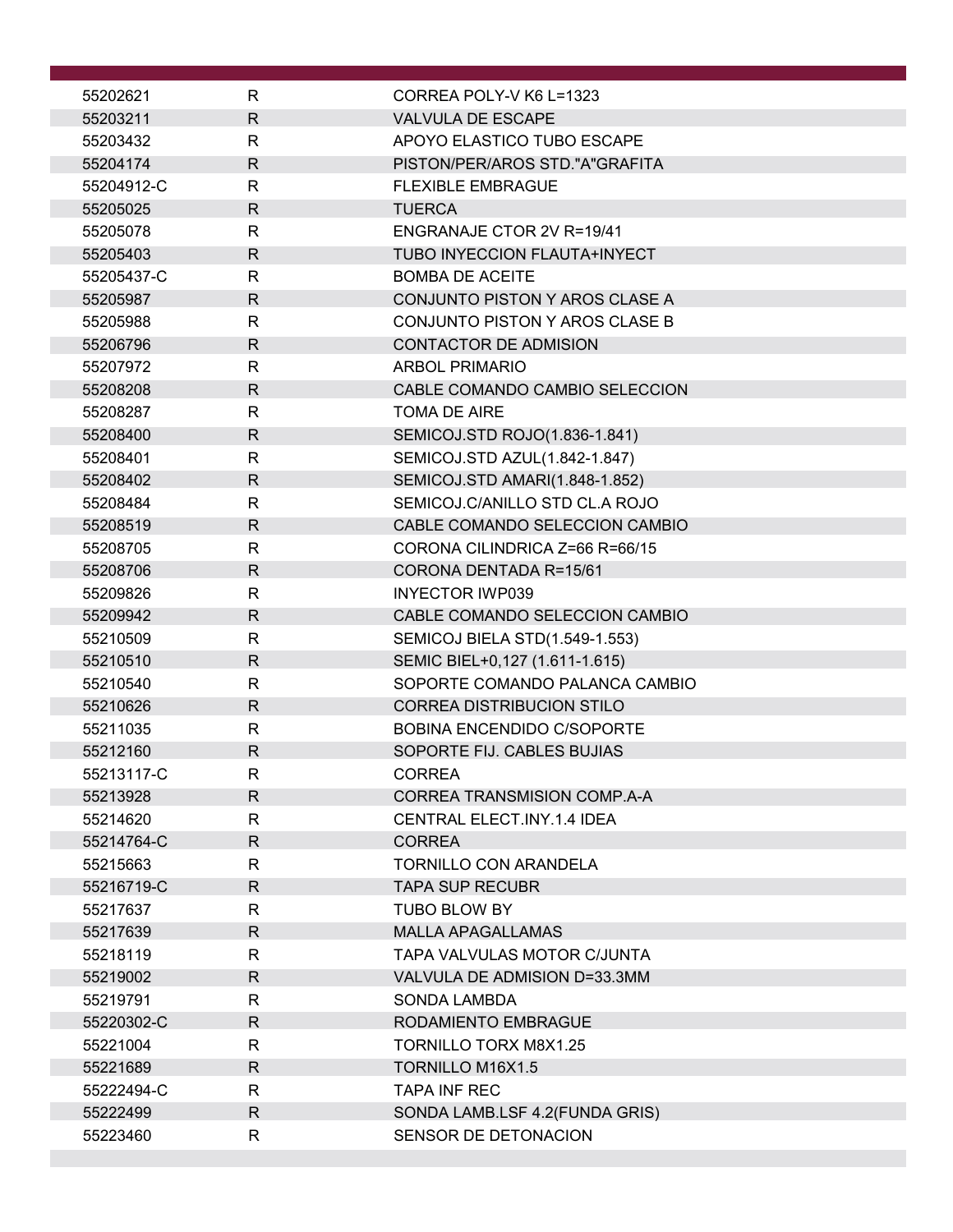| | | |
|---|---|---|
| 55202621 | R | CORREA POLY-V K6 L=1323 |
| 55203211 | R | VALVULA DE ESCAPE |
| 55203432 | R | APOYO ELASTICO TUBO ESCAPE |
| 55204174 | R | PISTON/PER/AROS STD."A"GRAFITA |
| 55204912-C | R | FLEXIBLE EMBRAGUE |
| 55205025 | R | TUERCA |
| 55205078 | R | ENGRANAJE CTOR 2V R=19/41 |
| 55205403 | R | TUBO INYECCION FLAUTA+INYECT |
| 55205437-C | R | BOMBA DE ACEITE |
| 55205987 | R | CONJUNTO PISTON Y AROS CLASE A |
| 55205988 | R | CONJUNTO PISTON Y AROS CLASE B |
| 55206796 | R | CONTACTOR DE ADMISION |
| 55207972 | R | ARBOL PRIMARIO |
| 55208208 | R | CABLE COMANDO CAMBIO SELECCION |
| 55208287 | R | TOMA DE AIRE |
| 55208400 | R | SEMICOJ.STD ROJO(1.836-1.841) |
| 55208401 | R | SEMICOJ.STD AZUL(1.842-1.847) |
| 55208402 | R | SEMICOJ.STD AMARI(1.848-1.852) |
| 55208484 | R | SEMICOJ.C/ANILLO STD CL.A ROJO |
| 55208519 | R | CABLE COMANDO SELECCION CAMBIO |
| 55208705 | R | CORONA CILINDRICA Z=66 R=66/15 |
| 55208706 | R | CORONA DENTADA R=15/61 |
| 55209826 | R | INYECTOR IWP039 |
| 55209942 | R | CABLE COMANDO SELECCION CAMBIO |
| 55210509 | R | SEMICOJ BIELA STD(1.549-1.553) |
| 55210510 | R | SEMIC BIEL+0,127 (1.611-1.615) |
| 55210540 | R | SOPORTE COMANDO PALANCA CAMBIO |
| 55210626 | R | CORREA DISTRIBUCION STILO |
| 55211035 | R | BOBINA ENCENDIDO C/SOPORTE |
| 55212160 | R | SOPORTE FIJ. CABLES BUJIAS |
| 55213117-C | R | CORREA |
| 55213928 | R | CORREA TRANSMISION COMP.A-A |
| 55214620 | R | CENTRAL ELECT.INY.1.4 IDEA |
| 55214764-C | R | CORREA |
| 55215663 | R | TORNILLO CON ARANDELA |
| 55216719-C | R | TAPA SUP RECUBR |
| 55217637 | R | TUBO BLOW BY |
| 55217639 | R | MALLA APAGALLAMAS |
| 55218119 | R | TAPA VALVULAS MOTOR C/JUNTA |
| 55219002 | R | VALVULA DE ADMISION D=33.3MM |
| 55219791 | R | SONDA LAMBDA |
| 55220302-C | R | RODAMIENTO EMBRAGUE |
| 55221004 | R | TORNILLO TORX M8X1.25 |
| 55221689 | R | TORNILLO M16X1.5 |
| 55222494-C | R | TAPA INF REC |
| 55222499 | R | SONDA LAMB.LSF 4.2(FUNDA GRIS) |
| 55223460 | R | SENSOR DE DETONACION |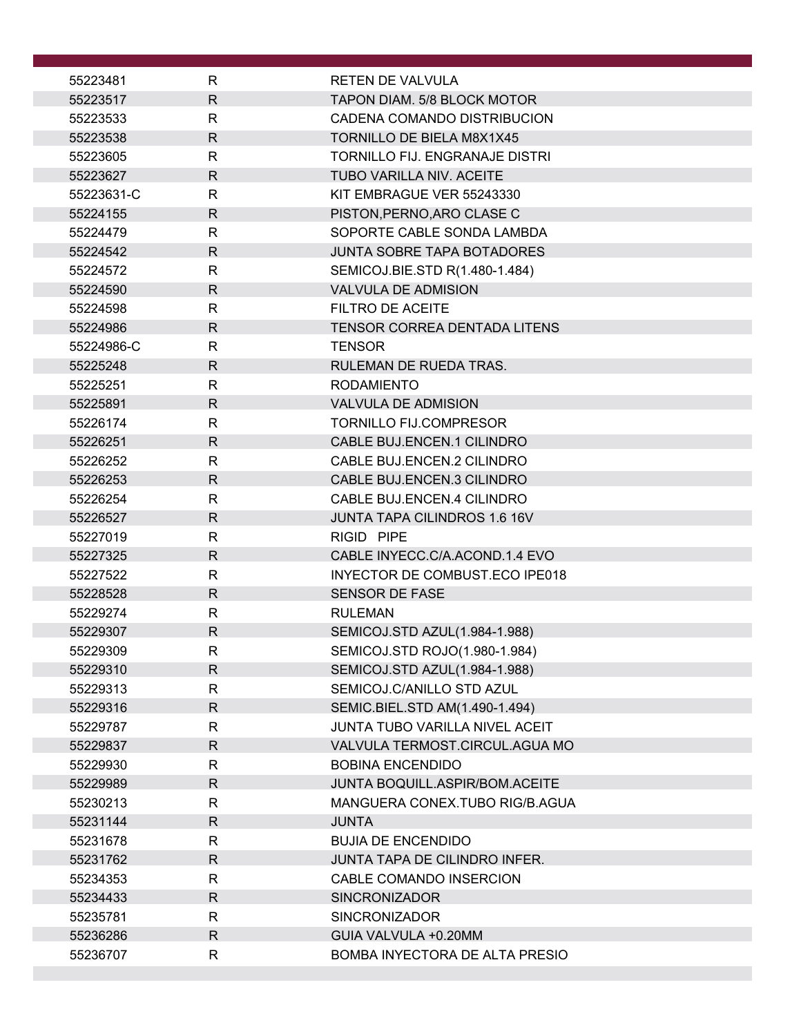| | | |
|---|---|---|
| 55223481 | R | RETEN DE VALVULA |
| 55223517 | R | TAPON DIAM. 5/8 BLOCK MOTOR |
| 55223533 | R | CADENA COMANDO DISTRIBUCION |
| 55223538 | R | TORNILLO DE BIELA M8X1X45 |
| 55223605 | R | TORNILLO FIJ. ENGRANAJE DISTRI |
| 55223627 | R | TUBO VARILLA NIV. ACEITE |
| 55223631-C | R | KIT EMBRAGUE VER 55243330 |
| 55224155 | R | PISTON,PERNO,ARO CLASE C |
| 55224479 | R | SOPORTE CABLE SONDA LAMBDA |
| 55224542 | R | JUNTA SOBRE TAPA BOTADORES |
| 55224572 | R | SEMICOJ.BIE.STD R(1.480-1.484) |
| 55224590 | R | VALVULA DE ADMISION |
| 55224598 | R | FILTRO DE ACEITE |
| 55224986 | R | TENSOR CORREA DENTADA LITENS |
| 55224986-C | R | TENSOR |
| 55225248 | R | RULEMAN DE RUEDA TRAS. |
| 55225251 | R | RODAMIENTO |
| 55225891 | R | VALVULA DE ADMISION |
| 55226174 | R | TORNILLO FIJ.COMPRESOR |
| 55226251 | R | CABLE BUJ.ENCEN.1 CILINDRO |
| 55226252 | R | CABLE BUJ.ENCEN.2 CILINDRO |
| 55226253 | R | CABLE BUJ.ENCEN.3 CILINDRO |
| 55226254 | R | CABLE BUJ.ENCEN.4 CILINDRO |
| 55226527 | R | JUNTA TAPA CILINDROS 1.6 16V |
| 55227019 | R | RIGID PIPE |
| 55227325 | R | CABLE INYECC.C/A.ACOND.1.4 EVO |
| 55227522 | R | INYECTOR DE COMBUST.ECO IPE018 |
| 55228528 | R | SENSOR DE FASE |
| 55229274 | R | RULEMAN |
| 55229307 | R | SEMICOJ.STD AZUL(1.984-1.988) |
| 55229309 | R | SEMICOJ.STD ROJO(1.980-1.984) |
| 55229310 | R | SEMICOJ.STD AZUL(1.984-1.988) |
| 55229313 | R | SEMICOJ.C/ANILLO STD AZUL |
| 55229316 | R | SEMIC.BIEL.STD AM(1.490-1.494) |
| 55229787 | R | JUNTA TUBO VARILLA NIVEL ACEIT |
| 55229837 | R | VALVULA TERMOST.CIRCUL.AGUA MO |
| 55229930 | R | BOBINA ENCENDIDO |
| 55229989 | R | JUNTA BOQUILL.ASPIR/BOM.ACEITE |
| 55230213 | R | MANGUERA CONEX.TUBO RIG/B.AGUA |
| 55231144 | R | JUNTA |
| 55231678 | R | BUJIA DE ENCENDIDO |
| 55231762 | R | JUNTA TAPA DE CILINDRO INFER. |
| 55234353 | R | CABLE COMANDO INSERCION |
| 55234433 | R | SINCRONIZADOR |
| 55235781 | R | SINCRONIZADOR |
| 55236286 | R | GUIA VALVULA +0.20MM |
| 55236707 | R | BOMBA INYECTORA DE ALTA PRESIO |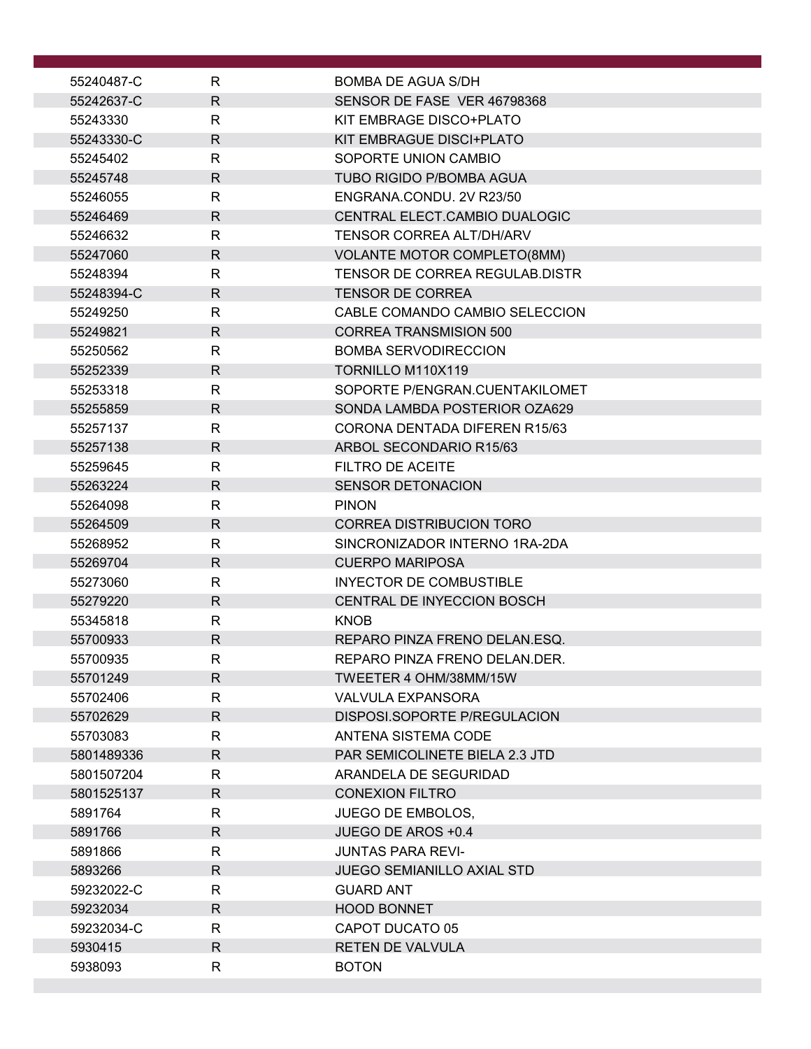| | | |
|---|---|---|
| 55240487-C | R | BOMBA DE AGUA S/DH |
| 55242637-C | R | SENSOR DE FASE  VER 46798368 |
| 55243330 | R | KIT EMBRAGE DISCO+PLATO |
| 55243330-C | R | KIT EMBRAGUE DISCI+PLATO |
| 55245402 | R | SOPORTE UNION CAMBIO |
| 55245748 | R | TUBO RIGIDO P/BOMBA AGUA |
| 55246055 | R | ENGRANA.CONDU. 2V R23/50 |
| 55246469 | R | CENTRAL ELECT.CAMBIO DUALOGIC |
| 55246632 | R | TENSOR CORREA ALT/DH/ARV |
| 55247060 | R | VOLANTE MOTOR COMPLETO(8MM) |
| 55248394 | R | TENSOR DE CORREA REGULAB.DISTR |
| 55248394-C | R | TENSOR DE CORREA |
| 55249250 | R | CABLE COMANDO CAMBIO SELECCION |
| 55249821 | R | CORREA TRANSMISION 500 |
| 55250562 | R | BOMBA SERVODIRECCION |
| 55252339 | R | TORNILLO M110X119 |
| 55253318 | R | SOPORTE P/ENGRAN.CUENTAKILOMET |
| 55255859 | R | SONDA LAMBDA POSTERIOR OZA629 |
| 55257137 | R | CORONA DENTADA DIFEREN R15/63 |
| 55257138 | R | ARBOL SECONDARIO R15/63 |
| 55259645 | R | FILTRO DE ACEITE |
| 55263224 | R | SENSOR DETONACION |
| 55264098 | R | PINON |
| 55264509 | R | CORREA DISTRIBUCION TORO |
| 55268952 | R | SINCRONIZADOR INTERNO 1RA-2DA |
| 55269704 | R | CUERPO MARIPOSA |
| 55273060 | R | INYECTOR DE COMBUSTIBLE |
| 55279220 | R | CENTRAL DE INYECCION BOSCH |
| 55345818 | R | KNOB |
| 55700933 | R | REPARO PINZA FRENO DELAN.ESQ. |
| 55700935 | R | REPARO PINZA FRENO DELAN.DER. |
| 55701249 | R | TWEETER 4 OHM/38MM/15W |
| 55702406 | R | VALVULA EXPANSORA |
| 55702629 | R | DISPOSI.SOPORTE P/REGULACION |
| 55703083 | R | ANTENA SISTEMA CODE |
| 5801489336 | R | PAR SEMICOLINETE BIELA 2.3 JTD |
| 5801507204 | R | ARANDELA DE SEGURIDAD |
| 5801525137 | R | CONEXION FILTRO |
| 5891764 | R | JUEGO DE EMBOLOS, |
| 5891766 | R | JUEGO DE AROS +0.4 |
| 5891866 | R | JUNTAS PARA REVI- |
| 5893266 | R | JUEGO SEMIANILLO AXIAL STD |
| 59232022-C | R | GUARD ANT |
| 59232034 | R | HOOD BONNET |
| 59232034-C | R | CAPOT DUCATO 05 |
| 5930415 | R | RETEN DE VALVULA |
| 5938093 | R | BOTON |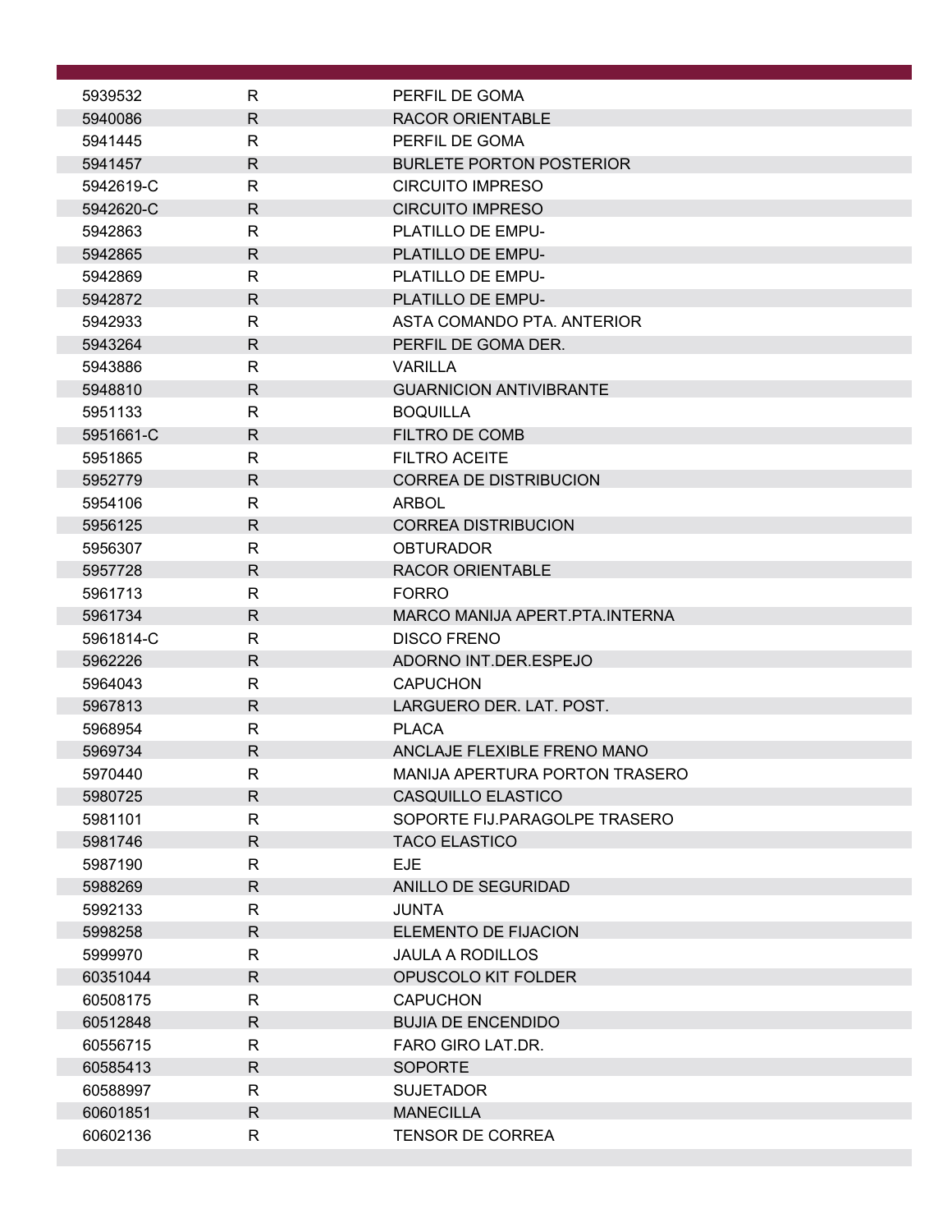| | | |
|---|---|---|
| 5939532 | R | PERFIL DE GOMA |
| 5940086 | R | RACOR ORIENTABLE |
| 5941445 | R | PERFIL DE GOMA |
| 5941457 | R | BURLETE PORTON POSTERIOR |
| 5942619-C | R | CIRCUITO IMPRESO |
| 5942620-C | R | CIRCUITO IMPRESO |
| 5942863 | R | PLATILLO DE EMPU- |
| 5942865 | R | PLATILLO DE EMPU- |
| 5942869 | R | PLATILLO DE EMPU- |
| 5942872 | R | PLATILLO DE EMPU- |
| 5942933 | R | ASTA COMANDO PTA. ANTERIOR |
| 5943264 | R | PERFIL DE GOMA DER. |
| 5943886 | R | VARILLA |
| 5948810 | R | GUARNICION ANTIVIBRANTE |
| 5951133 | R | BOQUILLA |
| 5951661-C | R | FILTRO DE COMB |
| 5951865 | R | FILTRO ACEITE |
| 5952779 | R | CORREA DE DISTRIBUCION |
| 5954106 | R | ARBOL |
| 5956125 | R | CORREA DISTRIBUCION |
| 5956307 | R | OBTURADOR |
| 5957728 | R | RACOR ORIENTABLE |
| 5961713 | R | FORRO |
| 5961734 | R | MARCO MANIJA APERT.PTA.INTERNA |
| 5961814-C | R | DISCO FRENO |
| 5962226 | R | ADORNO INT.DER.ESPEJO |
| 5964043 | R | CAPUCHON |
| 5967813 | R | LARGUERO DER. LAT. POST. |
| 5968954 | R | PLACA |
| 5969734 | R | ANCLAJE FLEXIBLE FRENO MANO |
| 5970440 | R | MANIJA APERTURA PORTON TRASERO |
| 5980725 | R | CASQUILLO ELASTICO |
| 5981101 | R | SOPORTE FIJ.PARAGOLPE TRASERO |
| 5981746 | R | TACO ELASTICO |
| 5987190 | R | EJE |
| 5988269 | R | ANILLO DE SEGURIDAD |
| 5992133 | R | JUNTA |
| 5998258 | R | ELEMENTO DE FIJACION |
| 5999970 | R | JAULA A RODILLOS |
| 60351044 | R | OPUSCOLO KIT FOLDER |
| 60508175 | R | CAPUCHON |
| 60512848 | R | BUJIA DE ENCENDIDO |
| 60556715 | R | FARO GIRO LAT.DR. |
| 60585413 | R | SOPORTE |
| 60588997 | R | SUJETADOR |
| 60601851 | R | MANECILLA |
| 60602136 | R | TENSOR DE CORREA |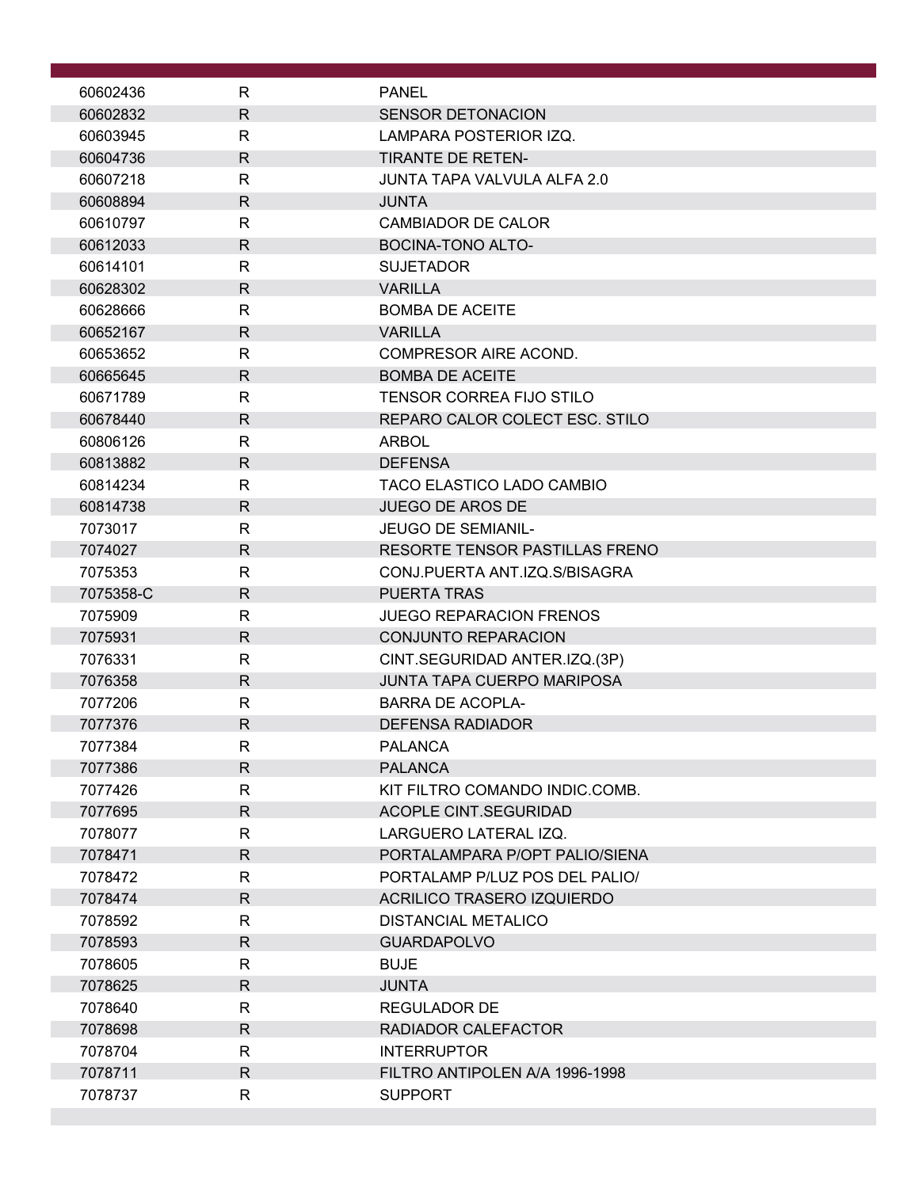| | | |
|---|---|---|
| 60602436 | R | PANEL |
| 60602832 | R | SENSOR DETONACION |
| 60603945 | R | LAMPARA POSTERIOR IZQ. |
| 60604736 | R | TIRANTE DE RETEN- |
| 60607218 | R | JUNTA TAPA VALVULA ALFA 2.0 |
| 60608894 | R | JUNTA |
| 60610797 | R | CAMBIADOR DE CALOR |
| 60612033 | R | BOCINA-TONO ALTO- |
| 60614101 | R | SUJETADOR |
| 60628302 | R | VARILLA |
| 60628666 | R | BOMBA DE ACEITE |
| 60652167 | R | VARILLA |
| 60653652 | R | COMPRESOR AIRE ACOND. |
| 60665645 | R | BOMBA DE ACEITE |
| 60671789 | R | TENSOR CORREA FIJO STILO |
| 60678440 | R | REPARO CALOR COLECT ESC. STILO |
| 60806126 | R | ARBOL |
| 60813882 | R | DEFENSA |
| 60814234 | R | TACO ELASTICO LADO CAMBIO |
| 60814738 | R | JUEGO DE AROS DE |
| 7073017 | R | JEUGO DE SEMIANIL- |
| 7074027 | R | RESORTE TENSOR PASTILLAS FRENO |
| 7075353 | R | CONJ.PUERTA ANT.IZQ.S/BISAGRA |
| 7075358-C | R | PUERTA TRAS |
| 7075909 | R | JUEGO REPARACION FRENOS |
| 7075931 | R | CONJUNTO REPARACION |
| 7076331 | R | CINT.SEGURIDAD ANTER.IZQ.(3P) |
| 7076358 | R | JUNTA TAPA CUERPO MARIPOSA |
| 7077206 | R | BARRA DE ACOPLA- |
| 7077376 | R | DEFENSA RADIADOR |
| 7077384 | R | PALANCA |
| 7077386 | R | PALANCA |
| 7077426 | R | KIT FILTRO COMANDO INDIC.COMB. |
| 7077695 | R | ACOPLE CINT.SEGURIDAD |
| 7078077 | R | LARGUERO LATERAL IZQ. |
| 7078471 | R | PORTALAMPARA P/OPT PALIO/SIENA |
| 7078472 | R | PORTALAMP P/LUZ POS DEL PALIO/ |
| 7078474 | R | ACRILICO TRASERO IZQUIERDO |
| 7078592 | R | DISTANCIAL METALICO |
| 7078593 | R | GUARDAPOLVO |
| 7078605 | R | BUJE |
| 7078625 | R | JUNTA |
| 7078640 | R | REGULADOR DE |
| 7078698 | R | RADIADOR CALEFACTOR |
| 7078704 | R | INTERRUPTOR |
| 7078711 | R | FILTRO ANTIPOLEN A/A 1996-1998 |
| 7078737 | R | SUPPORT |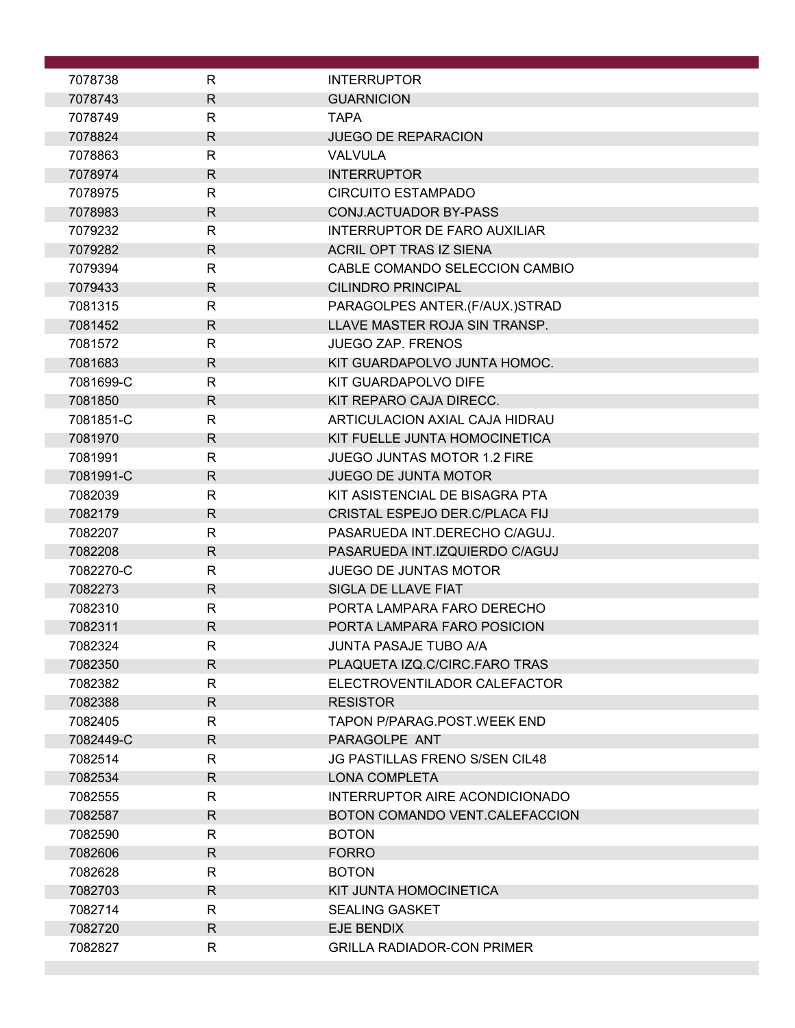| | | |
|---|---|---|
| 7078738 | R | INTERRUPTOR |
| 7078743 | R | GUARNICION |
| 7078749 | R | TAPA |
| 7078824 | R | JUEGO DE REPARACION |
| 7078863 | R | VALVULA |
| 7078974 | R | INTERRUPTOR |
| 7078975 | R | CIRCUITO ESTAMPADO |
| 7078983 | R | CONJ.ACTUADOR BY-PASS |
| 7079232 | R | INTERRUPTOR DE FARO AUXILIAR |
| 7079282 | R | ACRIL OPT TRAS IZ SIENA |
| 7079394 | R | CABLE COMANDO SELECCION CAMBIO |
| 7079433 | R | CILINDRO PRINCIPAL |
| 7081315 | R | PARAGOLPES ANTER.(F/AUX.)STRAD |
| 7081452 | R | LLAVE MASTER ROJA SIN TRANSP. |
| 7081572 | R | JUEGO ZAP. FRENOS |
| 7081683 | R | KIT GUARDAPOLVO JUNTA HOMOC. |
| 7081699-C | R | KIT GUARDAPOLVO DIFE |
| 7081850 | R | KIT REPARO CAJA DIRECC. |
| 7081851-C | R | ARTICULACION AXIAL CAJA HIDRAU |
| 7081970 | R | KIT FUELLE JUNTA HOMOCINETICA |
| 7081991 | R | JUEGO JUNTAS MOTOR 1.2 FIRE |
| 7081991-C | R | JUEGO DE JUNTA MOTOR |
| 7082039 | R | KIT ASISTENCIAL DE BISAGRA PTA |
| 7082179 | R | CRISTAL ESPEJO DER.C/PLACA FIJ |
| 7082207 | R | PASARUEDA INT.DERECHO C/AGUJ. |
| 7082208 | R | PASARUEDA INT.IZQUIERDO C/AGUJ |
| 7082270-C | R | JUEGO DE JUNTAS MOTOR |
| 7082273 | R | SIGLA DE LLAVE FIAT |
| 7082310 | R | PORTA LAMPARA FARO DERECHO |
| 7082311 | R | PORTA LAMPARA FARO POSICION |
| 7082324 | R | JUNTA PASAJE TUBO A/A |
| 7082350 | R | PLAQUETA IZQ.C/CIRC.FARO TRAS |
| 7082382 | R | ELECTROVENTILADOR CALEFACTOR |
| 7082388 | R | RESISTOR |
| 7082405 | R | TAPON P/PARAG.POST.WEEK END |
| 7082449-C | R | PARAGOLPE ANT |
| 7082514 | R | JG PASTILLAS FRENO S/SEN CIL48 |
| 7082534 | R | LONA COMPLETA |
| 7082555 | R | INTERRUPTOR AIRE ACONDICIONADO |
| 7082587 | R | BOTON COMANDO VENT.CALEFACCION |
| 7082590 | R | BOTON |
| 7082606 | R | FORRO |
| 7082628 | R | BOTON |
| 7082703 | R | KIT JUNTA HOMOCINETICA |
| 7082714 | R | SEALING GASKET |
| 7082720 | R | EJE BENDIX |
| 7082827 | R | GRILLA RADIADOR-CON PRIMER |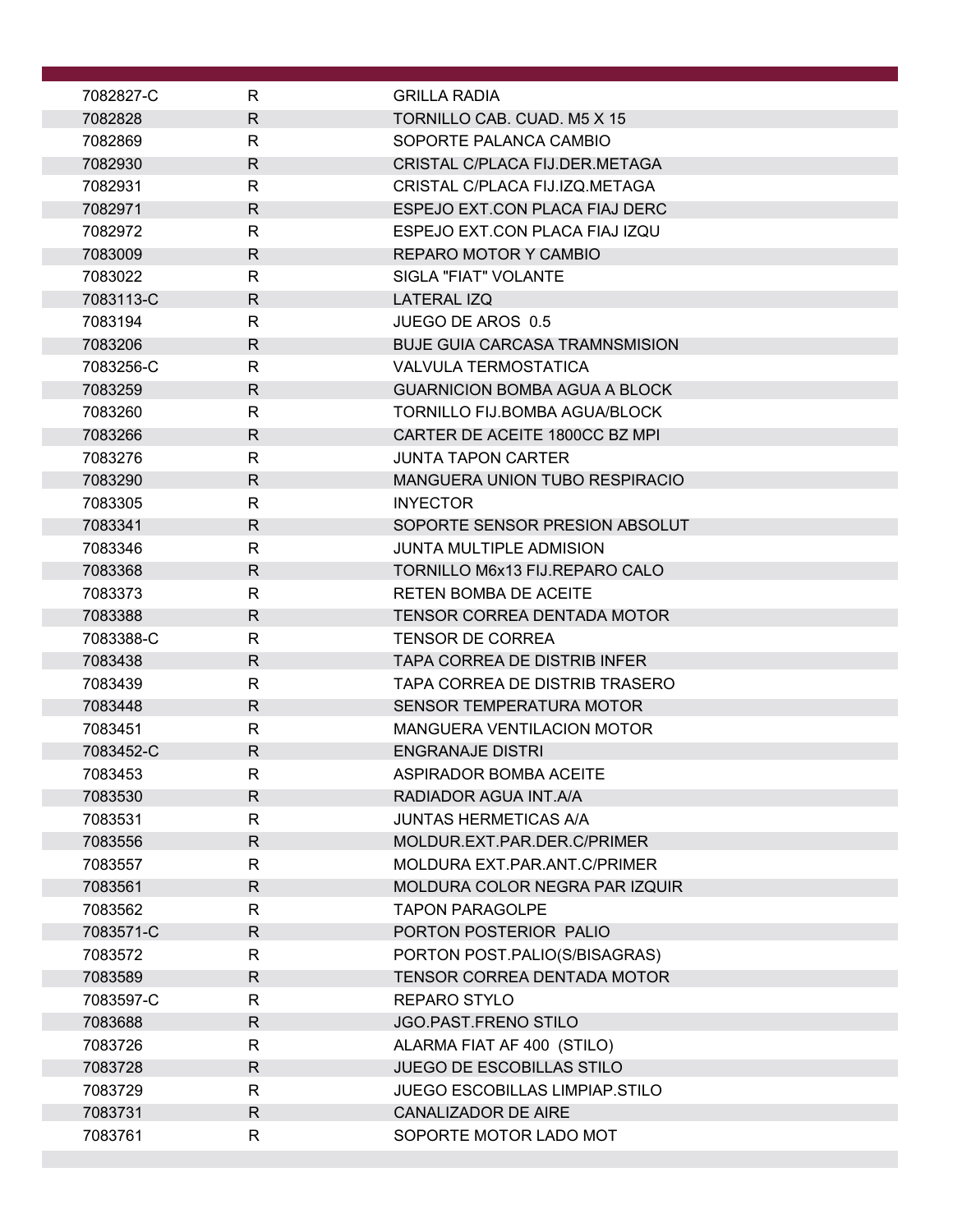| | | |
|---|---|---|
| 7082827-C | R | GRILLA RADIA |
| 7082828 | R | TORNILLO CAB. CUAD. M5 X 15 |
| 7082869 | R | SOPORTE PALANCA CAMBIO |
| 7082930 | R | CRISTAL C/PLACA FIJ.DER.METAGA |
| 7082931 | R | CRISTAL C/PLACA FIJ.IZQ.METAGA |
| 7082971 | R | ESPEJO EXT.CON PLACA FIAJ DERC |
| 7082972 | R | ESPEJO EXT.CON PLACA FIAJ IZQU |
| 7083009 | R | REPARO MOTOR Y CAMBIO |
| 7083022 | R | SIGLA "FIAT" VOLANTE |
| 7083113-C | R | LATERAL IZQ |
| 7083194 | R | JUEGO DE AROS 0.5 |
| 7083206 | R | BUJE GUIA CARCASA TRAMNSMISION |
| 7083256-C | R | VALVULA TERMOSTATICA |
| 7083259 | R | GUARNICION BOMBA AGUA A BLOCK |
| 7083260 | R | TORNILLO FIJ.BOMBA AGUA/BLOCK |
| 7083266 | R | CARTER DE ACEITE 1800CC BZ MPI |
| 7083276 | R | JUNTA TAPON CARTER |
| 7083290 | R | MANGUERA UNION TUBO RESPIRACIO |
| 7083305 | R | INYECTOR |
| 7083341 | R | SOPORTE SENSOR PRESION ABSOLUT |
| 7083346 | R | JUNTA MULTIPLE ADMISION |
| 7083368 | R | TORNILLO M6x13 FIJ.REPARO CALO |
| 7083373 | R | RETEN BOMBA DE ACEITE |
| 7083388 | R | TENSOR CORREA DENTADA MOTOR |
| 7083388-C | R | TENSOR DE CORREA |
| 7083438 | R | TAPA CORREA DE DISTRIB INFER |
| 7083439 | R | TAPA CORREA DE DISTRIB TRASERO |
| 7083448 | R | SENSOR TEMPERATURA MOTOR |
| 7083451 | R | MANGUERA VENTILACION MOTOR |
| 7083452-C | R | ENGRANAJE DISTRI |
| 7083453 | R | ASPIRADOR BOMBA ACEITE |
| 7083530 | R | RADIADOR AGUA INT.A/A |
| 7083531 | R | JUNTAS HERMETICAS A/A |
| 7083556 | R | MOLDUR.EXT.PAR.DER.C/PRIMER |
| 7083557 | R | MOLDURA EXT.PAR.ANT.C/PRIMER |
| 7083561 | R | MOLDURA COLOR NEGRA PAR IZQUIR |
| 7083562 | R | TAPON PARAGOLPE |
| 7083571-C | R | PORTON POSTERIOR PALIO |
| 7083572 | R | PORTON POST.PALIO(S/BISAGRAS) |
| 7083589 | R | TENSOR CORREA DENTADA MOTOR |
| 7083597-C | R | REPARO STYLO |
| 7083688 | R | JGO.PAST.FRENO STILO |
| 7083726 | R | ALARMA FIAT AF 400 (STILO) |
| 7083728 | R | JUEGO DE ESCOBILLAS STILO |
| 7083729 | R | JUEGO ESCOBILLAS LIMPIAP.STILO |
| 7083731 | R | CANALIZADOR DE AIRE |
| 7083761 | R | SOPORTE MOTOR LADO MOT |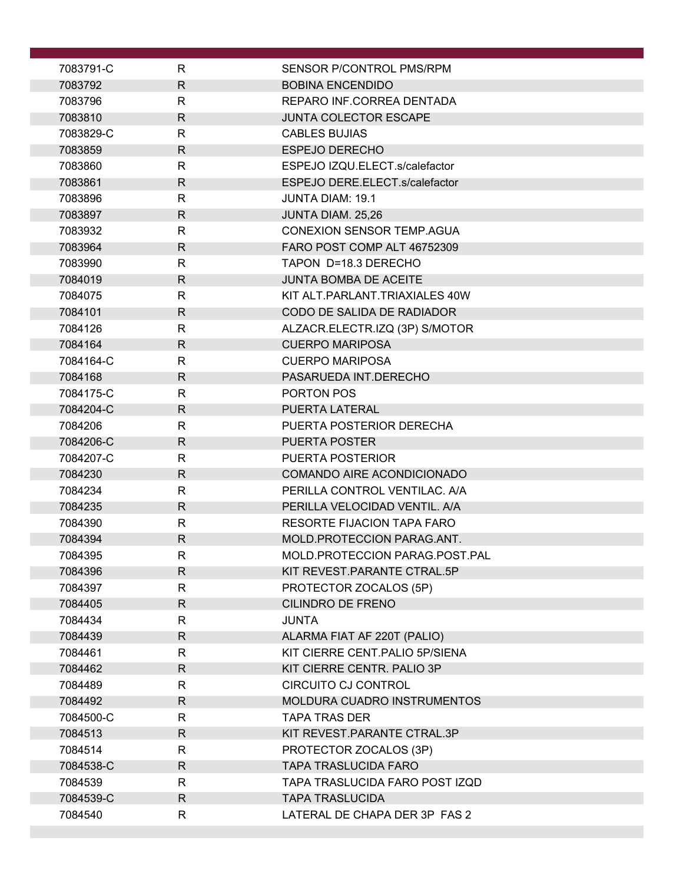| | | |
|---|---|---|
| 7083791-C | R | SENSOR P/CONTROL PMS/RPM |
| 7083792 | R | BOBINA ENCENDIDO |
| 7083796 | R | REPARO INF.CORREA DENTADA |
| 7083810 | R | JUNTA COLECTOR ESCAPE |
| 7083829-C | R | CABLES BUJIAS |
| 7083859 | R | ESPEJO DERECHO |
| 7083860 | R | ESPEJO IZQU.ELECT.s/calefactor |
| 7083861 | R | ESPEJO DERE.ELECT.s/calefactor |
| 7083896 | R | JUNTA DIAM: 19.1 |
| 7083897 | R | JUNTA DIAM. 25,26 |
| 7083932 | R | CONEXION SENSOR TEMP.AGUA |
| 7083964 | R | FARO POST COMP ALT 46752309 |
| 7083990 | R | TAPON D=18.3 DERECHO |
| 7084019 | R | JUNTA BOMBA DE ACEITE |
| 7084075 | R | KIT ALT.PARLANT.TRIAXIALES 40W |
| 7084101 | R | CODO DE SALIDA DE RADIADOR |
| 7084126 | R | ALZACR.ELECTR.IZQ (3P) S/MOTOR |
| 7084164 | R | CUERPO MARIPOSA |
| 7084164-C | R | CUERPO MARIPOSA |
| 7084168 | R | PASARUEDA INT.DERECHO |
| 7084175-C | R | PORTON POS |
| 7084204-C | R | PUERTA LATERAL |
| 7084206 | R | PUERTA POSTERIOR DERECHA |
| 7084206-C | R | PUERTA POSTER |
| 7084207-C | R | PUERTA POSTERIOR |
| 7084230 | R | COMANDO AIRE ACONDICIONADO |
| 7084234 | R | PERILLA CONTROL VENTILAC. A/A |
| 7084235 | R | PERILLA VELOCIDAD VENTIL. A/A |
| 7084390 | R | RESORTE FIJACION TAPA FARO |
| 7084394 | R | MOLD.PROTECCION PARAG.ANT. |
| 7084395 | R | MOLD.PROTECCION PARAG.POST.PAL |
| 7084396 | R | KIT REVEST.PARANTE CTRAL.5P |
| 7084397 | R | PROTECTOR ZOCALOS (5P) |
| 7084405 | R | CILINDRO DE FRENO |
| 7084434 | R | JUNTA |
| 7084439 | R | ALARMA FIAT AF 220T (PALIO) |
| 7084461 | R | KIT CIERRE CENT.PALIO 5P/SIENA |
| 7084462 | R | KIT CIERRE CENTR. PALIO 3P |
| 7084489 | R | CIRCUITO CJ CONTROL |
| 7084492 | R | MOLDURA CUADRO INSTRUMENTOS |
| 7084500-C | R | TAPA TRAS DER |
| 7084513 | R | KIT REVEST.PARANTE CTRAL.3P |
| 7084514 | R | PROTECTOR ZOCALOS (3P) |
| 7084538-C | R | TAPA TRASLUCIDA FARO |
| 7084539 | R | TAPA TRASLUCIDA FARO POST IZQD |
| 7084539-C | R | TAPA TRASLUCIDA |
| 7084540 | R | LATERAL DE CHAPA DER 3P FAS 2 |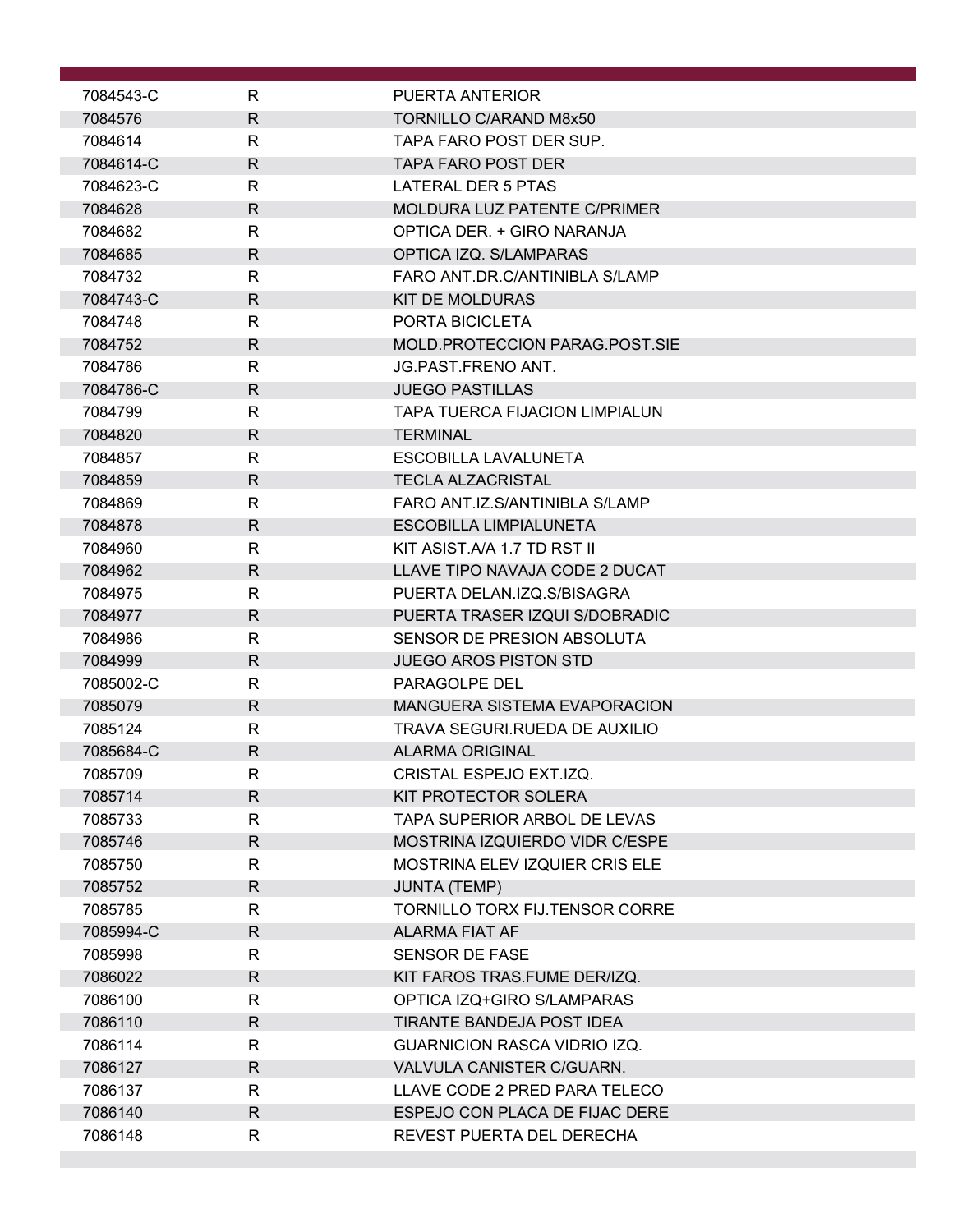| | | |
|---|---|---|
| 7084543-C | R | PUERTA ANTERIOR |
| 7084576 | R | TORNILLO C/ARAND M8x50 |
| 7084614 | R | TAPA FARO POST DER SUP. |
| 7084614-C | R | TAPA FARO POST DER |
| 7084623-C | R | LATERAL DER 5 PTAS |
| 7084628 | R | MOLDURA LUZ PATENTE C/PRIMER |
| 7084682 | R | OPTICA DER. + GIRO NARANJA |
| 7084685 | R | OPTICA IZQ. S/LAMPARAS |
| 7084732 | R | FARO ANT.DR.C/ANTINIBLA S/LAMP |
| 7084743-C | R | KIT DE MOLDURAS |
| 7084748 | R | PORTA BICICLETA |
| 7084752 | R | MOLD.PROTECCION PARAG.POST.SIE |
| 7084786 | R | JG.PAST.FRENO ANT. |
| 7084786-C | R | JUEGO PASTILLAS |
| 7084799 | R | TAPA TUERCA FIJACION LIMPIALUN |
| 7084820 | R | TERMINAL |
| 7084857 | R | ESCOBILLA LAVALUNETA |
| 7084859 | R | TECLA ALZACRISTAL |
| 7084869 | R | FARO ANT.IZ.S/ANTINIBLA S/LAMP |
| 7084878 | R | ESCOBILLA LIMPIALUNETA |
| 7084960 | R | KIT ASIST.A/A 1.7 TD RST II |
| 7084962 | R | LLAVE TIPO NAVAJA CODE 2 DUCAT |
| 7084975 | R | PUERTA DELAN.IZQ.S/BISAGRA |
| 7084977 | R | PUERTA TRASER IZQUI S/DOBRADIC |
| 7084986 | R | SENSOR DE PRESION ABSOLUTA |
| 7084999 | R | JUEGO AROS PISTON STD |
| 7085002-C | R | PARAGOLPE DEL |
| 7085079 | R | MANGUERA SISTEMA EVAPORACION |
| 7085124 | R | TRAVA SEGURI.RUEDA DE AUXILIO |
| 7085684-C | R | ALARMA ORIGINAL |
| 7085709 | R | CRISTAL ESPEJO EXT.IZQ. |
| 7085714 | R | KIT PROTECTOR SOLERA |
| 7085733 | R | TAPA SUPERIOR ARBOL DE LEVAS |
| 7085746 | R | MOSTRINA IZQUIERDO VIDR C/ESPE |
| 7085750 | R | MOSTRINA ELEV IZQUIER CRIS ELE |
| 7085752 | R | JUNTA (TEMP) |
| 7085785 | R | TORNILLO TORX FIJ.TENSOR CORRE |
| 7085994-C | R | ALARMA FIAT AF |
| 7085998 | R | SENSOR DE FASE |
| 7086022 | R | KIT FAROS TRAS.FUME DER/IZQ. |
| 7086100 | R | OPTICA IZQ+GIRO S/LAMPARAS |
| 7086110 | R | TIRANTE BANDEJA POST IDEA |
| 7086114 | R | GUARNICION RASCA VIDRIO IZQ. |
| 7086127 | R | VALVULA CANISTER C/GUARN. |
| 7086137 | R | LLAVE CODE 2 PRED PARA TELECO |
| 7086140 | R | ESPEJO CON PLACA DE FIJAC DERE |
| 7086148 | R | REVEST PUERTA DEL DERECHA |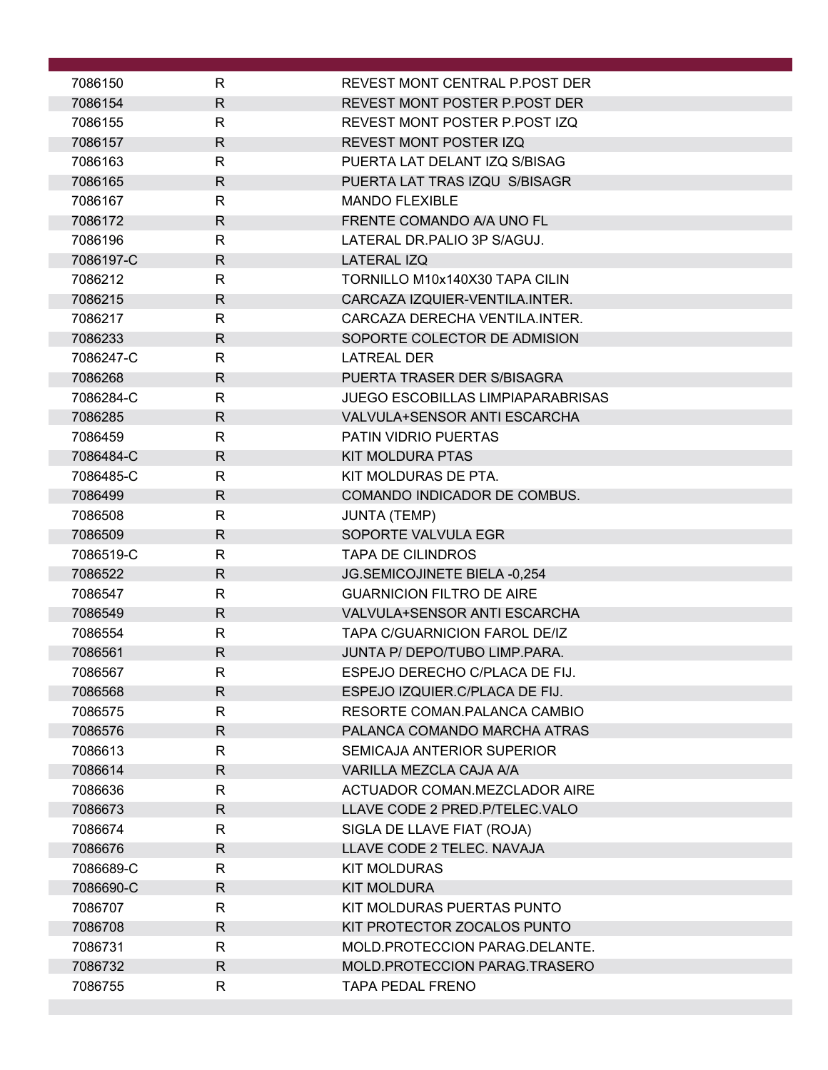| | | |
|---|---|---|
| 7086150 | R | REVEST MONT CENTRAL P.POST DER |
| 7086154 | R | REVEST MONT POSTER P.POST DER |
| 7086155 | R | REVEST MONT POSTER P.POST IZQ |
| 7086157 | R | REVEST MONT POSTER IZQ |
| 7086163 | R | PUERTA LAT DELANT IZQ S/BISAG |
| 7086165 | R | PUERTA LAT TRAS IZQU  S/BISAGR |
| 7086167 | R | MANDO FLEXIBLE |
| 7086172 | R | FRENTE COMANDO A/A UNO FL |
| 7086196 | R | LATERAL DR.PALIO 3P S/AGUJ. |
| 7086197-C | R | LATERAL IZQ |
| 7086212 | R | TORNILLO M10x140X30 TAPA CILIN |
| 7086215 | R | CARCAZA IZQUIER-VENTILA.INTER. |
| 7086217 | R | CARCAZA DERECHA VENTILA.INTER. |
| 7086233 | R | SOPORTE COLECTOR DE ADMISION |
| 7086247-C | R | LATREAL DER |
| 7086268 | R | PUERTA TRASER DER S/BISAGRA |
| 7086284-C | R | JUEGO ESCOBILLAS LIMPIAPARABRISAS |
| 7086285 | R | VALVULA+SENSOR ANTI ESCARCHA |
| 7086459 | R | PATIN VIDRIO PUERTAS |
| 7086484-C | R | KIT MOLDURA PTAS |
| 7086485-C | R | KIT MOLDURAS DE PTA. |
| 7086499 | R | COMANDO INDICADOR DE COMBUS. |
| 7086508 | R | JUNTA (TEMP) |
| 7086509 | R | SOPORTE VALVULA EGR |
| 7086519-C | R | TAPA DE CILINDROS |
| 7086522 | R | JG.SEMICOJINETE BIELA -0,254 |
| 7086547 | R | GUARNICION FILTRO DE AIRE |
| 7086549 | R | VALVULA+SENSOR ANTI ESCARCHA |
| 7086554 | R | TAPA C/GUARNICION FAROL DE/IZ |
| 7086561 | R | JUNTA P/ DEPO/TUBO LIMP.PARA. |
| 7086567 | R | ESPEJO DERECHO C/PLACA DE FIJ. |
| 7086568 | R | ESPEJO IZQUIER.C/PLACA DE FIJ. |
| 7086575 | R | RESORTE COMAN.PALANCA CAMBIO |
| 7086576 | R | PALANCA COMANDO MARCHA ATRAS |
| 7086613 | R | SEMICAJA ANTERIOR SUPERIOR |
| 7086614 | R | VARILLA MEZCLA CAJA A/A |
| 7086636 | R | ACTUADOR COMAN.MEZCLADOR AIRE |
| 7086673 | R | LLAVE CODE 2 PRED.P/TELEC.VALO |
| 7086674 | R | SIGLA DE LLAVE FIAT (ROJA) |
| 7086676 | R | LLAVE CODE 2 TELEC. NAVAJA |
| 7086689-C | R | KIT MOLDURAS |
| 7086690-C | R | KIT MOLDURA |
| 7086707 | R | KIT MOLDURAS PUERTAS PUNTO |
| 7086708 | R | KIT PROTECTOR ZOCALOS PUNTO |
| 7086731 | R | MOLD.PROTECCION PARAG.DELANTE. |
| 7086732 | R | MOLD.PROTECCION PARAG.TRASERO |
| 7086755 | R | TAPA PEDAL FRENO |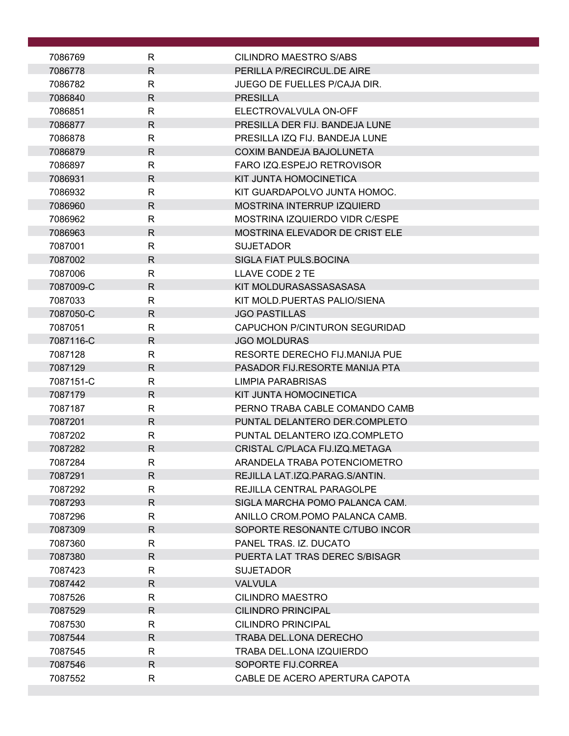| | | |
|---|---|---|
| 7086769 | R | CILINDRO MAESTRO S/ABS |
| 7086778 | R | PERILLA P/RECIRCUL.DE AIRE |
| 7086782 | R | JUEGO DE FUELLES P/CAJA DIR. |
| 7086840 | R | PRESILLA |
| 7086851 | R | ELECTROVALVULA ON-OFF |
| 7086877 | R | PRESILLA DER FIJ. BANDEJA LUNE |
| 7086878 | R | PRESILLA IZQ FIJ. BANDEJA LUNE |
| 7086879 | R | COXIM BANDEJA BAJOLUNETA |
| 7086897 | R | FARO IZQ.ESPEJO RETROVISOR |
| 7086931 | R | KIT JUNTA HOMOCINETICA |
| 7086932 | R | KIT GUARDAPOLVO JUNTA HOMOC. |
| 7086960 | R | MOSTRINA INTERRUP IZQUIERD |
| 7086962 | R | MOSTRINA IZQUIERDO VIDR C/ESPE |
| 7086963 | R | MOSTRINA ELEVADOR DE CRIST ELE |
| 7087001 | R | SUJETADOR |
| 7087002 | R | SIGLA FIAT PULS.BOCINA |
| 7087006 | R | LLAVE CODE 2 TE |
| 7087009-C | R | KIT MOLDURASASSASASASA |
| 7087033 | R | KIT MOLD.PUERTAS PALIO/SIENA |
| 7087050-C | R | JGO PASTILLAS |
| 7087051 | R | CAPUCHON P/CINTURON SEGURIDAD |
| 7087116-C | R | JGO MOLDURAS |
| 7087128 | R | RESORTE DERECHO FIJ.MANIJA PUE |
| 7087129 | R | PASADOR FIJ.RESORTE MANIJA PTA |
| 7087151-C | R | LIMPIA PARABRISAS |
| 7087179 | R | KIT JUNTA HOMOCINETICA |
| 7087187 | R | PERNO TRABA CABLE COMANDO CAMB |
| 7087201 | R | PUNTAL DELANTERO DER.COMPLETO |
| 7087202 | R | PUNTAL DELANTERO IZQ.COMPLETO |
| 7087282 | R | CRISTAL C/PLACA FIJ.IZQ.METAGA |
| 7087284 | R | ARANDELA TRABA POTENCIOMETRO |
| 7087291 | R | REJILLA LAT.IZQ.PARAG.S/ANTIN. |
| 7087292 | R | REJILLA CENTRAL PARAGOLPE |
| 7087293 | R | SIGLA MARCHA POMO PALANCA CAM. |
| 7087296 | R | ANILLO CROM.POMO PALANCA CAMB. |
| 7087309 | R | SOPORTE RESONANTE C/TUBO INCOR |
| 7087360 | R | PANEL TRAS. IZ. DUCATO |
| 7087380 | R | PUERTA LAT TRAS DEREC S/BISAGR |
| 7087423 | R | SUJETADOR |
| 7087442 | R | VALVULA |
| 7087526 | R | CILINDRO MAESTRO |
| 7087529 | R | CILINDRO PRINCIPAL |
| 7087530 | R | CILINDRO PRINCIPAL |
| 7087544 | R | TRABA DEL.LONA DERECHO |
| 7087545 | R | TRABA DEL.LONA IZQUIERDO |
| 7087546 | R | SOPORTE FIJ.CORREA |
| 7087552 | R | CABLE DE ACERO APERTURA CAPOTA |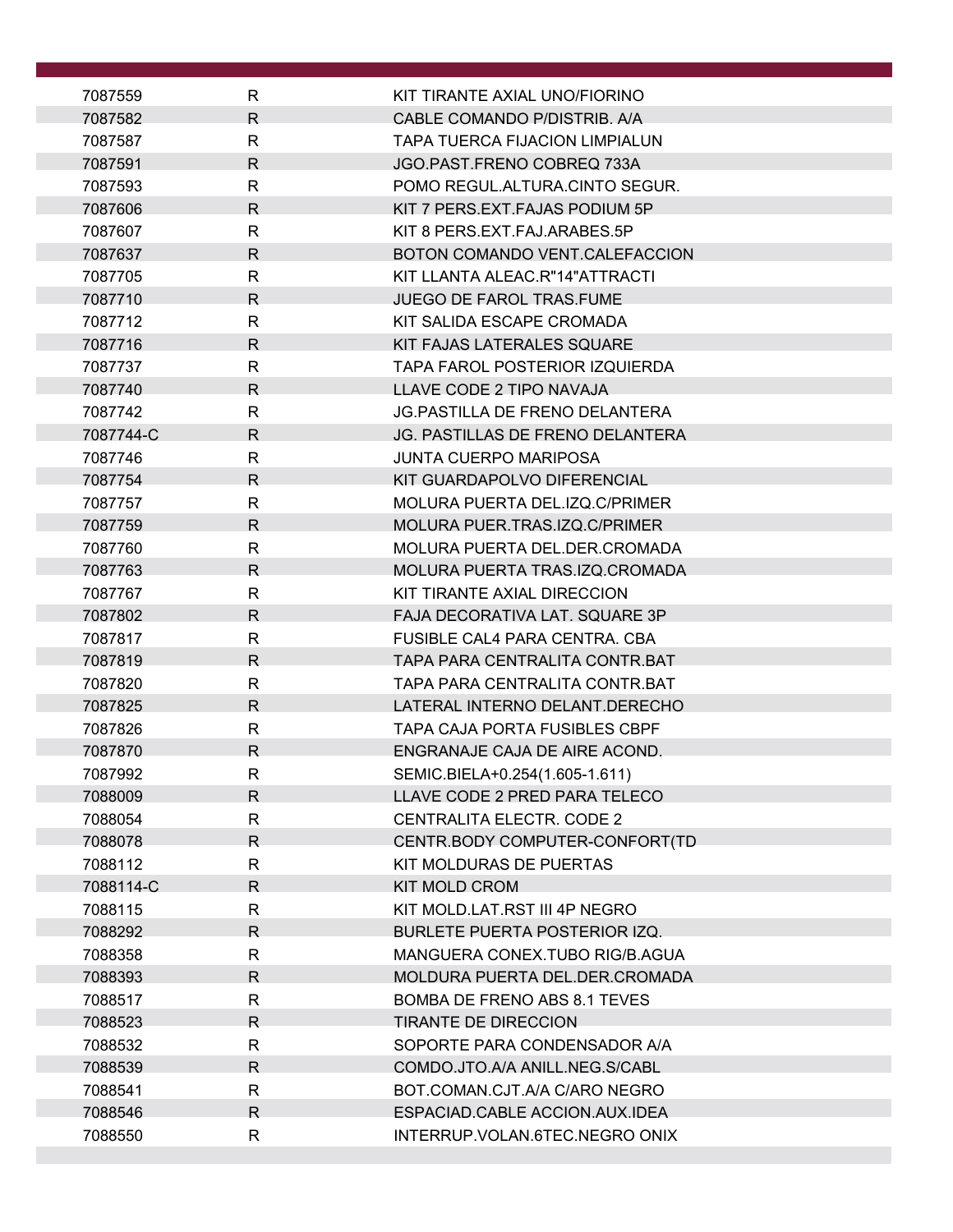| | | |
|---|---|---|
| 7087559 | R | KIT TIRANTE AXIAL UNO/FIORINO |
| 7087582 | R | CABLE COMANDO P/DISTRIB. A/A |
| 7087587 | R | TAPA TUERCA FIJACION LIMPIALUN |
| 7087591 | R | JGO.PAST.FRENO COBREQ 733A |
| 7087593 | R | POMO REGUL.ALTURA.CINTO SEGUR. |
| 7087606 | R | KIT 7 PERS.EXT.FAJAS PODIUM 5P |
| 7087607 | R | KIT 8 PERS.EXT.FAJ.ARABES.5P |
| 7087637 | R | BOTON COMANDO VENT.CALEFACCION |
| 7087705 | R | KIT LLANTA ALEAC.R"14"ATTRACTI |
| 7087710 | R | JUEGO DE FAROL TRAS.FUME |
| 7087712 | R | KIT SALIDA ESCAPE CROMADA |
| 7087716 | R | KIT FAJAS LATERALES SQUARE |
| 7087737 | R | TAPA FAROL POSTERIOR IZQUIERDA |
| 7087740 | R | LLAVE CODE 2 TIPO NAVAJA |
| 7087742 | R | JG.PASTILLA DE FRENO DELANTERA |
| 7087744-C | R | JG. PASTILLAS DE FRENO DELANTERA |
| 7087746 | R | JUNTA CUERPO MARIPOSA |
| 7087754 | R | KIT GUARDAPOLVO DIFERENCIAL |
| 7087757 | R | MOLURA PUERTA DEL.IZQ.C/PRIMER |
| 7087759 | R | MOLURA PUER.TRAS.IZQ.C/PRIMER |
| 7087760 | R | MOLURA PUERTA DEL.DER.CROMADA |
| 7087763 | R | MOLURA PUERTA TRAS.IZQ.CROMADA |
| 7087767 | R | KIT TIRANTE AXIAL DIRECCION |
| 7087802 | R | FAJA DECORATIVA LAT. SQUARE 3P |
| 7087817 | R | FUSIBLE CAL4 PARA CENTRA. CBA |
| 7087819 | R | TAPA PARA CENTRALITA CONTR.BAT |
| 7087820 | R | TAPA PARA CENTRALITA CONTR.BAT |
| 7087825 | R | LATERAL INTERNO DELANT.DERECHO |
| 7087826 | R | TAPA CAJA PORTA FUSIBLES CBPF |
| 7087870 | R | ENGRANAJE CAJA DE AIRE ACOND. |
| 7087992 | R | SEMIC.BIELA+0.254(1.605-1.611) |
| 7088009 | R | LLAVE CODE 2 PRED PARA TELECO |
| 7088054 | R | CENTRALITA ELECTR. CODE 2 |
| 7088078 | R | CENTR.BODY COMPUTER-CONFORT(TD |
| 7088112 | R | KIT MOLDURAS DE PUERTAS |
| 7088114-C | R | KIT MOLD CROM |
| 7088115 | R | KIT MOLD.LAT.RST III 4P NEGRO |
| 7088292 | R | BURLETE PUERTA POSTERIOR IZQ. |
| 7088358 | R | MANGUERA CONEX.TUBO RIG/B.AGUA |
| 7088393 | R | MOLDURA PUERTA DEL.DER.CROMADA |
| 7088517 | R | BOMBA DE FRENO ABS 8.1 TEVES |
| 7088523 | R | TIRANTE DE DIRECCION |
| 7088532 | R | SOPORTE PARA CONDENSADOR A/A |
| 7088539 | R | COMDO.JTO.A/A ANILL.NEG.S/CABL |
| 7088541 | R | BOT.COMAN.CJT.A/A C/ARO NEGRO |
| 7088546 | R | ESPACIAD.CABLE ACCION.AUX.IDEA |
| 7088550 | R | INTERRUP.VOLAN.6TEC.NEGRO ONIX |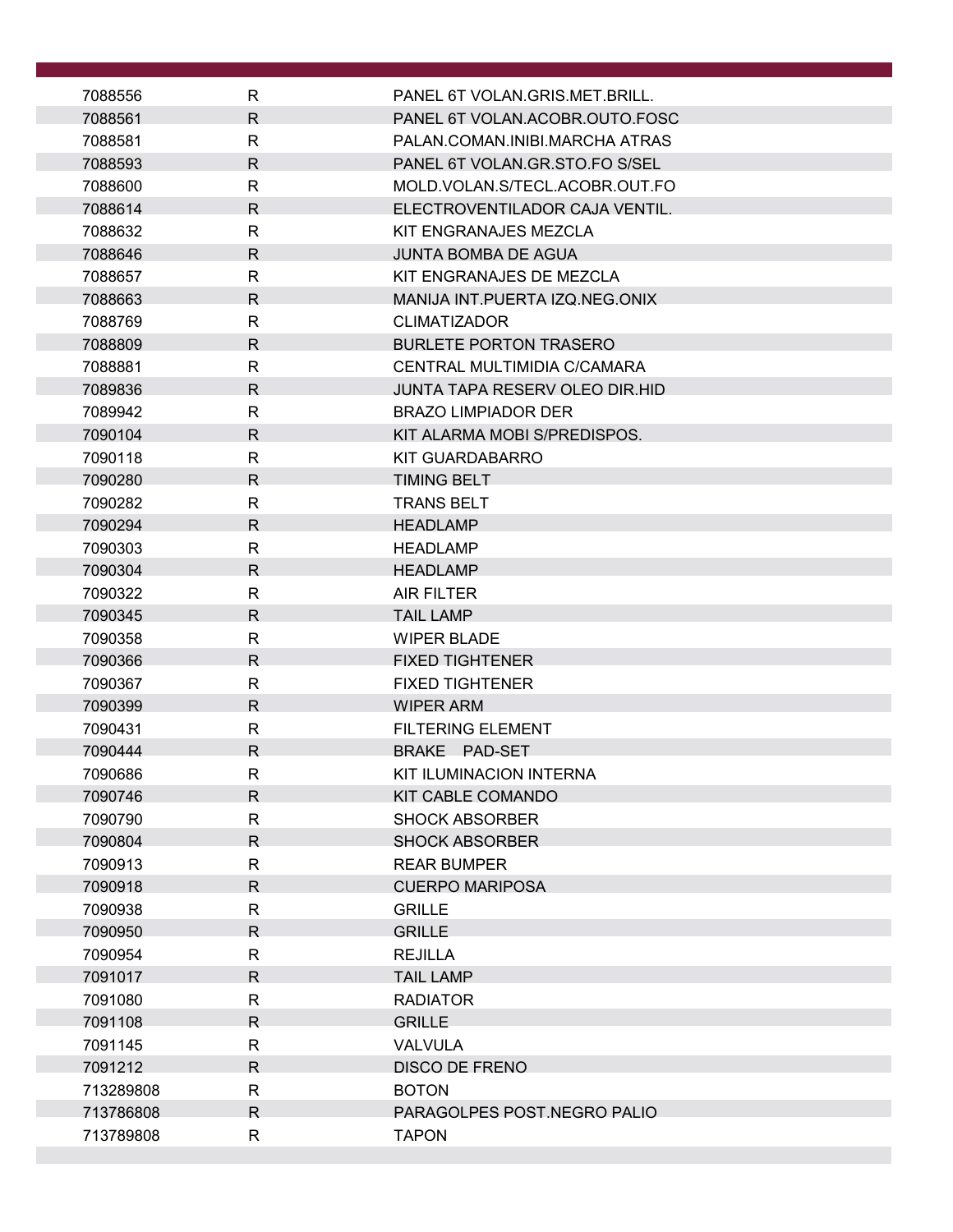| | | |
|---|---|---|
| 7088556 | R | PANEL 6T VOLAN.GRIS.MET.BRILL. |
| 7088561 | R | PANEL 6T VOLAN.ACOBR.OUTO.FOSC |
| 7088581 | R | PALAN.COMAN.INIBI.MARCHA ATRAS |
| 7088593 | R | PANEL 6T VOLAN.GR.STO.FO S/SEL |
| 7088600 | R | MOLD.VOLAN.S/TECL.ACOBR.OUT.FO |
| 7088614 | R | ELECTROVENTILADOR CAJA VENTIL. |
| 7088632 | R | KIT ENGRANAJES MEZCLA |
| 7088646 | R | JUNTA BOMBA DE AGUA |
| 7088657 | R | KIT ENGRANAJES DE MEZCLA |
| 7088663 | R | MANIJA INT.PUERTA IZQ.NEG.ONIX |
| 7088769 | R | CLIMATIZADOR |
| 7088809 | R | BURLETE PORTON TRASERO |
| 7088881 | R | CENTRAL MULTIMIDIA C/CAMARA |
| 7089836 | R | JUNTA TAPA RESERV OLEO DIR.HID |
| 7089942 | R | BRAZO LIMPIADOR DER |
| 7090104 | R | KIT ALARMA MOBI S/PREDISPOS. |
| 7090118 | R | KIT GUARDABARRO |
| 7090280 | R | TIMING BELT |
| 7090282 | R | TRANS BELT |
| 7090294 | R | HEADLAMP |
| 7090303 | R | HEADLAMP |
| 7090304 | R | HEADLAMP |
| 7090322 | R | AIR FILTER |
| 7090345 | R | TAIL LAMP |
| 7090358 | R | WIPER BLADE |
| 7090366 | R | FIXED TIGHTENER |
| 7090367 | R | FIXED TIGHTENER |
| 7090399 | R | WIPER ARM |
| 7090431 | R | FILTERING ELEMENT |
| 7090444 | R | BRAKE PAD-SET |
| 7090686 | R | KIT ILUMINACION INTERNA |
| 7090746 | R | KIT CABLE COMANDO |
| 7090790 | R | SHOCK ABSORBER |
| 7090804 | R | SHOCK ABSORBER |
| 7090913 | R | REAR BUMPER |
| 7090918 | R | CUERPO MARIPOSA |
| 7090938 | R | GRILLE |
| 7090950 | R | GRILLE |
| 7090954 | R | REJILLA |
| 7091017 | R | TAIL LAMP |
| 7091080 | R | RADIATOR |
| 7091108 | R | GRILLE |
| 7091145 | R | VALVULA |
| 7091212 | R | DISCO DE FRENO |
| 713289808 | R | BOTON |
| 713786808 | R | PARAGOLPES POST.NEGRO PALIO |
| 713789808 | R | TAPON |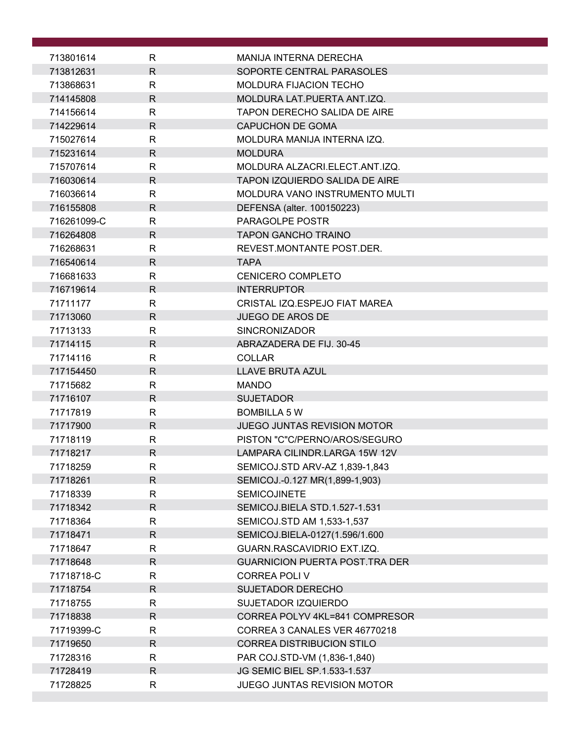| | | |
|---|---|---|
| 713801614 | R | MANIJA INTERNA DERECHA |
| 713812631 | R | SOPORTE CENTRAL PARASOLES |
| 713868631 | R | MOLDURA FIJACION TECHO |
| 714145808 | R | MOLDURA LAT.PUERTA ANT.IZQ. |
| 714156614 | R | TAPON DERECHO SALIDA DE AIRE |
| 714229614 | R | CAPUCHON DE GOMA |
| 715027614 | R | MOLDURA MANIJA INTERNA IZQ. |
| 715231614 | R | MOLDURA |
| 715707614 | R | MOLDURA ALZACRI.ELECT.ANT.IZQ. |
| 716030614 | R | TAPON IZQUIERDO SALIDA DE AIRE |
| 716036614 | R | MOLDURA VANO INSTRUMENTO MULTI |
| 716155808 | R | DEFENSA (alter. 100150223) |
| 716261099-C | R | PARAGOLPE POSTR |
| 716264808 | R | TAPON GANCHO TRAINO |
| 716268631 | R | REVEST.MONTANTE POST.DER. |
| 716540614 | R | TAPA |
| 716681633 | R | CENICERO COMPLETO |
| 716719614 | R | INTERRUPTOR |
| 71711177 | R | CRISTAL IZQ.ESPEJO FIAT MAREA |
| 71713060 | R | JUEGO DE AROS DE |
| 71713133 | R | SINCRONIZADOR |
| 71714115 | R | ABRAZADERA DE FIJ. 30-45 |
| 71714116 | R | COLLAR |
| 717154450 | R | LLAVE BRUTA AZUL |
| 71715682 | R | MANDO |
| 71716107 | R | SUJETADOR |
| 71717819 | R | BOMBILLA 5 W |
| 71717900 | R | JUEGO JUNTAS REVISION MOTOR |
| 71718119 | R | PISTON "C"C/PERNO/AROS/SEGURO |
| 71718217 | R | LAMPARA CILINDR.LARGA 15W 12V |
| 71718259 | R | SEMICOJ.STD ARV-AZ 1,839-1,843 |
| 71718261 | R | SEMICOJ.-0.127 MR(1,899-1,903) |
| 71718339 | R | SEMICOJINETE |
| 71718342 | R | SEMICOJ.BIELA STD.1.527-1.531 |
| 71718364 | R | SEMICOJ.STD AM 1,533-1,537 |
| 71718471 | R | SEMICOJ.BIELA-0127(1.596/1.600 |
| 71718647 | R | GUARN.RASCAVIDRIO EXT.IZQ. |
| 71718648 | R | GUARNICION PUERTA POST.TRA DER |
| 71718718-C | R | CORREA POLI V |
| 71718754 | R | SUJETADOR DERECHO |
| 71718755 | R | SUJETADOR IZQUIERDO |
| 71718838 | R | CORREA POLYV 4KL=841 COMPRESOR |
| 71719399-C | R | CORREA 3 CANALES VER 46770218 |
| 71719650 | R | CORREA DISTRIBUCION STILO |
| 71728316 | R | PAR COJ.STD-VM (1,836-1,840) |
| 71728419 | R | JG SEMIC BIEL SP.1.533-1.537 |
| 71728825 | R | JUEGO JUNTAS REVISION MOTOR |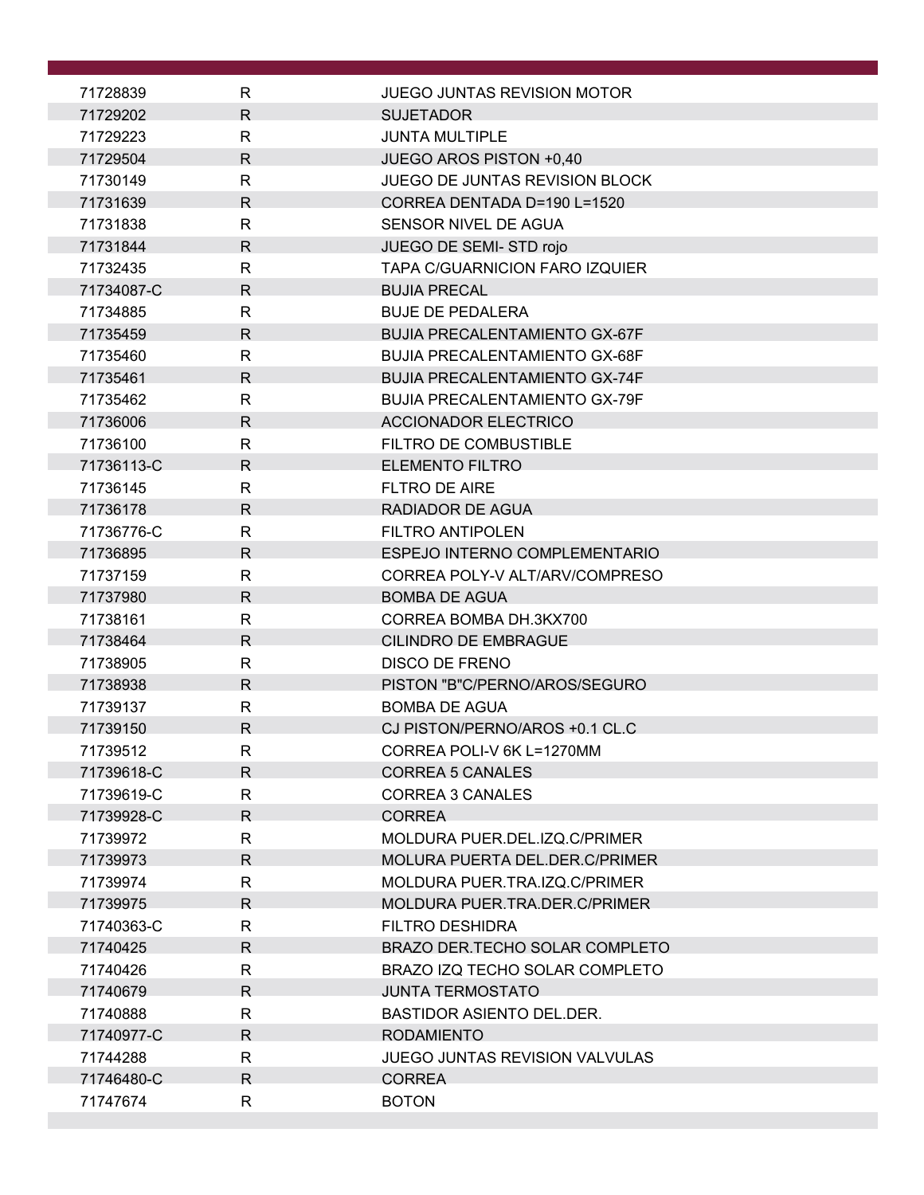| | | |
|---|---|---|
| 71728839 | R | JUEGO JUNTAS REVISION MOTOR |
| 71729202 | R | SUJETADOR |
| 71729223 | R | JUNTA MULTIPLE |
| 71729504 | R | JUEGO AROS PISTON +0,40 |
| 71730149 | R | JUEGO DE JUNTAS REVISION BLOCK |
| 71731639 | R | CORREA DENTADA D=190 L=1520 |
| 71731838 | R | SENSOR NIVEL DE AGUA |
| 71731844 | R | JUEGO DE SEMI- STD rojo |
| 71732435 | R | TAPA C/GUARNICION FARO IZQUIER |
| 71734087-C | R | BUJIA PRECAL |
| 71734885 | R | BUJE DE PEDALERA |
| 71735459 | R | BUJIA PRECALENTAMIENTO GX-67F |
| 71735460 | R | BUJIA PRECALENTAMIENTO GX-68F |
| 71735461 | R | BUJIA PRECALENTAMIENTO GX-74F |
| 71735462 | R | BUJIA PRECALENTAMIENTO GX-79F |
| 71736006 | R | ACCIONADOR ELECTRICO |
| 71736100 | R | FILTRO DE COMBUSTIBLE |
| 71736113-C | R | ELEMENTO FILTRO |
| 71736145 | R | FLTRO DE AIRE |
| 71736178 | R | RADIADOR DE AGUA |
| 71736776-C | R | FILTRO ANTIPOLEN |
| 71736895 | R | ESPEJO INTERNO COMPLEMENTARIO |
| 71737159 | R | CORREA POLY-V ALT/ARV/COMPRESO |
| 71737980 | R | BOMBA DE AGUA |
| 71738161 | R | CORREA BOMBA DH.3KX700 |
| 71738464 | R | CILINDRO DE EMBRAGUE |
| 71738905 | R | DISCO DE FRENO |
| 71738938 | R | PISTON "B"C/PERNO/AROS/SEGURO |
| 71739137 | R | BOMBA DE AGUA |
| 71739150 | R | CJ PISTON/PERNO/AROS +0.1 CL.C |
| 71739512 | R | CORREA POLI-V 6K L=1270MM |
| 71739618-C | R | CORREA 5 CANALES |
| 71739619-C | R | CORREA 3 CANALES |
| 71739928-C | R | CORREA |
| 71739972 | R | MOLDURA PUER.DEL.IZQ.C/PRIMER |
| 71739973 | R | MOLURA PUERTA DEL.DER.C/PRIMER |
| 71739974 | R | MOLDURA PUER.TRA.IZQ.C/PRIMER |
| 71739975 | R | MOLDURA PUER.TRA.DER.C/PRIMER |
| 71740363-C | R | FILTRO DESHIDRA |
| 71740425 | R | BRAZO DER.TECHO SOLAR COMPLETO |
| 71740426 | R | BRAZO IZQ TECHO SOLAR COMPLETO |
| 71740679 | R | JUNTA TERMOSTATO |
| 71740888 | R | BASTIDOR ASIENTO DEL.DER. |
| 71740977-C | R | RODAMIENTO |
| 71744288 | R | JUEGO JUNTAS REVISION VALVULAS |
| 71746480-C | R | CORREA |
| 71747674 | R | BOTON |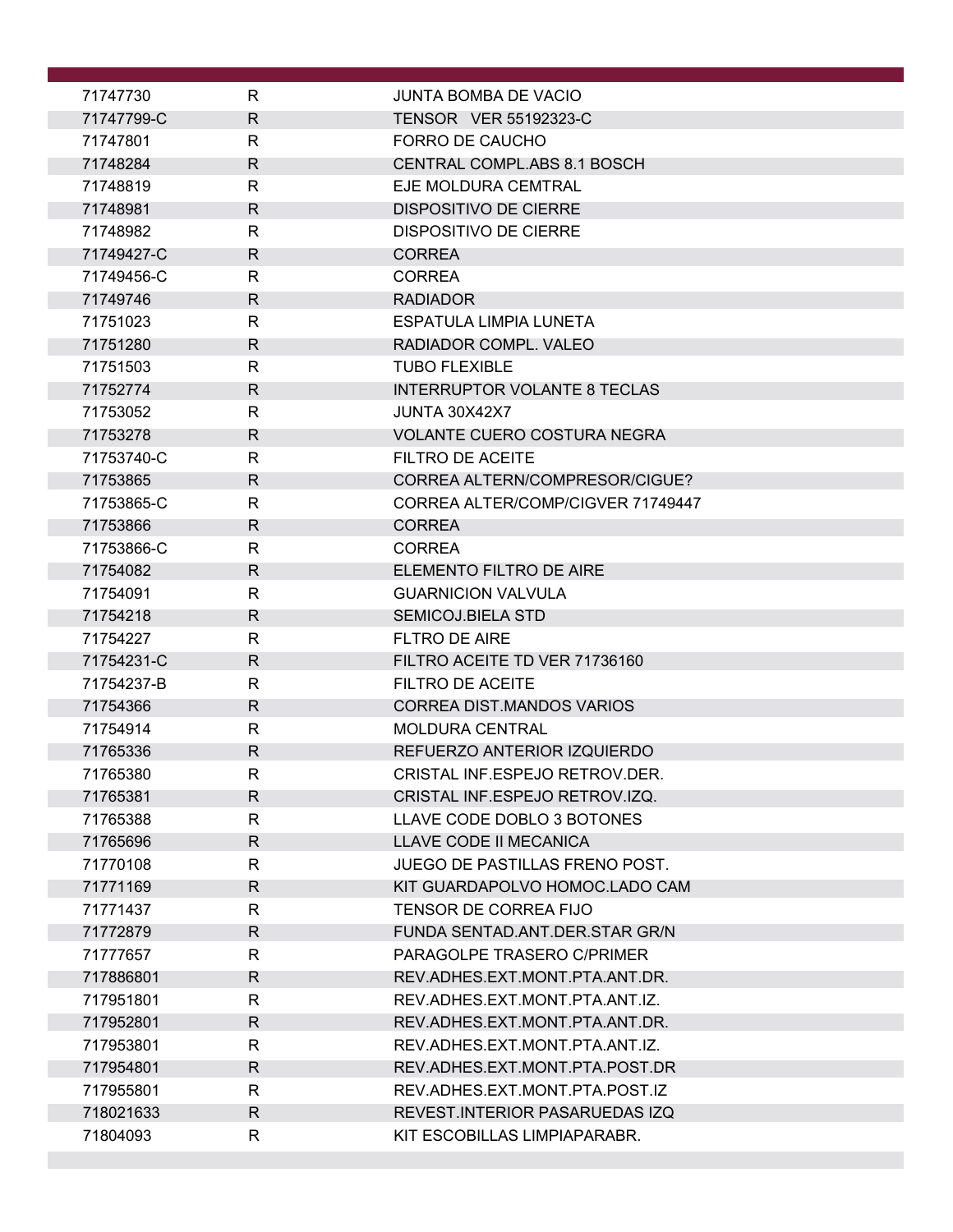| | | |
|---|---|---|
| 71747730 | R | JUNTA BOMBA DE VACIO |
| 71747799-C | R | TENSOR VER 55192323-C |
| 71747801 | R | FORRO DE CAUCHO |
| 71748284 | R | CENTRAL COMPL.ABS 8.1 BOSCH |
| 71748819 | R | EJE MOLDURA CEMTRAL |
| 71748981 | R | DISPOSITIVO DE CIERRE |
| 71748982 | R | DISPOSITIVO DE CIERRE |
| 71749427-C | R | CORREA |
| 71749456-C | R | CORREA |
| 71749746 | R | RADIADOR |
| 71751023 | R | ESPATULA LIMPIA LUNETA |
| 71751280 | R | RADIADOR COMPL. VALEO |
| 71751503 | R | TUBO FLEXIBLE |
| 71752774 | R | INTERRUPTOR VOLANTE 8 TECLAS |
| 71753052 | R | JUNTA 30X42X7 |
| 71753278 | R | VOLANTE CUERO COSTURA NEGRA |
| 71753740-C | R | FILTRO DE ACEITE |
| 71753865 | R | CORREA ALTERN/COMPRESOR/CIGUE? |
| 71753865-C | R | CORREA ALTER/COMP/CIGVER 71749447 |
| 71753866 | R | CORREA |
| 71753866-C | R | CORREA |
| 71754082 | R | ELEMENTO FILTRO DE AIRE |
| 71754091 | R | GUARNICION VALVULA |
| 71754218 | R | SEMICOJ.BIELA STD |
| 71754227 | R | FLTRO DE AIRE |
| 71754231-C | R | FILTRO ACEITE TD VER 71736160 |
| 71754237-B | R | FILTRO DE ACEITE |
| 71754366 | R | CORREA DIST.MANDOS VARIOS |
| 71754914 | R | MOLDURA CENTRAL |
| 71765336 | R | REFUERZO ANTERIOR IZQUIERDO |
| 71765380 | R | CRISTAL INF.ESPEJO RETROV.DER. |
| 71765381 | R | CRISTAL INF.ESPEJO RETROV.IZQ. |
| 71765388 | R | LLAVE CODE DOBLO 3 BOTONES |
| 71765696 | R | LLAVE CODE II MECANICA |
| 71770108 | R | JUEGO DE PASTILLAS FRENO POST. |
| 71771169 | R | KIT GUARDAPOLVO HOMOC.LADO CAM |
| 71771437 | R | TENSOR DE CORREA FIJO |
| 71772879 | R | FUNDA SENTAD.ANT.DER.STAR GR/N |
| 71777657 | R | PARAGOLPE TRASERO C/PRIMER |
| 717886801 | R | REV.ADHES.EXT.MONT.PTA.ANT.DR. |
| 717951801 | R | REV.ADHES.EXT.MONT.PTA.ANT.IZ. |
| 717952801 | R | REV.ADHES.EXT.MONT.PTA.ANT.DR. |
| 717953801 | R | REV.ADHES.EXT.MONT.PTA.ANT.IZ. |
| 717954801 | R | REV.ADHES.EXT.MONT.PTA.POST.DR |
| 717955801 | R | REV.ADHES.EXT.MONT.PTA.POST.IZ |
| 718021633 | R | REVEST.INTERIOR PASARUEDAS IZQ |
| 71804093 | R | KIT ESCOBILLAS LIMPIAPARABR. |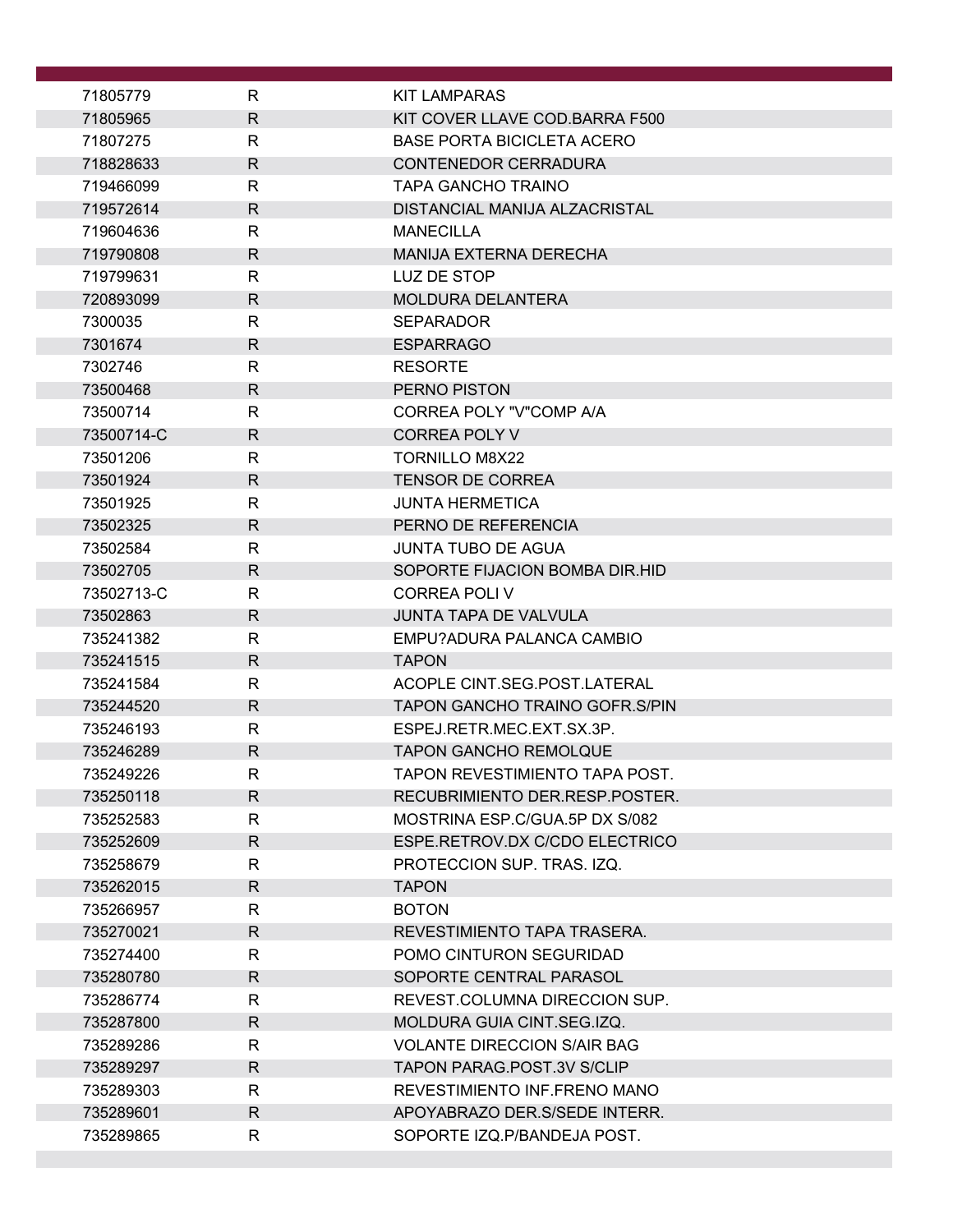| | | |
|---|---|---|
| 71805779 | R | KIT LAMPARAS |
| 71805965 | R | KIT COVER LLAVE COD.BARRA F500 |
| 71807275 | R | BASE PORTA BICICLETA ACERO |
| 718828633 | R | CONTENEDOR CERRADURA |
| 719466099 | R | TAPA GANCHO TRAINO |
| 719572614 | R | DISTANCIAL MANIJA ALZACRISTAL |
| 719604636 | R | MANECILLA |
| 719790808 | R | MANIJA EXTERNA DERECHA |
| 719799631 | R | LUZ DE STOP |
| 720893099 | R | MOLDURA DELANTERA |
| 7300035 | R | SEPARADOR |
| 7301674 | R | ESPARRAGO |
| 7302746 | R | RESORTE |
| 73500468 | R | PERNO PISTON |
| 73500714 | R | CORREA POLY "V"COMP A/A |
| 73500714-C | R | CORREA POLY V |
| 73501206 | R | TORNILLO M8X22 |
| 73501924 | R | TENSOR DE CORREA |
| 73501925 | R | JUNTA HERMETICA |
| 73502325 | R | PERNO DE REFERENCIA |
| 73502584 | R | JUNTA TUBO DE AGUA |
| 73502705 | R | SOPORTE FIJACION BOMBA DIR.HID |
| 73502713-C | R | CORREA POLI V |
| 73502863 | R | JUNTA TAPA DE VALVULA |
| 735241382 | R | EMPU?ADURA PALANCA CAMBIO |
| 735241515 | R | TAPON |
| 735241584 | R | ACOPLE CINT.SEG.POST.LATERAL |
| 735244520 | R | TAPON GANCHO TRAINO GOFR.S/PIN |
| 735246193 | R | ESPEJ.RETR.MEC.EXT.SX.3P. |
| 735246289 | R | TAPON GANCHO REMOLQUE |
| 735249226 | R | TAPON REVESTIMIENTO TAPA POST. |
| 735250118 | R | RECUBRIMIENTO DER.RESP.POSTER. |
| 735252583 | R | MOSTRINA ESP.C/GUA.5P DX S/082 |
| 735252609 | R | ESPE.RETROV.DX C/CDO ELECTRICO |
| 735258679 | R | PROTECCION SUP. TRAS. IZQ. |
| 735262015 | R | TAPON |
| 735266957 | R | BOTON |
| 735270021 | R | REVESTIMIENTO TAPA TRASERA. |
| 735274400 | R | POMO CINTURON SEGURIDAD |
| 735280780 | R | SOPORTE CENTRAL PARASOL |
| 735286774 | R | REVEST.COLUMNA DIRECCION SUP. |
| 735287800 | R | MOLDURA GUIA CINT.SEG.IZQ. |
| 735289286 | R | VOLANTE DIRECCION S/AIR BAG |
| 735289297 | R | TAPON PARAG.POST.3V S/CLIP |
| 735289303 | R | REVESTIMIENTO INF.FRENO MANO |
| 735289601 | R | APOYABRAZO DER.S/SEDE INTERR. |
| 735289865 | R | SOPORTE IZQ.P/BANDEJA POST. |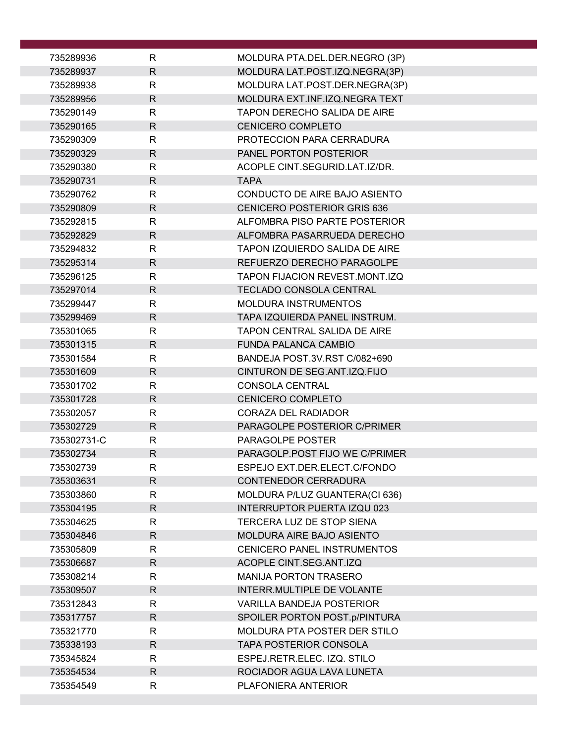| | | |
|---|---|---|
| 735289936 | R | MOLDURA PTA.DEL.DER.NEGRO (3P) |
| 735289937 | R | MOLDURA LAT.POST.IZQ.NEGRA(3P) |
| 735289938 | R | MOLDURA LAT.POST.DER.NEGRA(3P) |
| 735289956 | R | MOLDURA EXT.INF.IZQ.NEGRA TEXT |
| 735290149 | R | TAPON DERECHO SALIDA DE AIRE |
| 735290165 | R | CENICERO COMPLETO |
| 735290309 | R | PROTECCION PARA CERRADURA |
| 735290329 | R | PANEL PORTON POSTERIOR |
| 735290380 | R | ACOPLE CINT.SEGURID.LAT.IZ/DR. |
| 735290731 | R | TAPA |
| 735290762 | R | CONDUCTO DE AIRE BAJO ASIENTO |
| 735290809 | R | CENICERO POSTERIOR GRIS 636 |
| 735292815 | R | ALFOMBRA PISO PARTE POSTERIOR |
| 735292829 | R | ALFOMBRA PASARRUEDA DERECHO |
| 735294832 | R | TAPON IZQUIERDO SALIDA DE AIRE |
| 735295314 | R | REFUERZO DERECHO PARAGOLPE |
| 735296125 | R | TAPON FIJACION REVEST.MONT.IZQ |
| 735297014 | R | TECLADO CONSOLA CENTRAL |
| 735299447 | R | MOLDURA INSTRUMENTOS |
| 735299469 | R | TAPA IZQUIERDA PANEL INSTRUM. |
| 735301065 | R | TAPON CENTRAL SALIDA DE AIRE |
| 735301315 | R | FUNDA PALANCA CAMBIO |
| 735301584 | R | BANDEJA POST.3V.RST C/082+690 |
| 735301609 | R | CINTURON DE SEG.ANT.IZQ.FIJO |
| 735301702 | R | CONSOLA CENTRAL |
| 735301728 | R | CENICERO COMPLETO |
| 735302057 | R | CORAZA DEL RADIADOR |
| 735302729 | R | PARAGOLPE POSTERIOR C/PRIMER |
| 735302731-C | R | PARAGOLPE POSTER |
| 735302734 | R | PARAGOLP.POST FIJO WE C/PRIMER |
| 735302739 | R | ESPEJO EXT.DER.ELECT.C/FONDO |
| 735303631 | R | CONTENEDOR CERRADURA |
| 735303860 | R | MOLDURA P/LUZ GUANTERA(CI 636) |
| 735304195 | R | INTERRUPTOR PUERTA IZQU 023 |
| 735304625 | R | TERCERA LUZ DE STOP SIENA |
| 735304846 | R | MOLDURA AIRE BAJO ASIENTO |
| 735305809 | R | CENICERO PANEL INSTRUMENTOS |
| 735306687 | R | ACOPLE CINT.SEG.ANT.IZQ |
| 735308214 | R | MANIJA PORTON TRASERO |
| 735309507 | R | INTERR.MULTIPLE DE VOLANTE |
| 735312843 | R | VARILLA BANDEJA POSTERIOR |
| 735317757 | R | SPOILER PORTON POST.p/PINTURA |
| 735321770 | R | MOLDURA PTA POSTER DER STILO |
| 735338193 | R | TAPA POSTERIOR CONSOLA |
| 735345824 | R | ESPEJ.RETR.ELEC. IZQ. STILO |
| 735354534 | R | ROCIADOR AGUA LAVA LUNETA |
| 735354549 | R | PLAFONIERA ANTERIOR |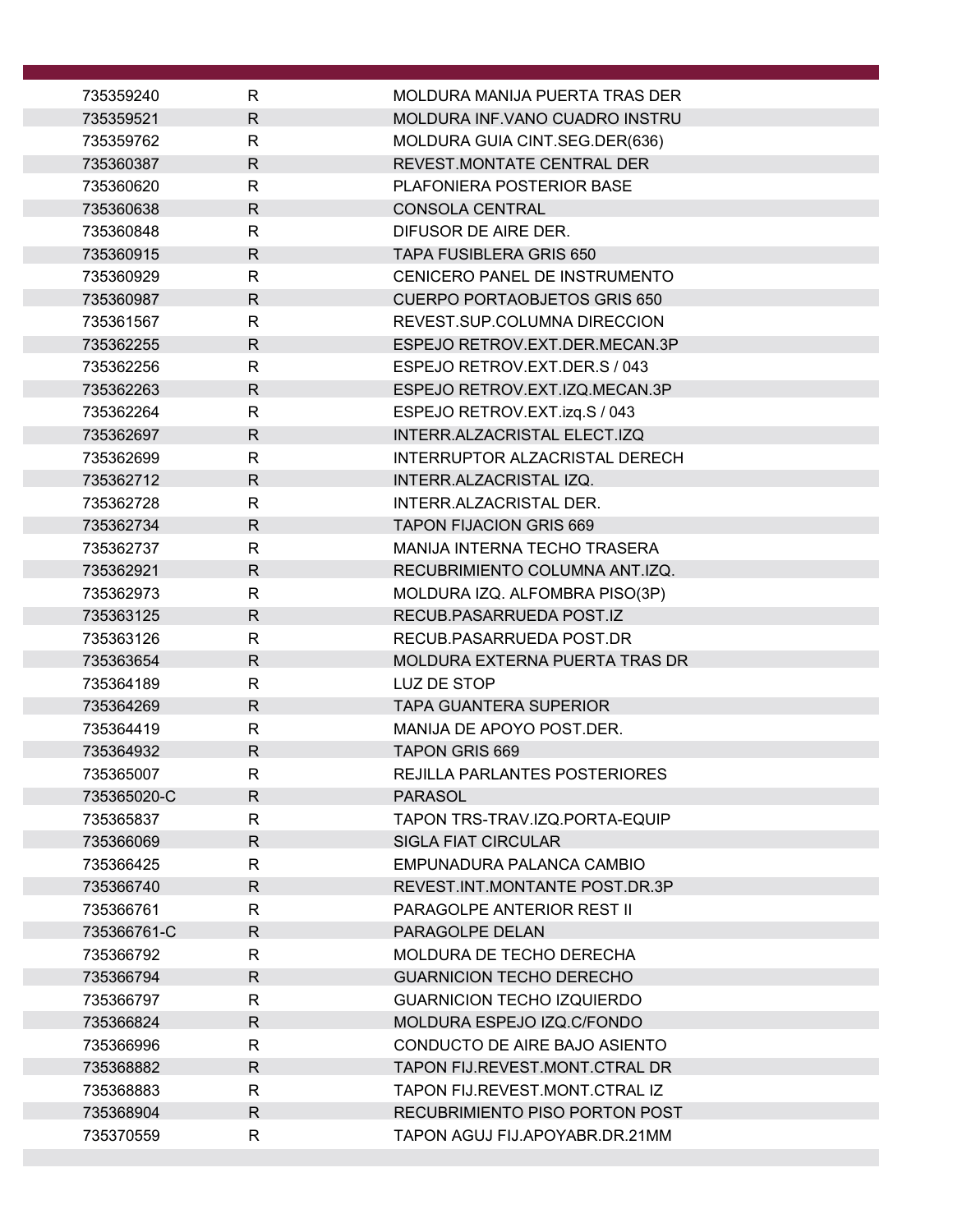| | | |
|---|---|---|
| 735359240 | R | MOLDURA MANIJA PUERTA TRAS DER |
| 735359521 | R | MOLDURA INF.VANO CUADRO INSTRU |
| 735359762 | R | MOLDURA GUIA CINT.SEG.DER(636) |
| 735360387 | R | REVEST.MONTATE CENTRAL DER |
| 735360620 | R | PLAFONIERA POSTERIOR BASE |
| 735360638 | R | CONSOLA CENTRAL |
| 735360848 | R | DIFUSOR DE AIRE DER. |
| 735360915 | R | TAPA FUSIBLERA GRIS 650 |
| 735360929 | R | CENICERO PANEL DE INSTRUMENTO |
| 735360987 | R | CUERPO PORTAOBJETOS GRIS 650 |
| 735361567 | R | REVEST.SUP.COLUMNA DIRECCION |
| 735362255 | R | ESPEJO RETROV.EXT.DER.MECAN.3P |
| 735362256 | R | ESPEJO RETROV.EXT.DER.S / 043 |
| 735362263 | R | ESPEJO RETROV.EXT.IZQ.MECAN.3P |
| 735362264 | R | ESPEJO RETROV.EXT.izq.S / 043 |
| 735362697 | R | INTERR.ALZACRISTAL ELECT.IZQ |
| 735362699 | R | INTERRUPTOR ALZACRISTAL DERECH |
| 735362712 | R | INTERR.ALZACRISTAL IZQ. |
| 735362728 | R | INTERR.ALZACRISTAL DER. |
| 735362734 | R | TAPON FIJACION GRIS 669 |
| 735362737 | R | MANIJA INTERNA TECHO TRASERA |
| 735362921 | R | RECUBRIMIENTO COLUMNA ANT.IZQ. |
| 735362973 | R | MOLDURA IZQ. ALFOMBRA PISO(3P) |
| 735363125 | R | RECUB.PASARRUEDA POST.IZ |
| 735363126 | R | RECUB.PASARRUEDA POST.DR |
| 735363654 | R | MOLDURA EXTERNA PUERTA TRAS DR |
| 735364189 | R | LUZ DE STOP |
| 735364269 | R | TAPA GUANTERA SUPERIOR |
| 735364419 | R | MANIJA DE APOYO POST.DER. |
| 735364932 | R | TAPON GRIS 669 |
| 735365007 | R | REJILLA PARLANTES POSTERIORES |
| 735365020-C | R | PARASOL |
| 735365837 | R | TAPON TRS-TRAV.IZQ.PORTA-EQUIP |
| 735366069 | R | SIGLA FIAT CIRCULAR |
| 735366425 | R | EMPUNADURA PALANCA CAMBIO |
| 735366740 | R | REVEST.INT.MONTANTE POST.DR.3P |
| 735366761 | R | PARAGOLPE ANTERIOR REST II |
| 735366761-C | R | PARAGOLPE DELAN |
| 735366792 | R | MOLDURA DE TECHO DERECHA |
| 735366794 | R | GUARNICION TECHO DERECHO |
| 735366797 | R | GUARNICION TECHO IZQUIERDO |
| 735366824 | R | MOLDURA ESPEJO IZQ.C/FONDO |
| 735366996 | R | CONDUCTO DE AIRE BAJO ASIENTO |
| 735368882 | R | TAPON FIJ.REVEST.MONT.CTRAL DR |
| 735368883 | R | TAPON FIJ.REVEST.MONT.CTRAL IZ |
| 735368904 | R | RECUBRIMIENTO PISO PORTON POST |
| 735370559 | R | TAPON AGUJ FIJ.APOYABR.DR.21MM |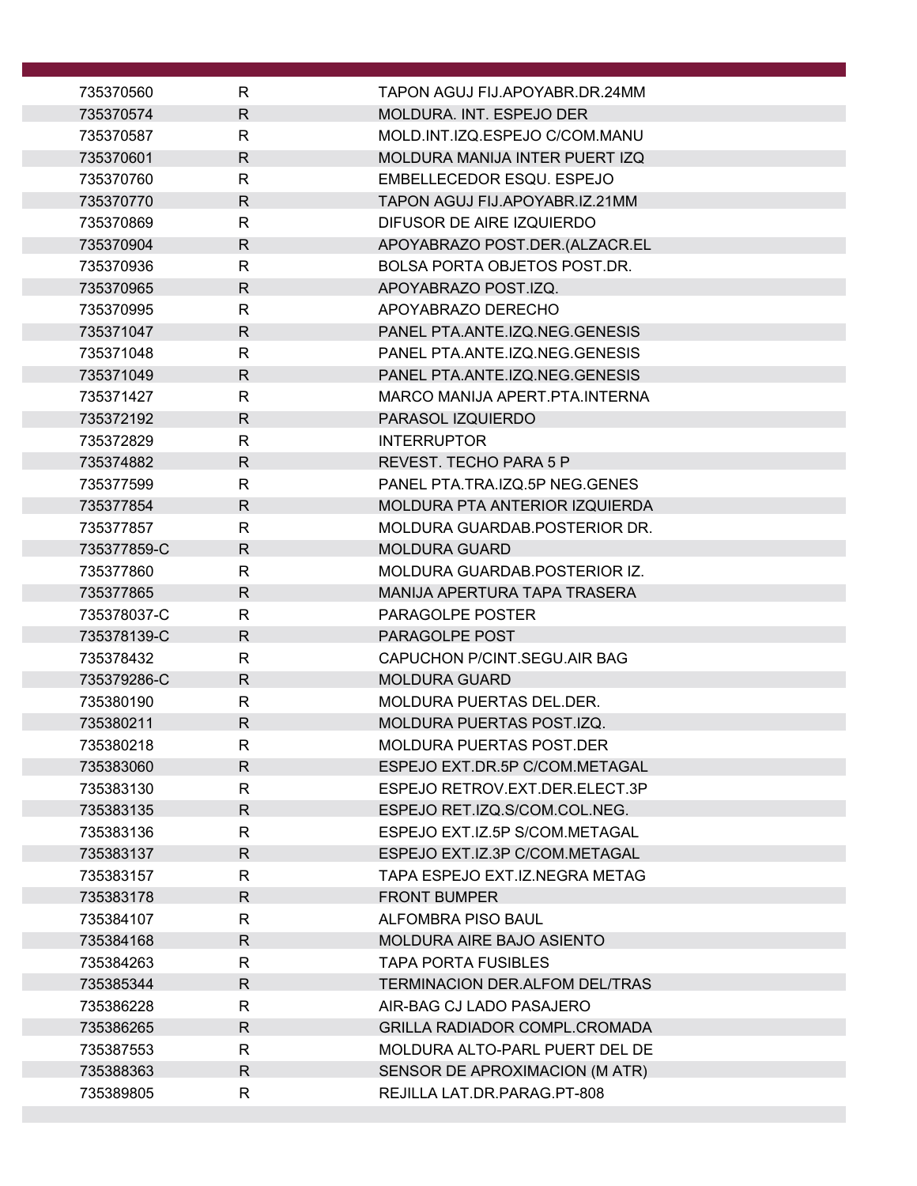| | | |
|---|---|---|
| 735370560 | R | TAPON AGUJ FIJ.APOYABR.DR.24MM |
| 735370574 | R | MOLDURA. INT. ESPEJO DER |
| 735370587 | R | MOLD.INT.IZQ.ESPEJO C/COM.MANU |
| 735370601 | R | MOLDURA MANIJA INTER PUERT IZQ |
| 735370760 | R | EMBELLECEDOR ESQU. ESPEJO |
| 735370770 | R | TAPON AGUJ FIJ.APOYABR.IZ.21MM |
| 735370869 | R | DIFUSOR DE AIRE IZQUIERDO |
| 735370904 | R | APOYABRAZO POST.DER.(ALZACR.EL |
| 735370936 | R | BOLSA PORTA OBJETOS POST.DR. |
| 735370965 | R | APOYABRAZO POST.IZQ. |
| 735370995 | R | APOYABRAZO DERECHO |
| 735371047 | R | PANEL PTA.ANTE.IZQ.NEG.GENESIS |
| 735371048 | R | PANEL PTA.ANTE.IZQ.NEG.GENESIS |
| 735371049 | R | PANEL PTA.ANTE.IZQ.NEG.GENESIS |
| 735371427 | R | MARCO MANIJA APERT.PTA.INTERNA |
| 735372192 | R | PARASOL IZQUIERDO |
| 735372829 | R | INTERRUPTOR |
| 735374882 | R | REVEST. TECHO PARA 5 P |
| 735377599 | R | PANEL PTA.TRA.IZQ.5P NEG.GENES |
| 735377854 | R | MOLDURA PTA ANTERIOR IZQUIERDA |
| 735377857 | R | MOLDURA GUARDAB.POSTERIOR DR. |
| 735377859-C | R | MOLDURA GUARD |
| 735377860 | R | MOLDURA GUARDAB.POSTERIOR IZ. |
| 735377865 | R | MANIJA APERTURA TAPA TRASERA |
| 735378037-C | R | PARAGOLPE POSTER |
| 735378139-C | R | PARAGOLPE POST |
| 735378432 | R | CAPUCHON P/CINT.SEGU.AIR BAG |
| 735379286-C | R | MOLDURA GUARD |
| 735380190 | R | MOLDURA PUERTAS DEL.DER. |
| 735380211 | R | MOLDURA PUERTAS POST.IZQ. |
| 735380218 | R | MOLDURA PUERTAS POST.DER |
| 735383060 | R | ESPEJO EXT.DR.5P C/COM.METAGAL |
| 735383130 | R | ESPEJO RETROV.EXT.DER.ELECT.3P |
| 735383135 | R | ESPEJO RET.IZQ.S/COM.COL.NEG. |
| 735383136 | R | ESPEJO EXT.IZ.5P S/COM.METAGAL |
| 735383137 | R | ESPEJO EXT.IZ.3P C/COM.METAGAL |
| 735383157 | R | TAPA ESPEJO EXT.IZ.NEGRA METAG |
| 735383178 | R | FRONT BUMPER |
| 735384107 | R | ALFOMBRA PISO BAUL |
| 735384168 | R | MOLDURA AIRE BAJO ASIENTO |
| 735384263 | R | TAPA PORTA FUSIBLES |
| 735385344 | R | TERMINACION DER.ALFOM DEL/TRAS |
| 735386228 | R | AIR-BAG CJ LADO PASAJERO |
| 735386265 | R | GRILLA RADIADOR COMPL.CROMADA |
| 735387553 | R | MOLDURA ALTO-PARL PUERT DEL DE |
| 735388363 | R | SENSOR DE APROXIMACION (M ATR) |
| 735389805 | R | REJILLA LAT.DR.PARAG.PT-808 |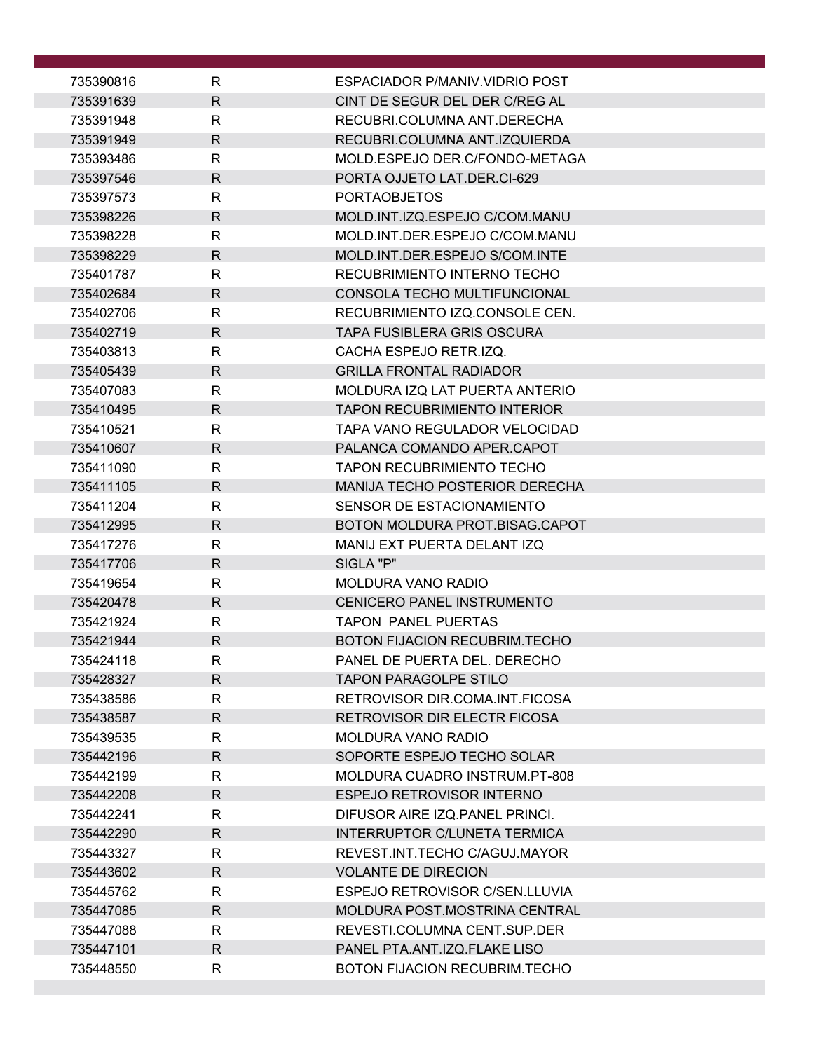| | | |
|---|---|---|
| 735390816 | R | ESPACIADOR P/MANIV.VIDRIO POST |
| 735391639 | R | CINT DE SEGUR DEL DER C/REG AL |
| 735391948 | R | RECUBRI.COLUMNA ANT.DERECHA |
| 735391949 | R | RECUBRI.COLUMNA ANT.IZQUIERDA |
| 735393486 | R | MOLD.ESPEJO DER.C/FONDO-METAGA |
| 735397546 | R | PORTA OJJETO LAT.DER.CI-629 |
| 735397573 | R | PORTAOBJETOS |
| 735398226 | R | MOLD.INT.IZQ.ESPEJO C/COM.MANU |
| 735398228 | R | MOLD.INT.DER.ESPEJO C/COM.MANU |
| 735398229 | R | MOLD.INT.DER.ESPEJO S/COM.INTE |
| 735401787 | R | RECUBRIMIENTO INTERNO TECHO |
| 735402684 | R | CONSOLA TECHO MULTIFUNCIONAL |
| 735402706 | R | RECUBRIMIENTO IZQ.CONSOLE CEN. |
| 735402719 | R | TAPA FUSIBLERA GRIS OSCURA |
| 735403813 | R | CACHA ESPEJO RETR.IZQ. |
| 735405439 | R | GRILLA FRONTAL RADIADOR |
| 735407083 | R | MOLDURA IZQ LAT PUERTA ANTERIO |
| 735410495 | R | TAPON RECUBRIMIENTO INTERIOR |
| 735410521 | R | TAPA VANO REGULADOR VELOCIDAD |
| 735410607 | R | PALANCA COMANDO APER.CAPOT |
| 735411090 | R | TAPON RECUBRIMIENTO TECHO |
| 735411105 | R | MANIJA TECHO POSTERIOR DERECHA |
| 735411204 | R | SENSOR DE ESTACIONAMIENTO |
| 735412995 | R | BOTON MOLDURA PROT.BISAG.CAPOT |
| 735417276 | R | MANIJ EXT PUERTA DELANT IZQ |
| 735417706 | R | SIGLA "P" |
| 735419654 | R | MOLDURA VANO RADIO |
| 735420478 | R | CENICERO PANEL INSTRUMENTO |
| 735421924 | R | TAPON  PANEL PUERTAS |
| 735421944 | R | BOTON FIJACION RECUBRIM.TECHO |
| 735424118 | R | PANEL DE PUERTA DEL. DERECHO |
| 735428327 | R | TAPON PARAGOLPE STILO |
| 735438586 | R | RETROVISOR DIR.COMA.INT.FICOSA |
| 735438587 | R | RETROVISOR DIR ELECTR FICOSA |
| 735439535 | R | MOLDURA VANO RADIO |
| 735442196 | R | SOPORTE ESPEJO TECHO SOLAR |
| 735442199 | R | MOLDURA CUADRO INSTRUM.PT-808 |
| 735442208 | R | ESPEJO RETROVISOR INTERNO |
| 735442241 | R | DIFUSOR AIRE IZQ.PANEL PRINCI. |
| 735442290 | R | INTERRUPTOR C/LUNETA TERMICA |
| 735443327 | R | REVEST.INT.TECHO C/AGUJ.MAYOR |
| 735443602 | R | VOLANTE DE DIRECION |
| 735445762 | R | ESPEJO RETROVISOR C/SEN.LLUVIA |
| 735447085 | R | MOLDURA POST.MOSTRINA CENTRAL |
| 735447088 | R | REVESTI.COLUMNA CENT.SUP.DER |
| 735447101 | R | PANEL PTA.ANT.IZQ.FLAKE LISO |
| 735448550 | R | BOTON FIJACION RECUBRIM.TECHO |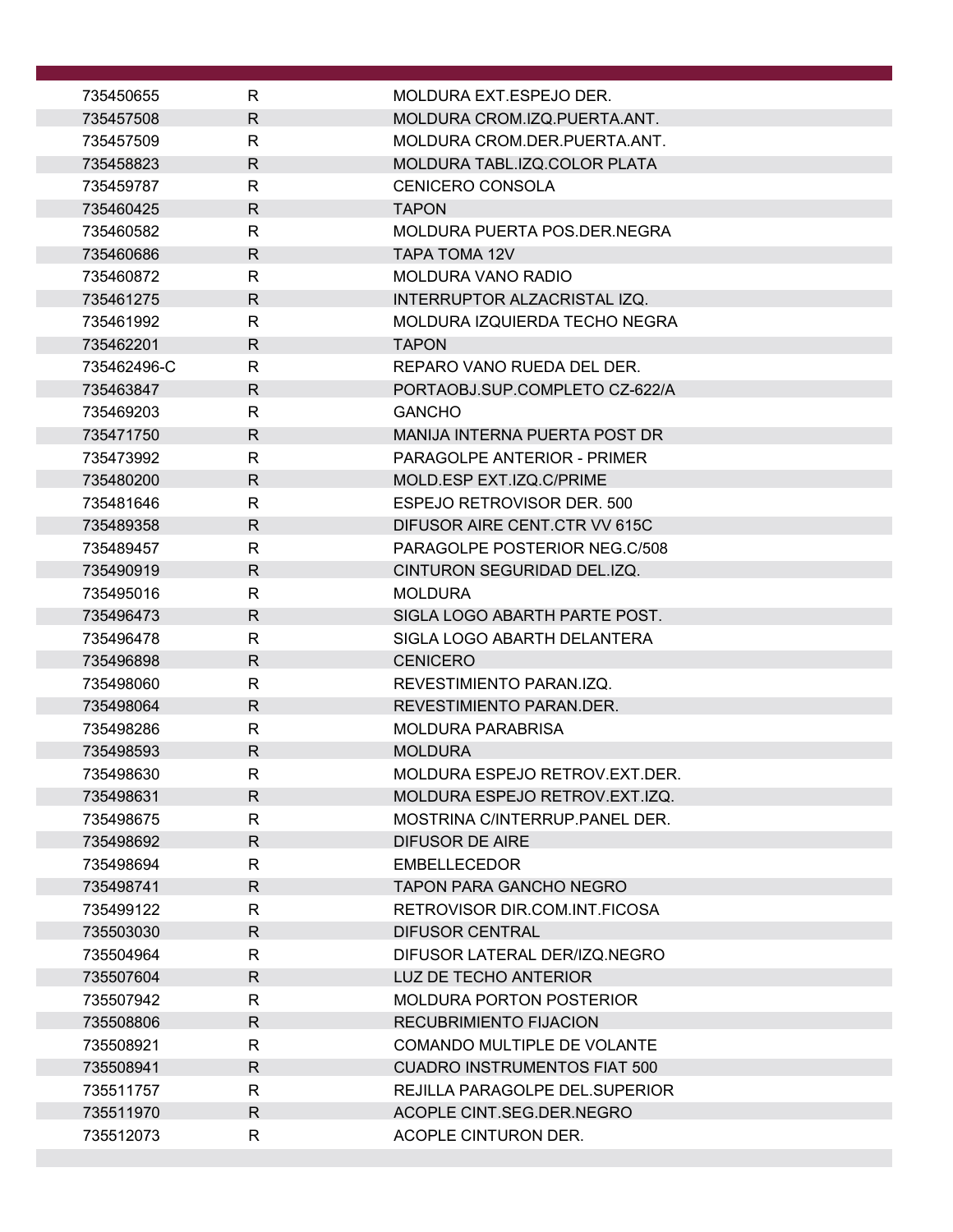| | | |
|---|---|---|
| 735450655 | R | MOLDURA EXT.ESPEJO DER. |
| 735457508 | R | MOLDURA CROM.IZQ.PUERTA.ANT. |
| 735457509 | R | MOLDURA CROM.DER.PUERTA.ANT. |
| 735458823 | R | MOLDURA TABL.IZQ.COLOR PLATA |
| 735459787 | R | CENICERO CONSOLA |
| 735460425 | R | TAPON |
| 735460582 | R | MOLDURA PUERTA POS.DER.NEGRA |
| 735460686 | R | TAPA TOMA 12V |
| 735460872 | R | MOLDURA VANO RADIO |
| 735461275 | R | INTERRUPTOR ALZACRISTAL IZQ. |
| 735461992 | R | MOLDURA IZQUIERDA TECHO NEGRA |
| 735462201 | R | TAPON |
| 735462496-C | R | REPARO VANO RUEDA DEL DER. |
| 735463847 | R | PORTAOBJ.SUP.COMPLETO CZ-622/A |
| 735469203 | R | GANCHO |
| 735471750 | R | MANIJA INTERNA PUERTA POST DR |
| 735473992 | R | PARAGOLPE ANTERIOR - PRIMER |
| 735480200 | R | MOLD.ESP EXT.IZQ.C/PRIME |
| 735481646 | R | ESPEJO RETROVISOR DER. 500 |
| 735489358 | R | DIFUSOR AIRE CENT.CTR VV 615C |
| 735489457 | R | PARAGOLPE POSTERIOR NEG.C/508 |
| 735490919 | R | CINTURON SEGURIDAD DEL.IZQ. |
| 735495016 | R | MOLDURA |
| 735496473 | R | SIGLA LOGO ABARTH PARTE POST. |
| 735496478 | R | SIGLA LOGO ABARTH DELANTERA |
| 735496898 | R | CENICERO |
| 735498060 | R | REVESTIMIENTO PARAN.IZQ. |
| 735498064 | R | REVESTIMIENTO PARAN.DER. |
| 735498286 | R | MOLDURA PARABRISA |
| 735498593 | R | MOLDURA |
| 735498630 | R | MOLDURA ESPEJO RETROV.EXT.DER. |
| 735498631 | R | MOLDURA ESPEJO RETROV.EXT.IZQ. |
| 735498675 | R | MOSTRINA C/INTERRUP.PANEL DER. |
| 735498692 | R | DIFUSOR DE AIRE |
| 735498694 | R | EMBELLECEDOR |
| 735498741 | R | TAPON PARA GANCHO NEGRO |
| 735499122 | R | RETROVISOR DIR.COM.INT.FICOSA |
| 735503030 | R | DIFUSOR CENTRAL |
| 735504964 | R | DIFUSOR LATERAL DER/IZQ.NEGRO |
| 735507604 | R | LUZ DE TECHO ANTERIOR |
| 735507942 | R | MOLDURA PORTON POSTERIOR |
| 735508806 | R | RECUBRIMIENTO FIJACION |
| 735508921 | R | COMANDO MULTIPLE DE VOLANTE |
| 735508941 | R | CUADRO INSTRUMENTOS FIAT 500 |
| 735511757 | R | REJILLA PARAGOLPE DEL.SUPERIOR |
| 735511970 | R | ACOPLE CINT.SEG.DER.NEGRO |
| 735512073 | R | ACOPLE CINTURON DER. |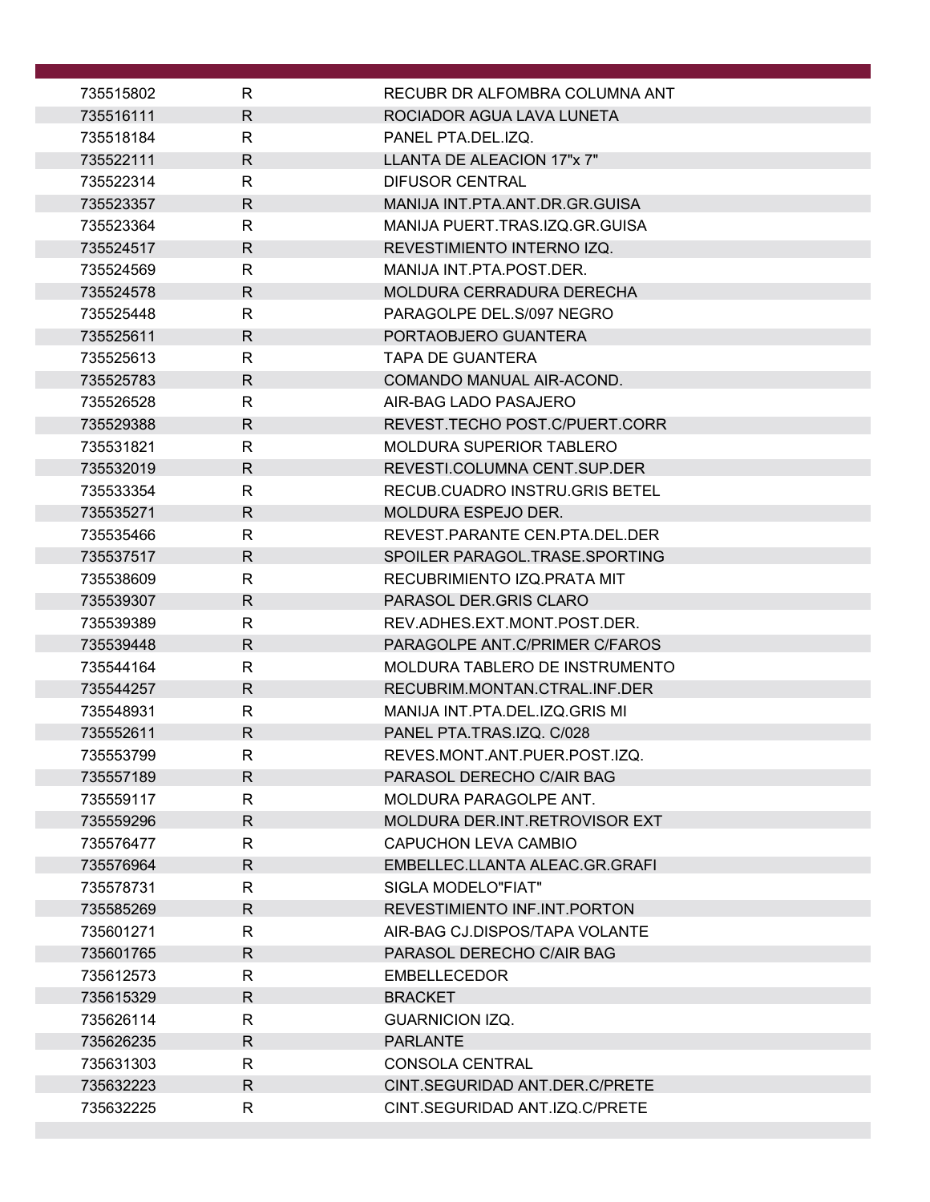| | | |
|---|---|---|
| 735515802 | R | RECUBR DR ALFOMBRA COLUMNA ANT |
| 735516111 | R | ROCIADOR AGUA LAVA LUNETA |
| 735518184 | R | PANEL PTA.DEL.IZQ. |
| 735522111 | R | LLANTA DE ALEACION 17"x 7" |
| 735522314 | R | DIFUSOR CENTRAL |
| 735523357 | R | MANIJA INT.PTA.ANT.DR.GR.GUISA |
| 735523364 | R | MANIJA PUERT.TRAS.IZQ.GR.GUISA |
| 735524517 | R | REVESTIMIENTO INTERNO IZQ. |
| 735524569 | R | MANIJA INT.PTA.POST.DER. |
| 735524578 | R | MOLDURA CERRADURA DERECHA |
| 735525448 | R | PARAGOLPE DEL.S/097 NEGRO |
| 735525611 | R | PORTAOBJERO GUANTERA |
| 735525613 | R | TAPA DE GUANTERA |
| 735525783 | R | COMANDO MANUAL AIR-ACOND. |
| 735526528 | R | AIR-BAG LADO PASAJERO |
| 735529388 | R | REVEST.TECHO POST.C/PUERT.CORR |
| 735531821 | R | MOLDURA SUPERIOR TABLERO |
| 735532019 | R | REVESTI.COLUMNA CENT.SUP.DER |
| 735533354 | R | RECUB.CUADRO INSTRU.GRIS BETEL |
| 735535271 | R | MOLDURA ESPEJO DER. |
| 735535466 | R | REVEST.PARANTE CEN.PTA.DEL.DER |
| 735537517 | R | SPOILER PARAGOL.TRASE.SPORTING |
| 735538609 | R | RECUBRIMIENTO IZQ.PRATA MIT |
| 735539307 | R | PARASOL DER.GRIS CLARO |
| 735539389 | R | REV.ADHES.EXT.MONT.POST.DER. |
| 735539448 | R | PARAGOLPE ANT.C/PRIMER C/FAROS |
| 735544164 | R | MOLDURA TABLERO DE INSTRUMENTO |
| 735544257 | R | RECUBRIM.MONTAN.CTRAL.INF.DER |
| 735548931 | R | MANIJA INT.PTA.DEL.IZQ.GRIS MI |
| 735552611 | R | PANEL PTA.TRAS.IZQ. C/028 |
| 735553799 | R | REVES.MONT.ANT.PUER.POST.IZQ. |
| 735557189 | R | PARASOL DERECHO C/AIR BAG |
| 735559117 | R | MOLDURA PARAGOLPE ANT. |
| 735559296 | R | MOLDURA DER.INT.RETROVISOR EXT |
| 735576477 | R | CAPUCHON LEVA CAMBIO |
| 735576964 | R | EMBELLEC.LLANTA ALEAC.GR.GRAFI |
| 735578731 | R | SIGLA MODELO"FIAT" |
| 735585269 | R | REVESTIMIENTO INF.INT.PORTON |
| 735601271 | R | AIR-BAG CJ.DISPOS/TAPA VOLANTE |
| 735601765 | R | PARASOL DERECHO C/AIR BAG |
| 735612573 | R | EMBELLECEDOR |
| 735615329 | R | BRACKET |
| 735626114 | R | GUARNICION IZQ. |
| 735626235 | R | PARLANTE |
| 735631303 | R | CONSOLA CENTRAL |
| 735632223 | R | CINT.SEGURIDAD ANT.DER.C/PRETE |
| 735632225 | R | CINT.SEGURIDAD ANT.IZQ.C/PRETE |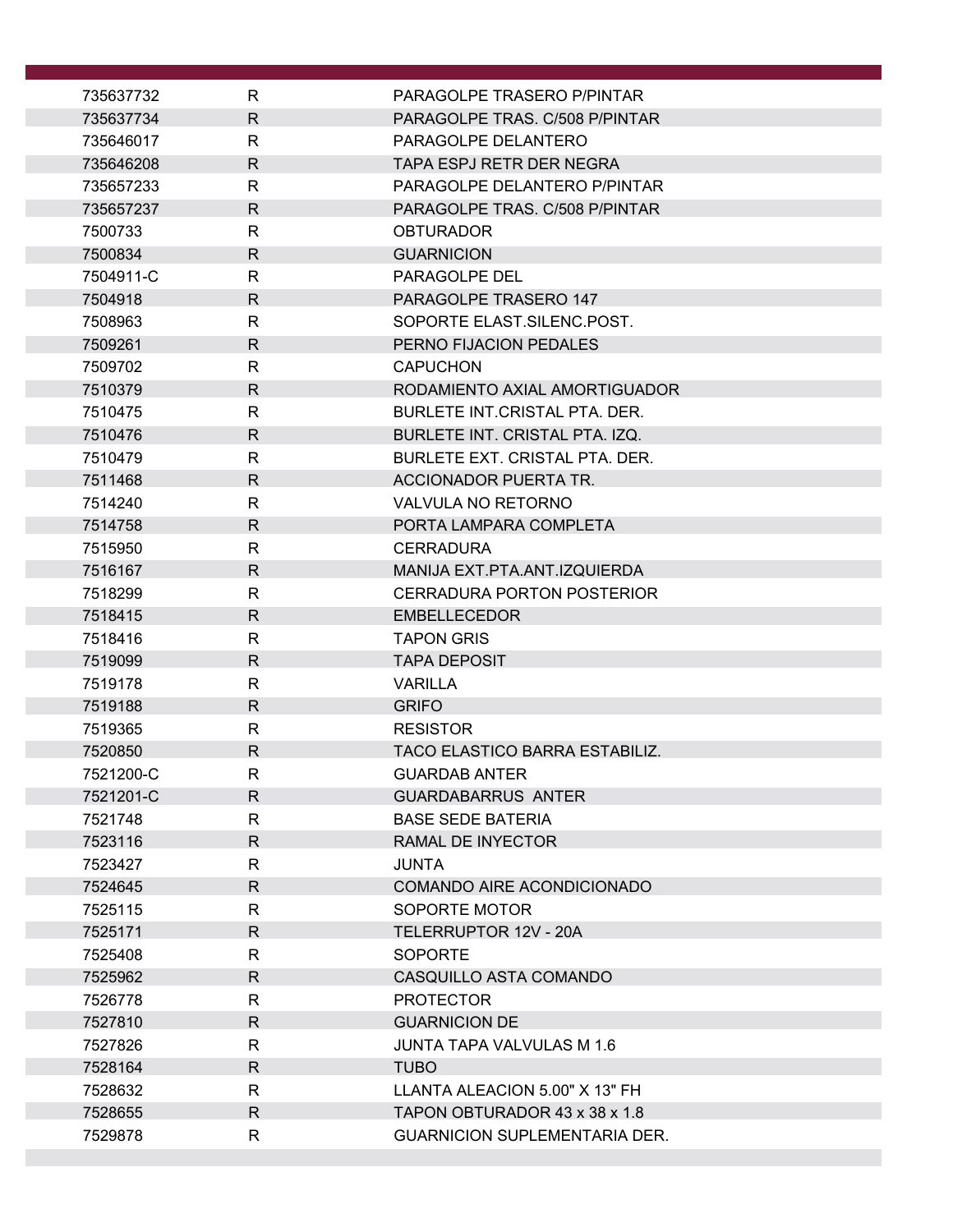| | | |
|---|---|---|
| 735637732 | R | PARAGOLPE TRASERO P/PINTAR |
| 735637734 | R | PARAGOLPE TRAS. C/508 P/PINTAR |
| 735646017 | R | PARAGOLPE DELANTERO |
| 735646208 | R | TAPA ESPJ RETR DER NEGRA |
| 735657233 | R | PARAGOLPE DELANTERO P/PINTAR |
| 735657237 | R | PARAGOLPE TRAS. C/508 P/PINTAR |
| 7500733 | R | OBTURADOR |
| 7500834 | R | GUARNICION |
| 7504911-C | R | PARAGOLPE DEL |
| 7504918 | R | PARAGOLPE TRASERO 147 |
| 7508963 | R | SOPORTE ELAST.SILENC.POST. |
| 7509261 | R | PERNO FIJACION PEDALES |
| 7509702 | R | CAPUCHON |
| 7510379 | R | RODAMIENTO AXIAL AMORTIGUADOR |
| 7510475 | R | BURLETE INT.CRISTAL PTA. DER. |
| 7510476 | R | BURLETE INT. CRISTAL PTA. IZQ. |
| 7510479 | R | BURLETE EXT. CRISTAL PTA. DER. |
| 7511468 | R | ACCIONADOR PUERTA TR. |
| 7514240 | R | VALVULA NO RETORNO |
| 7514758 | R | PORTA LAMPARA COMPLETA |
| 7515950 | R | CERRADURA |
| 7516167 | R | MANIJA EXT.PTA.ANT.IZQUIERDA |
| 7518299 | R | CERRADURA PORTON POSTERIOR |
| 7518415 | R | EMBELLECEDOR |
| 7518416 | R | TAPON GRIS |
| 7519099 | R | TAPA DEPOSIT |
| 7519178 | R | VARILLA |
| 7519188 | R | GRIFO |
| 7519365 | R | RESISTOR |
| 7520850 | R | TACO ELASTICO BARRA ESTABILIZ. |
| 7521200-C | R | GUARDAB ANTER |
| 7521201-C | R | GUARDABARRUS ANTER |
| 7521748 | R | BASE SEDE BATERIA |
| 7523116 | R | RAMAL DE INYECTOR |
| 7523427 | R | JUNTA |
| 7524645 | R | COMANDO AIRE ACONDICIONADO |
| 7525115 | R | SOPORTE MOTOR |
| 7525171 | R | TELERRUPTOR 12V - 20A |
| 7525408 | R | SOPORTE |
| 7525962 | R | CASQUILLO ASTA COMANDO |
| 7526778 | R | PROTECTOR |
| 7527810 | R | GUARNICION DE |
| 7527826 | R | JUNTA TAPA VALVULAS M 1.6 |
| 7528164 | R | TUBO |
| 7528632 | R | LLANTA ALEACION 5.00" X 13" FH |
| 7528655 | R | TAPON OBTURADOR 43 x 38 x 1.8 |
| 7529878 | R | GUARNICION SUPLEMENTARIA DER. |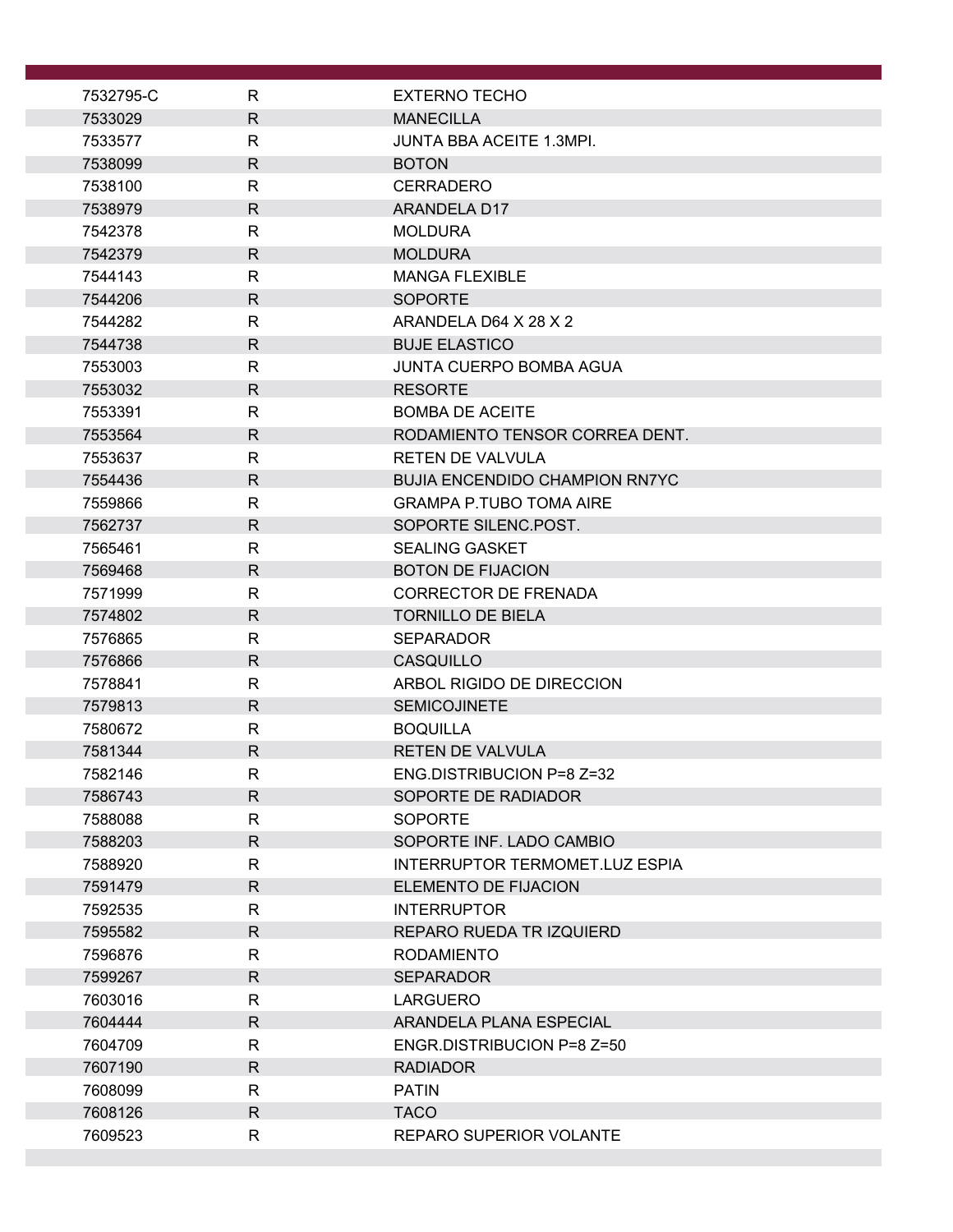| | | |
|---|---|---|
| 7532795-C | R | EXTERNO TECHO |
| 7533029 | R | MANECILLA |
| 7533577 | R | JUNTA BBA ACEITE 1.3MPI. |
| 7538099 | R | BOTON |
| 7538100 | R | CERRADERO |
| 7538979 | R | ARANDELA D17 |
| 7542378 | R | MOLDURA |
| 7542379 | R | MOLDURA |
| 7544143 | R | MANGA FLEXIBLE |
| 7544206 | R | SOPORTE |
| 7544282 | R | ARANDELA D64 X 28 X 2 |
| 7544738 | R | BUJE ELASTICO |
| 7553003 | R | JUNTA CUERPO BOMBA AGUA |
| 7553032 | R | RESORTE |
| 7553391 | R | BOMBA DE ACEITE |
| 7553564 | R | RODAMIENTO TENSOR CORREA DENT. |
| 7553637 | R | RETEN DE VALVULA |
| 7554436 | R | BUJIA ENCENDIDO CHAMPION RN7YC |
| 7559866 | R | GRAMPA P.TUBO TOMA AIRE |
| 7562737 | R | SOPORTE SILENC.POST. |
| 7565461 | R | SEALING GASKET |
| 7569468 | R | BOTON DE FIJACION |
| 7571999 | R | CORRECTOR DE FRENADA |
| 7574802 | R | TORNILLO DE BIELA |
| 7576865 | R | SEPARADOR |
| 7576866 | R | CASQUILLO |
| 7578841 | R | ARBOL RIGIDO DE DIRECCION |
| 7579813 | R | SEMICOJINETE |
| 7580672 | R | BOQUILLA |
| 7581344 | R | RETEN DE VALVULA |
| 7582146 | R | ENG.DISTRIBUCION P=8 Z=32 |
| 7586743 | R | SOPORTE DE RADIADOR |
| 7588088 | R | SOPORTE |
| 7588203 | R | SOPORTE INF. LADO CAMBIO |
| 7588920 | R | INTERRUPTOR TERMOMET.LUZ ESPIA |
| 7591479 | R | ELEMENTO DE FIJACION |
| 7592535 | R | INTERRUPTOR |
| 7595582 | R | REPARO RUEDA TR IZQUIERD |
| 7596876 | R | RODAMIENTO |
| 7599267 | R | SEPARADOR |
| 7603016 | R | LARGUERO |
| 7604444 | R | ARANDELA PLANA ESPECIAL |
| 7604709 | R | ENGR.DISTRIBUCION P=8 Z=50 |
| 7607190 | R | RADIADOR |
| 7608099 | R | PATIN |
| 7608126 | R | TACO |
| 7609523 | R | REPARO SUPERIOR VOLANTE |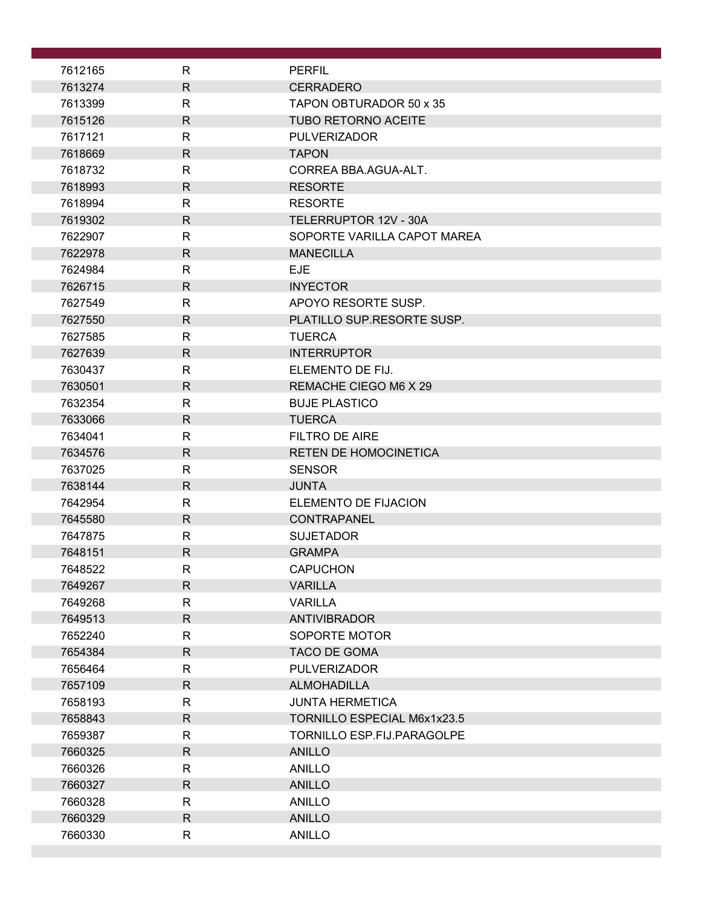| | | |
|---|---|---|
| 7612165 | R | PERFIL |
| 7613274 | R | CERRADERO |
| 7613399 | R | TAPON OBTURADOR 50 x 35 |
| 7615126 | R | TUBO RETORNO ACEITE |
| 7617121 | R | PULVERIZADOR |
| 7618669 | R | TAPON |
| 7618732 | R | CORREA BBA.AGUA-ALT. |
| 7618993 | R | RESORTE |
| 7618994 | R | RESORTE |
| 7619302 | R | TELERRUPTOR 12V - 30A |
| 7622907 | R | SOPORTE VARILLA CAPOT MAREA |
| 7622978 | R | MANECILLA |
| 7624984 | R | EJE |
| 7626715 | R | INYECTOR |
| 7627549 | R | APOYO RESORTE SUSP. |
| 7627550 | R | PLATILLO SUP.RESORTE SUSP. |
| 7627585 | R | TUERCA |
| 7627639 | R | INTERRUPTOR |
| 7630437 | R | ELEMENTO DE FIJ. |
| 7630501 | R | REMACHE CIEGO M6 X 29 |
| 7632354 | R | BUJE PLASTICO |
| 7633066 | R | TUERCA |
| 7634041 | R | FILTRO DE AIRE |
| 7634576 | R | RETEN DE HOMOCINETICA |
| 7637025 | R | SENSOR |
| 7638144 | R | JUNTA |
| 7642954 | R | ELEMENTO DE FIJACION |
| 7645580 | R | CONTRAPANEL |
| 7647875 | R | SUJETADOR |
| 7648151 | R | GRAMPA |
| 7648522 | R | CAPUCHON |
| 7649267 | R | VARILLA |
| 7649268 | R | VARILLA |
| 7649513 | R | ANTIVIBRADOR |
| 7652240 | R | SOPORTE MOTOR |
| 7654384 | R | TACO DE GOMA |
| 7656464 | R | PULVERIZADOR |
| 7657109 | R | ALMOHADILLA |
| 7658193 | R | JUNTA HERMETICA |
| 7658843 | R | TORNILLO ESPECIAL M6x1x23.5 |
| 7659387 | R | TORNILLO ESP.FIJ.PARAGOLPE |
| 7660325 | R | ANILLO |
| 7660326 | R | ANILLO |
| 7660327 | R | ANILLO |
| 7660328 | R | ANILLO |
| 7660329 | R | ANILLO |
| 7660330 | R | ANILLO |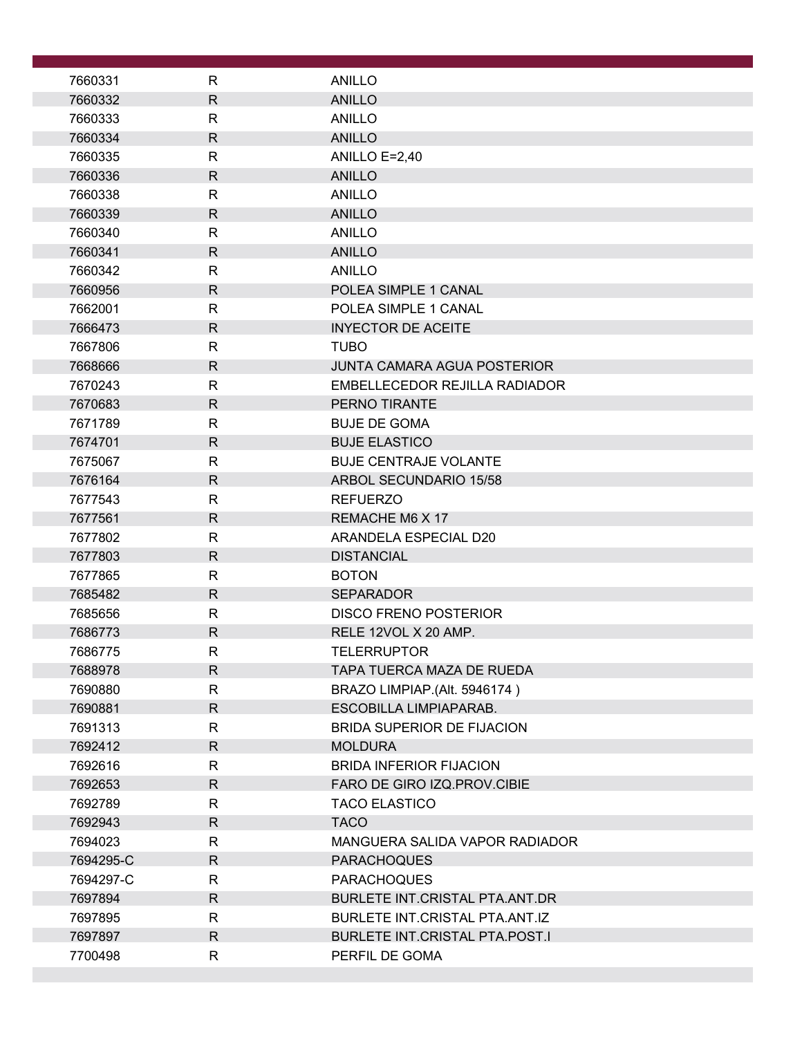| | | |
|---|---|---|
| 7660331 | R | ANILLO |
| 7660332 | R | ANILLO |
| 7660333 | R | ANILLO |
| 7660334 | R | ANILLO |
| 7660335 | R | ANILLO E=2,40 |
| 7660336 | R | ANILLO |
| 7660338 | R | ANILLO |
| 7660339 | R | ANILLO |
| 7660340 | R | ANILLO |
| 7660341 | R | ANILLO |
| 7660342 | R | ANILLO |
| 7660956 | R | POLEA SIMPLE 1 CANAL |
| 7662001 | R | POLEA SIMPLE 1 CANAL |
| 7666473 | R | INYECTOR DE ACEITE |
| 7667806 | R | TUBO |
| 7668666 | R | JUNTA CAMARA AGUA POSTERIOR |
| 7670243 | R | EMBELLECEDOR REJILLA RADIADOR |
| 7670683 | R | PERNO TIRANTE |
| 7671789 | R | BUJE DE GOMA |
| 7674701 | R | BUJE ELASTICO |
| 7675067 | R | BUJE CENTRAJE VOLANTE |
| 7676164 | R | ARBOL SECUNDARIO 15/58 |
| 7677543 | R | REFUERZO |
| 7677561 | R | REMACHE M6 X 17 |
| 7677802 | R | ARANDELA ESPECIAL D20 |
| 7677803 | R | DISTANCIAL |
| 7677865 | R | BOTON |
| 7685482 | R | SEPARADOR |
| 7685656 | R | DISCO FRENO POSTERIOR |
| 7686773 | R | RELE 12VOL X 20 AMP. |
| 7686775 | R | TELERRUPTOR |
| 7688978 | R | TAPA TUERCA MAZA DE RUEDA |
| 7690880 | R | BRAZO LIMPIAP.(Alt. 5946174 ) |
| 7690881 | R | ESCOBILLA LIMPIAPARAB. |
| 7691313 | R | BRIDA SUPERIOR DE FIJACION |
| 7692412 | R | MOLDURA |
| 7692616 | R | BRIDA INFERIOR FIJACION |
| 7692653 | R | FARO DE GIRO IZQ.PROV.CIBIE |
| 7692789 | R | TACO ELASTICO |
| 7692943 | R | TACO |
| 7694023 | R | MANGUERA SALIDA VAPOR RADIADOR |
| 7694295-C | R | PARACHOQUES |
| 7694297-C | R | PARACHOQUES |
| 7697894 | R | BURLETE INT.CRISTAL PTA.ANT.DR |
| 7697895 | R | BURLETE INT.CRISTAL PTA.ANT.IZ |
| 7697897 | R | BURLETE INT.CRISTAL PTA.POST.I |
| 7700498 | R | PERFIL DE GOMA |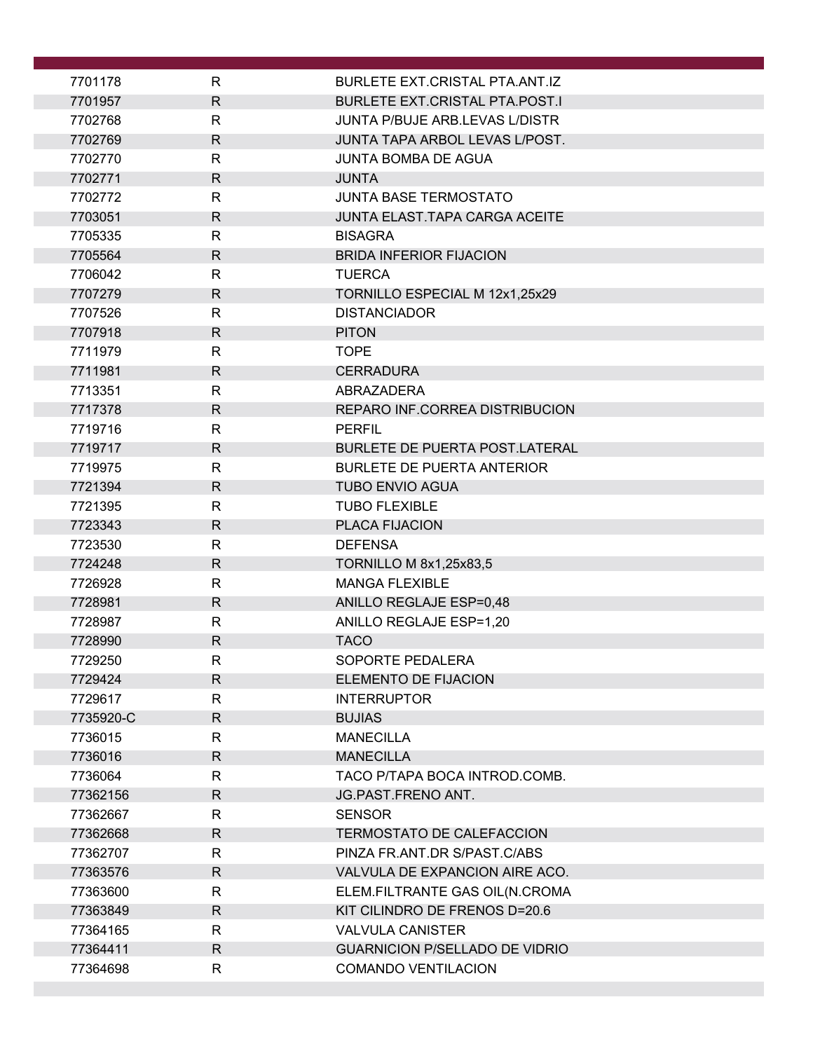| | | |
|---|---|---|
| 7701178 | R | BURLETE EXT.CRISTAL PTA.ANT.IZ |
| 7701957 | R | BURLETE EXT.CRISTAL PTA.POST.I |
| 7702768 | R | JUNTA P/BUJE ARB.LEVAS L/DISTR |
| 7702769 | R | JUNTA TAPA ARBOL LEVAS L/POST. |
| 7702770 | R | JUNTA BOMBA DE AGUA |
| 7702771 | R | JUNTA |
| 7702772 | R | JUNTA BASE TERMOSTATO |
| 7703051 | R | JUNTA ELAST.TAPA CARGA ACEITE |
| 7705335 | R | BISAGRA |
| 7705564 | R | BRIDA INFERIOR FIJACION |
| 7706042 | R | TUERCA |
| 7707279 | R | TORNILLO ESPECIAL M 12x1,25x29 |
| 7707526 | R | DISTANCIADOR |
| 7707918 | R | PITON |
| 7711979 | R | TOPE |
| 7711981 | R | CERRADURA |
| 7713351 | R | ABRAZADERA |
| 7717378 | R | REPARO INF.CORREA DISTRIBUCION |
| 7719716 | R | PERFIL |
| 7719717 | R | BURLETE DE PUERTA POST.LATERAL |
| 7719975 | R | BURLETE DE PUERTA ANTERIOR |
| 7721394 | R | TUBO ENVIO AGUA |
| 7721395 | R | TUBO FLEXIBLE |
| 7723343 | R | PLACA FIJACION |
| 7723530 | R | DEFENSA |
| 7724248 | R | TORNILLO M 8x1,25x83,5 |
| 7726928 | R | MANGA FLEXIBLE |
| 7728981 | R | ANILLO REGLAJE ESP=0,48 |
| 7728987 | R | ANILLO REGLAJE ESP=1,20 |
| 7728990 | R | TACO |
| 7729250 | R | SOPORTE PEDALERA |
| 7729424 | R | ELEMENTO DE FIJACION |
| 7729617 | R | INTERRUPTOR |
| 7735920-C | R | BUJIAS |
| 7736015 | R | MANECILLA |
| 7736016 | R | MANECILLA |
| 7736064 | R | TACO P/TAPA BOCA INTROD.COMB. |
| 77362156 | R | JG.PAST.FRENO ANT. |
| 77362667 | R | SENSOR |
| 77362668 | R | TERMOSTATO DE CALEFACCION |
| 77362707 | R | PINZA FR.ANT.DR S/PAST.C/ABS |
| 77363576 | R | VALVULA DE EXPANCION AIRE ACO. |
| 77363600 | R | ELEM.FILTRANTE GAS OIL(N.CROMA |
| 77363849 | R | KIT CILINDRO DE FRENOS D=20.6 |
| 77364165 | R | VALVULA CANISTER |
| 77364411 | R | GUARNICION P/SELLADO DE VIDRIO |
| 77364698 | R | COMANDO VENTILACION |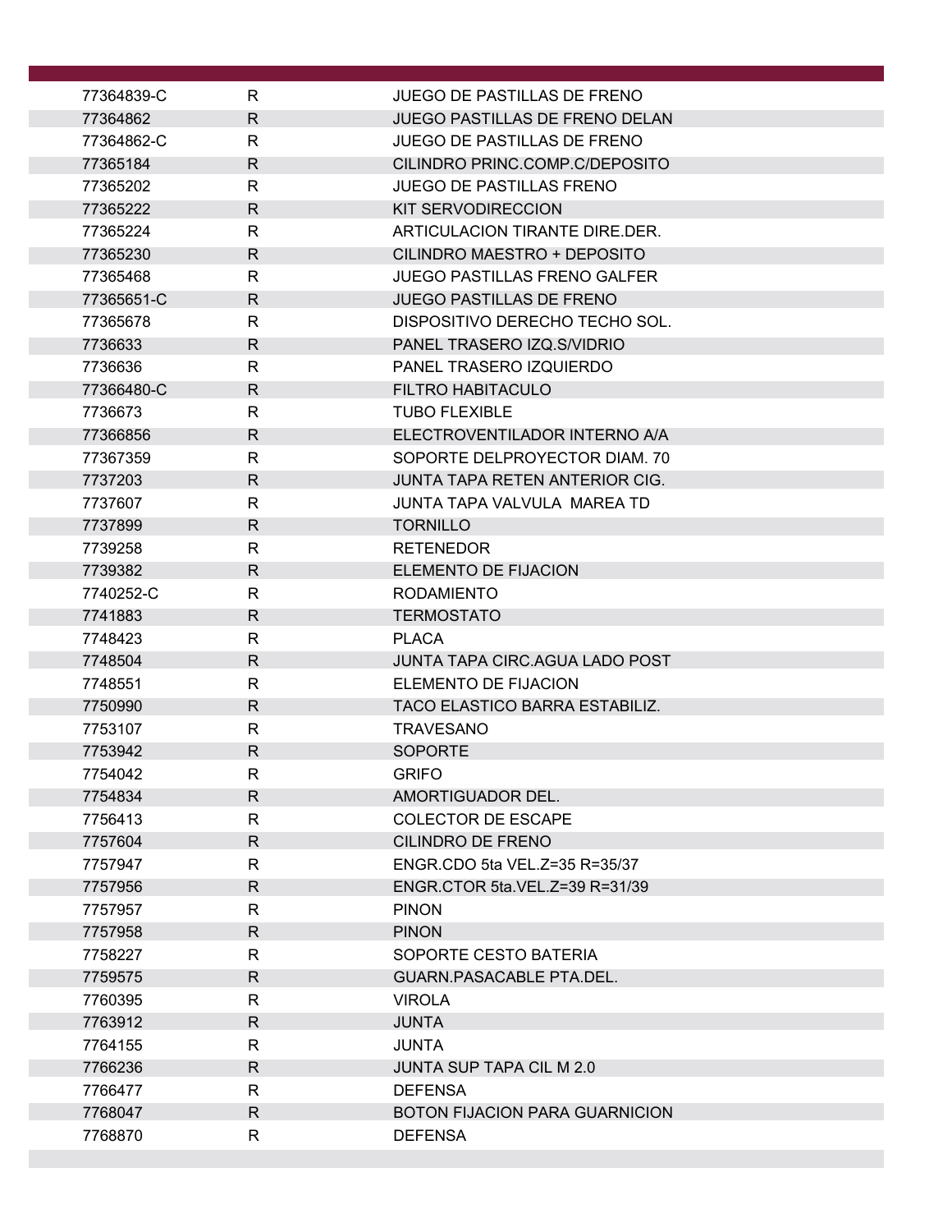| | | |
|---|---|---|
| 77364839-C | R | JUEGO DE PASTILLAS DE FRENO |
| 77364862 | R | JUEGO PASTILLAS DE FRENO DELAN |
| 77364862-C | R | JUEGO DE PASTILLAS DE FRENO |
| 77365184 | R | CILINDRO PRINC.COMP.C/DEPOSITO |
| 77365202 | R | JUEGO DE PASTILLAS FRENO |
| 77365222 | R | KIT SERVODIRECCION |
| 77365224 | R | ARTICULACION TIRANTE DIRE.DER. |
| 77365230 | R | CILINDRO MAESTRO + DEPOSITO |
| 77365468 | R | JUEGO PASTILLAS FRENO GALFER |
| 77365651-C | R | JUEGO PASTILLAS DE FRENO |
| 77365678 | R | DISPOSITIVO DERECHO TECHO SOL. |
| 7736633 | R | PANEL TRASERO IZQ.S/VIDRIO |
| 7736636 | R | PANEL TRASERO IZQUIERDO |
| 77366480-C | R | FILTRO HABITACULO |
| 7736673 | R | TUBO FLEXIBLE |
| 77366856 | R | ELECTROVENTILADOR INTERNO A/A |
| 77367359 | R | SOPORTE DELPROYECTOR DIAM. 70 |
| 7737203 | R | JUNTA TAPA RETEN ANTERIOR CIG. |
| 7737607 | R | JUNTA TAPA VALVULA MAREA TD |
| 7737899 | R | TORNILLO |
| 7739258 | R | RETENEDOR |
| 7739382 | R | ELEMENTO DE FIJACION |
| 7740252-C | R | RODAMIENTO |
| 7741883 | R | TERMOSTATO |
| 7748423 | R | PLACA |
| 7748504 | R | JUNTA TAPA CIRC.AGUA LADO POST |
| 7748551 | R | ELEMENTO DE FIJACION |
| 7750990 | R | TACO ELASTICO BARRA ESTABILIZ. |
| 7753107 | R | TRAVESANO |
| 7753942 | R | SOPORTE |
| 7754042 | R | GRIFO |
| 7754834 | R | AMORTIGUADOR DEL. |
| 7756413 | R | COLECTOR DE ESCAPE |
| 7757604 | R | CILINDRO DE FRENO |
| 7757947 | R | ENGR.CDO 5ta VEL.Z=35 R=35/37 |
| 7757956 | R | ENGR.CTOR 5ta.VEL.Z=39 R=31/39 |
| 7757957 | R | PINON |
| 7757958 | R | PINON |
| 7758227 | R | SOPORTE CESTO BATERIA |
| 7759575 | R | GUARN.PASACABLE PTA.DEL. |
| 7760395 | R | VIROLA |
| 7763912 | R | JUNTA |
| 7764155 | R | JUNTA |
| 7766236 | R | JUNTA SUP TAPA CIL M 2.0 |
| 7766477 | R | DEFENSA |
| 7768047 | R | BOTON FIJACION PARA GUARNICION |
| 7768870 | R | DEFENSA |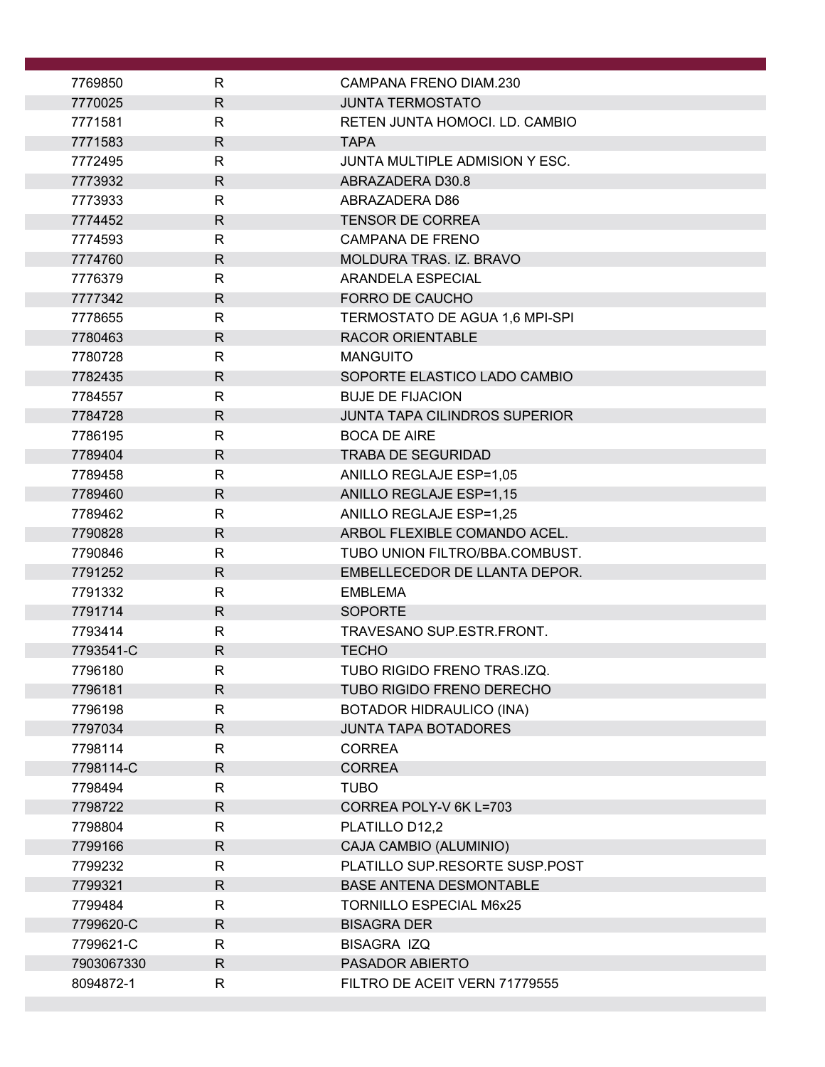| | | |
|---|---|---|
| 7769850 | R | CAMPANA FRENO DIAM.230 |
| 7770025 | R | JUNTA TERMOSTATO |
| 7771581 | R | RETEN JUNTA HOMOCI. LD. CAMBIO |
| 7771583 | R | TAPA |
| 7772495 | R | JUNTA MULTIPLE ADMISION Y ESC. |
| 7773932 | R | ABRAZADERA D30.8 |
| 7773933 | R | ABRAZADERA D86 |
| 7774452 | R | TENSOR DE CORREA |
| 7774593 | R | CAMPANA DE FRENO |
| 7774760 | R | MOLDURA TRAS. IZ. BRAVO |
| 7776379 | R | ARANDELA ESPECIAL |
| 7777342 | R | FORRO DE CAUCHO |
| 7778655 | R | TERMOSTATO DE AGUA 1,6 MPI-SPI |
| 7780463 | R | RACOR ORIENTABLE |
| 7780728 | R | MANGUITO |
| 7782435 | R | SOPORTE ELASTICO LADO CAMBIO |
| 7784557 | R | BUJE DE FIJACION |
| 7784728 | R | JUNTA TAPA CILINDROS SUPERIOR |
| 7786195 | R | BOCA DE AIRE |
| 7789404 | R | TRABA DE SEGURIDAD |
| 7789458 | R | ANILLO REGLAJE ESP=1,05 |
| 7789460 | R | ANILLO REGLAJE ESP=1,15 |
| 7789462 | R | ANILLO REGLAJE ESP=1,25 |
| 7790828 | R | ARBOL FLEXIBLE COMANDO ACEL. |
| 7790846 | R | TUBO UNION FILTRO/BBA.COMBUST. |
| 7791252 | R | EMBELLECEDOR DE LLANTA DEPOR. |
| 7791332 | R | EMBLEMA |
| 7791714 | R | SOPORTE |
| 7793414 | R | TRAVESANO SUP.ESTR.FRONT. |
| 7793541-C | R | TECHO |
| 7796180 | R | TUBO RIGIDO FRENO TRAS.IZQ. |
| 7796181 | R | TUBO RIGIDO FRENO DERECHO |
| 7796198 | R | BOTADOR HIDRAULICO (INA) |
| 7797034 | R | JUNTA TAPA BOTADORES |
| 7798114 | R | CORREA |
| 7798114-C | R | CORREA |
| 7798494 | R | TUBO |
| 7798722 | R | CORREA POLY-V 6K L=703 |
| 7798804 | R | PLATILLO D12,2 |
| 7799166 | R | CAJA CAMBIO (ALUMINIO) |
| 7799232 | R | PLATILLO SUP.RESORTE SUSP.POST |
| 7799321 | R | BASE ANTENA DESMONTABLE |
| 7799484 | R | TORNILLO ESPECIAL M6x25 |
| 7799620-C | R | BISAGRA DER |
| 7799621-C | R | BISAGRA IZQ |
| 7903067330 | R | PASADOR ABIERTO |
| 8094872-1 | R | FILTRO DE ACEIT VERN 71779555 |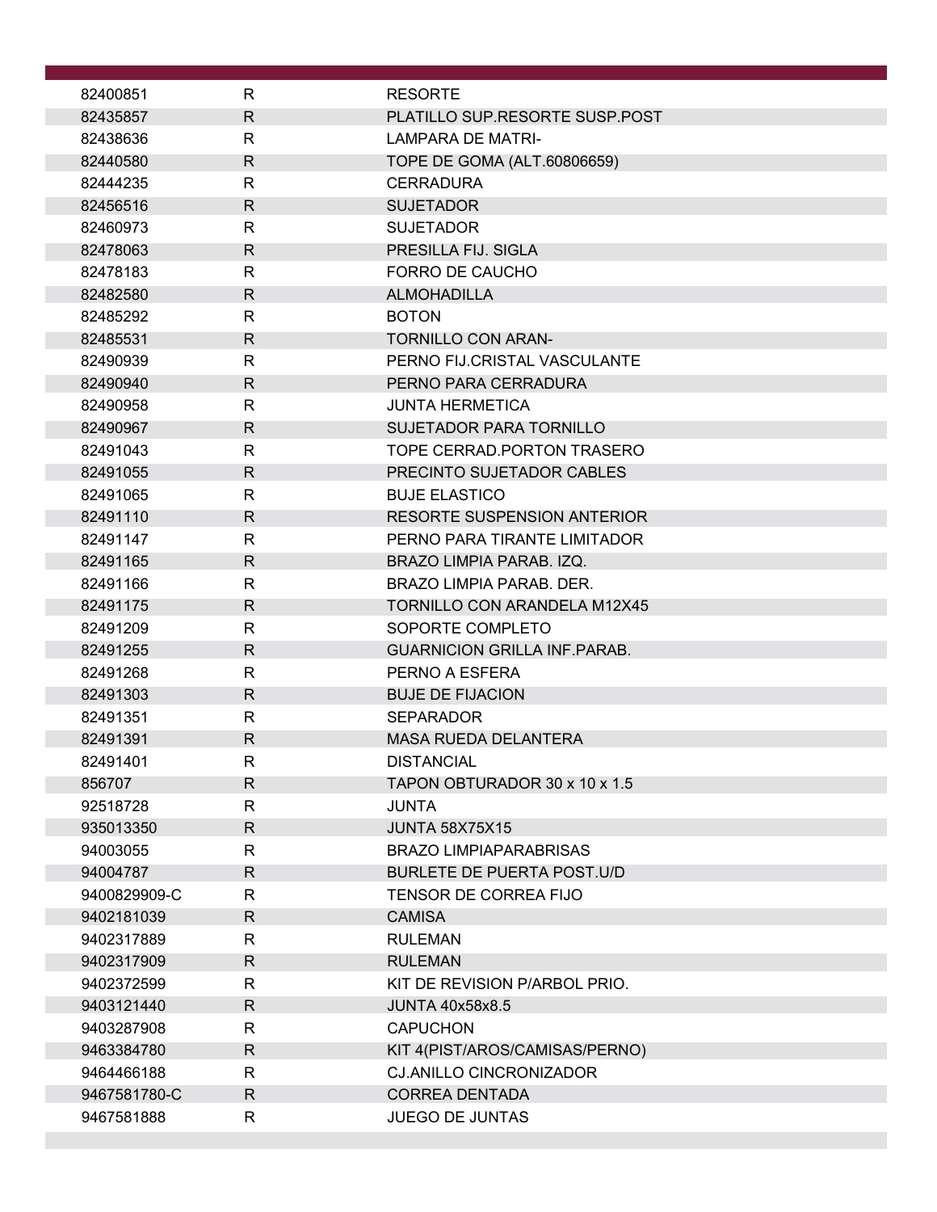| | | |
|---|---|---|
| 82400851 | R | RESORTE |
| 82435857 | R | PLATILLO SUP.RESORTE SUSP.POST |
| 82438636 | R | LAMPARA DE MATRI- |
| 82440580 | R | TOPE DE GOMA (ALT.60806659) |
| 82444235 | R | CERRADURA |
| 82456516 | R | SUJETADOR |
| 82460973 | R | SUJETADOR |
| 82478063 | R | PRESILLA FIJ. SIGLA |
| 82478183 | R | FORRO DE CAUCHO |
| 82482580 | R | ALMOHADILLA |
| 82485292 | R | BOTON |
| 82485531 | R | TORNILLO CON ARAN- |
| 82490939 | R | PERNO FIJ.CRISTAL VASCULANTE |
| 82490940 | R | PERNO PARA CERRADURA |
| 82490958 | R | JUNTA HERMETICA |
| 82490967 | R | SUJETADOR PARA TORNILLO |
| 82491043 | R | TOPE CERRAD.PORTON TRASERO |
| 82491055 | R | PRECINTO SUJETADOR CABLES |
| 82491065 | R | BUJE ELASTICO |
| 82491110 | R | RESORTE SUSPENSION ANTERIOR |
| 82491147 | R | PERNO PARA TIRANTE LIMITADOR |
| 82491165 | R | BRAZO LIMPIA PARAB. IZQ. |
| 82491166 | R | BRAZO LIMPIA PARAB. DER. |
| 82491175 | R | TORNILLO CON ARANDELA M12X45 |
| 82491209 | R | SOPORTE COMPLETO |
| 82491255 | R | GUARNICION GRILLA INF.PARAB. |
| 82491268 | R | PERNO A ESFERA |
| 82491303 | R | BUJE DE FIJACION |
| 82491351 | R | SEPARADOR |
| 82491391 | R | MASA RUEDA DELANTERA |
| 82491401 | R | DISTANCIAL |
| 856707 | R | TAPON OBTURADOR 30 x 10 x 1.5 |
| 92518728 | R | JUNTA |
| 935013350 | R | JUNTA 58X75X15 |
| 94003055 | R | BRAZO LIMPIAPARABRISAS |
| 94004787 | R | BURLETE DE PUERTA POST.U/D |
| 9400829909-C | R | TENSOR DE CORREA FIJO |
| 9402181039 | R | CAMISA |
| 9402317889 | R | RULEMAN |
| 9402317909 | R | RULEMAN |
| 9402372599 | R | KIT DE REVISION P/ARBOL PRIO. |
| 9403121440 | R | JUNTA 40x58x8.5 |
| 9403287908 | R | CAPUCHON |
| 9463384780 | R | KIT 4(PIST/AROS/CAMISAS/PERNO) |
| 9464466188 | R | CJ.ANILLO CINCRONIZADOR |
| 9467581780-C | R | CORREA DENTADA |
| 9467581888 | R | JUEGO DE JUNTAS |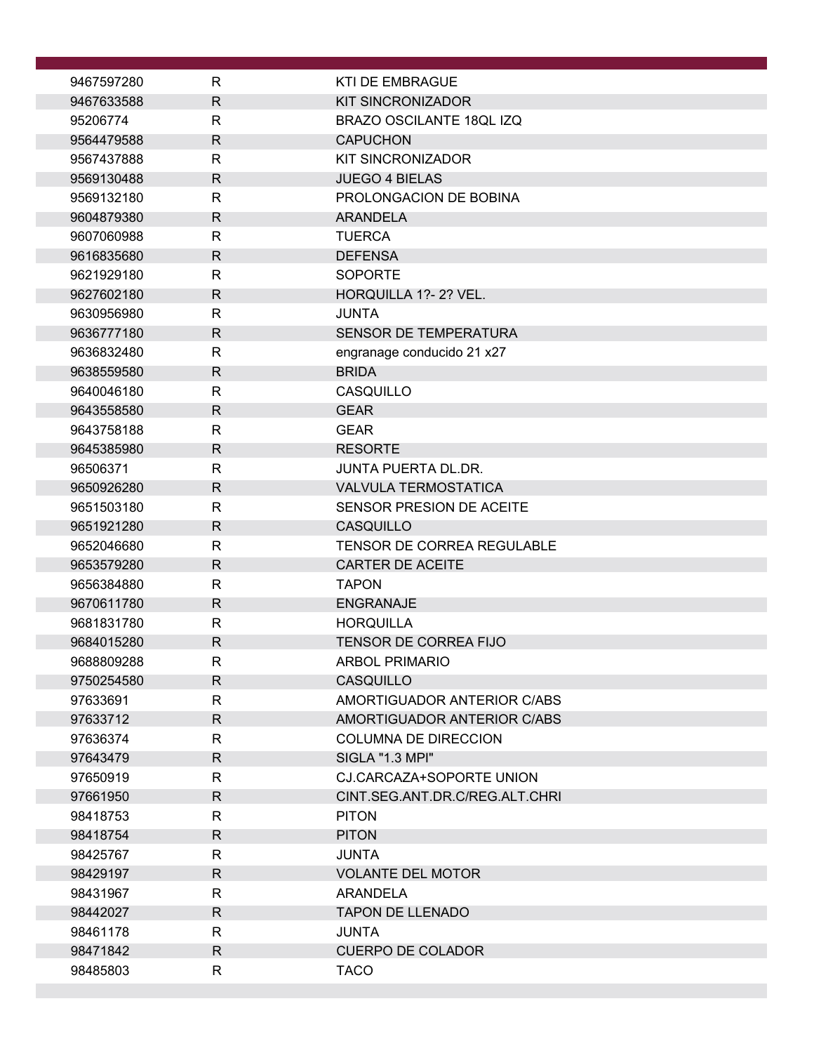| | | |
|---|---|---|
| 9467597280 | R | KTI DE EMBRAGUE |
| 9467633588 | R | KIT SINCRONIZADOR |
| 95206774 | R | BRAZO OSCILANTE 18QL IZQ |
| 9564479588 | R | CAPUCHON |
| 9567437888 | R | KIT SINCRONIZADOR |
| 9569130488 | R | JUEGO 4 BIELAS |
| 9569132180 | R | PROLONGACION DE BOBINA |
| 9604879380 | R | ARANDELA |
| 9607060988 | R | TUERCA |
| 9616835680 | R | DEFENSA |
| 9621929180 | R | SOPORTE |
| 9627602180 | R | HORQUILLA 1?- 2? VEL. |
| 9630956980 | R | JUNTA |
| 9636777180 | R | SENSOR DE TEMPERATURA |
| 9636832480 | R | engranage conducido 21 x27 |
| 9638559580 | R | BRIDA |
| 9640046180 | R | CASQUILLO |
| 9643558580 | R | GEAR |
| 9643758188 | R | GEAR |
| 9645385980 | R | RESORTE |
| 96506371 | R | JUNTA PUERTA DL.DR. |
| 9650926280 | R | VALVULA TERMOSTATICA |
| 9651503180 | R | SENSOR PRESION DE ACEITE |
| 9651921280 | R | CASQUILLO |
| 9652046680 | R | TENSOR DE CORREA REGULABLE |
| 9653579280 | R | CARTER DE ACEITE |
| 9656384880 | R | TAPON |
| 9670611780 | R | ENGRANAJE |
| 9681831780 | R | HORQUILLA |
| 9684015280 | R | TENSOR DE CORREA FIJO |
| 9688809288 | R | ARBOL PRIMARIO |
| 9750254580 | R | CASQUILLO |
| 97633691 | R | AMORTIGUADOR ANTERIOR C/ABS |
| 97633712 | R | AMORTIGUADOR ANTERIOR C/ABS |
| 97636374 | R | COLUMNA DE DIRECCION |
| 97643479 | R | SIGLA "1.3 MPI" |
| 97650919 | R | CJ.CARCAZA+SOPORTE UNION |
| 97661950 | R | CINT.SEG.ANT.DR.C/REG.ALT.CHRI |
| 98418753 | R | PITON |
| 98418754 | R | PITON |
| 98425767 | R | JUNTA |
| 98429197 | R | VOLANTE DEL MOTOR |
| 98431967 | R | ARANDELA |
| 98442027 | R | TAPON DE LLENADO |
| 98461178 | R | JUNTA |
| 98471842 | R | CUERPO DE COLADOR |
| 98485803 | R | TACO |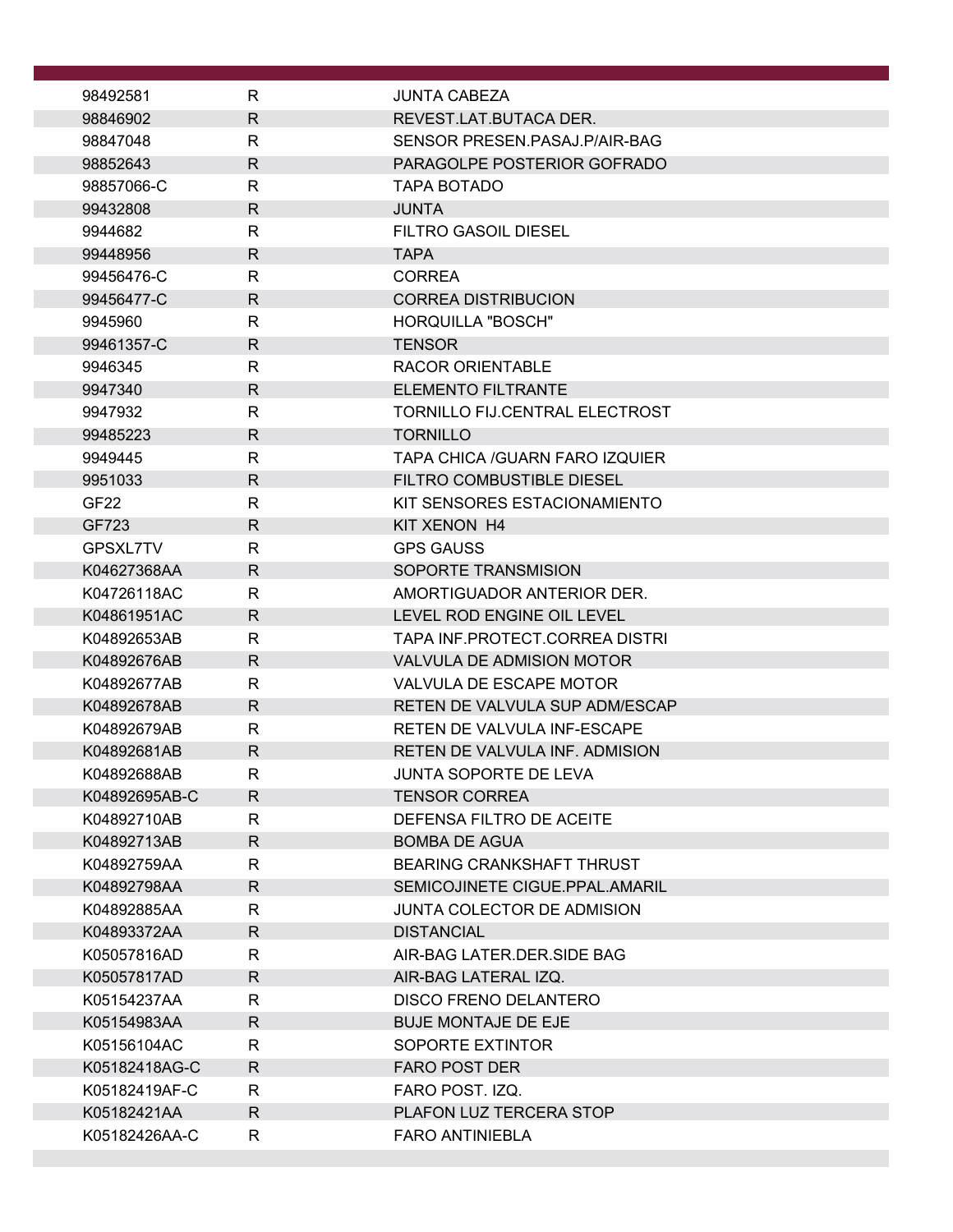| | | |
|---|---|---|
| 98492581 | R | JUNTA CABEZA |
| 98846902 | R | REVEST.LAT.BUTACA DER. |
| 98847048 | R | SENSOR PRESEN.PASAJ.P/AIR-BAG |
| 98852643 | R | PARAGOLPE POSTERIOR GOFRADO |
| 98857066-C | R | TAPA BOTADO |
| 99432808 | R | JUNTA |
| 9944682 | R | FILTRO GASOIL DIESEL |
| 99448956 | R | TAPA |
| 99456476-C | R | CORREA |
| 99456477-C | R | CORREA DISTRIBUCION |
| 9945960 | R | HORQUILLA "BOSCH" |
| 99461357-C | R | TENSOR |
| 9946345 | R | RACOR ORIENTABLE |
| 9947340 | R | ELEMENTO FILTRANTE |
| 9947932 | R | TORNILLO FIJ.CENTRAL ELECTROST |
| 99485223 | R | TORNILLO |
| 9949445 | R | TAPA CHICA /GUARN FARO IZQUIER |
| 9951033 | R | FILTRO COMBUSTIBLE DIESEL |
| GF22 | R | KIT SENSORES ESTACIONAMIENTO |
| GF723 | R | KIT XENON H4 |
| GPSXL7TV | R | GPS GAUSS |
| K04627368AA | R | SOPORTE TRANSMISION |
| K04726118AC | R | AMORTIGUADOR ANTERIOR DER. |
| K04861951AC | R | LEVEL ROD ENGINE OIL LEVEL |
| K04892653AB | R | TAPA INF.PROTECT.CORREA DISTRI |
| K04892676AB | R | VALVULA DE ADMISION MOTOR |
| K04892677AB | R | VALVULA DE ESCAPE MOTOR |
| K04892678AB | R | RETEN DE VALVULA SUP ADM/ESCAP |
| K04892679AB | R | RETEN DE VALVULA INF-ESCAPE |
| K04892681AB | R | RETEN DE VALVULA INF. ADMISION |
| K04892688AB | R | JUNTA SOPORTE DE LEVA |
| K04892695AB-C | R | TENSOR CORREA |
| K04892710AB | R | DEFENSA FILTRO DE ACEITE |
| K04892713AB | R | BOMBA DE AGUA |
| K04892759AA | R | BEARING CRANKSHAFT THRUST |
| K04892798AA | R | SEMICOJINETE CIGUE.PPAL.AMARIL |
| K04892885AA | R | JUNTA COLECTOR DE ADMISION |
| K04893372AA | R | DISTANCIAL |
| K05057816AD | R | AIR-BAG LATER.DER.SIDE BAG |
| K05057817AD | R | AIR-BAG LATERAL IZQ. |
| K05154237AA | R | DISCO FRENO DELANTERO |
| K05154983AA | R | BUJE MONTAJE DE EJE |
| K05156104AC | R | SOPORTE EXTINTOR |
| K05182418AG-C | R | FARO POST DER |
| K05182419AF-C | R | FARO POST. IZQ. |
| K05182421AA | R | PLAFON LUZ TERCERA STOP |
| K05182426AA-C | R | FARO ANTINIEBLA |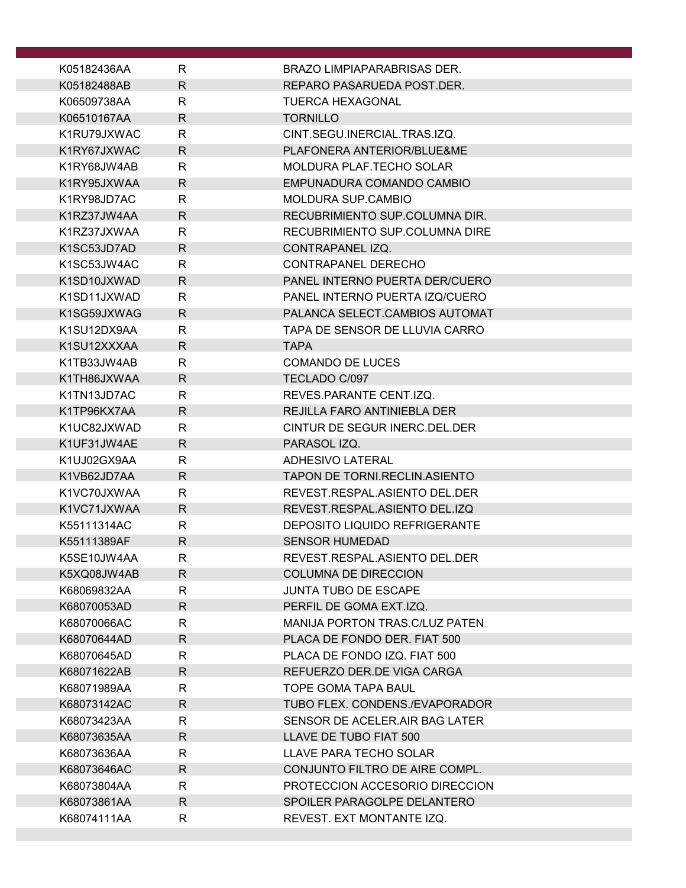| | | |
|---|---|---|
| K05182436AA | R | BRAZO LIMPIAPARABRISAS DER. |
| K05182488AB | R | REPARO PASARUEDA POST.DER. |
| K06509738AA | R | TUERCA HEXAGONAL |
| K06510167AA | R | TORNILLO |
| K1RU79JXWAC | R | CINT.SEGU.INERCIAL.TRAS.IZQ. |
| K1RY67JXWAC | R | PLAFONERA ANTERIOR/BLUE&ME |
| K1RY68JW4AB | R | MOLDURA PLAF.TECHO SOLAR |
| K1RY95JXWAA | R | EMPUNADURA COMANDO CAMBIO |
| K1RY98JD7AC | R | MOLDURA SUP.CAMBIO |
| K1RZ37JW4AA | R | RECUBRIMIENTO SUP.COLUMNA DIR. |
| K1RZ37JXWAA | R | RECUBRIMIENTO SUP.COLUMNA DIRE |
| K1SC53JD7AD | R | CONTRAPANEL IZQ. |
| K1SC53JW4AC | R | CONTRAPANEL DERECHO |
| K1SD10JXWAD | R | PANEL INTERNO PUERTA DER/CUERO |
| K1SD11JXWAD | R | PANEL INTERNO PUERTA IZQ/CUERO |
| K1SG59JXWAG | R | PALANCA SELECT.CAMBIOS AUTOMAT |
| K1SU12DX9AA | R | TAPA DE SENSOR DE LLUVIA CARRO |
| K1SU12XXXAA | R | TAPA |
| K1TB33JW4AB | R | COMANDO DE LUCES |
| K1TH86JXWAA | R | TECLADO C/097 |
| K1TN13JD7AC | R | REVES.PARANTE CENT.IZQ. |
| K1TP96KX7AA | R | REJILLA FARO ANTINIEBLA DER |
| K1UC82JXWAD | R | CINTUR DE SEGUR INERC.DEL.DER |
| K1UF31JW4AE | R | PARASOL IZQ. |
| K1UJ02GX9AA | R | ADHESIVO LATERAL |
| K1VB62JD7AA | R | TAPON DE TORNI.RECLIN.ASIENTO |
| K1VC70JXWAA | R | REVEST.RESPAL.ASIENTO DEL.DER |
| K1VC71JXWAA | R | REVEST.RESPAL.ASIENTO DEL.IZQ |
| K55111314AC | R | DEPOSITO LIQUIDO REFRIGERANTE |
| K55111389AF | R | SENSOR HUMEDAD |
| K5SE10JW4AA | R | REVEST.RESPAL.ASIENTO DEL.DER |
| K5XQ08JW4AB | R | COLUMNA DE DIRECCION |
| K68069832AA | R | JUNTA TUBO DE ESCAPE |
| K68070053AD | R | PERFIL DE GOMA EXT.IZQ. |
| K68070066AC | R | MANIJA PORTON TRAS.C/LUZ PATEN |
| K68070644AD | R | PLACA DE FONDO DER. FIAT 500 |
| K68070645AD | R | PLACA DE FONDO IZQ. FIAT 500 |
| K68071622AB | R | REFUERZO DER.DE VIGA CARGA |
| K68071989AA | R | TOPE GOMA TAPA BAUL |
| K68073142AC | R | TUBO FLEX. CONDENS./EVAPORADOR |
| K68073423AA | R | SENSOR DE ACELER.AIR BAG LATER |
| K68073635AA | R | LLAVE DE TUBO FIAT 500 |
| K68073636AA | R | LLAVE PARA TECHO SOLAR |
| K68073646AC | R | CONJUNTO FILTRO DE AIRE COMPL. |
| K68073804AA | R | PROTECCION ACCESORIO DIRECCION |
| K68073861AA | R | SPOILER PARAGOLPE DELANTERO |
| K68074111AA | R | REVEST. EXT MONTANTE IZQ. |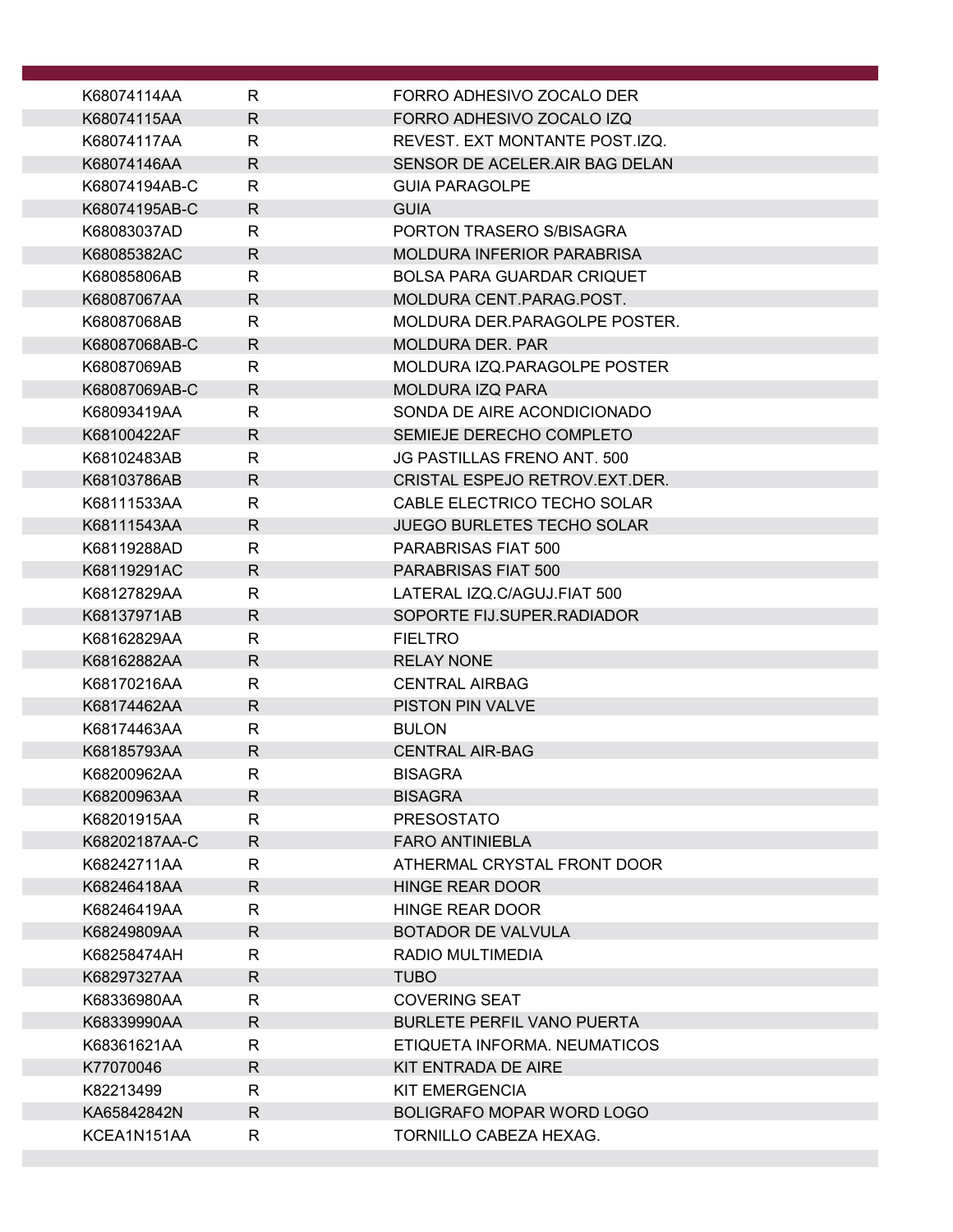| | | |
|---|---|---|
| K68074114AA | R | FORRO ADHESIVO ZOCALO DER |
| K68074115AA | R | FORRO ADHESIVO ZOCALO IZQ |
| K68074117AA | R | REVEST. EXT MONTANTE POST.IZQ. |
| K68074146AA | R | SENSOR DE ACELER.AIR BAG DELAN |
| K68074194AB-C | R | GUIA PARAGOLPE |
| K68074195AB-C | R | GUIA |
| K68083037AD | R | PORTON TRASERO S/BISAGRA |
| K68085382AC | R | MOLDURA INFERIOR PARABRISA |
| K68085806AB | R | BOLSA PARA GUARDAR CRIQUET |
| K68087067AA | R | MOLDURA CENT.PARAG.POST. |
| K68087068AB | R | MOLDURA DER.PARAGOLPE POSTER. |
| K68087068AB-C | R | MOLDURA DER. PAR |
| K68087069AB | R | MOLDURA IZQ.PARAGOLPE POSTER |
| K68087069AB-C | R | MOLDURA IZQ PARA |
| K68093419AA | R | SONDA DE AIRE ACONDICIONADO |
| K68100422AF | R | SEMIEJE DERECHO COMPLETO |
| K68102483AB | R | JG PASTILLAS FRENO ANT. 500 |
| K68103786AB | R | CRISTAL ESPEJO RETROV.EXT.DER. |
| K68111533AA | R | CABLE ELECTRICO TECHO SOLAR |
| K68111543AA | R | JUEGO BURLETES TECHO SOLAR |
| K68119288AD | R | PARABRISAS FIAT 500 |
| K68119291AC | R | PARABRISAS FIAT 500 |
| K68127829AA | R | LATERAL IZQ.C/AGUJ.FIAT 500 |
| K68137971AB | R | SOPORTE FIJ.SUPER.RADIADOR |
| K68162829AA | R | FIELTRO |
| K68162882AA | R | RELAY NONE |
| K68170216AA | R | CENTRAL AIRBAG |
| K68174462AA | R | PISTON PIN VALVE |
| K68174463AA | R | BULON |
| K68185793AA | R | CENTRAL AIR-BAG |
| K68200962AA | R | BISAGRA |
| K68200963AA | R | BISAGRA |
| K68201915AA | R | PRESOSTATO |
| K68202187AA-C | R | FARO ANTINIEBLA |
| K68242711AA | R | ATHERMAL CRYSTAL FRONT DOOR |
| K68246418AA | R | HINGE REAR DOOR |
| K68246419AA | R | HINGE REAR DOOR |
| K68249809AA | R | BOTADOR DE VALVULA |
| K68258474AH | R | RADIO MULTIMEDIA |
| K68297327AA | R | TUBO |
| K68336980AA | R | COVERING SEAT |
| K68339990AA | R | BURLETE PERFIL VANO PUERTA |
| K68361621AA | R | ETIQUETA INFORMA. NEUMATICOS |
| K77070046 | R | KIT ENTRADA DE AIRE |
| K82213499 | R | KIT EMERGENCIA |
| KA65842842N | R | BOLIGRAFO MOPAR WORD LOGO |
| KCEA1N151AA | R | TORNILLO CABEZA HEXAG. |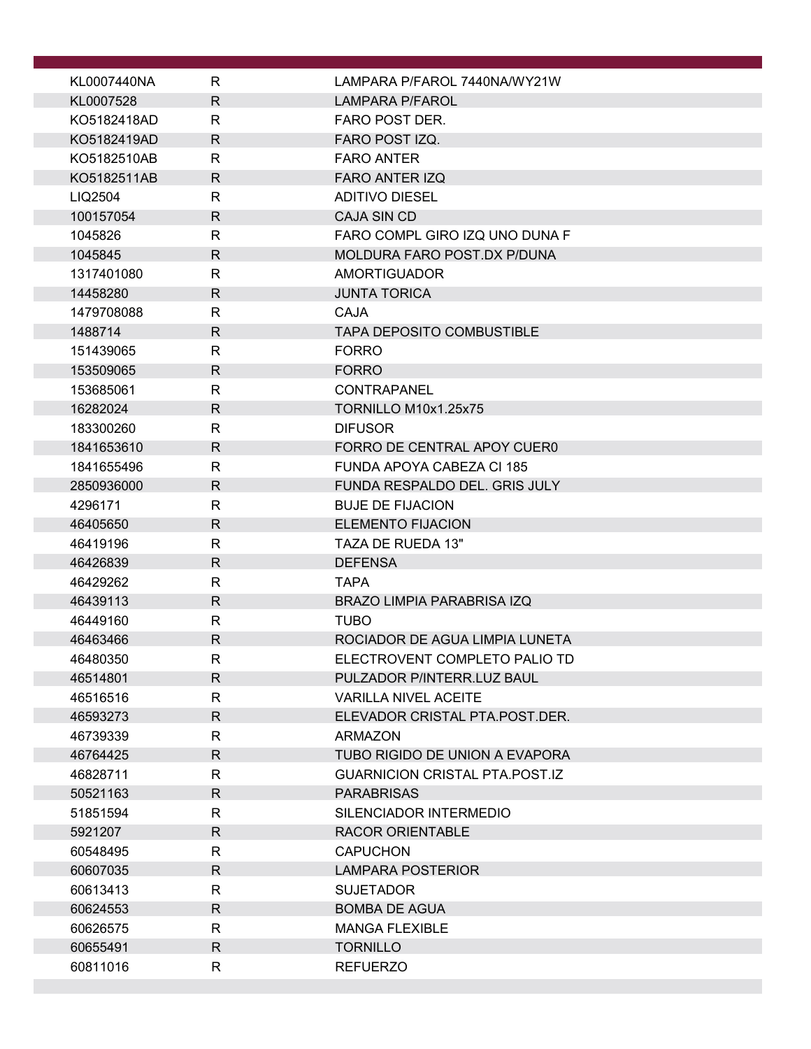| | | |
|---|---|---|
| KL0007440NA | R | LAMPARA P/FAROL 7440NA/WY21W |
| KL0007528 | R | LAMPARA P/FAROL |
| KO5182418AD | R | FARO POST DER. |
| KO5182419AD | R | FARO POST IZQ. |
| KO5182510AB | R | FARO ANTER |
| KO5182511AB | R | FARO ANTER IZQ |
| LIQ2504 | R | ADITIVO DIESEL |
| 100157054 | R | CAJA SIN CD |
| 1045826 | R | FARO COMPL GIRO IZQ UNO DUNA F |
| 1045845 | R | MOLDURA FARO POST.DX P/DUNA |
| 1317401080 | R | AMORTIGUADOR |
| 14458280 | R | JUNTA TORICA |
| 1479708088 | R | CAJA |
| 1488714 | R | TAPA DEPOSITO COMBUSTIBLE |
| 151439065 | R | FORRO |
| 153509065 | R | FORRO |
| 153685061 | R | CONTRAPANEL |
| 16282024 | R | TORNILLO M10x1.25x75 |
| 183300260 | R | DIFUSOR |
| 1841653610 | R | FORRO DE CENTRAL APOY CUER0 |
| 1841655496 | R | FUNDA APOYA CABEZA CI 185 |
| 2850936000 | R | FUNDA RESPALDO DEL. GRIS JULY |
| 4296171 | R | BUJE DE FIJACION |
| 46405650 | R | ELEMENTO FIJACION |
| 46419196 | R | TAZA DE RUEDA 13" |
| 46426839 | R | DEFENSA |
| 46429262 | R | TAPA |
| 46439113 | R | BRAZO LIMPIA PARABRISA IZQ |
| 46449160 | R | TUBO |
| 46463466 | R | ROCIADOR DE AGUA LIMPIA LUNETA |
| 46480350 | R | ELECTROVENT COMPLETO PALIO TD |
| 46514801 | R | PULZADOR P/INTERR.LUZ BAUL |
| 46516516 | R | VARILLA NIVEL ACEITE |
| 46593273 | R | ELEVADOR CRISTAL PTA.POST.DER. |
| 46739339 | R | ARMAZON |
| 46764425 | R | TUBO RIGIDO DE UNION A EVAPORA |
| 46828711 | R | GUARNICION CRISTAL PTA.POST.IZ |
| 50521163 | R | PARABRISAS |
| 51851594 | R | SILENCIADOR INTERMEDIO |
| 5921207 | R | RACOR ORIENTABLE |
| 60548495 | R | CAPUCHON |
| 60607035 | R | LAMPARA POSTERIOR |
| 60613413 | R | SUJETADOR |
| 60624553 | R | BOMBA DE AGUA |
| 60626575 | R | MANGA FLEXIBLE |
| 60655491 | R | TORNILLO |
| 60811016 | R | REFUERZO |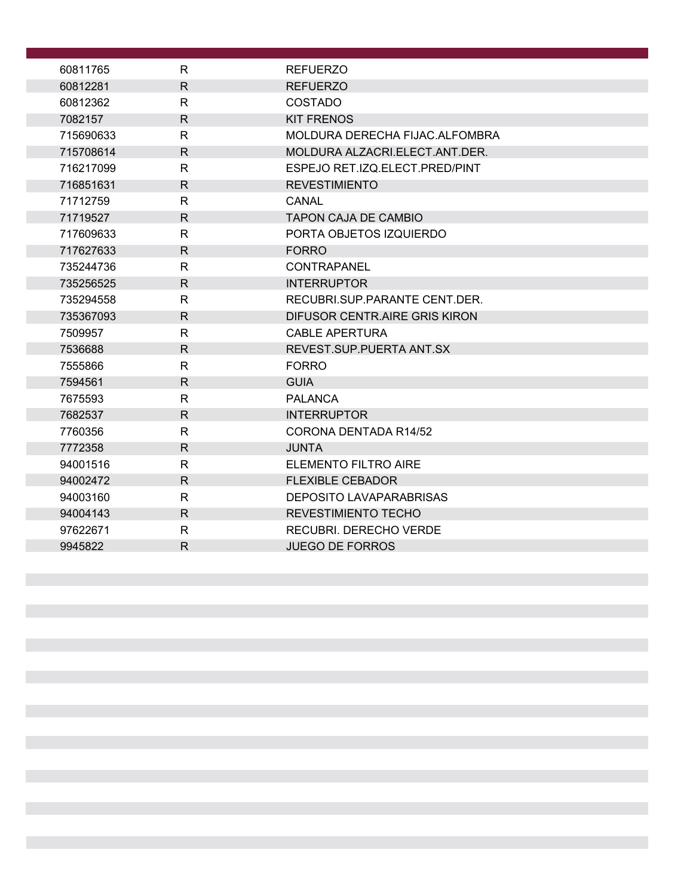| | | |
|---|---|---|
| 60811765 | R | REFUERZO |
| 60812281 | R | REFUERZO |
| 60812362 | R | COSTADO |
| 7082157 | R | KIT FRENOS |
| 715690633 | R | MOLDURA DERECHA FIJAC.ALFOMBRA |
| 715708614 | R | MOLDURA ALZACRI.ELECT.ANT.DER. |
| 716217099 | R | ESPEJO RET.IZQ.ELECT.PRED/PINT |
| 716851631 | R | REVESTIMIENTO |
| 71712759 | R | CANAL |
| 71719527 | R | TAPON CAJA DE CAMBIO |
| 717609633 | R | PORTA OBJETOS IZQUIERDO |
| 717627633 | R | FORRO |
| 735244736 | R | CONTRAPANEL |
| 735256525 | R | INTERRUPTOR |
| 735294558 | R | RECUBRI.SUP.PARANTE CENT.DER. |
| 735367093 | R | DIFUSOR CENTR.AIRE GRIS KIRON |
| 7509957 | R | CABLE APERTURA |
| 7536688 | R | REVEST.SUP.PUERTA ANT.SX |
| 7555866 | R | FORRO |
| 7594561 | R | GUIA |
| 7675593 | R | PALANCA |
| 7682537 | R | INTERRUPTOR |
| 7760356 | R | CORONA DENTADA R14/52 |
| 7772358 | R | JUNTA |
| 94001516 | R | ELEMENTO FILTRO AIRE |
| 94002472 | R | FLEXIBLE CEBADOR |
| 94003160 | R | DEPOSITO LAVAPARABRISAS |
| 94004143 | R | REVESTIMIENTO TECHO |
| 97622671 | R | RECUBRI. DERECHO VERDE |
| 9945822 | R | JUEGO DE FORROS |